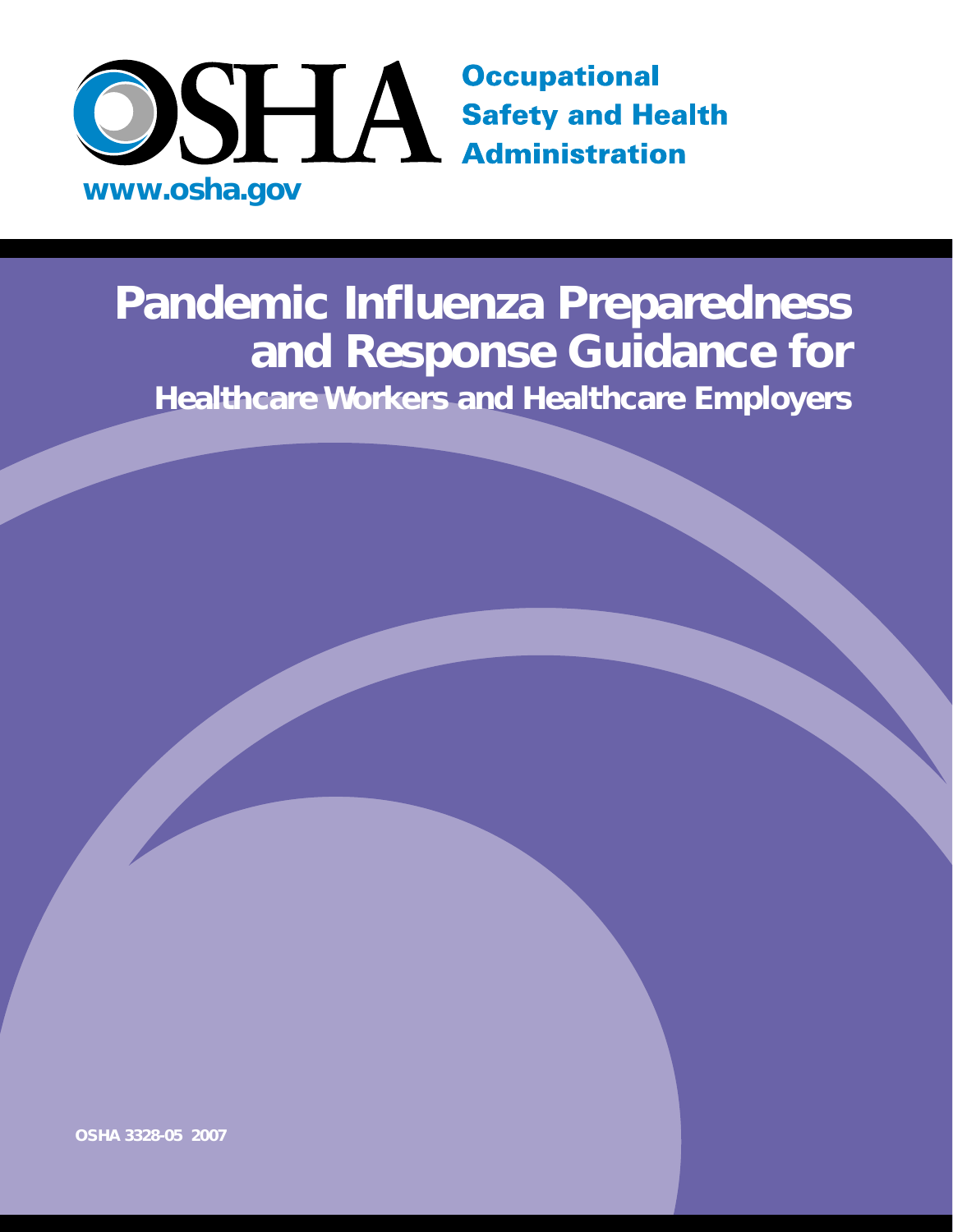OSHA

Occupational Safety and Health Administration

www.osha.gov

# Pandemic Influenza Preparedness and Response Guidance for

## Healthcare Workers and Healthcare Employers

OSHA 3328-05 2007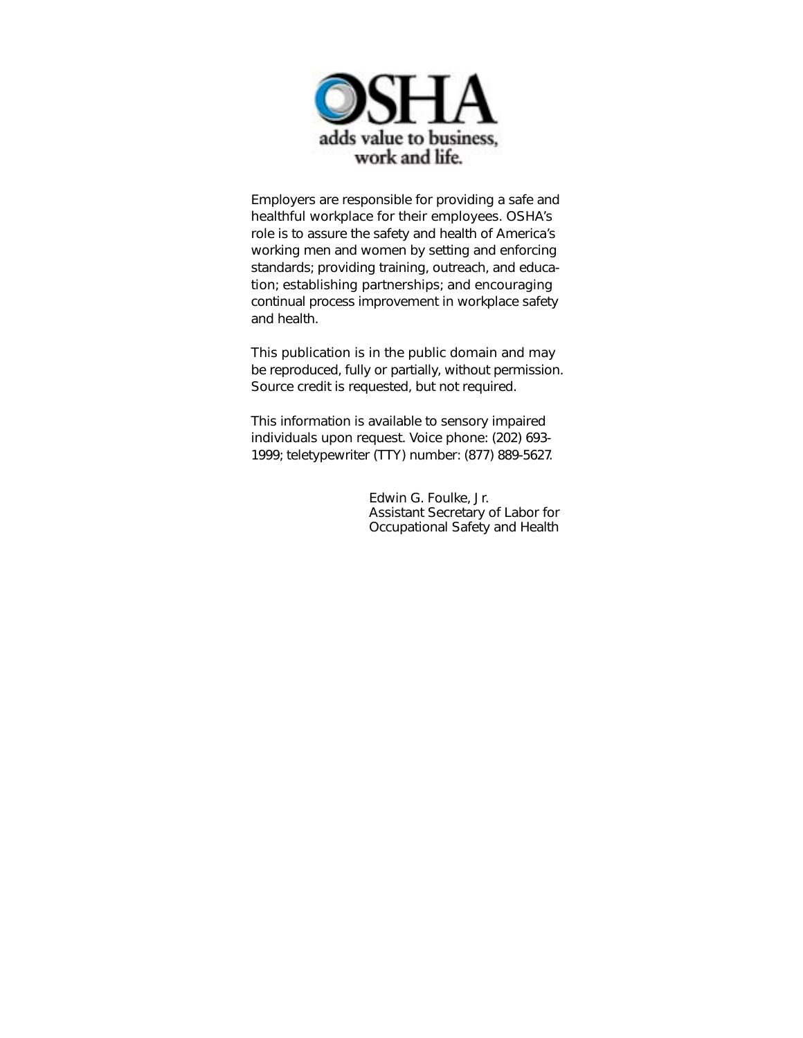OSHA adds value to business, work and life.

Employers are responsible for providing a safe and healthful workplace for their employees. OSHA's role is to assure the safety and health of America's working men and women by setting and enforcing standards; providing training, outreach, and education; establishing partnerships; and encouraging continual process improvement in workplace safety and health.

This publication is in the public domain and may be reproduced, fully or partially, without permission. Source credit is requested, but not required.

This information is available to sensory impaired individuals upon request. Voice phone: (202) 693-1999; teletypewriter (TTY) number: (877) 889-5627.

Edwin G. Foulke, Jr.
Assistant Secretary of Labor for
Occupational Safety and Health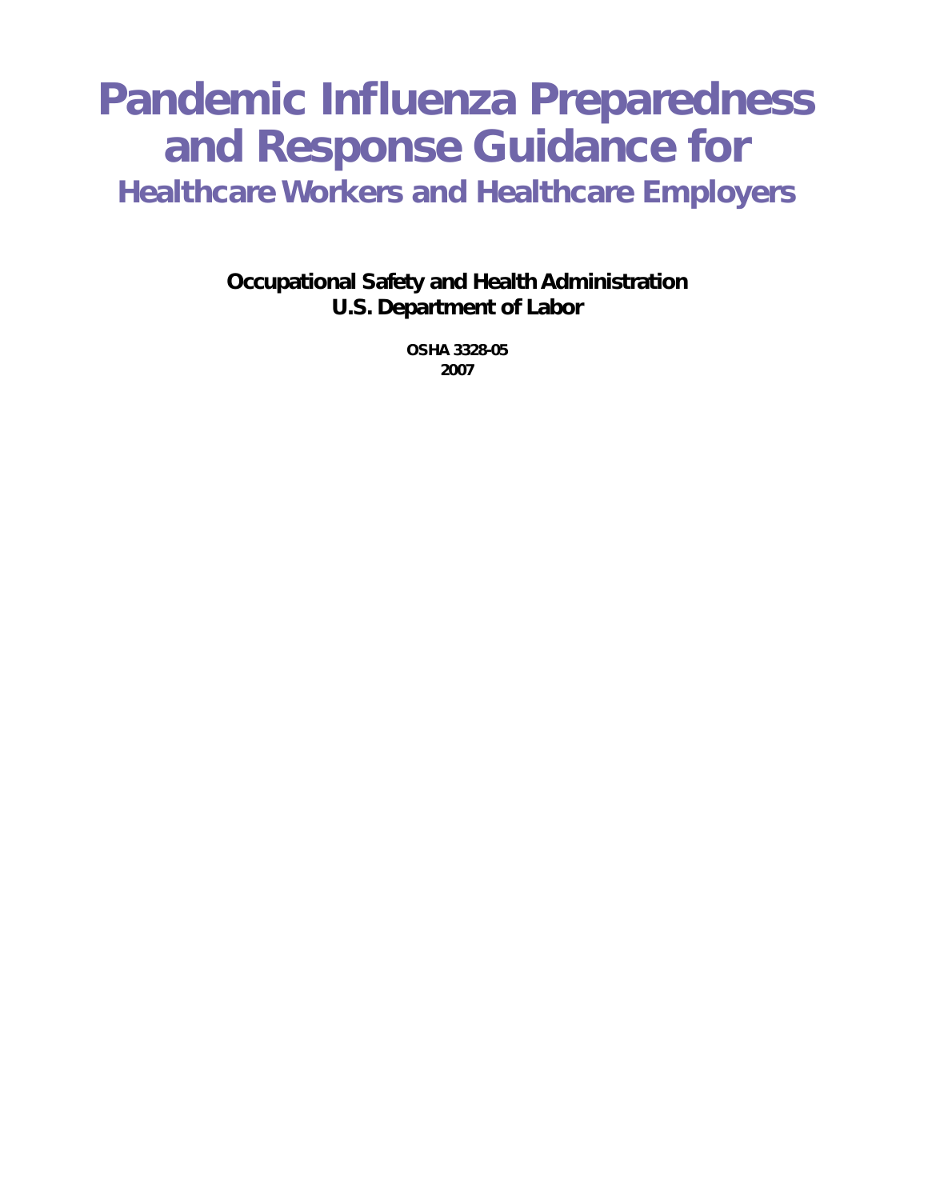# Pandemic Influenza Preparedness and Response Guidance for

## Healthcare Workers and Healthcare Employers

**Occupational Safety and Health Administration**
**U.S. Department of Labor**

**OSHA 3328-05**
**2007**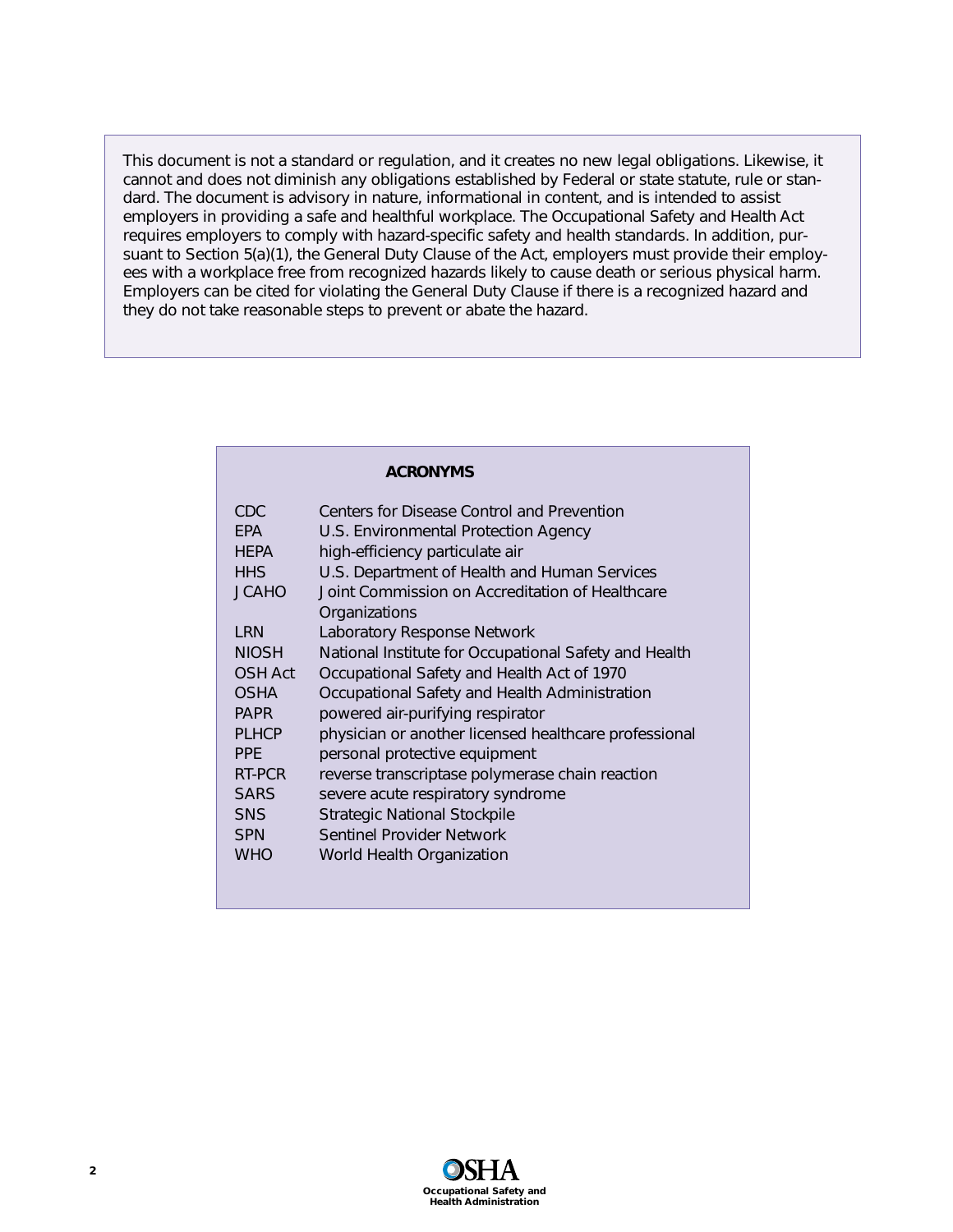This document is not a standard or regulation, and it creates no new legal obligations. Likewise, it cannot and does not diminish any obligations established by Federal or state statute, rule or standard. The document is advisory in nature, informational in content, and is intended to assist employers in providing a safe and healthful workplace. The Occupational Safety and Health Act requires employers to comply with hazard-specific safety and health standards. In addition, pursuant to Section 5(a)(1), the General Duty Clause of the Act, employers must provide their employees with a workplace free from recognized hazards likely to cause death or serious physical harm. Employers can be cited for violating the General Duty Clause if there is a recognized hazard and they do not take reasonable steps to prevent or abate the hazard.

## ACRONYMS

| | |
|---|---|
| CDC | Centers for Disease Control and Prevention |
| EPA | U.S. Environmental Protection Agency |
| HEPA | high-efficiency particulate air |
| HHS | U.S. Department of Health and Human Services |
| JCAHO | Joint Commission on Accreditation of Healthcare Organizations |
| LRN | Laboratory Response Network |
| NIOSH | National Institute for Occupational Safety and Health |
| OSH Act | Occupational Safety and Health Act of 1970 |
| OSHA | Occupational Safety and Health Administration |
| PAPR | powered air-purifying respirator |
| PLHCP | physician or another licensed healthcare professional |
| PPE | personal protective equipment |
| RT-PCR | reverse transcriptase polymerase chain reaction |
| SARS | severe acute respiratory syndrome |
| SNS | Strategic National Stockpile |
| SPN | Sentinel Provider Network |
| WHO | World Health Organization |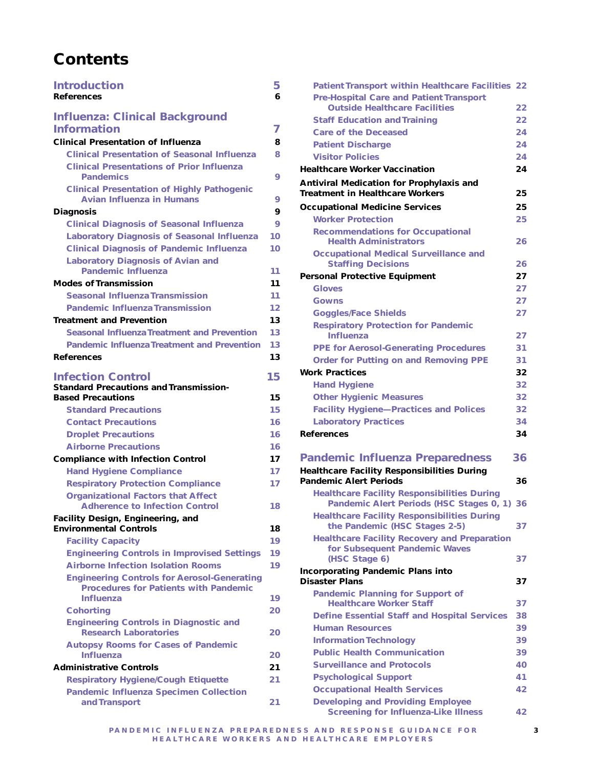# Contents

| | |
|---|---|
| **Introduction** | **5** |
| References | 6 |
| **Influenza: Clinical Background Information** | **7** |
| Clinical Presentation of Influenza | 8 |
| Clinical Presentation of Seasonal Influenza | 8 |
| Clinical Presentations of Prior Influenza Pandemics | 9 |
| Clinical Presentation of Highly Pathogenic Avian Influenza in Humans | 9 |
| Diagnosis | 9 |
| Clinical Diagnosis of Seasonal Influenza | 9 |
| Laboratory Diagnosis of Seasonal Influenza | 10 |
| Clinical Diagnosis of Pandemic Influenza | 10 |
| Laboratory Diagnosis of Avian and Pandemic Influenza | 11 |
| Modes of Transmission | 11 |
| Seasonal Influenza Transmission | 11 |
| Pandemic Influenza Transmission | 12 |
| Treatment and Prevention | 13 |
| Seasonal Influenza Treatment and Prevention | 13 |
| Pandemic Influenza Treatment and Prevention | 13 |
| References | 13 |
| **Infection Control** | **15** |
| Standard Precautions and Transmission-Based Precautions | 15 |
| Standard Precautions | 15 |
| Contact Precautions | 16 |
| Droplet Precautions | 16 |
| Airborne Precautions | 16 |
| Compliance with Infection Control | 17 |
| Hand Hygiene Compliance | 17 |
| Respiratory Protection Compliance | 17 |
| Organizational Factors that Affect Adherence to Infection Control | 18 |
| Facility Design, Engineering, and Environmental Controls | 18 |
| Facility Capacity | 19 |
| Engineering Controls in Improvised Settings | 19 |
| Airborne Infection Isolation Rooms | 19 |
| Engineering Controls for Aerosol-Generating Procedures for Patients with Pandemic Influenza | 19 |
| Cohorting | 20 |
| Engineering Controls in Diagnostic and Research Laboratories | 20 |
| Autopsy Rooms for Cases of Pandemic Influenza | 20 |
| Administrative Controls | 21 |
| Respiratory Hygiene/Cough Etiquette | 21 |
| Pandemic Influenza Specimen Collection and Transport | 21 |
| Patient Transport within Healthcare Facilities | 22 |
| Pre-Hospital Care and Patient Transport Outside Healthcare Facilities | 22 |
| Staff Education and Training | 22 |
| Care of the Deceased | 24 |
| Patient Discharge | 24 |
| Visitor Policies | 24 |
| Healthcare Worker Vaccination | 24 |
| Antiviral Medication for Prophylaxis and Treatment in Healthcare Workers | 25 |
| Occupational Medicine Services | 25 |
| Worker Protection | 25 |
| Recommendations for Occupational Health Administrators | 26 |
| Occupational Medical Surveillance and Staffing Decisions | 26 |
| Personal Protective Equipment | 27 |
| Gloves | 27 |
| Gowns | 27 |
| Goggles/Face Shields | 27 |
| Respiratory Protection for Pandemic Influenza | 27 |
| PPE for Aerosol-Generating Procedures | 31 |
| Order for Putting on and Removing PPE | 31 |
| Work Practices | 32 |
| Hand Hygiene | 32 |
| Other Hygienic Measures | 32 |
| Facility Hygiene—Practices and Polices | 32 |
| Laboratory Practices | 34 |
| References | 34 |
| **Pandemic Influenza Preparedness** | **36** |
| Healthcare Facility Responsibilities During Pandemic Alert Periods | 36 |
| Healthcare Facility Responsibilities During Pandemic Alert Periods (HSC Stages 0, 1) | 36 |
| Healthcare Facility Responsibilities During the Pandemic (HSC Stages 2-5) | 37 |
| Healthcare Facility Recovery and Preparation for Subsequent Pandemic Waves (HSC Stage 6) | 37 |
| Incorporating Pandemic Plans into Disaster Plans | 37 |
| Pandemic Planning for Support of Healthcare Worker Staff | 37 |
| Define Essential Staff and Hospital Services | 38 |
| Human Resources | 39 |
| Information Technology | 39 |
| Public Health Communication | 39 |
| Surveillance and Protocols | 40 |
| Psychological Support | 41 |
| Occupational Health Services | 42 |
| Developing and Providing Employee Screening for Influenza-Like Illness | 42 |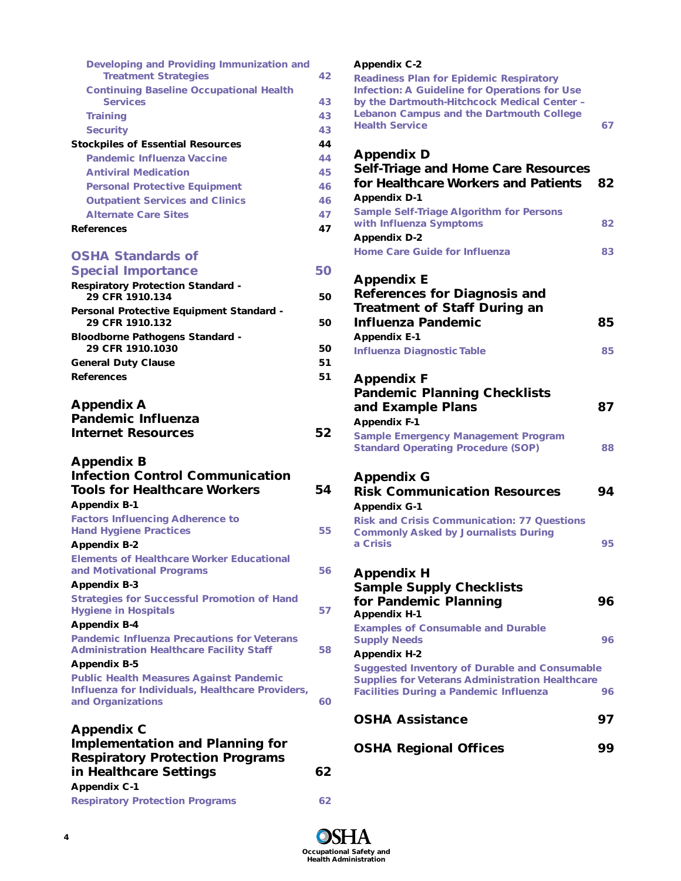Developing and Providing Immunization and Treatment Strategies 42
Continuing Baseline Occupational Health Services 43
Training 43
Security 43

**Stockpiles of Essential Resources 44**

Pandemic Influenza Vaccine 44
Antiviral Medication 45
Personal Protective Equipment 46
Outpatient Services and Clinics 46
Alternate Care Sites 47

**References 47**

## OSHA Standards of Special Importance 50

**Respiratory Protection Standard - 29 CFR 1910.134 50**

**Personal Protective Equipment Standard - 29 CFR 1910.132 50**

**Bloodborne Pathogens Standard - 29 CFR 1910.1030 50**

**General Duty Clause 51**

**References 51**

## Appendix A Pandemic Influenza Internet Resources 52

## Appendix B Infection Control Communication Tools for Healthcare Workers 54

**Appendix B-1**

Factors Influencing Adherence to Hand Hygiene Practices 55

**Appendix B-2**

Elements of Healthcare Worker Educational and Motivational Programs 56

**Appendix B-3**

Strategies for Successful Promotion of Hand Hygiene in Hospitals 57

**Appendix B-4**

Pandemic Influenza Precautions for Veterans Administration Healthcare Facility Staff 58

**Appendix B-5**

Public Health Measures Against Pandemic Influenza for Individuals, Healthcare Providers, and Organizations 60

## Appendix C Implementation and Planning for Respiratory Protection Programs in Healthcare Settings 62

**Appendix C-1**

Respiratory Protection Programs 62

**Appendix C-2**

Readiness Plan for Epidemic Respiratory Infection: A Guideline for Operations for Use by the Dartmouth-Hitchcock Medical Center – Lebanon Campus and the Dartmouth College Health Service 67

## Appendix D Self-Triage and Home Care Resources for Healthcare Workers and Patients 82

**Appendix D-1**

Sample Self-Triage Algorithm for Persons with Influenza Symptoms 82

**Appendix D-2**

Home Care Guide for Influenza 83

## Appendix E References for Diagnosis and Treatment of Staff During an Influenza Pandemic 85

**Appendix E-1**

Influenza Diagnostic Table 85

## Appendix F Pandemic Planning Checklists and Example Plans 87

**Appendix F-1**

Sample Emergency Management Program Standard Operating Procedure (SOP) 88

## Appendix G Risk Communication Resources 94

**Appendix G-1**

Risk and Crisis Communication: 77 Questions Commonly Asked by Journalists During a Crisis 95

## Appendix H Sample Supply Checklists for Pandemic Planning 96

**Appendix H-1**

Examples of Consumable and Durable Supply Needs 96

**Appendix H-2**

Suggested Inventory of Durable and Consumable Supplies for Veterans Administration Healthcare Facilities During a Pandemic Influenza 96

## OSHA Assistance 97

## OSHA Regional Offices 99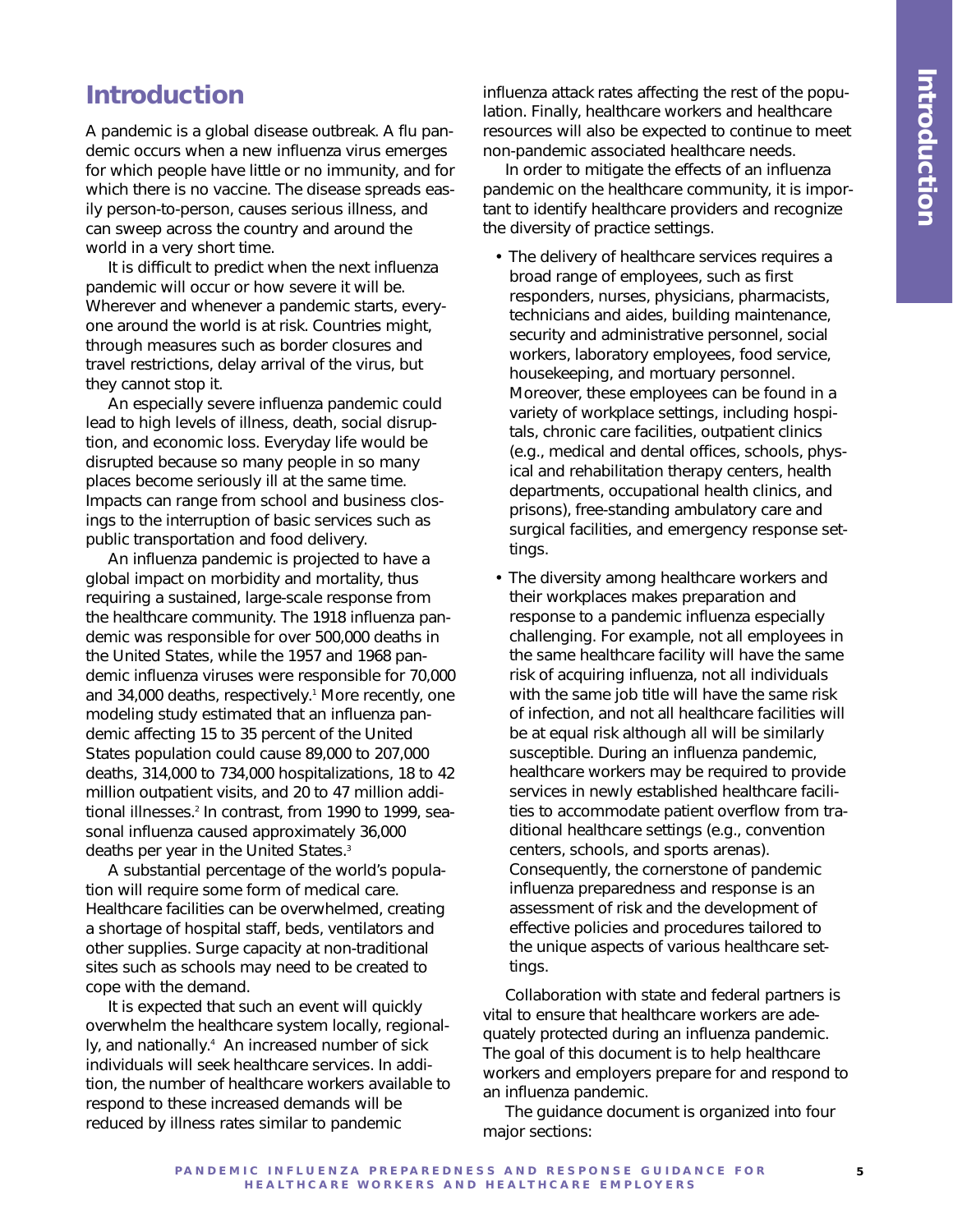# Introduction

A pandemic is a global disease outbreak. A flu pandemic occurs when a new influenza virus emerges for which people have little or no immunity, and for which there is no vaccine. The disease spreads easily person-to-person, causes serious illness, and can sweep across the country and around the world in a very short time.

It is difficult to predict when the next influenza pandemic will occur or how severe it will be. Wherever and whenever a pandemic starts, everyone around the world is at risk. Countries might, through measures such as border closures and travel restrictions, delay arrival of the virus, but they cannot stop it.

An especially severe influenza pandemic could lead to high levels of illness, death, social disruption, and economic loss. Everyday life would be disrupted because so many people in so many places become seriously ill at the same time. Impacts can range from school and business closings to the interruption of basic services such as public transportation and food delivery.

An influenza pandemic is projected to have a global impact on morbidity and mortality, thus requiring a sustained, large-scale response from the healthcare community. The 1918 influenza pandemic was responsible for over 500,000 deaths in the United States, while the 1957 and 1968 pandemic influenza viruses were responsible for 70,000 and 34,000 deaths, respectively.[1] More recently, one modeling study estimated that an influenza pandemic affecting 15 to 35 percent of the United States population could cause 89,000 to 207,000 deaths, 314,000 to 734,000 hospitalizations, 18 to 42 million outpatient visits, and 20 to 47 million additional illnesses.[2] In contrast, from 1990 to 1999, seasonal influenza caused approximately 36,000 deaths per year in the United States.[3]

A substantial percentage of the world's population will require some form of medical care. Healthcare facilities can be overwhelmed, creating a shortage of hospital staff, beds, ventilators and other supplies. Surge capacity at non-traditional sites such as schools may need to be created to cope with the demand.

It is expected that such an event will quickly overwhelm the healthcare system locally, regionally, and nationally.[4] An increased number of sick individuals will seek healthcare services. In addition, the number of healthcare workers available to respond to these increased demands will be reduced by illness rates similar to pandemic influenza attack rates affecting the rest of the population. Finally, healthcare workers and healthcare resources will also be expected to continue to meet non-pandemic associated healthcare needs.

In order to mitigate the effects of an influenza pandemic on the healthcare community, it is important to identify healthcare providers and recognize the diversity of practice settings.

- The delivery of healthcare services requires a broad range of employees, such as first responders, nurses, physicians, pharmacists, technicians and aides, building maintenance, security and administrative personnel, social workers, laboratory employees, food service, housekeeping, and mortuary personnel. Moreover, these employees can be found in a variety of workplace settings, including hospitals, chronic care facilities, outpatient clinics (e.g., medical and dental offices, schools, physical and rehabilitation therapy centers, health departments, occupational health clinics, and prisons), free-standing ambulatory care and surgical facilities, and emergency response settings.
- The diversity among healthcare workers and their workplaces makes preparation and response to a pandemic influenza especially challenging. For example, not all employees in the same healthcare facility will have the same risk of acquiring influenza, not all individuals with the same job title will have the same risk of infection, and not all healthcare facilities will be at equal risk although all will be similarly susceptible. During an influenza pandemic, healthcare workers may be required to provide services in newly established healthcare facilities to accommodate patient overflow from traditional healthcare settings (e.g., convention centers, schools, and sports arenas). Consequently, the cornerstone of pandemic influenza preparedness and response is an assessment of risk and the development of effective policies and procedures tailored to the unique aspects of various healthcare settings.

Collaboration with state and federal partners is vital to ensure that healthcare workers are adequately protected during an influenza pandemic. The goal of this document is to help healthcare workers and employers prepare for and respond to an influenza pandemic.

The guidance document is organized into four major sections: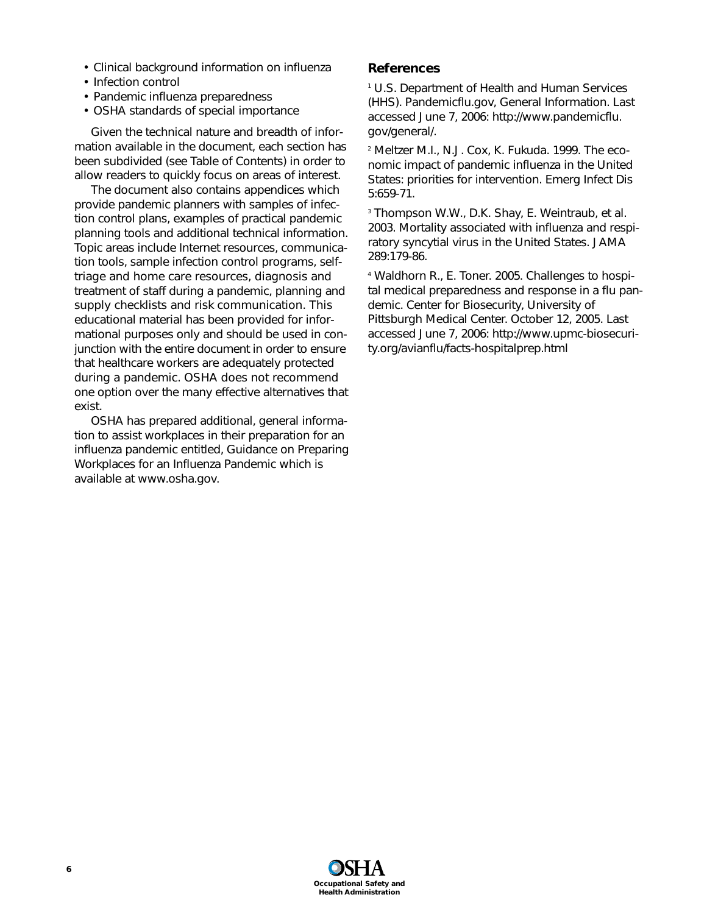- Clinical background information on influenza
- Infection control
- Pandemic influenza preparedness
- OSHA standards of special importance

Given the technical nature and breadth of information available in the document, each section has been subdivided (see Table of Contents) in order to allow readers to quickly focus on areas of interest.

The document also contains appendices which provide pandemic planners with samples of infection control plans, examples of practical pandemic planning tools and additional technical information. Topic areas include Internet resources, communication tools, sample infection control programs, self-triage and home care resources, diagnosis and treatment of staff during a pandemic, planning and supply checklists and risk communication. This educational material has been provided for informational purposes only and should be used in conjunction with the entire document in order to ensure that healthcare workers are adequately protected during a pandemic. OSHA does not recommend one option over the many effective alternatives that exist.

OSHA has prepared additional, general information to assist workplaces in their preparation for an influenza pandemic entitled, Guidance on Preparing Workplaces for an Influenza Pandemic which is available at www.osha.gov.

## References

[1] U.S. Department of Health and Human Services (HHS). Pandemicflu.gov, General Information. Last accessed June 7, 2006: http://www.pandemicflu.gov/general/.

[2] Meltzer M.I., N.J. Cox, K. Fukuda. 1999. The economic impact of pandemic influenza in the United States: priorities for intervention. Emerg Infect Dis 5:659-71.

[3] Thompson W.W., D.K. Shay, E. Weintraub, et al. 2003. Mortality associated with influenza and respiratory syncytial virus in the United States. JAMA 289:179-86.

[4] Waldhorn R., E. Toner. 2005. Challenges to hospital medical preparedness and response in a flu pandemic. Center for Biosecurity, University of Pittsburgh Medical Center. October 12, 2005. Last accessed June 7, 2006: http://www.upmc-biosecurity.org/avianflu/facts-hospitalprep.html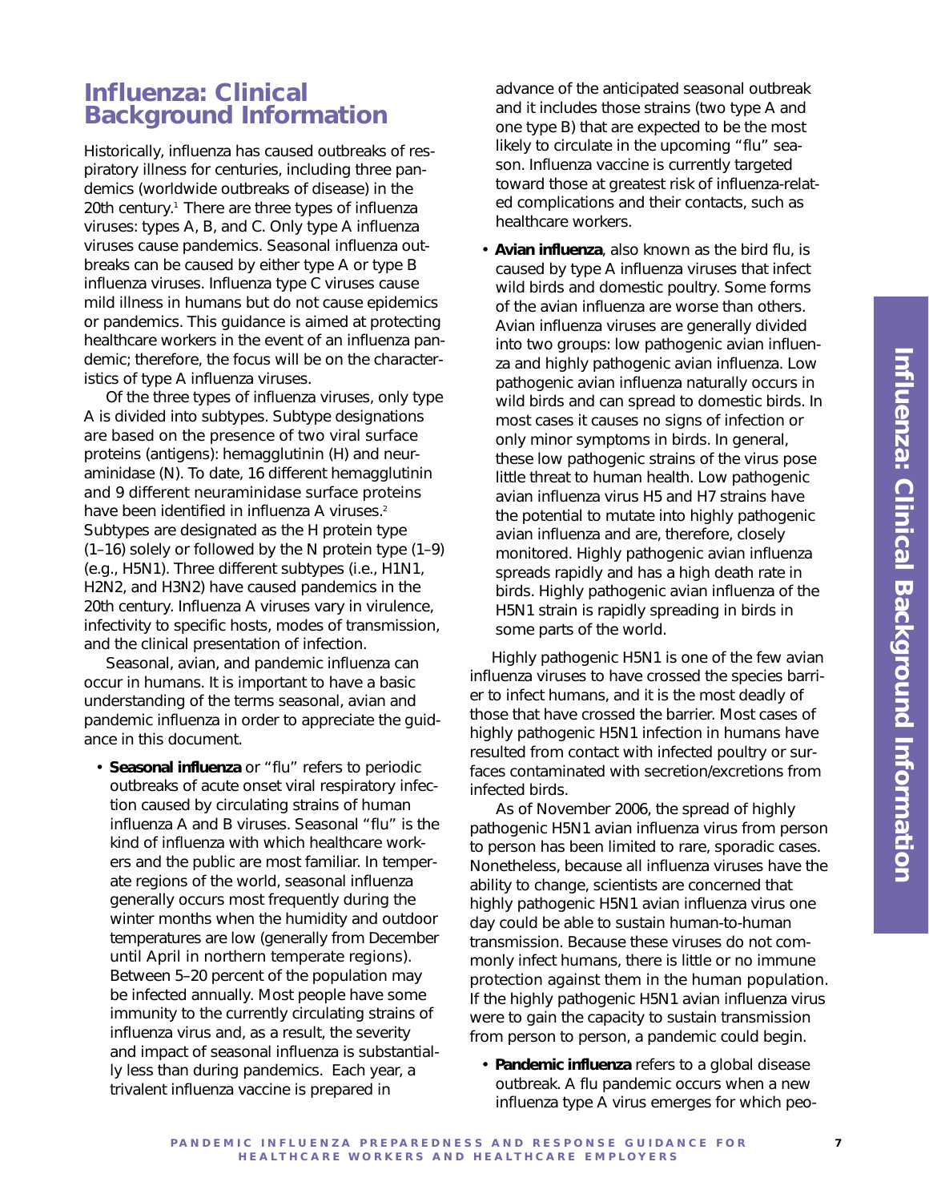# Influenza: Clinical Background Information

Historically, influenza has caused outbreaks of respiratory illness for centuries, including three pandemics (worldwide outbreaks of disease) in the 20th century.[1] There are three types of influenza viruses: types A, B, and C. Only type A influenza viruses cause pandemics. Seasonal influenza outbreaks can be caused by either type A or type B influenza viruses. Influenza type C viruses cause mild illness in humans but do not cause epidemics or pandemics. This guidance is aimed at protecting healthcare workers in the event of an influenza pandemic; therefore, the focus will be on the characteristics of type A influenza viruses.

Of the three types of influenza viruses, only type A is divided into subtypes. Subtype designations are based on the presence of two viral surface proteins (antigens): hemagglutinin (H) and neuraminidase (N). To date, 16 different hemagglutinin and 9 different neuraminidase surface proteins have been identified in influenza A viruses.[2] Subtypes are designated as the H protein type (1–16) solely or followed by the N protein type (1–9) (e.g., H5N1). Three different subtypes (i.e., H1N1, H2N2, and H3N2) have caused pandemics in the 20th century. Influenza A viruses vary in virulence, infectivity to specific hosts, modes of transmission, and the clinical presentation of infection.

Seasonal, avian, and pandemic influenza can occur in humans. It is important to have a basic understanding of the terms seasonal, avian and pandemic influenza in order to appreciate the guidance in this document.

- **Seasonal influenza** or "flu" refers to periodic outbreaks of acute onset viral respiratory infection caused by circulating strains of human influenza A and B viruses. Seasonal "flu" is the kind of influenza with which healthcare workers and the public are most familiar. In temperate regions of the world, seasonal influenza generally occurs most frequently during the winter months when the humidity and outdoor temperatures are low (generally from December until April in northern temperate regions). Between 5–20 percent of the population may be infected annually. Most people have some immunity to the currently circulating strains of influenza virus and, as a result, the severity and impact of seasonal influenza is substantially less than during pandemics. Each year, a trivalent influenza vaccine is prepared in advance of the anticipated seasonal outbreak and it includes those strains (two type A and one type B) that are expected to be the most likely to circulate in the upcoming "flu" season. Influenza vaccine is currently targeted toward those at greatest risk of influenza-related complications and their contacts, such as healthcare workers.
- **Avian influenza**, also known as the bird flu, is caused by type A influenza viruses that infect wild birds and domestic poultry. Some forms of the avian influenza are worse than others. Avian influenza viruses are generally divided into two groups: low pathogenic avian influenza and highly pathogenic avian influenza. Low pathogenic avian influenza naturally occurs in wild birds and can spread to domestic birds. In most cases it causes no signs of infection or only minor symptoms in birds. In general, these low pathogenic strains of the virus pose little threat to human health. Low pathogenic avian influenza virus H5 and H7 strains have the potential to mutate into highly pathogenic avian influenza and are, therefore, closely monitored. Highly pathogenic avian influenza spreads rapidly and has a high death rate in birds. Highly pathogenic avian influenza of the H5N1 strain is rapidly spreading in birds in some parts of the world.

Highly pathogenic H5N1 is one of the few avian influenza viruses to have crossed the species barrier to infect humans, and it is the most deadly of those that have crossed the barrier. Most cases of highly pathogenic H5N1 infection in humans have resulted from contact with infected poultry or surfaces contaminated with secretion/excretions from infected birds.

As of November 2006, the spread of highly pathogenic H5N1 avian influenza virus from person to person has been limited to rare, sporadic cases. Nonetheless, because all influenza viruses have the ability to change, scientists are concerned that highly pathogenic H5N1 avian influenza virus one day could be able to sustain human-to-human transmission. Because these viruses do not commonly infect humans, there is little or no immune protection against them in the human population. If the highly pathogenic H5N1 avian influenza virus were to gain the capacity to sustain transmission from person to person, a pandemic could begin.

- **Pandemic influenza** refers to a global disease outbreak. A flu pandemic occurs when a new influenza type A virus emerges for which peo-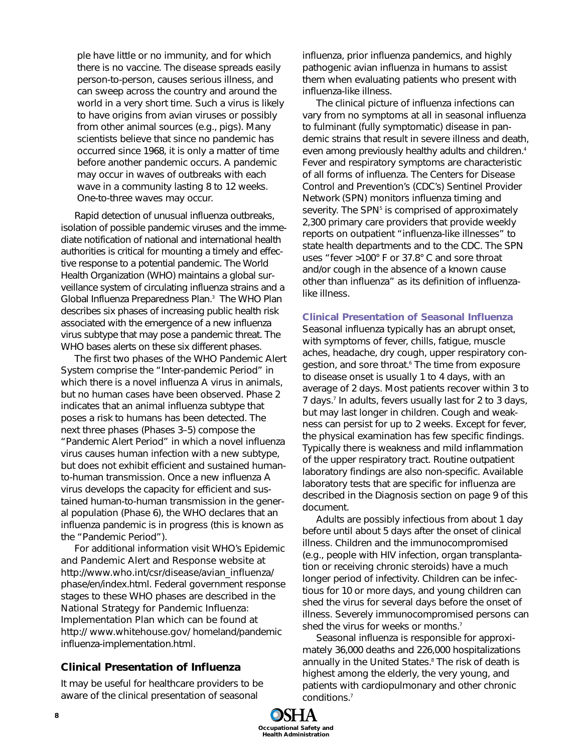ple have little or no immunity, and for which there is no vaccine. The disease spreads easily person-to-person, causes serious illness, and can sweep across the country and around the world in a very short time. Such a virus is likely to have origins from avian viruses or possibly from other animal sources (e.g., pigs). Many scientists believe that since no pandemic has occurred since 1968, it is only a matter of time before another pandemic occurs. A pandemic may occur in waves of outbreaks with each wave in a community lasting 8 to 12 weeks. One-to-three waves may occur.

Rapid detection of unusual influenza outbreaks, isolation of possible pandemic viruses and the immediate notification of national and international health authorities is critical for mounting a timely and effective response to a potential pandemic. The World Health Organization (WHO) maintains a global surveillance system of circulating influenza strains and a Global Influenza Preparedness Plan.[3] The WHO Plan describes six phases of increasing public health risk associated with the emergence of a new influenza virus subtype that may pose a pandemic threat. The WHO bases alerts on these six different phases.

The first two phases of the WHO Pandemic Alert System comprise the "Inter-pandemic Period" in which there is a novel influenza A virus in animals, but no human cases have been observed. Phase 2 indicates that an animal influenza subtype that poses a risk to humans has been detected. The next three phases (Phases 3–5) compose the "Pandemic Alert Period" in which a novel influenza virus causes human infection with a new subtype, but does not exhibit efficient and sustained human-to-human transmission. Once a new influenza A virus develops the capacity for efficient and sustained human-to-human transmission in the general population (Phase 6), the WHO declares that an influenza pandemic is in progress (this is known as the "Pandemic Period").

For additional information visit WHO's Epidemic and Pandemic Alert and Response website at http://www.who.int/csr/disease/avian_influenza/phase/en/index.html. Federal government response stages to these WHO phases are described in the National Strategy for Pandemic Influenza: Implementation Plan which can be found at http:// www.whitehouse.gov/ homeland/pandemic influenza-implementation.html.

## Clinical Presentation of Influenza

It may be useful for healthcare providers to be aware of the clinical presentation of seasonal influenza, prior influenza pandemics, and highly pathogenic avian influenza in humans to assist them when evaluating patients who present with influenza-like illness.

The clinical picture of influenza infections can vary from no symptoms at all in seasonal influenza to fulminant (fully symptomatic) disease in pandemic strains that result in severe illness and death, even among previously healthy adults and children.[4] Fever and respiratory symptoms are characteristic of all forms of influenza. The Centers for Disease Control and Prevention's (CDC's) Sentinel Provider Network (SPN) monitors influenza timing and severity. The SPN[5] is comprised of approximately 2,300 primary care providers that provide weekly reports on outpatient "influenza-like illnesses" to state health departments and to the CDC. The SPN uses "fever >100° F or 37.8° C and sore throat and/or cough in the absence of a known cause other than influenza" as its definition of influenza-like illness.

### Clinical Presentation of Seasonal Influenza

Seasonal influenza typically has an abrupt onset, with symptoms of fever, chills, fatigue, muscle aches, headache, dry cough, upper respiratory congestion, and sore throat.[6] The time from exposure to disease onset is usually 1 to 4 days, with an average of 2 days. Most patients recover within 3 to 7 days.[7] In adults, fevers usually last for 2 to 3 days, but may last longer in children. Cough and weakness can persist for up to 2 weeks. Except for fever, the physical examination has few specific findings. Typically there is weakness and mild inflammation of the upper respiratory tract. Routine outpatient laboratory findings are also non-specific. Available laboratory tests that are specific for influenza are described in the Diagnosis section on page 9 of this document.

Adults are possibly infectious from about 1 day before until about 5 days after the onset of clinical illness. Children and the immunocompromised (e.g., people with HIV infection, organ transplantation or receiving chronic steroids) have a much longer period of infectivity. Children can be infectious for 10 or more days, and young children can shed the virus for several days before the onset of illness. Severely immunocompromised persons can shed the virus for weeks or months.[7]

Seasonal influenza is responsible for approximately 36,000 deaths and 226,000 hospitalizations annually in the United States.[8] The risk of death is highest among the elderly, the very young, and patients with cardiopulmonary and other chronic conditions.[7]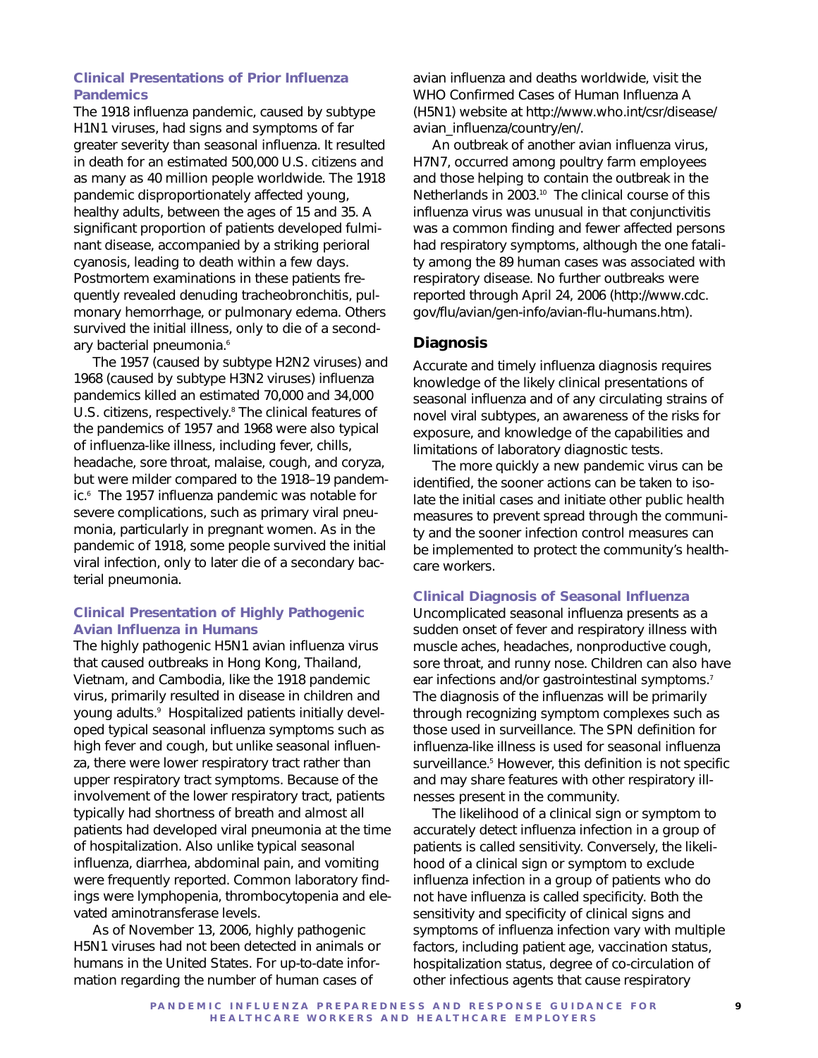### Clinical Presentations of Prior Influenza Pandemics

The 1918 influenza pandemic, caused by subtype H1N1 viruses, had signs and symptoms of far greater severity than seasonal influenza. It resulted in death for an estimated 500,000 U.S. citizens and as many as 40 million people worldwide. The 1918 pandemic disproportionately affected young, healthy adults, between the ages of 15 and 35. A significant proportion of patients developed fulminant disease, accompanied by a striking perioral cyanosis, leading to death within a few days. Postmortem examinations in these patients frequently revealed denuding tracheobronchitis, pulmonary hemorrhage, or pulmonary edema. Others survived the initial illness, only to die of a secondary bacterial pneumonia.[6]

The 1957 (caused by subtype H2N2 viruses) and 1968 (caused by subtype H3N2 viruses) influenza pandemics killed an estimated 70,000 and 34,000 U.S. citizens, respectively.[8] The clinical features of the pandemics of 1957 and 1968 were also typical of influenza-like illness, including fever, chills, headache, sore throat, malaise, cough, and coryza, but were milder compared to the 1918–19 pandemic.[6] The 1957 influenza pandemic was notable for severe complications, such as primary viral pneumonia, particularly in pregnant women. As in the pandemic of 1918, some people survived the initial viral infection, only to later die of a secondary bacterial pneumonia.

### Clinical Presentation of Highly Pathogenic Avian Influenza in Humans

The highly pathogenic H5N1 avian influenza virus that caused outbreaks in Hong Kong, Thailand, Vietnam, and Cambodia, like the 1918 pandemic virus, primarily resulted in disease in children and young adults.[9] Hospitalized patients initially developed typical seasonal influenza symptoms such as high fever and cough, but unlike seasonal influenza, there were lower respiratory tract rather than upper respiratory tract symptoms. Because of the involvement of the lower respiratory tract, patients typically had shortness of breath and almost all patients had developed viral pneumonia at the time of hospitalization. Also unlike typical seasonal influenza, diarrhea, abdominal pain, and vomiting were frequently reported. Common laboratory findings were lymphopenia, thrombocytopenia and elevated aminotransferase levels.

As of November 13, 2006, highly pathogenic H5N1 viruses had not been detected in animals or humans in the United States. For up-to-date information regarding the number of human cases of avian influenza and deaths worldwide, visit the WHO Confirmed Cases of Human Influenza A (H5N1) website at http://www.who.int/csr/disease/avian_influenza/country/en/.

An outbreak of another avian influenza virus, H7N7, occurred among poultry farm employees and those helping to contain the outbreak in the Netherlands in 2003.[10] The clinical course of this influenza virus was unusual in that conjunctivitis was a common finding and fewer affected persons had respiratory symptoms, although the one fatality among the 89 human cases was associated with respiratory disease. No further outbreaks were reported through April 24, 2006 (http://www.cdc.gov/flu/avian/gen-info/avian-flu-humans.htm).

## Diagnosis

Accurate and timely influenza diagnosis requires knowledge of the likely clinical presentations of seasonal influenza and of any circulating strains of novel viral subtypes, an awareness of the risks for exposure, and knowledge of the capabilities and limitations of laboratory diagnostic tests.

The more quickly a new pandemic virus can be identified, the sooner actions can be taken to isolate the initial cases and initiate other public health measures to prevent spread through the community and the sooner infection control measures can be implemented to protect the community's healthcare workers.

### Clinical Diagnosis of Seasonal Influenza

Uncomplicated seasonal influenza presents as a sudden onset of fever and respiratory illness with muscle aches, headaches, nonproductive cough, sore throat, and runny nose. Children can also have ear infections and/or gastrointestinal symptoms.[7] The diagnosis of the influenzas will be primarily through recognizing symptom complexes such as those used in surveillance. The SPN definition for influenza-like illness is used for seasonal influenza surveillance.[5] However, this definition is not specific and may share features with other respiratory illnesses present in the community.

The likelihood of a clinical sign or symptom to accurately detect influenza infection in a group of patients is called sensitivity. Conversely, the likelihood of a clinical sign or symptom to exclude influenza infection in a group of patients who do not have influenza is called specificity. Both the sensitivity and specificity of clinical signs and symptoms of influenza infection vary with multiple factors, including patient age, vaccination status, hospitalization status, degree of co-circulation of other infectious agents that cause respiratory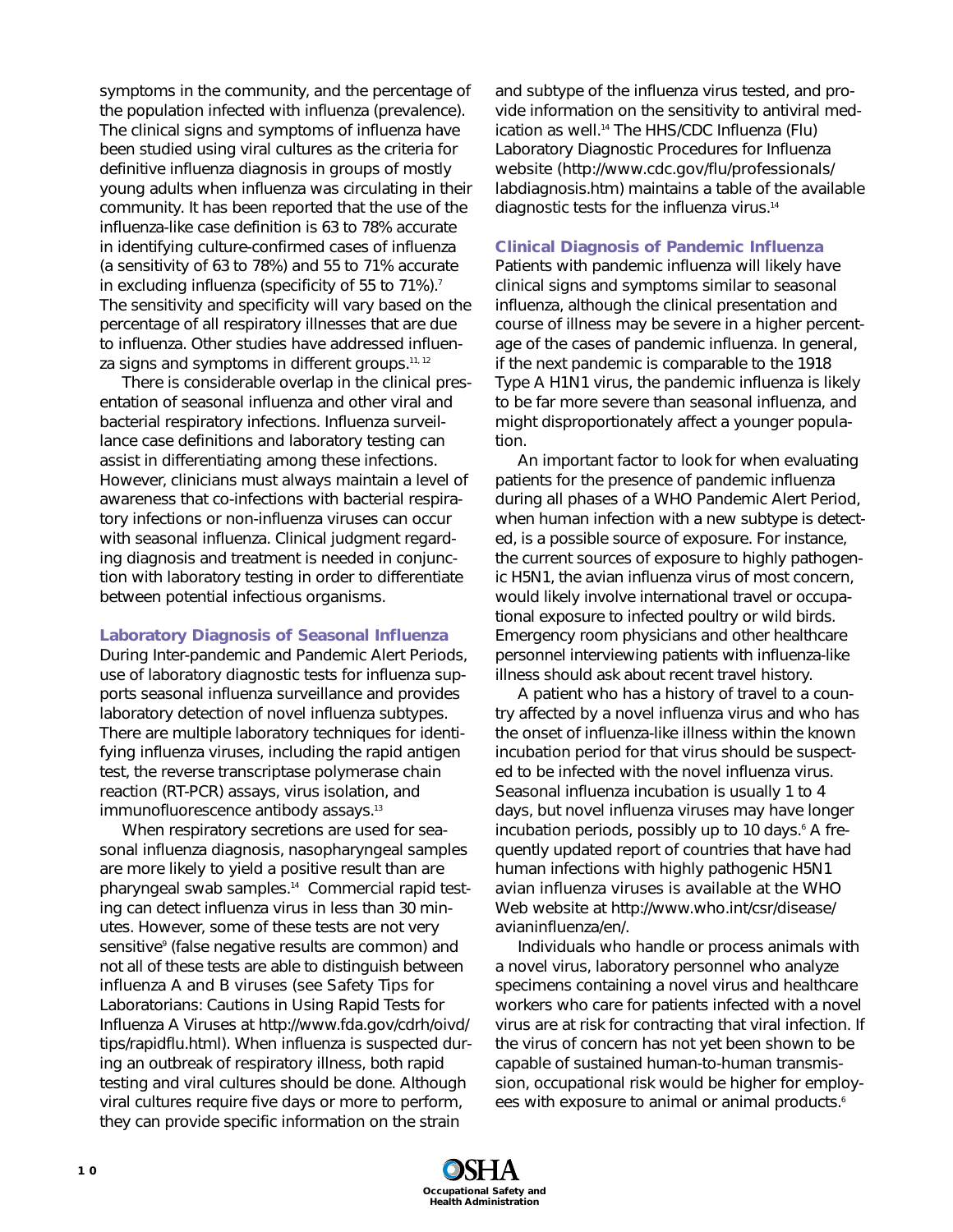symptoms in the community, and the percentage of the population infected with influenza (prevalence). The clinical signs and symptoms of influenza have been studied using viral cultures as the criteria for definitive influenza diagnosis in groups of mostly young adults when influenza was circulating in their community. It has been reported that the use of the influenza-like case definition is 63 to 78% accurate in identifying culture-confirmed cases of influenza (a sensitivity of 63 to 78%) and 55 to 71% accurate in excluding influenza (specificity of 55 to 71%).[7] The sensitivity and specificity will vary based on the percentage of all respiratory illnesses that are due to influenza. Other studies have addressed influenza signs and symptoms in different groups.[11, 12]

There is considerable overlap in the clinical presentation of seasonal influenza and other viral and bacterial respiratory infections. Influenza surveillance case definitions and laboratory testing can assist in differentiating among these infections. However, clinicians must always maintain a level of awareness that co-infections with bacterial respiratory infections or non-influenza viruses can occur with seasonal influenza. Clinical judgment regarding diagnosis and treatment is needed in conjunction with laboratory testing in order to differentiate between potential infectious organisms.

### Laboratory Diagnosis of Seasonal Influenza

During Inter-pandemic and Pandemic Alert Periods, use of laboratory diagnostic tests for influenza supports seasonal influenza surveillance and provides laboratory detection of novel influenza subtypes. There are multiple laboratory techniques for identifying influenza viruses, including the rapid antigen test, the reverse transcriptase polymerase chain reaction (RT-PCR) assays, virus isolation, and immunofluorescence antibody assays.[13]

When respiratory secretions are used for seasonal influenza diagnosis, nasopharyngeal samples are more likely to yield a positive result than are pharyngeal swab samples.[14] Commercial rapid testing can detect influenza virus in less than 30 minutes. However, some of these tests are not very sensitive[9] (false negative results are common) and not all of these tests are able to distinguish between influenza A and B viruses (see Safety Tips for Laboratorians: Cautions in Using Rapid Tests for Influenza A Viruses at http://www.fda.gov/cdrh/oivd/tips/rapidflu.html). When influenza is suspected during an outbreak of respiratory illness, both rapid testing and viral cultures should be done. Although viral cultures require five days or more to perform, they can provide specific information on the strain and subtype of the influenza virus tested, and provide information on the sensitivity to antiviral medication as well.[14] The HHS/CDC Influenza (Flu) Laboratory Diagnostic Procedures for Influenza website (http://www.cdc.gov/flu/professionals/labdiagnosis.htm) maintains a table of the available diagnostic tests for the influenza virus.[14]

### Clinical Diagnosis of Pandemic Influenza

Patients with pandemic influenza will likely have clinical signs and symptoms similar to seasonal influenza, although the clinical presentation and course of illness may be severe in a higher percentage of the cases of pandemic influenza. In general, if the next pandemic is comparable to the 1918 Type A H1N1 virus, the pandemic influenza is likely to be far more severe than seasonal influenza, and might disproportionately affect a younger population.

An important factor to look for when evaluating patients for the presence of pandemic influenza during all phases of a WHO Pandemic Alert Period, when human infection with a new subtype is detected, is a possible source of exposure. For instance, the current sources of exposure to highly pathogenic H5N1, the avian influenza virus of most concern, would likely involve international travel or occupational exposure to infected poultry or wild birds. Emergency room physicians and other healthcare personnel interviewing patients with influenza-like illness should ask about recent travel history.

A patient who has a history of travel to a country affected by a novel influenza virus and who has the onset of influenza-like illness within the known incubation period for that virus should be suspected to be infected with the novel influenza virus. Seasonal influenza incubation is usually 1 to 4 days, but novel influenza viruses may have longer incubation periods, possibly up to 10 days.[6] A frequently updated report of countries that have had human infections with highly pathogenic H5N1 avian influenza viruses is available at the WHO Web website at http://www.who.int/csr/disease/avianinfluenza/en/.

Individuals who handle or process animals with a novel virus, laboratory personnel who analyze specimens containing a novel virus and healthcare workers who care for patients infected with a novel virus are at risk for contracting that viral infection. If the virus of concern has not yet been shown to be capable of sustained human-to-human transmission, occupational risk would be higher for employees with exposure to animal or animal products.[6]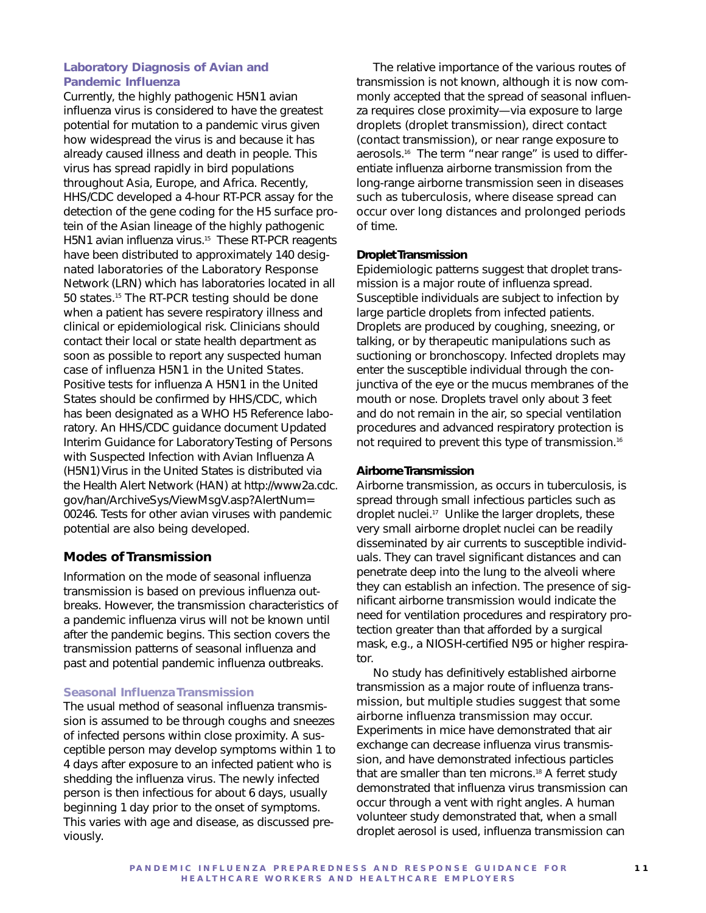### Laboratory Diagnosis of Avian and Pandemic Influenza

Currently, the highly pathogenic H5N1 avian influenza virus is considered to have the greatest potential for mutation to a pandemic virus given how widespread the virus is and because it has already caused illness and death in people. This virus has spread rapidly in bird populations throughout Asia, Europe, and Africa. Recently, HHS/CDC developed a 4-hour RT-PCR assay for the detection of the gene coding for the H5 surface protein of the Asian lineage of the highly pathogenic H5N1 avian influenza virus.[15] These RT-PCR reagents have been distributed to approximately 140 designated laboratories of the Laboratory Response Network (LRN) which has laboratories located in all 50 states.[15] The RT-PCR testing should be done when a patient has severe respiratory illness and clinical or epidemiological risk. Clinicians should contact their local or state health department as soon as possible to report any suspected human case of influenza H5N1 in the United States. Positive tests for influenza A H5N1 in the United States should be confirmed by HHS/CDC, which has been designated as a WHO H5 Reference laboratory. An HHS/CDC guidance document Updated Interim Guidance for Laboratory Testing of Persons with Suspected Infection with Avian Influenza A (H5N1) Virus in the United States is distributed via the Health Alert Network (HAN) at http://www2a.cdc.gov/han/ArchiveSys/ViewMsgV.asp?AlertNum=00246. Tests for other avian viruses with pandemic potential are also being developed.

## Modes of Transmission

Information on the mode of seasonal influenza transmission is based on previous influenza outbreaks. However, the transmission characteristics of a pandemic influenza virus will not be known until after the pandemic begins. This section covers the transmission patterns of seasonal influenza and past and potential pandemic influenza outbreaks.

### Seasonal Influenza Transmission

The usual method of seasonal influenza transmission is assumed to be through coughs and sneezes of infected persons within close proximity. A susceptible person may develop symptoms within 1 to 4 days after exposure to an infected patient who is shedding the influenza virus. The newly infected person is then infectious for about 6 days, usually beginning 1 day prior to the onset of symptoms. This varies with age and disease, as discussed previously.

The relative importance of the various routes of transmission is not known, although it is now commonly accepted that the spread of seasonal influenza requires close proximity—via exposure to large droplets (droplet transmission), direct contact (contact transmission), or near range exposure to aerosols.[16] The term "near range" is used to differentiate influenza airborne transmission from the long-range airborne transmission seen in diseases such as tuberculosis, where disease spread can occur over long distances and prolonged periods of time.

#### Droplet Transmission

Epidemiologic patterns suggest that droplet transmission is a major route of influenza spread. Susceptible individuals are subject to infection by large particle droplets from infected patients. Droplets are produced by coughing, sneezing, or talking, or by therapeutic manipulations such as suctioning or bronchoscopy. Infected droplets may enter the susceptible individual through the conjunctiva of the eye or the mucus membranes of the mouth or nose. Droplets travel only about 3 feet and do not remain in the air, so special ventilation procedures and advanced respiratory protection is not required to prevent this type of transmission.[16]

#### Airborne Transmission

Airborne transmission, as occurs in tuberculosis, is spread through small infectious particles such as droplet nuclei.[17] Unlike the larger droplets, these very small airborne droplet nuclei can be readily disseminated by air currents to susceptible individuals. They can travel significant distances and can penetrate deep into the lung to the alveoli where they can establish an infection. The presence of significant airborne transmission would indicate the need for ventilation procedures and respiratory protection greater than that afforded by a surgical mask, e.g., a NIOSH-certified N95 or higher respirator.

No study has definitively established airborne transmission as a major route of influenza transmission, but multiple studies suggest that some airborne influenza transmission may occur. Experiments in mice have demonstrated that air exchange can decrease influenza virus transmission, and have demonstrated infectious particles that are smaller than ten microns.[18] A ferret study demonstrated that influenza virus transmission can occur through a vent with right angles. A human volunteer study demonstrated that, when a small droplet aerosol is used, influenza transmission can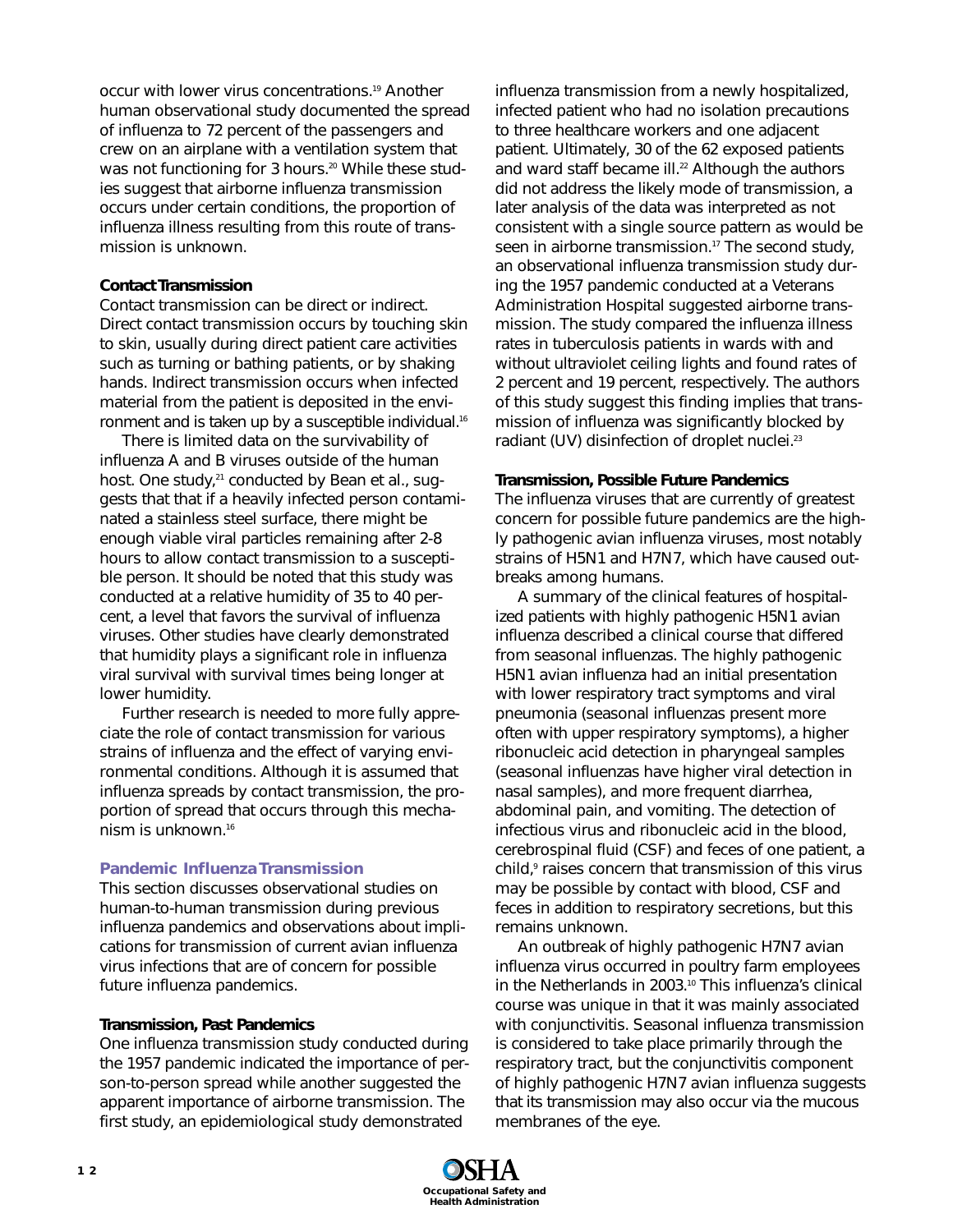occur with lower virus concentrations.[19] Another human observational study documented the spread of influenza to 72 percent of the passengers and crew on an airplane with a ventilation system that was not functioning for 3 hours.[20] While these studies suggest that airborne influenza transmission occurs under certain conditions, the proportion of influenza illness resulting from this route of transmission is unknown.

**Contact Transmission**

Contact transmission can be direct or indirect. Direct contact transmission occurs by touching skin to skin, usually during direct patient care activities such as turning or bathing patients, or by shaking hands. Indirect transmission occurs when infected material from the patient is deposited in the environment and is taken up by a susceptible individual.[16]

There is limited data on the survivability of influenza A and B viruses outside of the human host. One study,[21] conducted by Bean et al., suggests that that if a heavily infected person contaminated a stainless steel surface, there might be enough viable viral particles remaining after 2-8 hours to allow contact transmission to a susceptible person. It should be noted that this study was conducted at a relative humidity of 35 to 40 percent, a level that favors the survival of influenza viruses. Other studies have clearly demonstrated that humidity plays a significant role in influenza viral survival with survival times being longer at lower humidity.

Further research is needed to more fully appreciate the role of contact transmission for various strains of influenza and the effect of varying environmental conditions. Although it is assumed that influenza spreads by contact transmission, the proportion of spread that occurs through this mechanism is unknown.[16]

## Pandemic Influenza Transmission

This section discusses observational studies on human-to-human transmission during previous influenza pandemics and observations about implications for transmission of current avian influenza virus infections that are of concern for possible future influenza pandemics.

**Transmission, Past Pandemics**

One influenza transmission study conducted during the 1957 pandemic indicated the importance of person-to-person spread while another suggested the apparent importance of airborne transmission. The first study, an epidemiological study demonstrated influenza transmission from a newly hospitalized, infected patient who had no isolation precautions to three healthcare workers and one adjacent patient. Ultimately, 30 of the 62 exposed patients and ward staff became ill.[22] Although the authors did not address the likely mode of transmission, a later analysis of the data was interpreted as not consistent with a single source pattern as would be seen in airborne transmission.[17] The second study, an observational influenza transmission study during the 1957 pandemic conducted at a Veterans Administration Hospital suggested airborne transmission. The study compared the influenza illness rates in tuberculosis patients in wards with and without ultraviolet ceiling lights and found rates of 2 percent and 19 percent, respectively. The authors of this study suggest this finding implies that transmission of influenza was significantly blocked by radiant (UV) disinfection of droplet nuclei.[23]

**Transmission, Possible Future Pandemics**

The influenza viruses that are currently of greatest concern for possible future pandemics are the highly pathogenic avian influenza viruses, most notably strains of H5N1 and H7N7, which have caused outbreaks among humans.

A summary of the clinical features of hospitalized patients with highly pathogenic H5N1 avian influenza described a clinical course that differed from seasonal influenzas. The highly pathogenic H5N1 avian influenza had an initial presentation with lower respiratory tract symptoms and viral pneumonia (seasonal influenzas present more often with upper respiratory symptoms), a higher ribonucleic acid detection in pharyngeal samples (seasonal influenzas have higher viral detection in nasal samples), and more frequent diarrhea, abdominal pain, and vomiting. The detection of infectious virus and ribonucleic acid in the blood, cerebrospinal fluid (CSF) and feces of one patient, a child,[9] raises concern that transmission of this virus may be possible by contact with blood, CSF and feces in addition to respiratory secretions, but this remains unknown.

An outbreak of highly pathogenic H7N7 avian influenza virus occurred in poultry farm employees in the Netherlands in 2003.[10] This influenza's clinical course was unique in that it was mainly associated with conjunctivitis. Seasonal influenza transmission is considered to take place primarily through the respiratory tract, but the conjunctivitis component of highly pathogenic H7N7 avian influenza suggests that its transmission may also occur via the mucous membranes of the eye.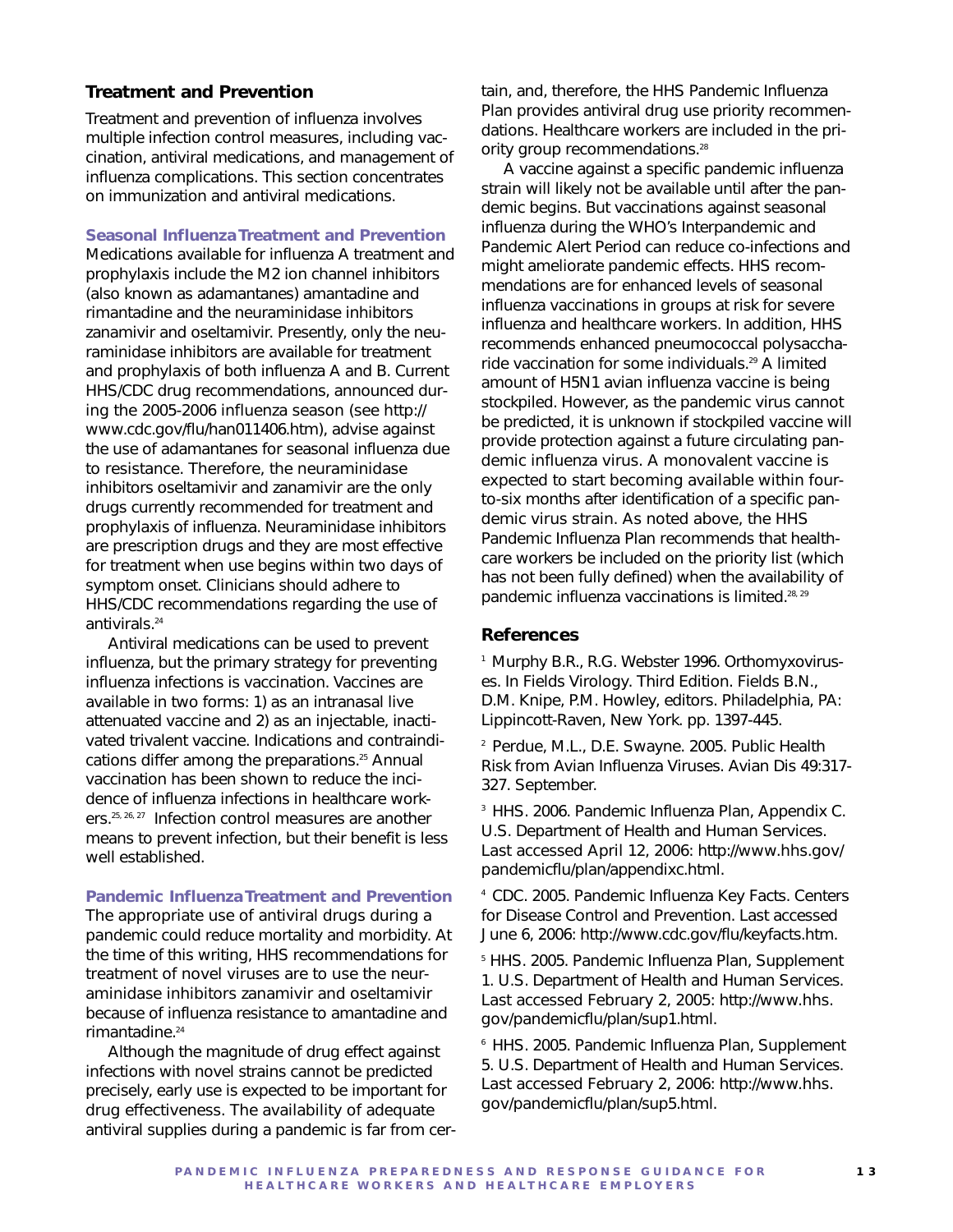## Treatment and Prevention

Treatment and prevention of influenza involves multiple infection control measures, including vaccination, antiviral medications, and management of influenza complications. This section concentrates on immunization and antiviral medications.

### Seasonal Influenza Treatment and Prevention

Medications available for influenza A treatment and prophylaxis include the M2 ion channel inhibitors (also known as adamantanes) amantadine and rimantadine and the neuraminidase inhibitors zanamivir and oseltamivir. Presently, only the neuraminidase inhibitors are available for treatment and prophylaxis of both influenza A and B. Current HHS/CDC drug recommendations, announced during the 2005-2006 influenza season (see http://www.cdc.gov/flu/han011406.htm), advise against the use of adamantanes for seasonal influenza due to resistance. Therefore, the neuraminidase inhibitors oseltamivir and zanamivir are the only drugs currently recommended for treatment and prophylaxis of influenza. Neuraminidase inhibitors are prescription drugs and they are most effective for treatment when use begins within two days of symptom onset. Clinicians should adhere to HHS/CDC recommendations regarding the use of antivirals.[24]

Antiviral medications can be used to prevent influenza, but the primary strategy for preventing influenza infections is vaccination. Vaccines are available in two forms: 1) as an intranasal live attenuated vaccine and 2) as an injectable, inactivated trivalent vaccine. Indications and contraindications differ among the preparations.[25] Annual vaccination has been shown to reduce the incidence of influenza infections in healthcare workers.[25, 26, 27] Infection control measures are another means to prevent infection, but their benefit is less well established.

### Pandemic Influenza Treatment and Prevention

The appropriate use of antiviral drugs during a pandemic could reduce mortality and morbidity. At the time of this writing, HHS recommendations for treatment of novel viruses are to use the neuraminidase inhibitors zanamivir and oseltamivir because of influenza resistance to amantadine and rimantadine.[24]

Although the magnitude of drug effect against infections with novel strains cannot be predicted precisely, early use is expected to be important for drug effectiveness. The availability of adequate antiviral supplies during a pandemic is far from certain, and, therefore, the HHS Pandemic Influenza Plan provides antiviral drug use priority recommendations. Healthcare workers are included in the priority group recommendations.[28]

A vaccine against a specific pandemic influenza strain will likely not be available until after the pandemic begins. But vaccinations against seasonal influenza during the WHO's Interpandemic and Pandemic Alert Period can reduce co-infections and might ameliorate pandemic effects. HHS recommendations are for enhanced levels of seasonal influenza vaccinations in groups at risk for severe influenza and healthcare workers. In addition, HHS recommends enhanced pneumococcal polysaccharide vaccination for some individuals.[29] A limited amount of H5N1 avian influenza vaccine is being stockpiled. However, as the pandemic virus cannot be predicted, it is unknown if stockpiled vaccine will provide protection against a future circulating pandemic influenza virus. A monovalent vaccine is expected to start becoming available within four-to-six months after identification of a specific pandemic virus strain. As noted above, the HHS Pandemic Influenza Plan recommends that healthcare workers be included on the priority list (which has not been fully defined) when the availability of pandemic influenza vaccinations is limited.[28, 29]

## References

[1] Murphy B.R., R.G. Webster 1996. Orthomyxoviruses. In Fields Virology. Third Edition. Fields B.N., D.M. Knipe, P.M. Howley, editors. Philadelphia, PA: Lippincott-Raven, New York. pp. 1397-445.

[2] Perdue, M.L., D.E. Swayne. 2005. Public Health Risk from Avian Influenza Viruses. Avian Dis 49:317-327. September.

[3] HHS. 2006. Pandemic Influenza Plan, Appendix C. U.S. Department of Health and Human Services. Last accessed April 12, 2006: http://www.hhs.gov/pandemicflu/plan/appendixc.html.

[4] CDC. 2005. Pandemic Influenza Key Facts. Centers for Disease Control and Prevention. Last accessed June 6, 2006: http://www.cdc.gov/flu/keyfacts.htm.

[5] HHS. 2005. Pandemic Influenza Plan, Supplement 1. U.S. Department of Health and Human Services. Last accessed February 2, 2005: http://www.hhs.gov/pandemicflu/plan/sup1.html.

[6] HHS. 2005. Pandemic Influenza Plan, Supplement 5. U.S. Department of Health and Human Services. Last accessed February 2, 2006: http://www.hhs.gov/pandemicflu/plan/sup5.html.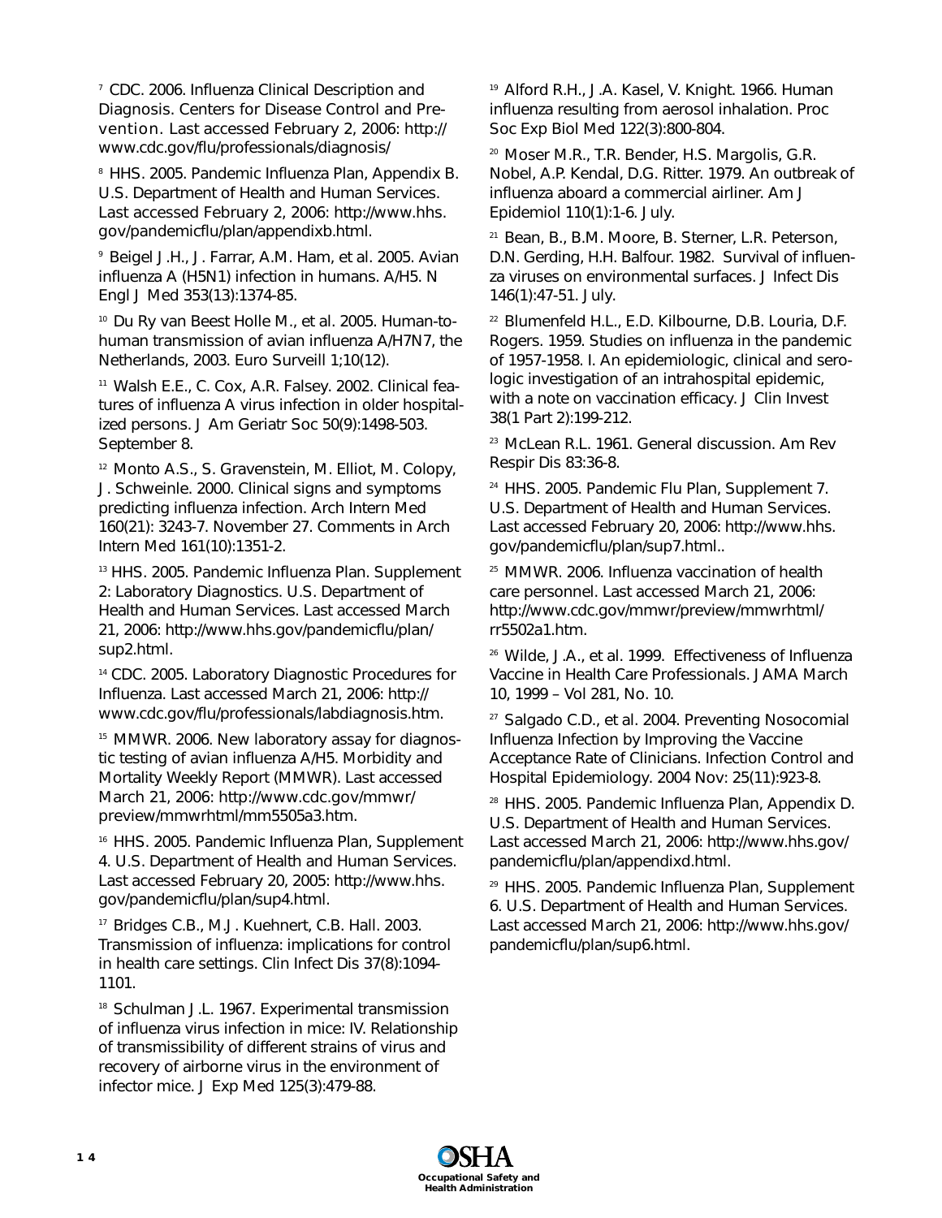[7] CDC. 2006. Influenza Clinical Description and Diagnosis. Centers for Disease Control and Prevention. Last accessed February 2, 2006: http://www.cdc.gov/flu/professionals/diagnosis/

[8] HHS. 2005. Pandemic Influenza Plan, Appendix B. U.S. Department of Health and Human Services. Last accessed February 2, 2006: http://www.hhs.gov/pandemicflu/plan/appendixb.html.

[9] Beigel J.H., J. Farrar, A.M. Ham, et al. 2005. Avian influenza A (H5N1) infection in humans. A/H5. N Engl J Med 353(13):1374-85.

[10] Du Ry van Beest Holle M., et al. 2005. Human-to-human transmission of avian influenza A/H7N7, the Netherlands, 2003. Euro Surveill 1;10(12).

[11] Walsh E.E., C. Cox, A.R. Falsey. 2002. Clinical features of influenza A virus infection in older hospitalized persons. J Am Geriatr Soc 50(9):1498-503. September 8.

[12] Monto A.S., S. Gravenstein, M. Elliot, M. Colopy, J. Schweinle. 2000. Clinical signs and symptoms predicting influenza infection. Arch Intern Med 160(21): 3243-7. November 27. Comments in Arch Intern Med 161(10):1351-2.

[13] HHS. 2005. Pandemic Influenza Plan. Supplement 2: Laboratory Diagnostics. U.S. Department of Health and Human Services. Last accessed March 21, 2006: http://www.hhs.gov/pandemicflu/plan/sup2.html.

[14] CDC. 2005. Laboratory Diagnostic Procedures for Influenza. Last accessed March 21, 2006: http://www.cdc.gov/flu/professionals/labdiagnosis.htm.

[15] MMWR. 2006. New laboratory assay for diagnostic testing of avian influenza A/H5. Morbidity and Mortality Weekly Report (MMWR). Last accessed March 21, 2006: http://www.cdc.gov/mmwr/preview/mmwrhtml/mm5505a3.htm.

[16] HHS. 2005. Pandemic Influenza Plan, Supplement 4. U.S. Department of Health and Human Services. Last accessed February 20, 2005: http://www.hhs.gov/pandemicflu/plan/sup4.html.

[17] Bridges C.B., M.J. Kuehnert, C.B. Hall. 2003. Transmission of influenza: implications for control in health care settings. Clin Infect Dis 37(8):1094-1101.

[18] Schulman J.L. 1967. Experimental transmission of influenza virus infection in mice: IV. Relationship of transmissibility of different strains of virus and recovery of airborne virus in the environment of infector mice. J Exp Med 125(3):479-88.

[19] Alford R.H., J.A. Kasel, V. Knight. 1966. Human influenza resulting from aerosol inhalation. Proc Soc Exp Biol Med 122(3):800-804.

[20] Moser M.R., T.R. Bender, H.S. Margolis, G.R. Nobel, A.P. Kendal, D.G. Ritter. 1979. An outbreak of influenza aboard a commercial airliner. Am J Epidemiol 110(1):1-6. July.

[21] Bean, B., B.M. Moore, B. Sterner, L.R. Peterson, D.N. Gerding, H.H. Balfour. 1982. Survival of influenza viruses on environmental surfaces. J Infect Dis 146(1):47-51. July.

[22] Blumenfeld H.L., E.D. Kilbourne, D.B. Louria, D.F. Rogers. 1959. Studies on influenza in the pandemic of 1957-1958. I. An epidemiologic, clinical and serologic investigation of an intrahospital epidemic, with a note on vaccination efficacy. J Clin Invest 38(1 Part 2):199-212.

[23] McLean R.L. 1961. General discussion. Am Rev Respir Dis 83:36-8.

[24] HHS. 2005. Pandemic Flu Plan, Supplement 7. U.S. Department of Health and Human Services. Last accessed February 20, 2006: http://www.hhs.gov/pandemicflu/plan/sup7.html..

[25] MMWR. 2006. Influenza vaccination of health care personnel. Last accessed March 21, 2006: http://www.cdc.gov/mmwr/preview/mmwrhtml/rr5502a1.htm.

[26] Wilde, J.A., et al. 1999. Effectiveness of Influenza Vaccine in Health Care Professionals. JAMA March 10, 1999 – Vol 281, No. 10.

[27] Salgado C.D., et al. 2004. Preventing Nosocomial Influenza Infection by Improving the Vaccine Acceptance Rate of Clinicians. Infection Control and Hospital Epidemiology. 2004 Nov: 25(11):923-8.

[28] HHS. 2005. Pandemic Influenza Plan, Appendix D. U.S. Department of Health and Human Services. Last accessed March 21, 2006: http://www.hhs.gov/pandemicflu/plan/appendixd.html.

[29] HHS. 2005. Pandemic Influenza Plan, Supplement 6. U.S. Department of Health and Human Services. Last accessed March 21, 2006: http://www.hhs.gov/pandemicflu/plan/sup6.html.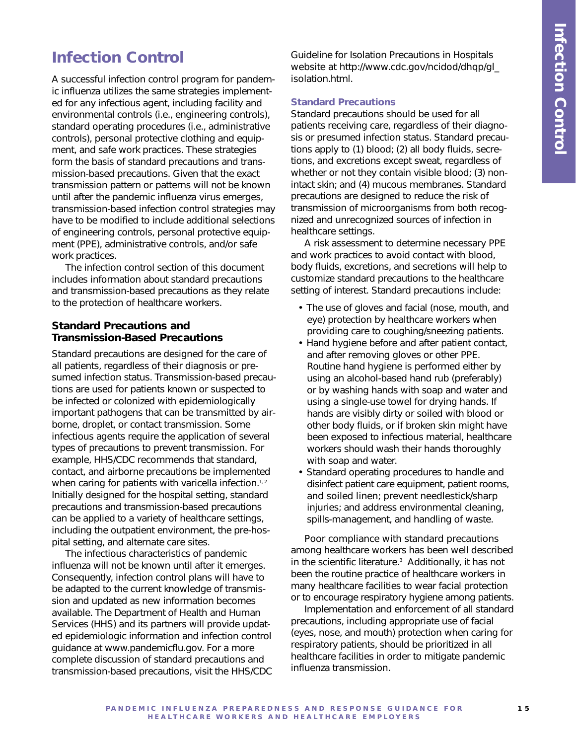# Infection Control

A successful infection control program for pandemic influenza utilizes the same strategies implemented for any infectious agent, including facility and environmental controls (i.e., engineering controls), standard operating procedures (i.e., administrative controls), personal protective clothing and equipment, and safe work practices. These strategies form the basis of standard precautions and transmission-based precautions. Given that the exact transmission pattern or patterns will not be known until after the pandemic influenza virus emerges, transmission-based infection control strategies may have to be modified to include additional selections of engineering controls, personal protective equipment (PPE), administrative controls, and/or safe work practices.

The infection control section of this document includes information about standard precautions and transmission-based precautions as they relate to the protection of healthcare workers.

## Standard Precautions and Transmission-Based Precautions

Standard precautions are designed for the care of all patients, regardless of their diagnosis or presumed infection status. Transmission-based precautions are used for patients known or suspected to be infected or colonized with epidemiologically important pathogens that can be transmitted by airborne, droplet, or contact transmission. Some infectious agents require the application of several types of precautions to prevent transmission. For example, HHS/CDC recommends that standard, contact, and airborne precautions be implemented when caring for patients with varicella infection.[1, 2] Initially designed for the hospital setting, standard precautions and transmission-based precautions can be applied to a variety of healthcare settings, including the outpatient environment, the pre-hospital setting, and alternate care sites.

The infectious characteristics of pandemic influenza will not be known until after it emerges. Consequently, infection control plans will have to be adapted to the current knowledge of transmission and updated as new information becomes available. The Department of Health and Human Services (HHS) and its partners will provide updated epidemiologic information and infection control guidance at www.pandemicflu.gov. For a more complete discussion of standard precautions and transmission-based precautions, visit the HHS/CDC Guideline for Isolation Precautions in Hospitals website at http://www.cdc.gov/ncidod/dhqp/gl_isolation.html.

### Standard Precautions

Standard precautions should be used for all patients receiving care, regardless of their diagnosis or presumed infection status. Standard precautions apply to (1) blood; (2) all body fluids, secretions, and excretions except sweat, regardless of whether or not they contain visible blood; (3) non-intact skin; and (4) mucous membranes. Standard precautions are designed to reduce the risk of transmission of microorganisms from both recognized and unrecognized sources of infection in healthcare settings.

A risk assessment to determine necessary PPE and work practices to avoid contact with blood, body fluids, excretions, and secretions will help to customize standard precautions to the healthcare setting of interest. Standard precautions include:

- The use of gloves and facial (nose, mouth, and eye) protection by healthcare workers when providing care to coughing/sneezing patients.
- Hand hygiene before and after patient contact, and after removing gloves or other PPE. Routine hand hygiene is performed either by using an alcohol-based hand rub (preferably) or by washing hands with soap and water and using a single-use towel for drying hands. If hands are visibly dirty or soiled with blood or other body fluids, or if broken skin might have been exposed to infectious material, healthcare workers should wash their hands thoroughly with soap and water.
- Standard operating procedures to handle and disinfect patient care equipment, patient rooms, and soiled linen; prevent needlestick/sharp injuries; and address environmental cleaning, spills-management, and handling of waste.

Poor compliance with standard precautions among healthcare workers has been well described in the scientific literature.[3] Additionally, it has not been the routine practice of healthcare workers in many healthcare facilities to wear facial protection or to encourage respiratory hygiene among patients.

Implementation and enforcement of all standard precautions, including appropriate use of facial (eyes, nose, and mouth) protection when caring for respiratory patients, should be prioritized in all healthcare facilities in order to mitigate pandemic influenza transmission.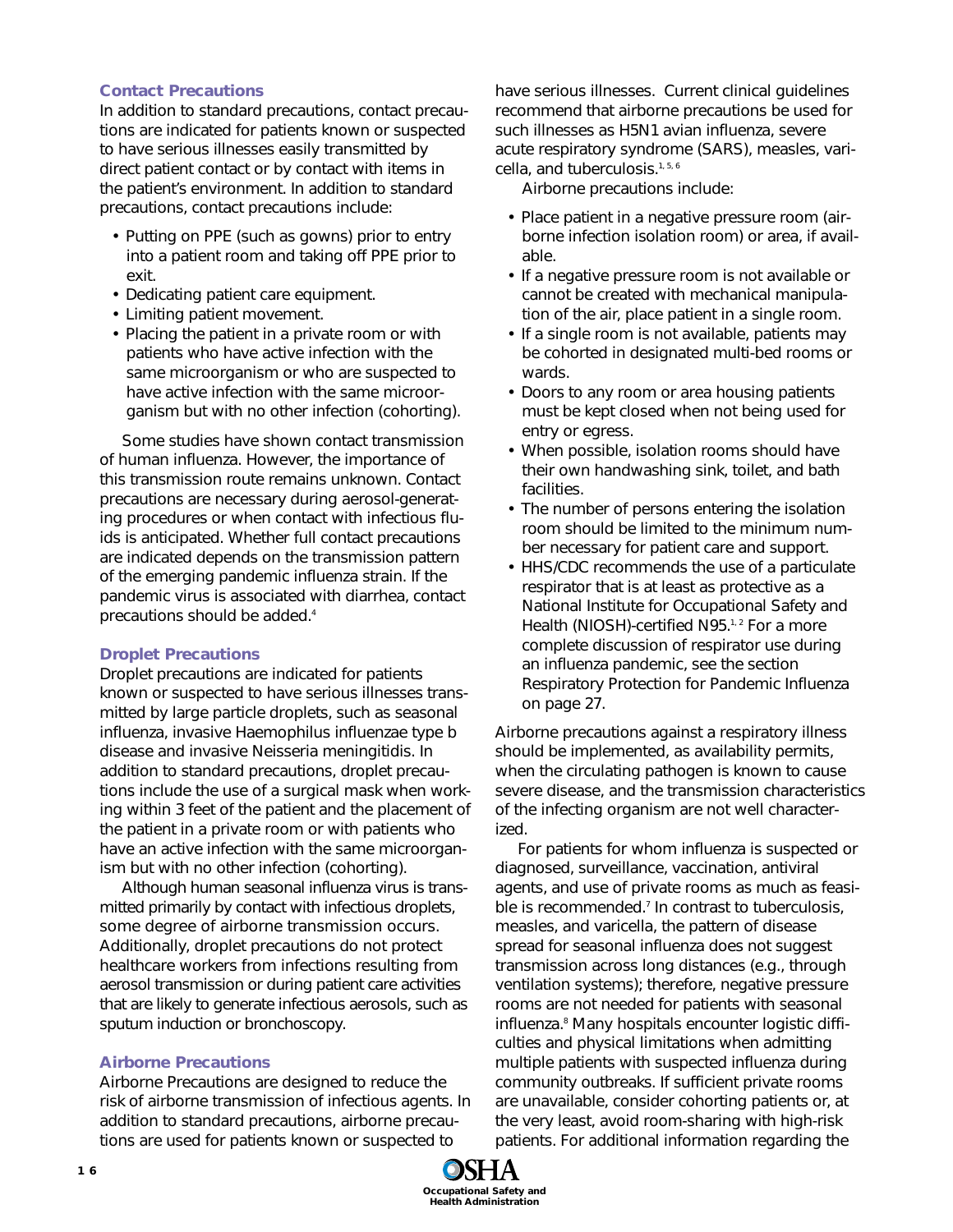### Contact Precautions

In addition to standard precautions, contact precautions are indicated for patients known or suspected to have serious illnesses easily transmitted by direct patient contact or by contact with items in the patient's environment. In addition to standard precautions, contact precautions include:

- Putting on PPE (such as gowns) prior to entry into a patient room and taking off PPE prior to exit.
- Dedicating patient care equipment.
- Limiting patient movement.
- Placing the patient in a private room or with patients who have active infection with the same microorganism or who are suspected to have active infection with the same microorganism but with no other infection (cohorting).

Some studies have shown contact transmission of human influenza. However, the importance of this transmission route remains unknown. Contact precautions are necessary during aerosol-generating procedures or when contact with infectious fluids is anticipated. Whether full contact precautions are indicated depends on the transmission pattern of the emerging pandemic influenza strain. If the pandemic virus is associated with diarrhea, contact precautions should be added.[4]

### Droplet Precautions

Droplet precautions are indicated for patients known or suspected to have serious illnesses transmitted by large particle droplets, such as seasonal influenza, invasive Haemophilus influenzae type b disease and invasive Neisseria meningitidis. In addition to standard precautions, droplet precautions include the use of a surgical mask when working within 3 feet of the patient and the placement of the patient in a private room or with patients who have an active infection with the same microorganism but with no other infection (cohorting).

Although human seasonal influenza virus is transmitted primarily by contact with infectious droplets, some degree of airborne transmission occurs. Additionally, droplet precautions do not protect healthcare workers from infections resulting from aerosol transmission or during patient care activities that are likely to generate infectious aerosols, such as sputum induction or bronchoscopy.

### Airborne Precautions

Airborne Precautions are designed to reduce the risk of airborne transmission of infectious agents. In addition to standard precautions, airborne precautions are used for patients known or suspected to have serious illnesses. Current clinical guidelines recommend that airborne precautions be used for such illnesses as H5N1 avian influenza, severe acute respiratory syndrome (SARS), measles, varicella, and tuberculosis.[1, 5, 6]

Airborne precautions include:

- Place patient in a negative pressure room (airborne infection isolation room) or area, if available.
- If a negative pressure room is not available or cannot be created with mechanical manipulation of the air, place patient in a single room.
- If a single room is not available, patients may be cohorted in designated multi-bed rooms or wards.
- Doors to any room or area housing patients must be kept closed when not being used for entry or egress.
- When possible, isolation rooms should have their own handwashing sink, toilet, and bath facilities.
- The number of persons entering the isolation room should be limited to the minimum number necessary for patient care and support.
- HHS/CDC recommends the use of a particulate respirator that is at least as protective as a National Institute for Occupational Safety and Health (NIOSH)-certified N95.[1, 2] For a more complete discussion of respirator use during an influenza pandemic, see the section Respiratory Protection for Pandemic Influenza on page 27.

Airborne precautions against a respiratory illness should be implemented, as availability permits, when the circulating pathogen is known to cause severe disease, and the transmission characteristics of the infecting organism are not well characterized.

For patients for whom influenza is suspected or diagnosed, surveillance, vaccination, antiviral agents, and use of private rooms as much as feasible is recommended.[7] In contrast to tuberculosis, measles, and varicella, the pattern of disease spread for seasonal influenza does not suggest transmission across long distances (e.g., through ventilation systems); therefore, negative pressure rooms are not needed for patients with seasonal influenza.[8] Many hospitals encounter logistic difficulties and physical limitations when admitting multiple patients with suspected influenza during community outbreaks. If sufficient private rooms are unavailable, consider cohorting patients or, at the very least, avoid room-sharing with high-risk patients. For additional information regarding the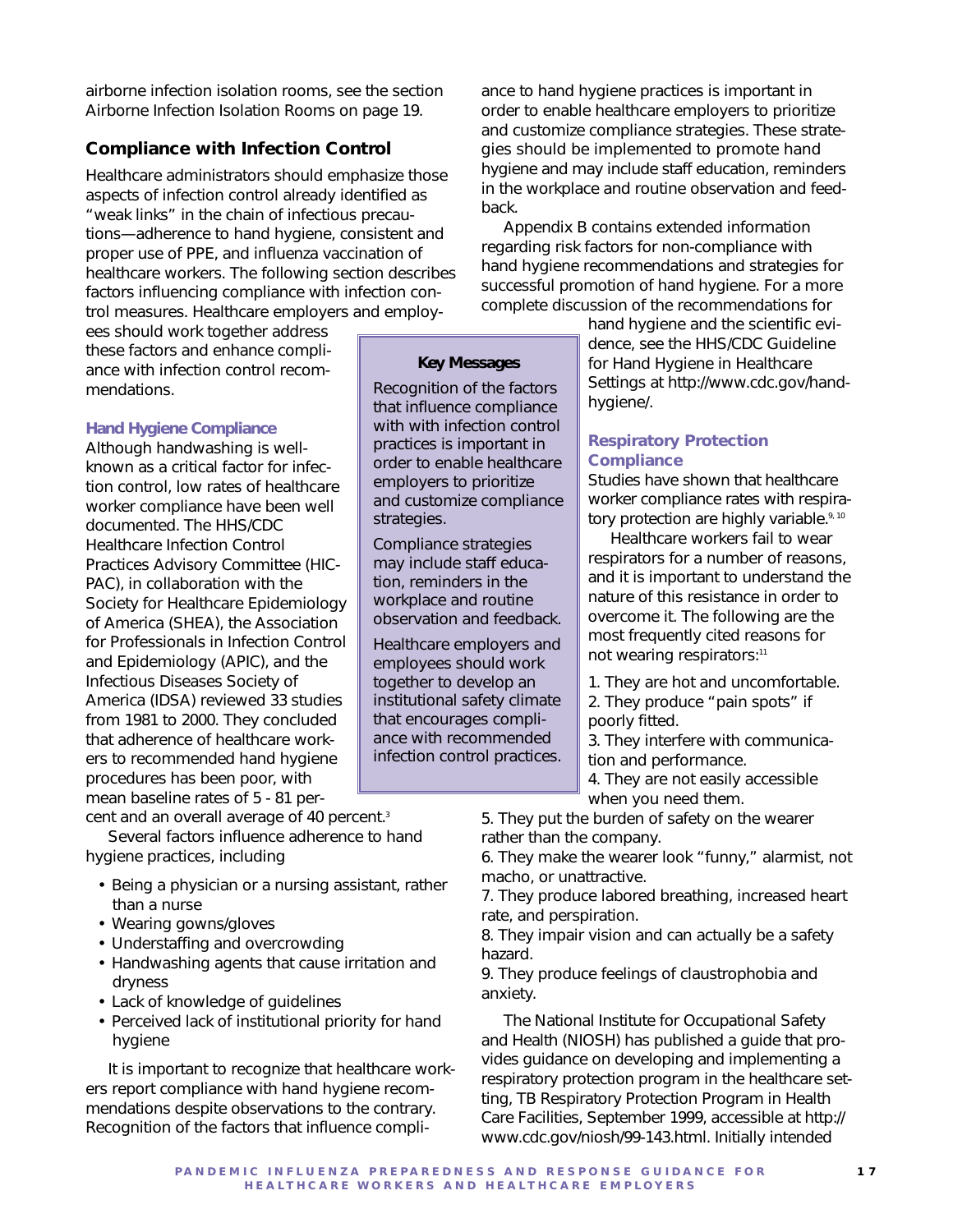airborne infection isolation rooms, see the section Airborne Infection Isolation Rooms on page 19.

## Compliance with Infection Control

Healthcare administrators should emphasize those aspects of infection control already identified as "weak links" in the chain of infectious precautions—adherence to hand hygiene, consistent and proper use of PPE, and influenza vaccination of healthcare workers. The following section describes factors influencing compliance with infection control measures. Healthcare employers and employees should work together address these factors and enhance compliance with infection control recommendations.

### Hand Hygiene Compliance

Although handwashing is well-known as a critical factor for infection control, low rates of healthcare worker compliance have been well documented. The HHS/CDC Healthcare Infection Control Practices Advisory Committee (HICPAC), in collaboration with the Society for Healthcare Epidemiology of America (SHEA), the Association for Professionals in Infection Control and Epidemiology (APIC), and the Infectious Diseases Society of America (IDSA) reviewed 33 studies from 1981 to 2000. They concluded that adherence of healthcare workers to recommended hand hygiene procedures has been poor, with mean baseline rates of 5 - 81 percent and an overall average of 40 percent.[3]

Several factors influence adherence to hand hygiene practices, including

- Being a physician or a nursing assistant, rather than a nurse
- Wearing gowns/gloves
- Understaffing and overcrowding
- Handwashing agents that cause irritation and dryness
- Lack of knowledge of guidelines
- Perceived lack of institutional priority for hand hygiene

It is important to recognize that healthcare workers report compliance with hand hygiene recommendations despite observations to the contrary. Recognition of the factors that influence compliance to hand hygiene practices is important in order to enable healthcare employers to prioritize and customize compliance strategies. These strategies should be implemented to promote hand hygiene and may include staff education, reminders in the workplace and routine observation and feedback.

Appendix B contains extended information regarding risk factors for non-compliance with hand hygiene recommendations and strategies for successful promotion of hand hygiene. For a more complete discussion of the recommendations for hand hygiene and the scientific evidence, see the HHS/CDC Guideline for Hand Hygiene in Healthcare Settings at http://www.cdc.gov/handhygiene/.

> **Key Messages**
>
> Recognition of the factors that influence compliance with with infection control practices is important in order to enable healthcare employers to prioritize and customize compliance strategies.
>
> Compliance strategies may include staff education, reminders in the workplace and routine observation and feedback.
>
> Healthcare employers and employees should work together to develop an institutional safety climate that encourages compliance with recommended infection control practices.

### Respiratory Protection Compliance

Studies have shown that healthcare worker compliance rates with respiratory protection are highly variable.[9, 10]

Healthcare workers fail to wear respirators for a number of reasons, and it is important to understand the nature of this resistance in order to overcome it. The following are the most frequently cited reasons for not wearing respirators:[11]

1. They are hot and uncomfortable.
2. They produce "pain spots" if poorly fitted.
3. They interfere with communication and performance.
4. They are not easily accessible when you need them.
5. They put the burden of safety on the wearer rather than the company.
6. They make the wearer look "funny," alarmist, not macho, or unattractive.
7. They produce labored breathing, increased heart rate, and perspiration.
8. They impair vision and can actually be a safety hazard.
9. They produce feelings of claustrophobia and anxiety.

The National Institute for Occupational Safety and Health (NIOSH) has published a guide that provides guidance on developing and implementing a respiratory protection program in the healthcare setting, TB Respiratory Protection Program in Health Care Facilities, September 1999, accessible at http://www.cdc.gov/niosh/99-143.html. Initially intended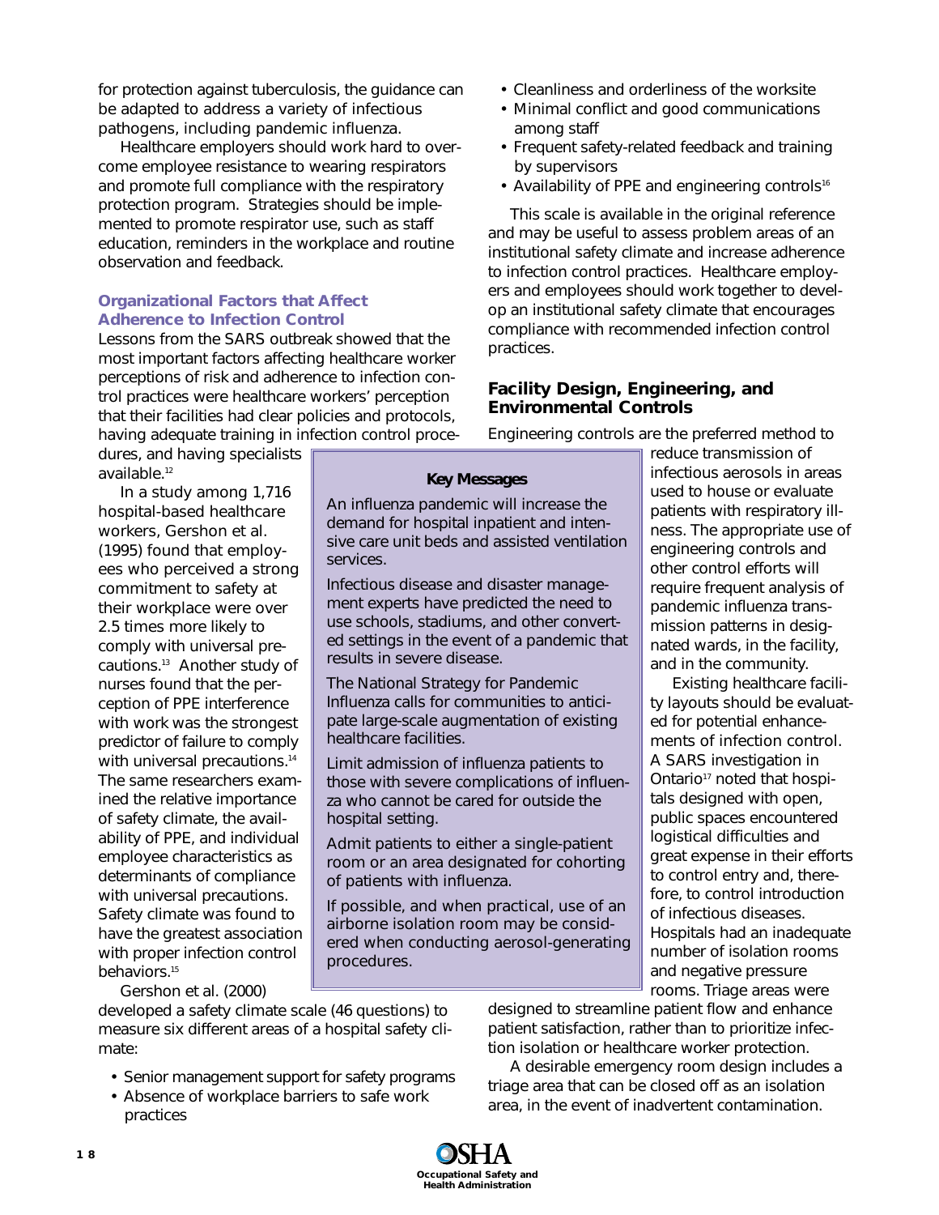for protection against tuberculosis, the guidance can be adapted to address a variety of infectious pathogens, including pandemic influenza.

Healthcare employers should work hard to overcome employee resistance to wearing respirators and promote full compliance with the respiratory protection program. Strategies should be implemented to promote respirator use, such as staff education, reminders in the workplace and routine observation and feedback.

### Organizational Factors that Affect Adherence to Infection Control

Lessons from the SARS outbreak showed that the most important factors affecting healthcare worker perceptions of risk and adherence to infection control practices were healthcare workers' perception that their facilities had clear policies and protocols, having adequate training in infection control procedures, and having specialists available.[12]

In a study among 1,716 hospital-based healthcare workers, Gershon et al. (1995) found that employees who perceived a strong commitment to safety at their workplace were over 2.5 times more likely to comply with universal precautions.[13] Another study of nurses found that the perception of PPE interference with work was the strongest predictor of failure to comply with universal precautions.[14] The same researchers examined the relative importance of safety climate, the availability of PPE, and individual employee characteristics as determinants of compliance with universal precautions. Safety climate was found to have the greatest association with proper infection control behaviors.[15]

Gershon et al. (2000) developed a safety climate scale (46 questions) to measure six different areas of a hospital safety climate:

- Senior management support for safety programs
- Absence of workplace barriers to safe work practices
- Cleanliness and orderliness of the worksite
- Minimal conflict and good communications among staff
- Frequent safety-related feedback and training by supervisors
- Availability of PPE and engineering controls[16]

This scale is available in the original reference and may be useful to assess problem areas of an institutional safety climate and increase adherence to infection control practices. Healthcare employers and employees should work together to develop an institutional safety climate that encourages compliance with recommended infection control practices.

> **Key Messages**
>
> An influenza pandemic will increase the demand for hospital inpatient and intensive care unit beds and assisted ventilation services.
>
> Infectious disease and disaster management experts have predicted the need to use schools, stadiums, and other converted settings in the event of a pandemic that results in severe disease.
>
> The National Strategy for Pandemic Influenza calls for communities to anticipate large-scale augmentation of existing healthcare facilities.
>
> Limit admission of influenza patients to those with severe complications of influenza who cannot be cared for outside the hospital setting.
>
> Admit patients to either a single-patient room or an area designated for cohorting of patients with influenza.
>
> If possible, and when practical, use of an airborne isolation room may be considered when conducting aerosol-generating procedures.

## Facility Design, Engineering, and Environmental Controls

Engineering controls are the preferred method to reduce transmission of infectious aerosols in areas used to house or evaluate patients with respiratory illness. The appropriate use of engineering controls and other control efforts will require frequent analysis of pandemic influenza transmission patterns in designated wards, in the facility, and in the community.

Existing healthcare facility layouts should be evaluated for potential enhancements of infection control. A SARS investigation in Ontario[17] noted that hospitals designed with open, public spaces encountered logistical difficulties and great expense in their efforts to control entry and, therefore, to control introduction of infectious diseases. Hospitals had an inadequate number of isolation rooms and negative pressure rooms. Triage areas were designed to streamline patient flow and enhance patient satisfaction, rather than to prioritize infection isolation or healthcare worker protection.

A desirable emergency room design includes a triage area that can be closed off as an isolation area, in the event of inadvertent contamination.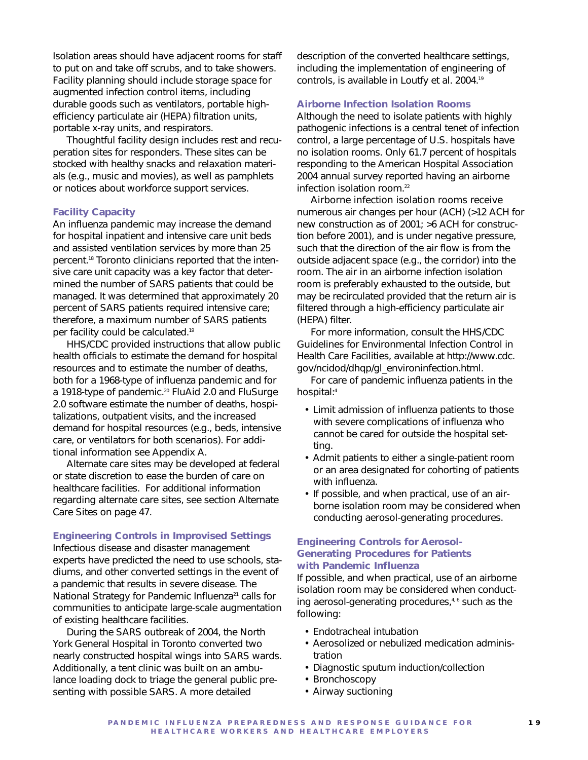Isolation areas should have adjacent rooms for staff to put on and take off scrubs, and to take showers. Facility planning should include storage space for augmented infection control items, including durable goods such as ventilators, portable high-efficiency particulate air (HEPA) filtration units, portable x-ray units, and respirators.

Thoughtful facility design includes rest and recuperation sites for responders. These sites can be stocked with healthy snacks and relaxation materials (e.g., music and movies), as well as pamphlets or notices about workforce support services.

### Facility Capacity

An influenza pandemic may increase the demand for hospital inpatient and intensive care unit beds and assisted ventilation services by more than 25 percent.[18] Toronto clinicians reported that the intensive care unit capacity was a key factor that determined the number of SARS patients that could be managed. It was determined that approximately 20 percent of SARS patients required intensive care; therefore, a maximum number of SARS patients per facility could be calculated.[19]

HHS/CDC provided instructions that allow public health officials to estimate the demand for hospital resources and to estimate the number of deaths, both for a 1968-type of influenza pandemic and for a 1918-type of pandemic.[20] FluAid 2.0 and FluSurge 2.0 software estimate the number of deaths, hospitalizations, outpatient visits, and the increased demand for hospital resources (e.g., beds, intensive care, or ventilators for both scenarios). For additional information see Appendix A.

Alternate care sites may be developed at federal or state discretion to ease the burden of care on healthcare facilities. For additional information regarding alternate care sites, see section Alternate Care Sites on page 47.

### Engineering Controls in Improvised Settings

Infectious disease and disaster management experts have predicted the need to use schools, stadiums, and other converted settings in the event of a pandemic that results in severe disease. The National Strategy for Pandemic Influenza[21] calls for communities to anticipate large-scale augmentation of existing healthcare facilities.

During the SARS outbreak of 2004, the North York General Hospital in Toronto converted two nearly constructed hospital wings into SARS wards. Additionally, a tent clinic was built on an ambulance loading dock to triage the general public presenting with possible SARS. A more detailed description of the converted healthcare settings, including the implementation of engineering of controls, is available in Loutfy et al. 2004.[19]

### Airborne Infection Isolation Rooms

Although the need to isolate patients with highly pathogenic infections is a central tenet of infection control, a large percentage of U.S. hospitals have no isolation rooms. Only 61.7 percent of hospitals responding to the American Hospital Association 2004 annual survey reported having an airborne infection isolation room.[22]

Airborne infection isolation rooms receive numerous air changes per hour (ACH) (>12 ACH for new construction as of 2001; >6 ACH for construction before 2001), and is under negative pressure, such that the direction of the air flow is from the outside adjacent space (e.g., the corridor) into the room. The air in an airborne infection isolation room is preferably exhausted to the outside, but may be recirculated provided that the return air is filtered through a high-efficiency particulate air (HEPA) filter.

For more information, consult the HHS/CDC Guidelines for Environmental Infection Control in Health Care Facilities, available at http://www.cdc.gov/ncidod/dhqp/gl_environinfection.html.

For care of pandemic influenza patients in the hospital:[4]

- Limit admission of influenza patients to those with severe complications of influenza who cannot be cared for outside the hospital setting.
- Admit patients to either a single-patient room or an area designated for cohorting of patients with influenza.
- If possible, and when practical, use of an airborne isolation room may be considered when conducting aerosol-generating procedures.

### Engineering Controls for Aerosol-Generating Procedures for Patients with Pandemic Influenza

If possible, and when practical, use of an airborne isolation room may be considered when conducting aerosol-generating procedures,[4, 6] such as the following:

- Endotracheal intubation
- Aerosolized or nebulized medication administration
- Diagnostic sputum induction/collection
- Bronchoscopy
- Airway suctioning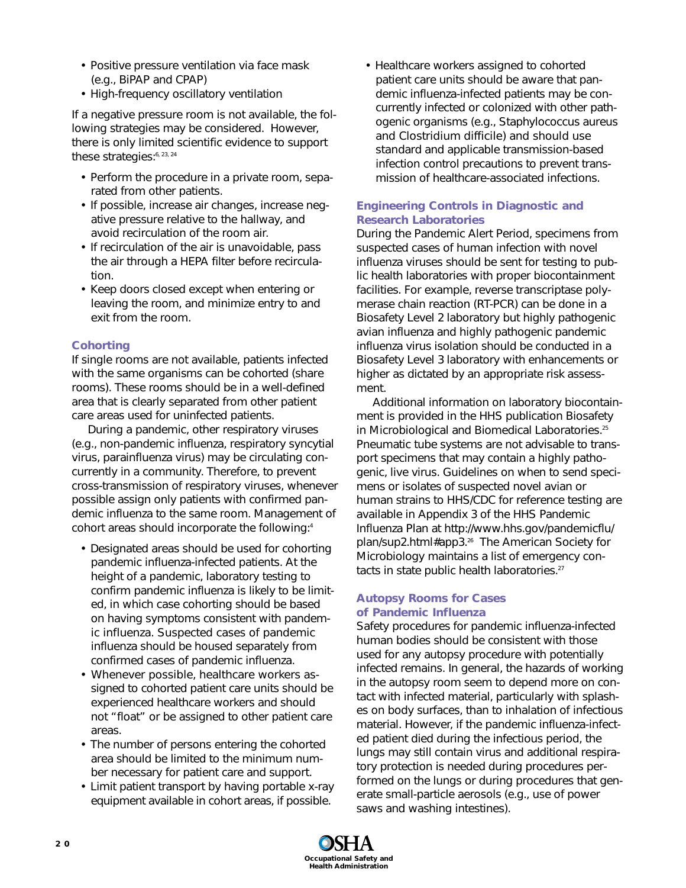- Positive pressure ventilation via face mask (e.g., BiPAP and CPAP)
- High-frequency oscillatory ventilation

If a negative pressure room is not available, the following strategies may be considered. However, there is only limited scientific evidence to support these strategies:[6, 23, 24]

- Perform the procedure in a private room, separated from other patients.
- If possible, increase air changes, increase negative pressure relative to the hallway, and avoid recirculation of the room air.
- If recirculation of the air is unavoidable, pass the air through a HEPA filter before recirculation.
- Keep doors closed except when entering or leaving the room, and minimize entry to and exit from the room.

### Cohorting

If single rooms are not available, patients infected with the same organisms can be cohorted (share rooms). These rooms should be in a well-defined area that is clearly separated from other patient care areas used for uninfected patients.

During a pandemic, other respiratory viruses (e.g., non-pandemic influenza, respiratory syncytial virus, parainfluenza virus) may be circulating concurrently in a community. Therefore, to prevent cross-transmission of respiratory viruses, whenever possible assign only patients with confirmed pandemic influenza to the same room. Management of cohort areas should incorporate the following:[4]

- Designated areas should be used for cohorting pandemic influenza-infected patients. At the height of a pandemic, laboratory testing to confirm pandemic influenza is likely to be limited, in which case cohorting should be based on having symptoms consistent with pandemic influenza. Suspected cases of pandemic influenza should be housed separately from confirmed cases of pandemic influenza.
- Whenever possible, healthcare workers assigned to cohorted patient care units should be experienced healthcare workers and should not "float" or be assigned to other patient care areas.
- The number of persons entering the cohorted area should be limited to the minimum number necessary for patient care and support.
- Limit patient transport by having portable x-ray equipment available in cohort areas, if possible.
- Healthcare workers assigned to cohorted patient care units should be aware that pandemic influenza-infected patients may be concurrently infected or colonized with other pathogenic organisms (e.g., Staphylococcus aureus and Clostridium difficile) and should use standard and applicable transmission-based infection control precautions to prevent transmission of healthcare-associated infections.

### Engineering Controls in Diagnostic and Research Laboratories

During the Pandemic Alert Period, specimens from suspected cases of human infection with novel influenza viruses should be sent for testing to public health laboratories with proper biocontainment facilities. For example, reverse transcriptase polymerase chain reaction (RT-PCR) can be done in a Biosafety Level 2 laboratory but highly pathogenic avian influenza and highly pathogenic pandemic influenza virus isolation should be conducted in a Biosafety Level 3 laboratory with enhancements or higher as dictated by an appropriate risk assessment.

Additional information on laboratory biocontainment is provided in the HHS publication Biosafety in Microbiological and Biomedical Laboratories.[25] Pneumatic tube systems are not advisable to transport specimens that may contain a highly pathogenic, live virus. Guidelines on when to send specimens or isolates of suspected novel avian or human strains to HHS/CDC for reference testing are available in Appendix 3 of the HHS Pandemic Influenza Plan at http://www.hhs.gov/pandemicflu/plan/sup2.html#app3.[26] The American Society for Microbiology maintains a list of emergency contacts in state public health laboratories.[27]

### Autopsy Rooms for Cases of Pandemic Influenza

Safety procedures for pandemic influenza-infected human bodies should be consistent with those used for any autopsy procedure with potentially infected remains. In general, the hazards of working in the autopsy room seem to depend more on contact with infected material, particularly with splashes on body surfaces, than to inhalation of infectious material. However, if the pandemic influenza-infected patient died during the infectious period, the lungs may still contain virus and additional respiratory protection is needed during procedures performed on the lungs or during procedures that generate small-particle aerosols (e.g., use of power saws and washing intestines).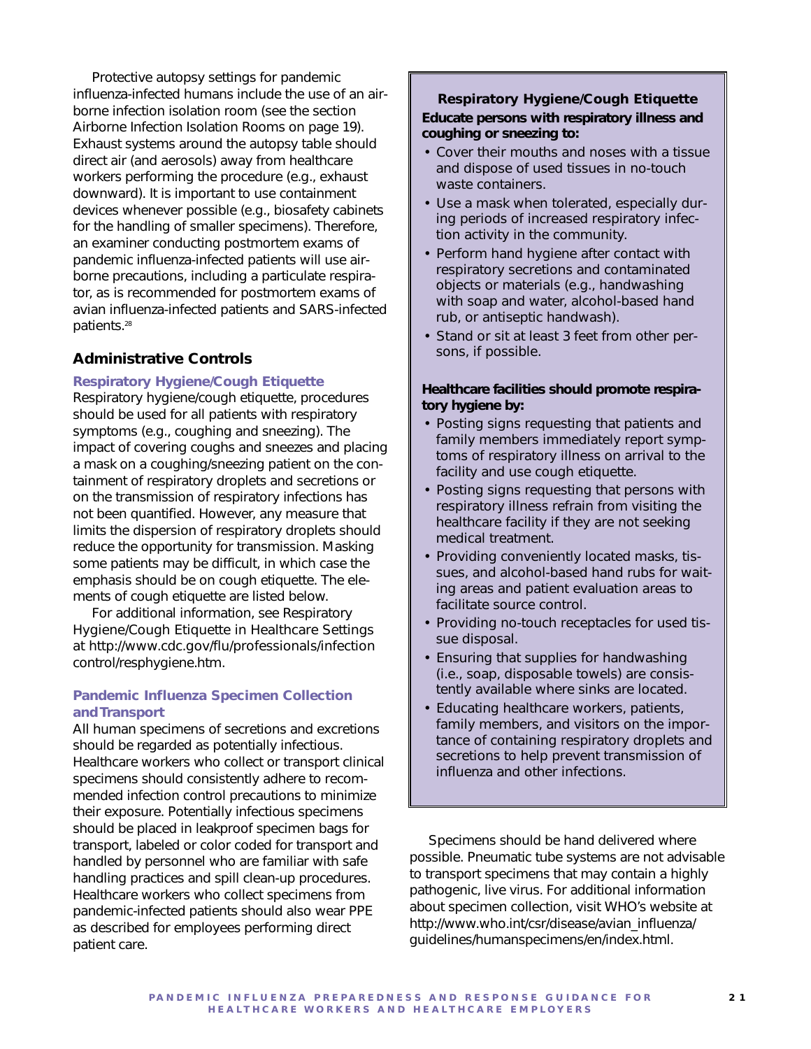Protective autopsy settings for pandemic influenza-infected humans include the use of an airborne infection isolation room (see the section Airborne Infection Isolation Rooms on page 19). Exhaust systems around the autopsy table should direct air (and aerosols) away from healthcare workers performing the procedure (e.g., exhaust downward). It is important to use containment devices whenever possible (e.g., biosafety cabinets for the handling of smaller specimens). Therefore, an examiner conducting postmortem exams of pandemic influenza-infected patients will use airborne precautions, including a particulate respirator, as is recommended for postmortem exams of avian influenza-infected patients and SARS-infected patients.[28]

## Administrative Controls

### Respiratory Hygiene/Cough Etiquette

Respiratory hygiene/cough etiquette, procedures should be used for all patients with respiratory symptoms (e.g., coughing and sneezing). The impact of covering coughs and sneezes and placing a mask on a coughing/sneezing patient on the containment of respiratory droplets and secretions or on the transmission of respiratory infections has not been quantified. However, any measure that limits the dispersion of respiratory droplets should reduce the opportunity for transmission. Masking some patients may be difficult, in which case the emphasis should be on cough etiquette. The elements of cough etiquette are listed below.

For additional information, see Respiratory Hygiene/Cough Etiquette in Healthcare Settings at http://www.cdc.gov/flu/professionals/infection control/resphygiene.htm.

### Pandemic Influenza Specimen Collection and Transport

All human specimens of secretions and excretions should be regarded as potentially infectious. Healthcare workers who collect or transport clinical specimens should consistently adhere to recommended infection control precautions to minimize their exposure. Potentially infectious specimens should be placed in leakproof specimen bags for transport, labeled or color coded for transport and handled by personnel who are familiar with safe handling practices and spill clean-up procedures. Healthcare workers who collect specimens from pandemic-infected patients should also wear PPE as described for employees performing direct patient care.

Specimens should be hand delivered where possible. Pneumatic tube systems are not advisable to transport specimens that may contain a highly pathogenic, live virus. For additional information about specimen collection, visit WHO's website at http://www.who.int/csr/disease/avian_influenza/guidelines/humanspecimens/en/index.html.

---

**Respiratory Hygiene/Cough Etiquette**

**Educate persons with respiratory illness and coughing or sneezing to:**

- Cover their mouths and noses with a tissue and dispose of used tissues in no-touch waste containers.
- Use a mask when tolerated, especially during periods of increased respiratory infection activity in the community.
- Perform hand hygiene after contact with respiratory secretions and contaminated objects or materials (e.g., handwashing with soap and water, alcohol-based hand rub, or antiseptic handwash).
- Stand or sit at least 3 feet from other persons, if possible.

**Healthcare facilities should promote respiratory hygiene by:**

- Posting signs requesting that patients and family members immediately report symptoms of respiratory illness on arrival to the facility and use cough etiquette.
- Posting signs requesting that persons with respiratory illness refrain from visiting the healthcare facility if they are not seeking medical treatment.
- Providing conveniently located masks, tissues, and alcohol-based hand rubs for waiting areas and patient evaluation areas to facilitate source control.
- Providing no-touch receptacles for used tissue disposal.
- Ensuring that supplies for handwashing (i.e., soap, disposable towels) are consistently available where sinks are located.
- Educating healthcare workers, patients, family members, and visitors on the importance of containing respiratory droplets and secretions to help prevent transmission of influenza and other infections.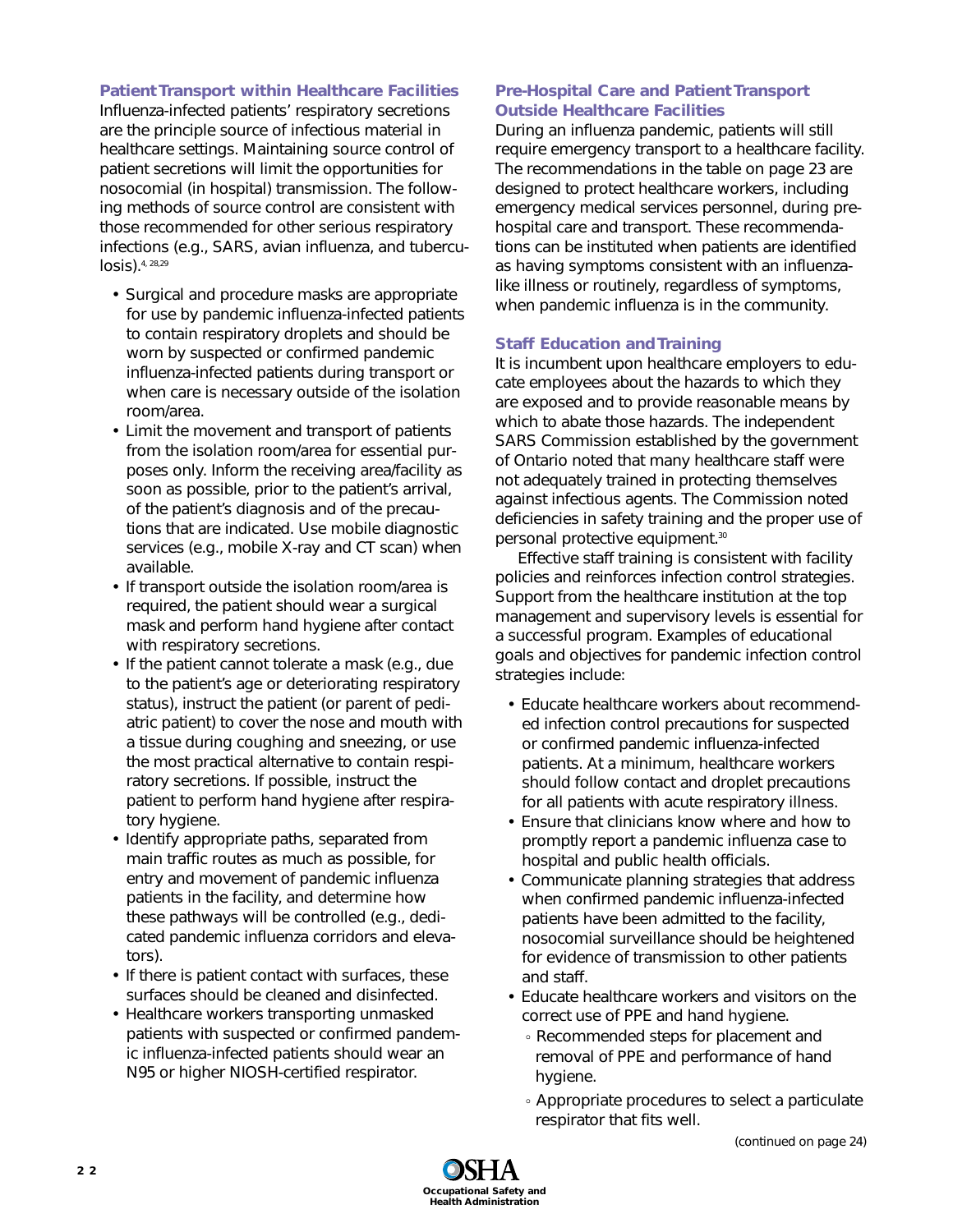### Patient Transport within Healthcare Facilities

Influenza-infected patients' respiratory secretions are the principle source of infectious material in healthcare settings. Maintaining source control of patient secretions will limit the opportunities for nosocomial (in hospital) transmission. The following methods of source control are consistent with those recommended for other serious respiratory infections (e.g., SARS, avian influenza, and tuberculosis).[4, 28,29]

- Surgical and procedure masks are appropriate for use by pandemic influenza-infected patients to contain respiratory droplets and should be worn by suspected or confirmed pandemic influenza-infected patients during transport or when care is necessary outside of the isolation room/area.
- Limit the movement and transport of patients from the isolation room/area for essential purposes only. Inform the receiving area/facility as soon as possible, prior to the patient's arrival, of the patient's diagnosis and of the precautions that are indicated. Use mobile diagnostic services (e.g., mobile X-ray and CT scan) when available.
- If transport outside the isolation room/area is required, the patient should wear a surgical mask and perform hand hygiene after contact with respiratory secretions.
- If the patient cannot tolerate a mask (e.g., due to the patient's age or deteriorating respiratory status), instruct the patient (or parent of pediatric patient) to cover the nose and mouth with a tissue during coughing and sneezing, or use the most practical alternative to contain respiratory secretions. If possible, instruct the patient to perform hand hygiene after respiratory hygiene.
- Identify appropriate paths, separated from main traffic routes as much as possible, for entry and movement of pandemic influenza patients in the facility, and determine how these pathways will be controlled (e.g., dedicated pandemic influenza corridors and elevators).
- If there is patient contact with surfaces, these surfaces should be cleaned and disinfected.
- Healthcare workers transporting unmasked patients with suspected or confirmed pandemic influenza-infected patients should wear an N95 or higher NIOSH-certified respirator.

### Pre-Hospital Care and Patient Transport Outside Healthcare Facilities

During an influenza pandemic, patients will still require emergency transport to a healthcare facility. The recommendations in the table on page 23 are designed to protect healthcare workers, including emergency medical services personnel, during pre-hospital care and transport. These recommendations can be instituted when patients are identified as having symptoms consistent with an influenza-like illness or routinely, regardless of symptoms, when pandemic influenza is in the community.

### Staff Education and Training

It is incumbent upon healthcare employers to educate employees about the hazards to which they are exposed and to provide reasonable means by which to abate those hazards. The independent SARS Commission established by the government of Ontario noted that many healthcare staff were not adequately trained in protecting themselves against infectious agents. The Commission noted deficiencies in safety training and the proper use of personal protective equipment.[30]

Effective staff training is consistent with facility policies and reinforces infection control strategies. Support from the healthcare institution at the top management and supervisory levels is essential for a successful program. Examples of educational goals and objectives for pandemic infection control strategies include:

- Educate healthcare workers about recommended infection control precautions for suspected or confirmed pandemic influenza-infected patients. At a minimum, healthcare workers should follow contact and droplet precautions for all patients with acute respiratory illness.
- Ensure that clinicians know where and how to promptly report a pandemic influenza case to hospital and public health officials.
- Communicate planning strategies that address when confirmed pandemic influenza-infected patients have been admitted to the facility, nosocomial surveillance should be heightened for evidence of transmission to other patients and staff.
- Educate healthcare workers and visitors on the correct use of PPE and hand hygiene.
  - Recommended steps for placement and removal of PPE and performance of hand hygiene.
  - Appropriate procedures to select a particulate respirator that fits well.

(continued on page 24)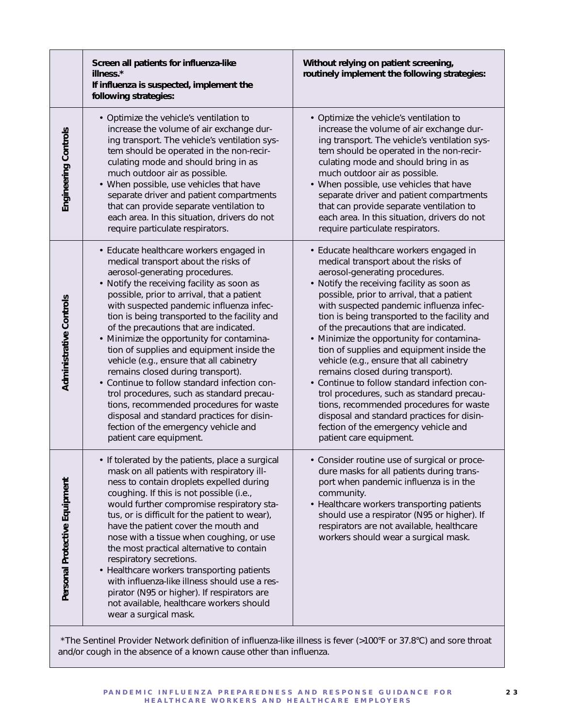| | Screen all patients for influenza-like illness.* If influenza is suspected, implement the following strategies: | Without relying on patient screening, routinely implement the following strategies: |
|---|---|---|
| **Engineering Controls** | • Optimize the vehicle's ventilation to increase the volume of air exchange during transport. The vehicle's ventilation system should be operated in the non-recirculating mode and should bring in as much outdoor air as possible.<br>• When possible, use vehicles that have separate driver and patient compartments that can provide separate ventilation to each area. In this situation, drivers do not require particulate respirators. | • Optimize the vehicle's ventilation to increase the volume of air exchange during transport. The vehicle's ventilation system should be operated in the non-recirculating mode and should bring in as much outdoor air as possible.<br>• When possible, use vehicles that have separate driver and patient compartments that can provide separate ventilation to each area. In this situation, drivers do not require particulate respirators. |
| **Administrative Controls** | • Educate healthcare workers engaged in medical transport about the risks of aerosol-generating procedures.<br>• Notify the receiving facility as soon as possible, prior to arrival, that a patient with suspected pandemic influenza infection is being transported to the facility and of the precautions that are indicated.<br>• Minimize the opportunity for contamination of supplies and equipment inside the vehicle (e.g., ensure that all cabinetry remains closed during transport).<br>• Continue to follow standard infection control procedures, such as standard precautions, recommended procedures for waste disposal and standard practices for disinfection of the emergency vehicle and patient care equipment. | • Educate healthcare workers engaged in medical transport about the risks of aerosol-generating procedures.<br>• Notify the receiving facility as soon as possible, prior to arrival, that a patient with suspected pandemic influenza infection is being transported to the facility and of the precautions that are indicated.<br>• Minimize the opportunity for contamination of supplies and equipment inside the vehicle (e.g., ensure that all cabinetry remains closed during transport).<br>• Continue to follow standard infection control procedures, such as standard precautions, recommended procedures for waste disposal and standard practices for disinfection of the emergency vehicle and patient care equipment. |
| **Personal Protective Equipment** | • If tolerated by the patients, place a surgical mask on all patients with respiratory illness to contain droplets expelled during coughing. If this is not possible (i.e., would further compromise respiratory status, or is difficult for the patient to wear), have the patient cover the mouth and nose with a tissue when coughing, or use the most practical alternative to contain respiratory secretions.<br>• Healthcare workers transporting patients with influenza-like illness should use a respirator (N95 or higher). If respirators are not available, healthcare workers should wear a surgical mask. | • Consider routine use of surgical or procedure masks for all patients during transport when pandemic influenza is in the community.<br>• Healthcare workers transporting patients should use a respirator (N95 or higher). If respirators are not available, healthcare workers should wear a surgical mask. |

*The Sentinel Provider Network definition of influenza-like illness is fever (>100°F or 37.8°C) and sore throat and/or cough in the absence of a known cause other than influenza.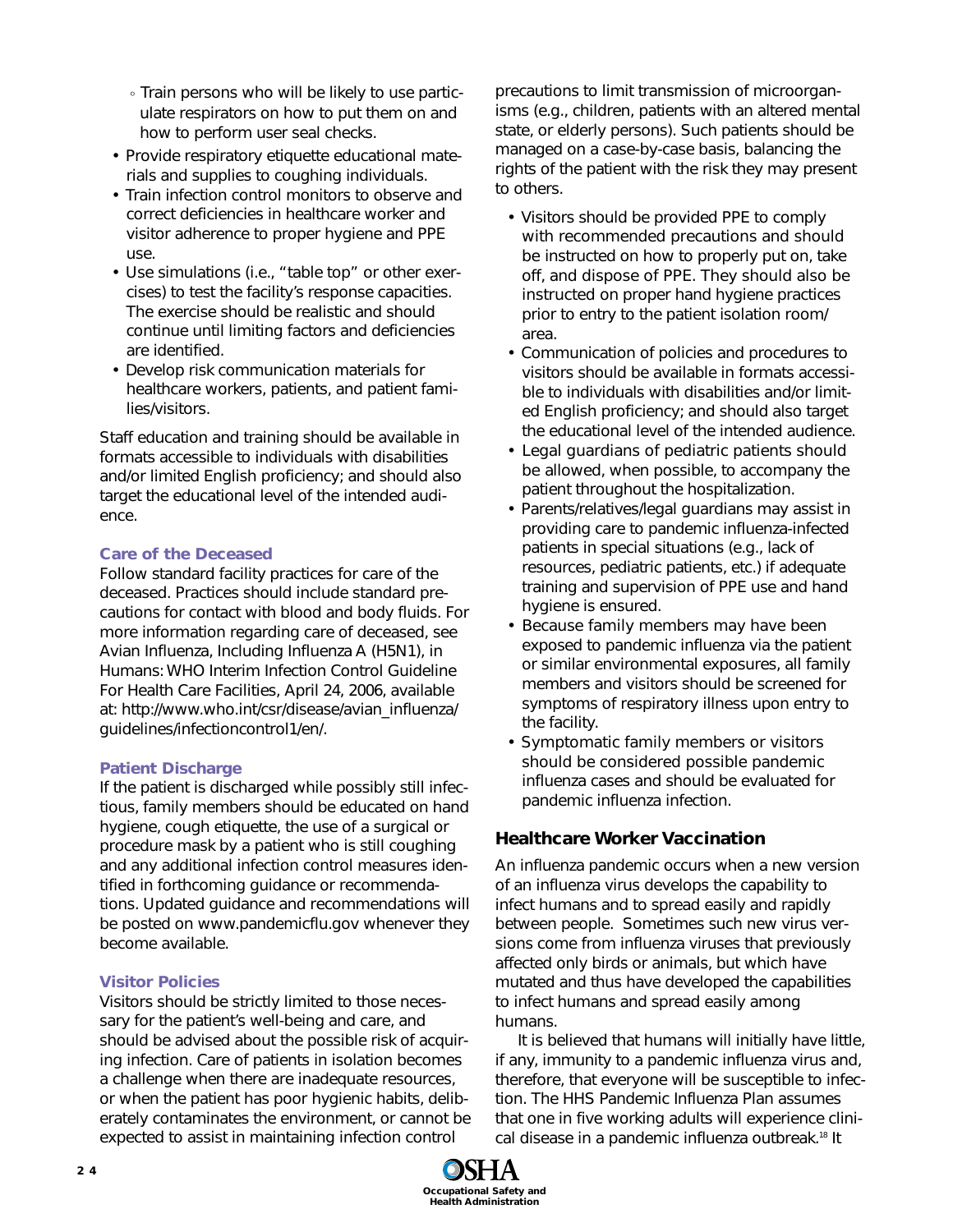- Train persons who will be likely to use particulate respirators on how to put them on and how to perform user seal checks.
- Provide respiratory etiquette educational materials and supplies to coughing individuals.
- Train infection control monitors to observe and correct deficiencies in healthcare worker and visitor adherence to proper hygiene and PPE use.
- Use simulations (i.e., "table top" or other exercises) to test the facility's response capacities. The exercise should be realistic and should continue until limiting factors and deficiencies are identified.
- Develop risk communication materials for healthcare workers, patients, and patient families/visitors.

Staff education and training should be available in formats accessible to individuals with disabilities and/or limited English proficiency; and should also target the educational level of the intended audience.

### Care of the Deceased

Follow standard facility practices for care of the deceased. Practices should include standard precautions for contact with blood and body fluids. For more information regarding care of deceased, see Avian Influenza, Including Influenza A (H5N1), in Humans: WHO Interim Infection Control Guideline For Health Care Facilities, April 24, 2006, available at: http://www.who.int/csr/disease/avian_influenza/guidelines/infectioncontrol1/en/.

### Patient Discharge

If the patient is discharged while possibly still infectious, family members should be educated on hand hygiene, cough etiquette, the use of a surgical or procedure mask by a patient who is still coughing and any additional infection control measures identified in forthcoming guidance or recommendations. Updated guidance and recommendations will be posted on www.pandemicflu.gov whenever they become available.

### Visitor Policies

Visitors should be strictly limited to those necessary for the patient's well-being and care, and should be advised about the possible risk of acquiring infection. Care of patients in isolation becomes a challenge when there are inadequate resources, or when the patient has poor hygienic habits, deliberately contaminates the environment, or cannot be expected to assist in maintaining infection control precautions to limit transmission of microorganisms (e.g., children, patients with an altered mental state, or elderly persons). Such patients should be managed on a case-by-case basis, balancing the rights of the patient with the risk they may present to others.

- Visitors should be provided PPE to comply with recommended precautions and should be instructed on how to properly put on, take off, and dispose of PPE. They should also be instructed on proper hand hygiene practices prior to entry to the patient isolation room/area.
- Communication of policies and procedures to visitors should be available in formats accessible to individuals with disabilities and/or limited English proficiency; and should also target the educational level of the intended audience.
- Legal guardians of pediatric patients should be allowed, when possible, to accompany the patient throughout the hospitalization.
- Parents/relatives/legal guardians may assist in providing care to pandemic influenza-infected patients in special situations (e.g., lack of resources, pediatric patients, etc.) if adequate training and supervision of PPE use and hand hygiene is ensured.
- Because family members may have been exposed to pandemic influenza via the patient or similar environmental exposures, all family members and visitors should be screened for symptoms of respiratory illness upon entry to the facility.
- Symptomatic family members or visitors should be considered possible pandemic influenza cases and should be evaluated for pandemic influenza infection.

## Healthcare Worker Vaccination

An influenza pandemic occurs when a new version of an influenza virus develops the capability to infect humans and to spread easily and rapidly between people. Sometimes such new virus versions come from influenza viruses that previously affected only birds or animals, but which have mutated and thus have developed the capabilities to infect humans and spread easily among humans.

It is believed that humans will initially have little, if any, immunity to a pandemic influenza virus and, therefore, that everyone will be susceptible to infection. The HHS Pandemic Influenza Plan assumes that one in five working adults will experience clinical disease in a pandemic influenza outbreak.[18] It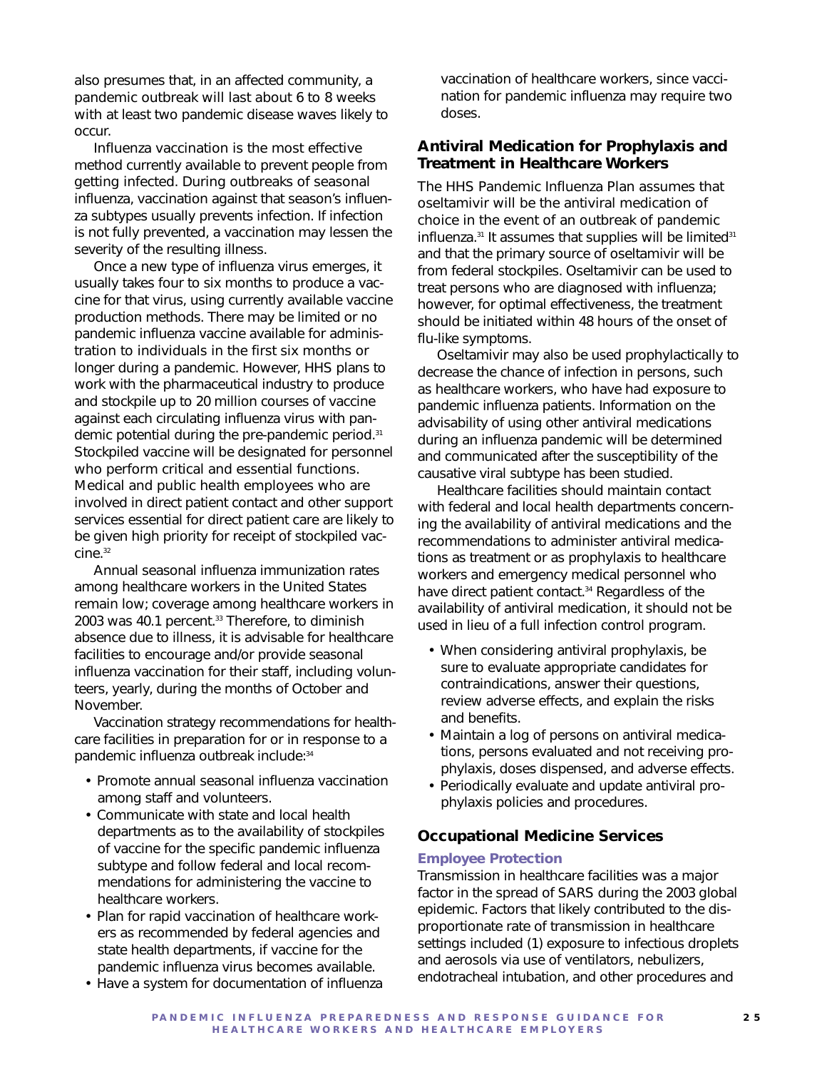also presumes that, in an affected community, a pandemic outbreak will last about 6 to 8 weeks with at least two pandemic disease waves likely to occur.

Influenza vaccination is the most effective method currently available to prevent people from getting infected. During outbreaks of seasonal influenza, vaccination against that season's influenza subtypes usually prevents infection. If infection is not fully prevented, a vaccination may lessen the severity of the resulting illness.

Once a new type of influenza virus emerges, it usually takes four to six months to produce a vaccine for that virus, using currently available vaccine production methods. There may be limited or no pandemic influenza vaccine available for administration to individuals in the first six months or longer during a pandemic. However, HHS plans to work with the pharmaceutical industry to produce and stockpile up to 20 million courses of vaccine against each circulating influenza virus with pandemic potential during the pre-pandemic period.[31] Stockpiled vaccine will be designated for personnel who perform critical and essential functions. Medical and public health employees who are involved in direct patient contact and other support services essential for direct patient care are likely to be given high priority for receipt of stockpiled vaccine.[32]

Annual seasonal influenza immunization rates among healthcare workers in the United States remain low; coverage among healthcare workers in 2003 was 40.1 percent.[33] Therefore, to diminish absence due to illness, it is advisable for healthcare facilities to encourage and/or provide seasonal influenza vaccination for their staff, including volunteers, yearly, during the months of October and November.

Vaccination strategy recommendations for healthcare facilities in preparation for or in response to a pandemic influenza outbreak include:[34]

- Promote annual seasonal influenza vaccination among staff and volunteers.
- Communicate with state and local health departments as to the availability of stockpiles of vaccine for the specific pandemic influenza subtype and follow federal and local recommendations for administering the vaccine to healthcare workers.
- Plan for rapid vaccination of healthcare workers as recommended by federal agencies and state health departments, if vaccine for the pandemic influenza virus becomes available.
- Have a system for documentation of influenza vaccination of healthcare workers, since vaccination for pandemic influenza may require two doses.

## Antiviral Medication for Prophylaxis and Treatment in Healthcare Workers

The HHS Pandemic Influenza Plan assumes that oseltamivir will be the antiviral medication of choice in the event of an outbreak of pandemic influenza.[31] It assumes that supplies will be limited[31] and that the primary source of oseltamivir will be from federal stockpiles. Oseltamivir can be used to treat persons who are diagnosed with influenza; however, for optimal effectiveness, the treatment should be initiated within 48 hours of the onset of flu-like symptoms.

Oseltamivir may also be used prophylactically to decrease the chance of infection in persons, such as healthcare workers, who have had exposure to pandemic influenza patients. Information on the advisability of using other antiviral medications during an influenza pandemic will be determined and communicated after the susceptibility of the causative viral subtype has been studied.

Healthcare facilities should maintain contact with federal and local health departments concerning the availability of antiviral medications and the recommendations to administer antiviral medications as treatment or as prophylaxis to healthcare workers and emergency medical personnel who have direct patient contact.[34] Regardless of the availability of antiviral medication, it should not be used in lieu of a full infection control program.

- When considering antiviral prophylaxis, be sure to evaluate appropriate candidates for contraindications, answer their questions, review adverse effects, and explain the risks and benefits.
- Maintain a log of persons on antiviral medications, persons evaluated and not receiving prophylaxis, doses dispensed, and adverse effects.
- Periodically evaluate and update antiviral prophylaxis policies and procedures.

## Occupational Medicine Services

### Employee Protection

Transmission in healthcare facilities was a major factor in the spread of SARS during the 2003 global epidemic. Factors that likely contributed to the disproportionate rate of transmission in healthcare settings included (1) exposure to infectious droplets and aerosols via use of ventilators, nebulizers, endotracheal intubation, and other procedures and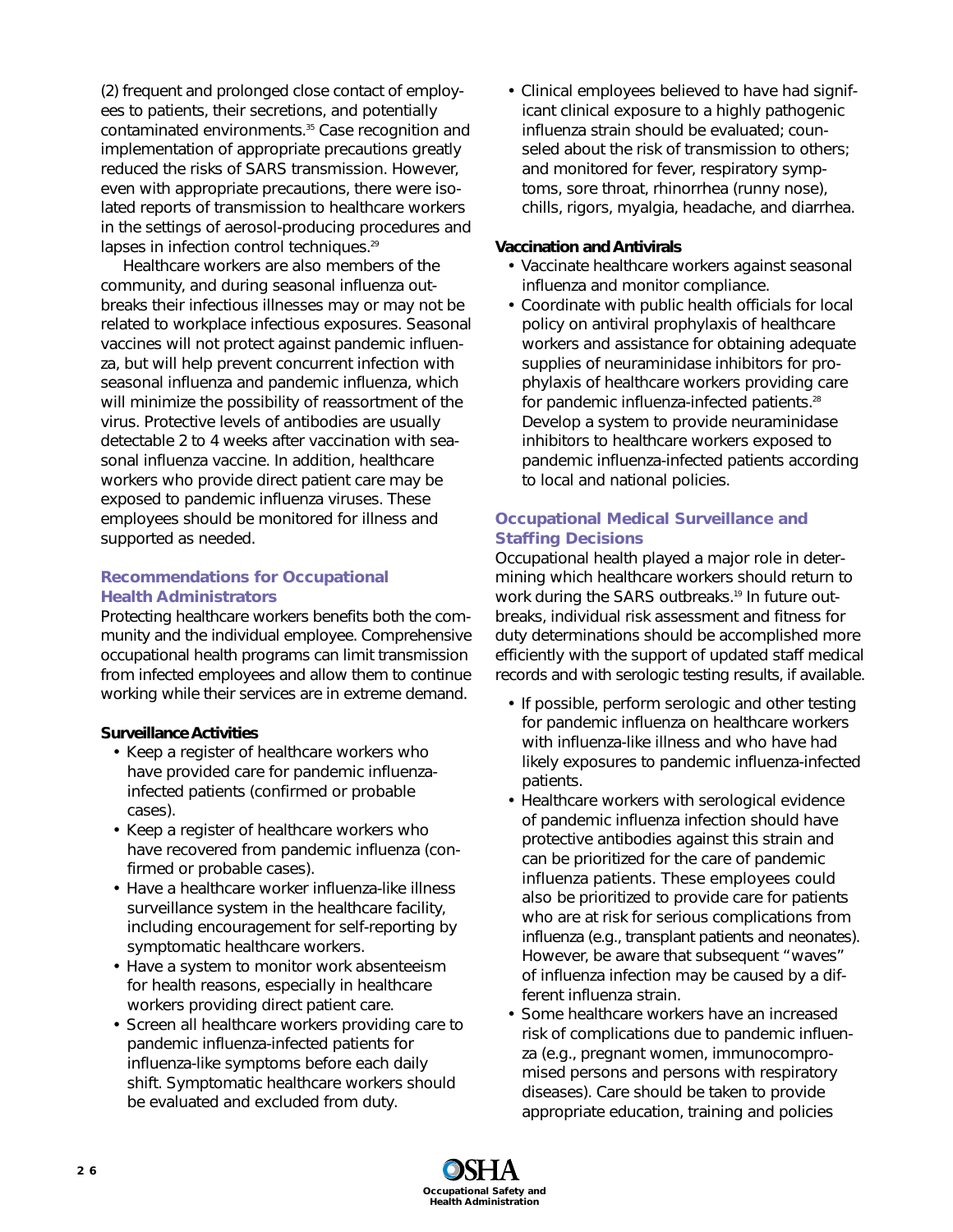(2) frequent and prolonged close contact of employees to patients, their secretions, and potentially contaminated environments.[35] Case recognition and implementation of appropriate precautions greatly reduced the risks of SARS transmission. However, even with appropriate precautions, there were isolated reports of transmission to healthcare workers in the settings of aerosol-producing procedures and lapses in infection control techniques.[29]

Healthcare workers are also members of the community, and during seasonal influenza outbreaks their infectious illnesses may or may not be related to workplace infectious exposures. Seasonal vaccines will not protect against pandemic influenza, but will help prevent concurrent infection with seasonal influenza and pandemic influenza, which will minimize the possibility of reassortment of the virus. Protective levels of antibodies are usually detectable 2 to 4 weeks after vaccination with seasonal influenza vaccine. In addition, healthcare workers who provide direct patient care may be exposed to pandemic influenza viruses. These employees should be monitored for illness and supported as needed.

## Recommendations for Occupational Health Administrators

Protecting healthcare workers benefits both the community and the individual employee. Comprehensive occupational health programs can limit transmission from infected employees and allow them to continue working while their services are in extreme demand.

**Surveillance Activities**

- Keep a register of healthcare workers who have provided care for pandemic influenza-infected patients (confirmed or probable cases).
- Keep a register of healthcare workers who have recovered from pandemic influenza (confirmed or probable cases).
- Have a healthcare worker influenza-like illness surveillance system in the healthcare facility, including encouragement for self-reporting by symptomatic healthcare workers.
- Have a system to monitor work absenteeism for health reasons, especially in healthcare workers providing direct patient care.
- Screen all healthcare workers providing care to pandemic influenza-infected patients for influenza-like symptoms before each daily shift. Symptomatic healthcare workers should be evaluated and excluded from duty.
- Clinical employees believed to have had significant clinical exposure to a highly pathogenic influenza strain should be evaluated; counseled about the risk of transmission to others; and monitored for fever, respiratory symptoms, sore throat, rhinorrhea (runny nose), chills, rigors, myalgia, headache, and diarrhea.

**Vaccination and Antivirals**

- Vaccinate healthcare workers against seasonal influenza and monitor compliance.
- Coordinate with public health officials for local policy on antiviral prophylaxis of healthcare workers and assistance for obtaining adequate supplies of neuraminidase inhibitors for prophylaxis of healthcare workers providing care for pandemic influenza-infected patients.[28] Develop a system to provide neuraminidase inhibitors to healthcare workers exposed to pandemic influenza-infected patients according to local and national policies.

## Occupational Medical Surveillance and Staffing Decisions

Occupational health played a major role in determining which healthcare workers should return to work during the SARS outbreaks.[19] In future outbreaks, individual risk assessment and fitness for duty determinations should be accomplished more efficiently with the support of updated staff medical records and with serologic testing results, if available.

- If possible, perform serologic and other testing for pandemic influenza on healthcare workers with influenza-like illness and who have had likely exposures to pandemic influenza-infected patients.
- Healthcare workers with serological evidence of pandemic influenza infection should have protective antibodies against this strain and can be prioritized for the care of pandemic influenza patients. These employees could also be prioritized to provide care for patients who are at risk for serious complications from influenza (e.g., transplant patients and neonates). However, be aware that subsequent "waves" of influenza infection may be caused by a different influenza strain.
- Some healthcare workers have an increased risk of complications due to pandemic influenza (e.g., pregnant women, immunocompromised persons and persons with respiratory diseases). Care should be taken to provide appropriate education, training and policies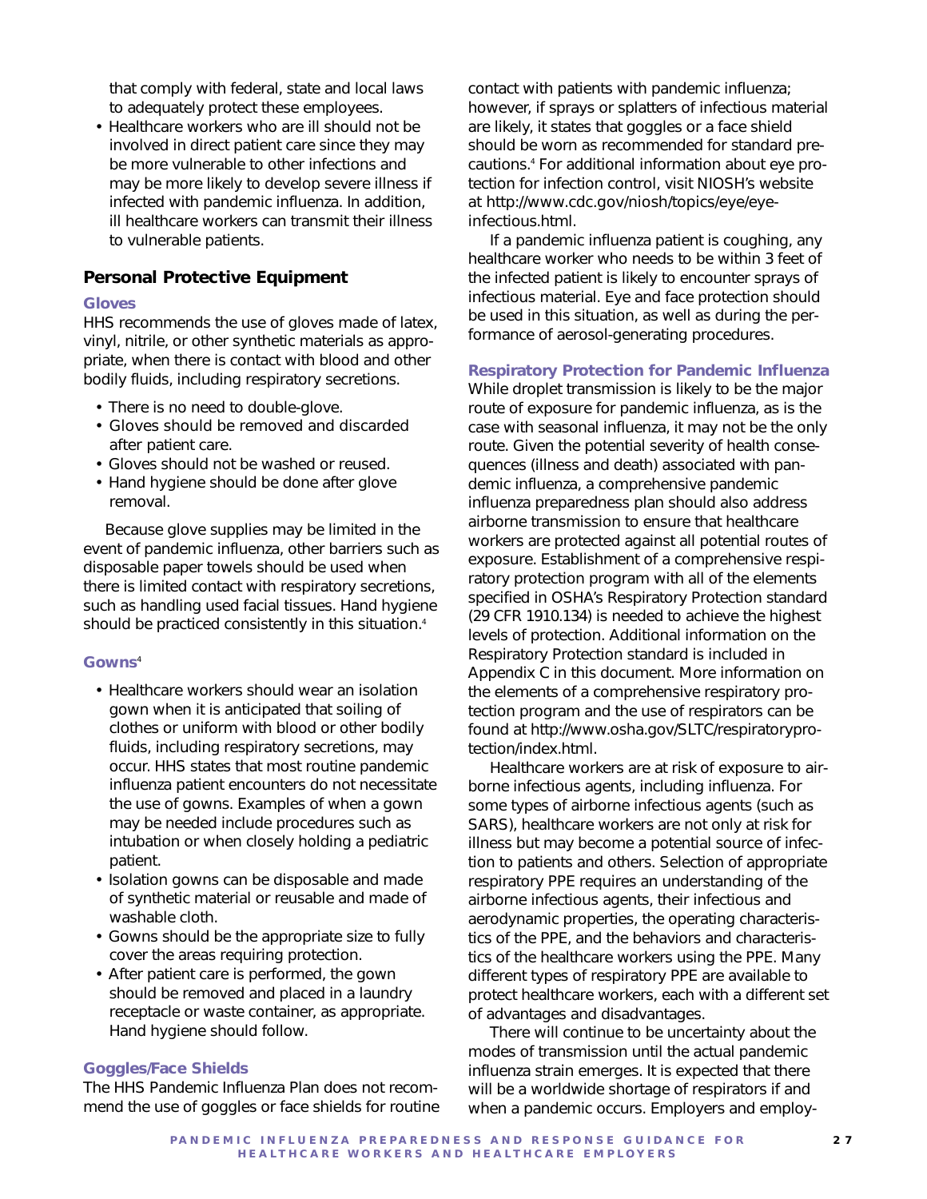that comply with federal, state and local laws to adequately protect these employees.

- Healthcare workers who are ill should not be involved in direct patient care since they may be more vulnerable to other infections and may be more likely to develop severe illness if infected with pandemic influenza. In addition, ill healthcare workers can transmit their illness to vulnerable patients.

## Personal Protective Equipment

### Gloves

HHS recommends the use of gloves made of latex, vinyl, nitrile, or other synthetic materials as appropriate, when there is contact with blood and other bodily fluids, including respiratory secretions.

- There is no need to double-glove.
- Gloves should be removed and discarded after patient care.
- Gloves should not be washed or reused.
- Hand hygiene should be done after glove removal.

Because glove supplies may be limited in the event of pandemic influenza, other barriers such as disposable paper towels should be used when there is limited contact with respiratory secretions, such as handling used facial tissues. Hand hygiene should be practiced consistently in this situation.[4]

### Gowns[4]

- Healthcare workers should wear an isolation gown when it is anticipated that soiling of clothes or uniform with blood or other bodily fluids, including respiratory secretions, may occur. HHS states that most routine pandemic influenza patient encounters do not necessitate the use of gowns. Examples of when a gown may be needed include procedures such as intubation or when closely holding a pediatric patient.
- Isolation gowns can be disposable and made of synthetic material or reusable and made of washable cloth.
- Gowns should be the appropriate size to fully cover the areas requiring protection.
- After patient care is performed, the gown should be removed and placed in a laundry receptacle or waste container, as appropriate. Hand hygiene should follow.

### Goggles/Face Shields

The HHS Pandemic Influenza Plan does not recommend the use of goggles or face shields for routine contact with patients with pandemic influenza; however, if sprays or splatters of infectious material are likely, it states that goggles or a face shield should be worn as recommended for standard precautions.[4] For additional information about eye protection for infection control, visit NIOSH's website at http://www.cdc.gov/niosh/topics/eye/eye-infectious.html.

If a pandemic influenza patient is coughing, any healthcare worker who needs to be within 3 feet of the infected patient is likely to encounter sprays of infectious material. Eye and face protection should be used in this situation, as well as during the performance of aerosol-generating procedures.

### Respiratory Protection for Pandemic Influenza

While droplet transmission is likely to be the major route of exposure for pandemic influenza, as is the case with seasonal influenza, it may not be the only route. Given the potential severity of health consequences (illness and death) associated with pandemic influenza, a comprehensive pandemic influenza preparedness plan should also address airborne transmission to ensure that healthcare workers are protected against all potential routes of exposure. Establishment of a comprehensive respiratory protection program with all of the elements specified in OSHA's Respiratory Protection standard (29 CFR 1910.134) is needed to achieve the highest levels of protection. Additional information on the Respiratory Protection standard is included in Appendix C in this document. More information on the elements of a comprehensive respiratory protection program and the use of respirators can be found at http://www.osha.gov/SLTC/respiratoryprotection/index.html.

Healthcare workers are at risk of exposure to airborne infectious agents, including influenza. For some types of airborne infectious agents (such as SARS), healthcare workers are not only at risk for illness but may become a potential source of infection to patients and others. Selection of appropriate respiratory PPE requires an understanding of the airborne infectious agents, their infectious and aerodynamic properties, the operating characteristics of the PPE, and the behaviors and characteristics of the healthcare workers using the PPE. Many different types of respiratory PPE are available to protect healthcare workers, each with a different set of advantages and disadvantages.

There will continue to be uncertainty about the modes of transmission until the actual pandemic influenza strain emerges. It is expected that there will be a worldwide shortage of respirators if and when a pandemic occurs. Employers and employ-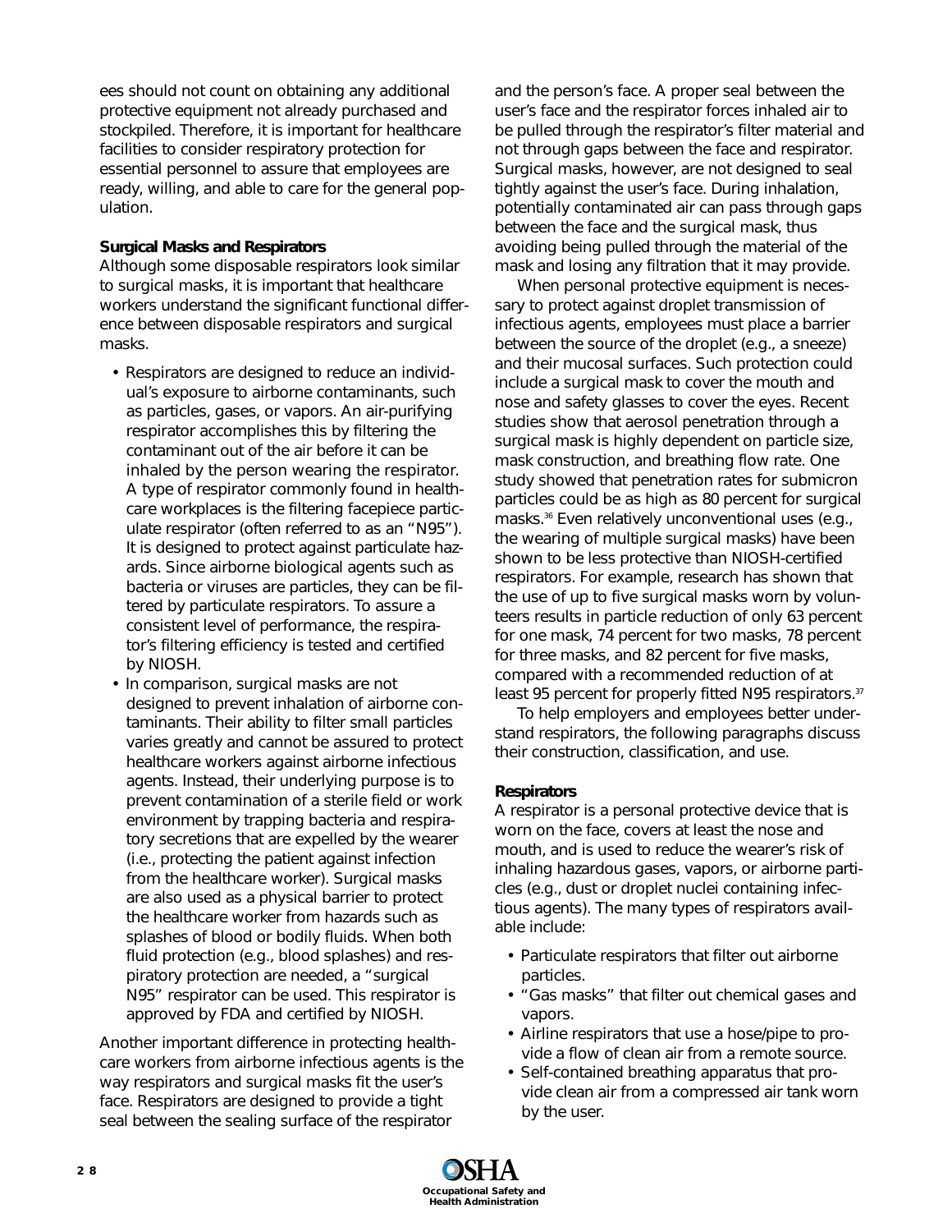ees should not count on obtaining any additional protective equipment not already purchased and stockpiled. Therefore, it is important for healthcare facilities to consider respiratory protection for essential personnel to assure that employees are ready, willing, and able to care for the general population.

### Surgical Masks and Respirators

Although some disposable respirators look similar to surgical masks, it is important that healthcare workers understand the significant functional difference between disposable respirators and surgical masks.

- Respirators are designed to reduce an individual's exposure to airborne contaminants, such as particles, gases, or vapors. An air-purifying respirator accomplishes this by filtering the contaminant out of the air before it can be inhaled by the person wearing the respirator. A type of respirator commonly found in healthcare workplaces is the filtering facepiece particulate respirator (often referred to as an "N95"). It is designed to protect against particulate hazards. Since airborne biological agents such as bacteria or viruses are particles, they can be filtered by particulate respirators. To assure a consistent level of performance, the respirator's filtering efficiency is tested and certified by NIOSH.
- In comparison, surgical masks are not designed to prevent inhalation of airborne contaminants. Their ability to filter small particles varies greatly and cannot be assured to protect healthcare workers against airborne infectious agents. Instead, their underlying purpose is to prevent contamination of a sterile field or work environment by trapping bacteria and respiratory secretions that are expelled by the wearer (i.e., protecting the patient against infection from the healthcare worker). Surgical masks are also used as a physical barrier to protect the healthcare worker from hazards such as splashes of blood or bodily fluids. When both fluid protection (e.g., blood splashes) and respiratory protection are needed, a "surgical N95" respirator can be used. This respirator is approved by FDA and certified by NIOSH.

Another important difference in protecting healthcare workers from airborne infectious agents is the way respirators and surgical masks fit the user's face. Respirators are designed to provide a tight seal between the sealing surface of the respirator and the person's face. A proper seal between the user's face and the respirator forces inhaled air to be pulled through the respirator's filter material and not through gaps between the face and respirator. Surgical masks, however, are not designed to seal tightly against the user's face. During inhalation, potentially contaminated air can pass through gaps between the face and the surgical mask, thus avoiding being pulled through the material of the mask and losing any filtration that it may provide.

When personal protective equipment is necessary to protect against droplet transmission of infectious agents, employees must place a barrier between the source of the droplet (e.g., a sneeze) and their mucosal surfaces. Such protection could include a surgical mask to cover the mouth and nose and safety glasses to cover the eyes. Recent studies show that aerosol penetration through a surgical mask is highly dependent on particle size, mask construction, and breathing flow rate. One study showed that penetration rates for submicron particles could be as high as 80 percent for surgical masks.[36] Even relatively unconventional uses (e.g., the wearing of multiple surgical masks) have been shown to be less protective than NIOSH-certified respirators. For example, research has shown that the use of up to five surgical masks worn by volunteers results in particle reduction of only 63 percent for one mask, 74 percent for two masks, 78 percent for three masks, and 82 percent for five masks, compared with a recommended reduction of at least 95 percent for properly fitted N95 respirators.[37]

To help employers and employees better understand respirators, the following paragraphs discuss their construction, classification, and use.

### Respirators

A respirator is a personal protective device that is worn on the face, covers at least the nose and mouth, and is used to reduce the wearer's risk of inhaling hazardous gases, vapors, or airborne particles (e.g., dust or droplet nuclei containing infectious agents). The many types of respirators available include:

- Particulate respirators that filter out airborne particles.
- "Gas masks" that filter out chemical gases and vapors.
- Airline respirators that use a hose/pipe to provide a flow of clean air from a remote source.
- Self-contained breathing apparatus that provide clean air from a compressed air tank worn by the user.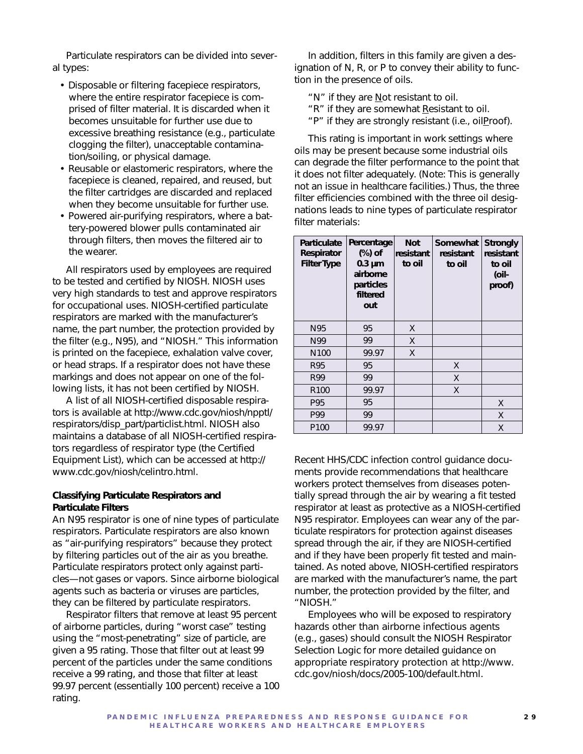Particulate respirators can be divided into several types:

- Disposable or filtering facepiece respirators, where the entire respirator facepiece is comprised of filter material. It is discarded when it becomes unsuitable for further use due to excessive breathing resistance (e.g., particulate clogging the filter), unacceptable contamination/soiling, or physical damage.
- Reusable or elastomeric respirators, where the facepiece is cleaned, repaired, and reused, but the filter cartridges are discarded and replaced when they become unsuitable for further use.
- Powered air-purifying respirators, where a battery-powered blower pulls contaminated air through filters, then moves the filtered air to the wearer.

All respirators used by employees are required to be tested and certified by NIOSH. NIOSH uses very high standards to test and approve respirators for occupational uses. NIOSH-certified particulate respirators are marked with the manufacturer's name, the part number, the protection provided by the filter (e.g., N95), and "NIOSH." This information is printed on the facepiece, exhalation valve cover, or head straps. If a respirator does not have these markings and does not appear on one of the following lists, it has not been certified by NIOSH.

A list of all NIOSH-certified disposable respirators is available at http://www.cdc.gov/niosh/npptl/respirators/disp_part/particlist.html. NIOSH also maintains a database of all NIOSH-certified respirators regardless of respirator type (the Certified Equipment List), which can be accessed at http://www.cdc.gov/niosh/celintro.html.

**Classifying Particulate Respirators and Particulate Filters**

An N95 respirator is one of nine types of particulate respirators. Particulate respirators are also known as "air-purifying respirators" because they protect by filtering particles out of the air as you breathe. Particulate respirators protect only against particles—not gases or vapors. Since airborne biological agents such as bacteria or viruses are particles, they can be filtered by particulate respirators.

Respirator filters that remove at least 95 percent of airborne particles, during "worst case" testing using the "most-penetrating" size of particle, are given a 95 rating. Those that filter out at least 99 percent of the particles under the same conditions receive a 99 rating, and those that filter at least 99.97 percent (essentially 100 percent) receive a 100 rating.

In addition, filters in this family are given a designation of N, R, or P to convey their ability to function in the presence of oils.

"N" if they are Not resistant to oil.
"R" if they are somewhat Resistant to oil.
"P" if they are strongly resistant (i.e., oilProof).

This rating is important in work settings where oils may be present because some industrial oils can degrade the filter performance to the point that it does not filter adequately. (Note: This is generally not an issue in healthcare facilities.) Thus, the three filter efficiencies combined with the three oil designations leads to nine types of particulate respirator filter materials:

| Particulate Respirator Filter Type | Percentage (%) of 0.3 µm airborne particles filtered out | Not resistant to oil | Somewhat resistant to oil | Strongly resistant to oil (oil-proof) |
|---|---|---|---|---|
| N95 | 95 | X | | |
| N99 | 99 | X | | |
| N100 | 99.97 | X | | |
| R95 | 95 | | X | |
| R99 | 99 | | X | |
| R100 | 99.97 | | X | |
| P95 | 95 | | | X |
| P99 | 99 | | | X |
| P100 | 99.97 | | | X |

Recent HHS/CDC infection control guidance documents provide recommendations that healthcare workers protect themselves from diseases potentially spread through the air by wearing a fit tested respirator at least as protective as a NIOSH-certified N95 respirator. Employees can wear any of the particulate respirators for protection against diseases spread through the air, if they are NIOSH-certified and if they have been properly fit tested and maintained. As noted above, NIOSH-certified respirators are marked with the manufacturer's name, the part number, the protection provided by the filter, and "NIOSH."

Employees who will be exposed to respiratory hazards other than airborne infectious agents (e.g., gases) should consult the NIOSH Respirator Selection Logic for more detailed guidance on appropriate respiratory protection at http://www.cdc.gov/niosh/docs/2005-100/default.html.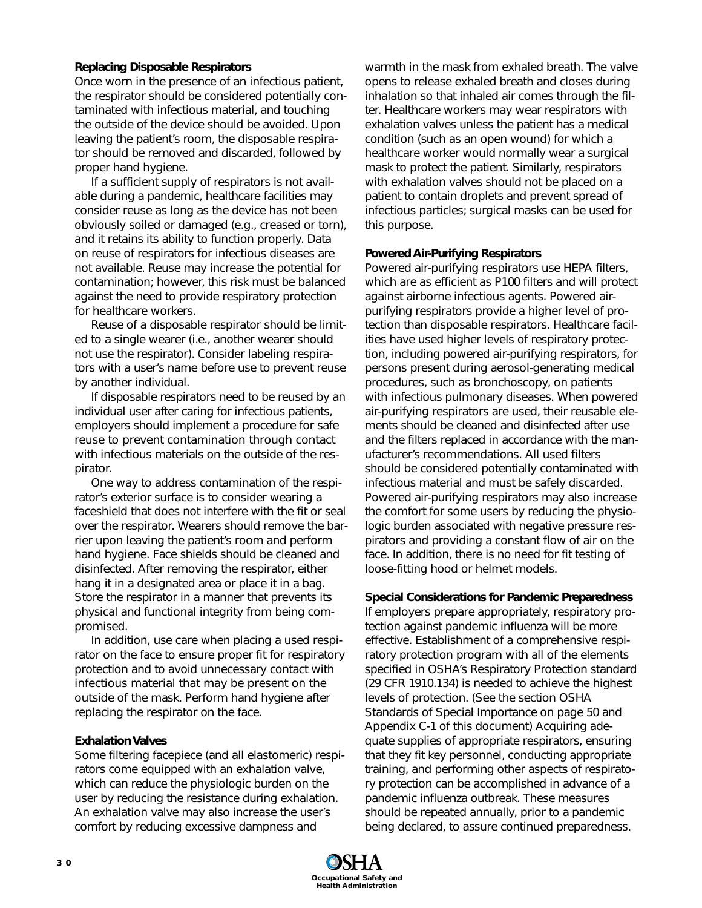### Replacing Disposable Respirators

Once worn in the presence of an infectious patient, the respirator should be considered potentially contaminated with infectious material, and touching the outside of the device should be avoided. Upon leaving the patient's room, the disposable respirator should be removed and discarded, followed by proper hand hygiene.

If a sufficient supply of respirators is not available during a pandemic, healthcare facilities may consider reuse as long as the device has not been obviously soiled or damaged (e.g., creased or torn), and it retains its ability to function properly. Data on reuse of respirators for infectious diseases are not available. Reuse may increase the potential for contamination; however, this risk must be balanced against the need to provide respiratory protection for healthcare workers.

Reuse of a disposable respirator should be limited to a single wearer (i.e., another wearer should not use the respirator). Consider labeling respirators with a user's name before use to prevent reuse by another individual.

If disposable respirators need to be reused by an individual user after caring for infectious patients, employers should implement a procedure for safe reuse to prevent contamination through contact with infectious materials on the outside of the respirator.

One way to address contamination of the respirator's exterior surface is to consider wearing a faceshield that does not interfere with the fit or seal over the respirator. Wearers should remove the barrier upon leaving the patient's room and perform hand hygiene. Face shields should be cleaned and disinfected. After removing the respirator, either hang it in a designated area or place it in a bag. Store the respirator in a manner that prevents its physical and functional integrity from being compromised.

In addition, use care when placing a used respirator on the face to ensure proper fit for respiratory protection and to avoid unnecessary contact with infectious material that may be present on the outside of the mask. Perform hand hygiene after replacing the respirator on the face.

### Exhalation Valves

Some filtering facepiece (and all elastomeric) respirators come equipped with an exhalation valve, which can reduce the physiologic burden on the user by reducing the resistance during exhalation. An exhalation valve may also increase the user's comfort by reducing excessive dampness and warmth in the mask from exhaled breath. The valve opens to release exhaled breath and closes during inhalation so that inhaled air comes through the filter. Healthcare workers may wear respirators with exhalation valves unless the patient has a medical condition (such as an open wound) for which a healthcare worker would normally wear a surgical mask to protect the patient. Similarly, respirators with exhalation valves should not be placed on a patient to contain droplets and prevent spread of infectious particles; surgical masks can be used for this purpose.

### Powered Air-Purifying Respirators

Powered air-purifying respirators use HEPA filters, which are as efficient as P100 filters and will protect against airborne infectious agents. Powered air-purifying respirators provide a higher level of protection than disposable respirators. Healthcare facilities have used higher levels of respiratory protection, including powered air-purifying respirators, for persons present during aerosol-generating medical procedures, such as bronchoscopy, on patients with infectious pulmonary diseases. When powered air-purifying respirators are used, their reusable elements should be cleaned and disinfected after use and the filters replaced in accordance with the manufacturer's recommendations. All used filters should be considered potentially contaminated with infectious material and must be safely discarded. Powered air-purifying respirators may also increase the comfort for some users by reducing the physiologic burden associated with negative pressure respirators and providing a constant flow of air on the face. In addition, there is no need for fit testing of loose-fitting hood or helmet models.

### Special Considerations for Pandemic Preparedness

If employers prepare appropriately, respiratory protection against pandemic influenza will be more effective. Establishment of a comprehensive respiratory protection program with all of the elements specified in OSHA's Respiratory Protection standard (29 CFR 1910.134) is needed to achieve the highest levels of protection. (See the section OSHA Standards of Special Importance on page 50 and Appendix C-1 of this document) Acquiring adequate supplies of appropriate respirators, ensuring that they fit key personnel, conducting appropriate training, and performing other aspects of respiratory protection can be accomplished in advance of a pandemic influenza outbreak. These measures should be repeated annually, prior to a pandemic being declared, to assure continued preparedness.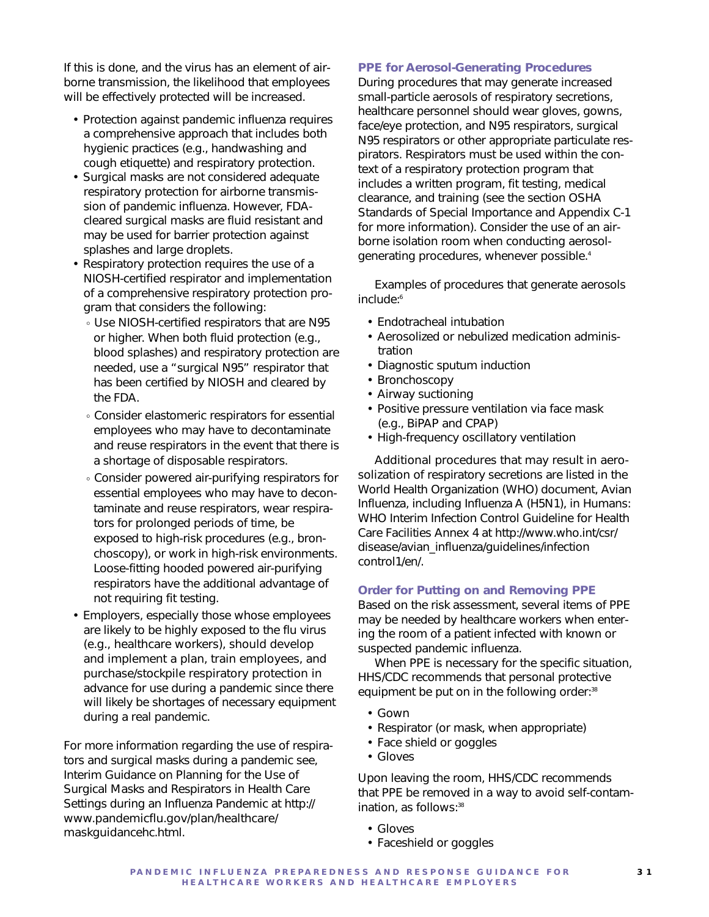If this is done, and the virus has an element of airborne transmission, the likelihood that employees will be effectively protected will be increased.

- Protection against pandemic influenza requires a comprehensive approach that includes both hygienic practices (e.g., handwashing and cough etiquette) and respiratory protection.
- Surgical masks are not considered adequate respiratory protection for airborne transmission of pandemic influenza. However, FDA-cleared surgical masks are fluid resistant and may be used for barrier protection against splashes and large droplets.
- Respiratory protection requires the use of a NIOSH-certified respirator and implementation of a comprehensive respiratory protection program that considers the following:
  - Use NIOSH-certified respirators that are N95 or higher. When both fluid protection (e.g., blood splashes) and respiratory protection are needed, use a "surgical N95" respirator that has been certified by NIOSH and cleared by the FDA.
  - Consider elastomeric respirators for essential employees who may have to decontaminate and reuse respirators in the event that there is a shortage of disposable respirators.
  - Consider powered air-purifying respirators for essential employees who may have to decontaminate and reuse respirators, wear respirators for prolonged periods of time, be exposed to high-risk procedures (e.g., bronchoscopy), or work in high-risk environments. Loose-fitting hooded powered air-purifying respirators have the additional advantage of not requiring fit testing.
- Employers, especially those whose employees are likely to be highly exposed to the flu virus (e.g., healthcare workers), should develop and implement a plan, train employees, and purchase/stockpile respiratory protection in advance for use during a pandemic since there will likely be shortages of necessary equipment during a real pandemic.

For more information regarding the use of respirators and surgical masks during a pandemic see, Interim Guidance on Planning for the Use of Surgical Masks and Respirators in Health Care Settings during an Influenza Pandemic at http://www.pandemicflu.gov/plan/healthcare/maskguidancehc.html.

### PPE for Aerosol-Generating Procedures

During procedures that may generate increased small-particle aerosols of respiratory secretions, healthcare personnel should wear gloves, gowns, face/eye protection, and N95 respirators, surgical N95 respirators or other appropriate particulate respirators. Respirators must be used within the context of a respiratory protection program that includes a written program, fit testing, medical clearance, and training (see the section OSHA Standards of Special Importance and Appendix C-1 for more information). Consider the use of an airborne isolation room when conducting aerosol-generating procedures, whenever possible.[4]

Examples of procedures that generate aerosols include:[6]

- Endotracheal intubation
- Aerosolized or nebulized medication administration
- Diagnostic sputum induction
- Bronchoscopy
- Airway suctioning
- Positive pressure ventilation via face mask (e.g., BiPAP and CPAP)
- High-frequency oscillatory ventilation

Additional procedures that may result in aerosolization of respiratory secretions are listed in the World Health Organization (WHO) document, Avian Influenza, including Influenza A (H5N1), in Humans: WHO Interim Infection Control Guideline for Health Care Facilities Annex 4 at http://www.who.int/csr/disease/avian_influenza/guidelines/infectioncontrol1/en/.

### Order for Putting on and Removing PPE

Based on the risk assessment, several items of PPE may be needed by healthcare workers when entering the room of a patient infected with known or suspected pandemic influenza.

When PPE is necessary for the specific situation, HHS/CDC recommends that personal protective equipment be put on in the following order:[38]

- Gown
- Respirator (or mask, when appropriate)
- Face shield or goggles
- Gloves

Upon leaving the room, HHS/CDC recommends that PPE be removed in a way to avoid self-contamination, as follows:[38]

- Gloves
- Faceshield or goggles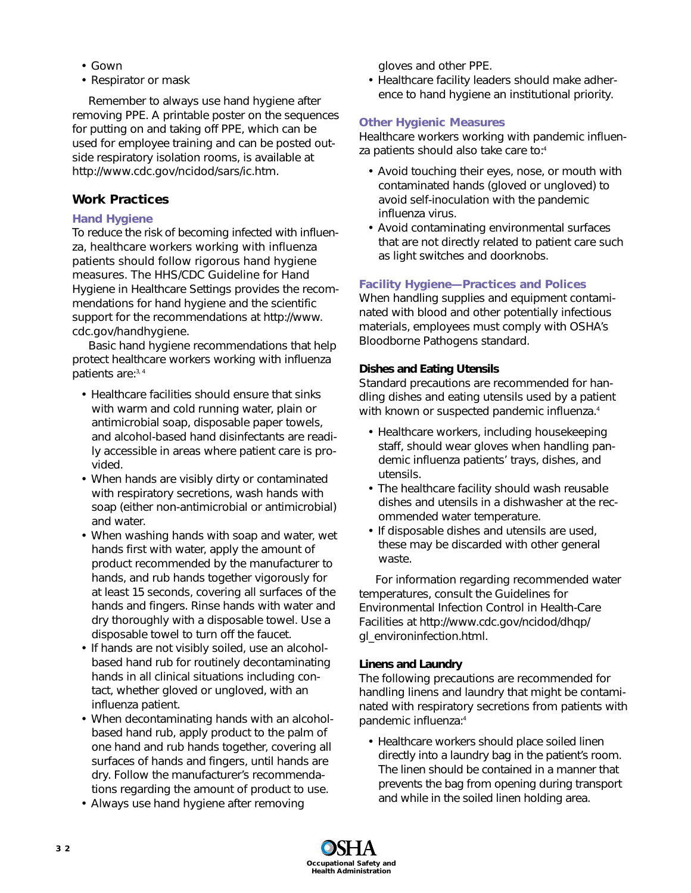- Gown
- Respirator or mask

Remember to always use hand hygiene after removing PPE. A printable poster on the sequences for putting on and taking off PPE, which can be used for employee training and can be posted outside respiratory isolation rooms, is available at http://www.cdc.gov/ncidod/sars/ic.htm.

## Work Practices

### Hand Hygiene

To reduce the risk of becoming infected with influenza, healthcare workers working with influenza patients should follow rigorous hand hygiene measures. The HHS/CDC Guideline for Hand Hygiene in Healthcare Settings provides the recommendations for hand hygiene and the scientific support for the recommendations at http://www.cdc.gov/handhygiene.

Basic hand hygiene recommendations that help protect healthcare workers working with influenza patients are:[3, 4]

- Healthcare facilities should ensure that sinks with warm and cold running water, plain or antimicrobial soap, disposable paper towels, and alcohol-based hand disinfectants are readily accessible in areas where patient care is provided.
- When hands are visibly dirty or contaminated with respiratory secretions, wash hands with soap (either non-antimicrobial or antimicrobial) and water.
- When washing hands with soap and water, wet hands first with water, apply the amount of product recommended by the manufacturer to hands, and rub hands together vigorously for at least 15 seconds, covering all surfaces of the hands and fingers. Rinse hands with water and dry thoroughly with a disposable towel. Use a disposable towel to turn off the faucet.
- If hands are not visibly soiled, use an alcohol-based hand rub for routinely decontaminating hands in all clinical situations including contact, whether gloved or ungloved, with an influenza patient.
- When decontaminating hands with an alcohol-based hand rub, apply product to the palm of one hand and rub hands together, covering all surfaces of hands and fingers, until hands are dry. Follow the manufacturer's recommendations regarding the amount of product to use.
- Always use hand hygiene after removing gloves and other PPE.
- Healthcare facility leaders should make adherence to hand hygiene an institutional priority.

### Other Hygienic Measures

Healthcare workers working with pandemic influenza patients should also take care to:[4]

- Avoid touching their eyes, nose, or mouth with contaminated hands (gloved or ungloved) to avoid self-inoculation with the pandemic influenza virus.
- Avoid contaminating environmental surfaces that are not directly related to patient care such as light switches and doorknobs.

### Facility Hygiene—Practices and Polices

When handling supplies and equipment contaminated with blood and other potentially infectious materials, employees must comply with OSHA's Bloodborne Pathogens standard.

#### Dishes and Eating Utensils

Standard precautions are recommended for handling dishes and eating utensils used by a patient with known or suspected pandemic influenza.[4]

- Healthcare workers, including housekeeping staff, should wear gloves when handling pandemic influenza patients' trays, dishes, and utensils.
- The healthcare facility should wash reusable dishes and utensils in a dishwasher at the recommended water temperature.
- If disposable dishes and utensils are used, these may be discarded with other general waste.

For information regarding recommended water temperatures, consult the Guidelines for Environmental Infection Control in Health-Care Facilities at http://www.cdc.gov/ncidod/dhqp/gl_environinfection.html.

#### Linens and Laundry

The following precautions are recommended for handling linens and laundry that might be contaminated with respiratory secretions from patients with pandemic influenza:[4]

- Healthcare workers should place soiled linen directly into a laundry bag in the patient's room. The linen should be contained in a manner that prevents the bag from opening during transport and while in the soiled linen holding area.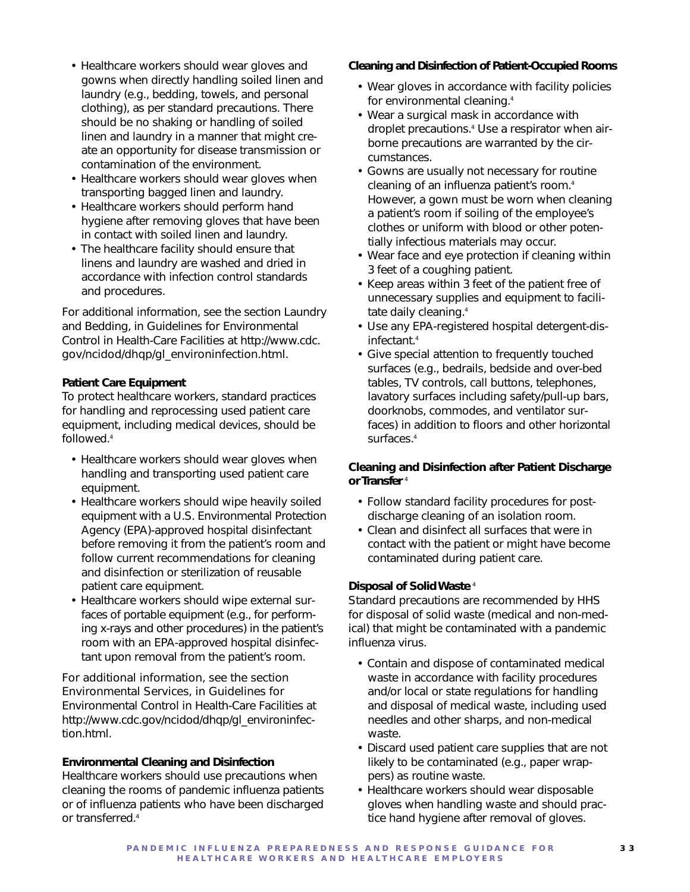- Healthcare workers should wear gloves and gowns when directly handling soiled linen and laundry (e.g., bedding, towels, and personal clothing), as per standard precautions. There should be no shaking or handling of soiled linen and laundry in a manner that might create an opportunity for disease transmission or contamination of the environment.
- Healthcare workers should wear gloves when transporting bagged linen and laundry.
- Healthcare workers should perform hand hygiene after removing gloves that have been in contact with soiled linen and laundry.
- The healthcare facility should ensure that linens and laundry are washed and dried in accordance with infection control standards and procedures.

For additional information, see the section Laundry and Bedding, in Guidelines for Environmental Control in Health-Care Facilities at http://www.cdc.gov/ncidod/dhqp/gl_environinfection.html.

**Patient Care Equipment**

To protect healthcare workers, standard practices for handling and reprocessing used patient care equipment, including medical devices, should be followed.[4]

- Healthcare workers should wear gloves when handling and transporting used patient care equipment.
- Healthcare workers should wipe heavily soiled equipment with a U.S. Environmental Protection Agency (EPA)-approved hospital disinfectant before removing it from the patient's room and follow current recommendations for cleaning and disinfection or sterilization of reusable patient care equipment.
- Healthcare workers should wipe external surfaces of portable equipment (e.g., for performing x-rays and other procedures) in the patient's room with an EPA-approved hospital disinfectant upon removal from the patient's room.

For additional information, see the section Environmental Services, in Guidelines for Environmental Control in Health-Care Facilities at http://www.cdc.gov/ncidod/dhqp/gl_environinfection.html.

**Environmental Cleaning and Disinfection**

Healthcare workers should use precautions when cleaning the rooms of pandemic influenza patients or of influenza patients who have been discharged or transferred.[4]

**Cleaning and Disinfection of Patient-Occupied Rooms**

- Wear gloves in accordance with facility policies for environmental cleaning.[4]
- Wear a surgical mask in accordance with droplet precautions.[4] Use a respirator when airborne precautions are warranted by the circumstances.
- Gowns are usually not necessary for routine cleaning of an influenza patient's room.[4] However, a gown must be worn when cleaning a patient's room if soiling of the employee's clothes or uniform with blood or other potentially infectious materials may occur.
- Wear face and eye protection if cleaning within 3 feet of a coughing patient.
- Keep areas within 3 feet of the patient free of unnecessary supplies and equipment to facilitate daily cleaning.[4]
- Use any EPA-registered hospital detergent-disinfectant.[4]
- Give special attention to frequently touched surfaces (e.g., bedrails, bedside and over-bed tables, TV controls, call buttons, telephones, lavatory surfaces including safety/pull-up bars, doorknobs, commodes, and ventilator surfaces) in addition to floors and other horizontal surfaces.[4]

**Cleaning and Disinfection after Patient Discharge or Transfer**[4]

- Follow standard facility procedures for post-discharge cleaning of an isolation room.
- Clean and disinfect all surfaces that were in contact with the patient or might have become contaminated during patient care.

**Disposal of Solid Waste**[4]

Standard precautions are recommended by HHS for disposal of solid waste (medical and non-medical) that might be contaminated with a pandemic influenza virus.

- Contain and dispose of contaminated medical waste in accordance with facility procedures and/or local or state regulations for handling and disposal of medical waste, including used needles and other sharps, and non-medical waste.
- Discard used patient care supplies that are not likely to be contaminated (e.g., paper wrappers) as routine waste.
- Healthcare workers should wear disposable gloves when handling waste and should practice hand hygiene after removal of gloves.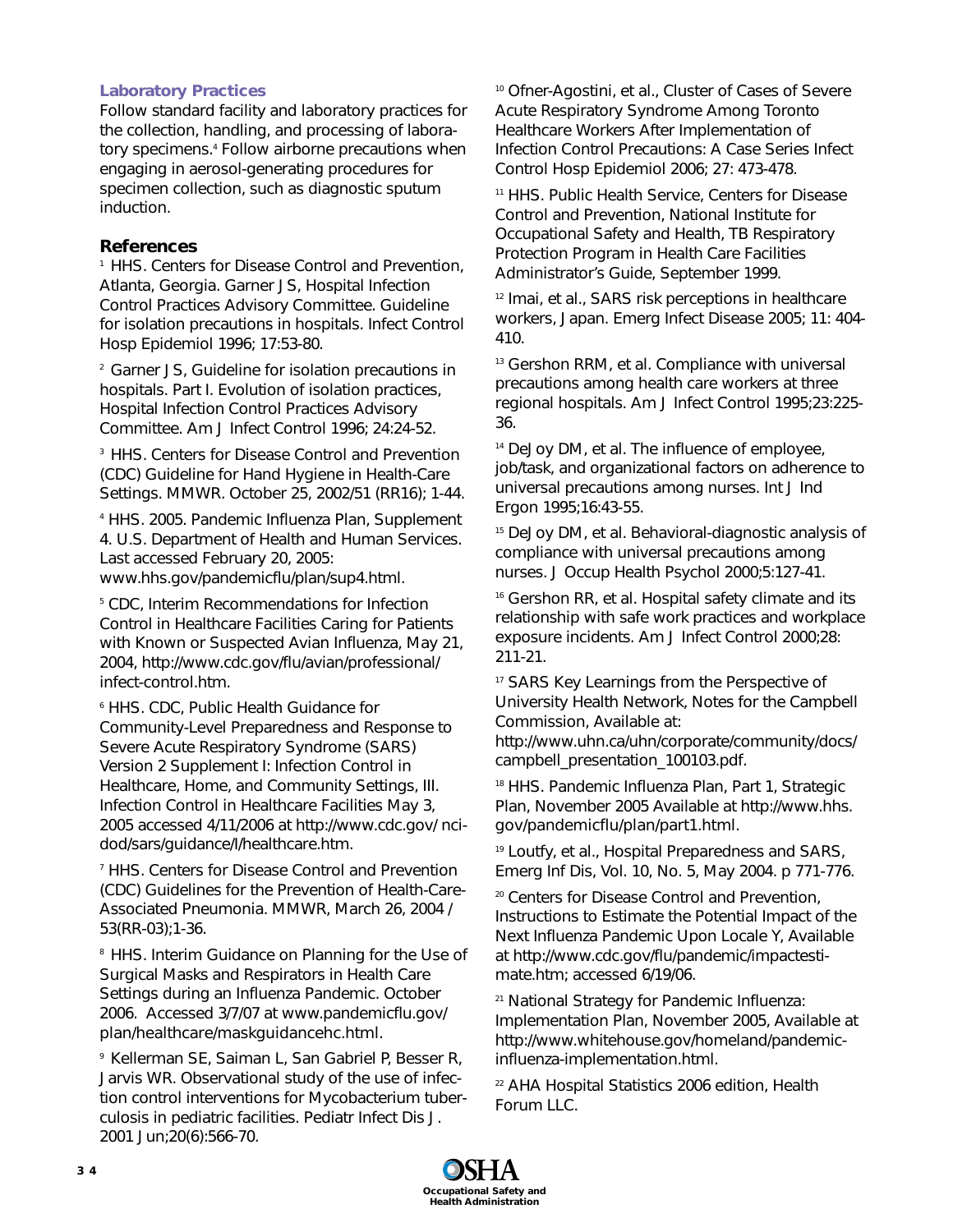### Laboratory Practices

Follow standard facility and laboratory practices for the collection, handling, and processing of laboratory specimens.[4] Follow airborne precautions when engaging in aerosol-generating procedures for specimen collection, such as diagnostic sputum induction.

## References

[1] HHS. Centers for Disease Control and Prevention, Atlanta, Georgia. Garner JS, Hospital Infection Control Practices Advisory Committee. Guideline for isolation precautions in hospitals. Infect Control Hosp Epidemiol 1996; 17:53-80.

[2] Garner JS, Guideline for isolation precautions in hospitals. Part I. Evolution of isolation practices, Hospital Infection Control Practices Advisory Committee. Am J Infect Control 1996; 24:24-52.

[3] HHS. Centers for Disease Control and Prevention (CDC) Guideline for Hand Hygiene in Health-Care Settings. MMWR. October 25, 2002/51 (RR16); 1-44.

[4] HHS. 2005. Pandemic Influenza Plan, Supplement 4. U.S. Department of Health and Human Services. Last accessed February 20, 2005: www.hhs.gov/pandemicflu/plan/sup4.html.

[5] CDC, Interim Recommendations for Infection Control in Healthcare Facilities Caring for Patients with Known or Suspected Avian Influenza, May 21, 2004, http://www.cdc.gov/flu/avian/professional/infect-control.htm.

[6] HHS. CDC, Public Health Guidance for Community-Level Preparedness and Response to Severe Acute Respiratory Syndrome (SARS) Version 2 Supplement I: Infection Control in Healthcare, Home, and Community Settings, III. Infection Control in Healthcare Facilities May 3, 2005 accessed 4/11/2006 at http://www.cdc.gov/ ncidod/sars/guidance/I/healthcare.htm.

[7] HHS. Centers for Disease Control and Prevention (CDC) Guidelines for the Prevention of Health-Care-Associated Pneumonia. MMWR, March 26, 2004 / 53(RR-03);1-36.

[8] HHS. Interim Guidance on Planning for the Use of Surgical Masks and Respirators in Health Care Settings during an Influenza Pandemic. October 2006. Accessed 3/7/07 at www.pandemicflu.gov/plan/healthcare/maskguidancehc.html.

[9] Kellerman SE, Saiman L, San Gabriel P, Besser R, Jarvis WR. Observational study of the use of infection control interventions for Mycobacterium tuberculosis in pediatric facilities. Pediatr Infect Dis J. 2001 Jun;20(6):566-70.

[10] Ofner-Agostini, et al., Cluster of Cases of Severe Acute Respiratory Syndrome Among Toronto Healthcare Workers After Implementation of Infection Control Precautions: A Case Series Infect Control Hosp Epidemiol 2006; 27: 473-478.

[11] HHS. Public Health Service, Centers for Disease Control and Prevention, National Institute for Occupational Safety and Health, TB Respiratory Protection Program in Health Care Facilities Administrator's Guide, September 1999.

[12] Imai, et al., SARS risk perceptions in healthcare workers, Japan. Emerg Infect Disease 2005; 11: 404-410.

[13] Gershon RRM, et al. Compliance with universal precautions among health care workers at three regional hospitals. Am J Infect Control 1995;23:225-36.

[14] DeJoy DM, et al. The influence of employee, job/task, and organizational factors on adherence to universal precautions among nurses. Int J Ind Ergon 1995;16:43-55.

[15] DeJoy DM, et al. Behavioral-diagnostic analysis of compliance with universal precautions among nurses. J Occup Health Psychol 2000;5:127-41.

[16] Gershon RR, et al. Hospital safety climate and its relationship with safe work practices and workplace exposure incidents. Am J Infect Control 2000;28: 211-21.

[17] SARS Key Learnings from the Perspective of University Health Network, Notes for the Campbell Commission, Available at: http://www.uhn.ca/uhn/corporate/community/docs/campbell_presentation_100103.pdf.

[18] HHS. Pandemic Influenza Plan, Part 1, Strategic Plan, November 2005 Available at http://www.hhs.gov/pandemicflu/plan/part1.html.

[19] Loutfy, et al., Hospital Preparedness and SARS, Emerg Inf Dis, Vol. 10, No. 5, May 2004. p 771-776.

[20] Centers for Disease Control and Prevention, Instructions to Estimate the Potential Impact of the Next Influenza Pandemic Upon Locale Y, Available at http://www.cdc.gov/flu/pandemic/impactestimate.htm; accessed 6/19/06.

[21] National Strategy for Pandemic Influenza: Implementation Plan, November 2005, Available at http://www.whitehouse.gov/homeland/pandemic-influenza-implementation.html.

[22] AHA Hospital Statistics 2006 edition, Health Forum LLC.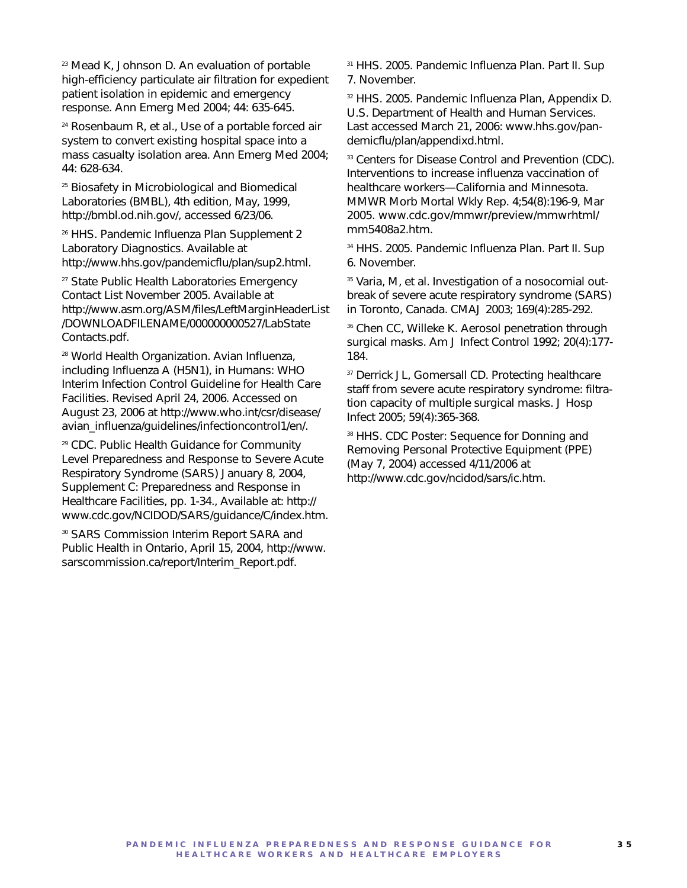[23] Mead K, Johnson D. An evaluation of portable high-efficiency particulate air filtration for expedient patient isolation in epidemic and emergency response. Ann Emerg Med 2004; 44: 635-645.

[24] Rosenbaum R, et al., Use of a portable forced air system to convert existing hospital space into a mass casualty isolation area. Ann Emerg Med 2004; 44: 628-634.

[25] Biosafety in Microbiological and Biomedical Laboratories (BMBL), 4th edition, May, 1999, http://bmbl.od.nih.gov/, accessed 6/23/06.

[26] HHS. Pandemic Influenza Plan Supplement 2 Laboratory Diagnostics. Available at http://www.hhs.gov/pandemicflu/plan/sup2.html.

[27] State Public Health Laboratories Emergency Contact List November 2005. Available at http://www.asm.org/ASM/files/LeftMarginHeaderList/DOWNLOADFILENAME/000000000527/LabStateContacts.pdf.

[28] World Health Organization. Avian Influenza, including Influenza A (H5N1), in Humans: WHO Interim Infection Control Guideline for Health Care Facilities. Revised April 24, 2006. Accessed on August 23, 2006 at http://www.who.int/csr/disease/avian_influenza/guidelines/infectioncontrol1/en/.

[29] CDC. Public Health Guidance for Community Level Preparedness and Response to Severe Acute Respiratory Syndrome (SARS) January 8, 2004, Supplement C: Preparedness and Response in Healthcare Facilities, pp. 1-34., Available at: http://www.cdc.gov/NCIDOD/SARS/guidance/C/index.htm.

[30] SARS Commission Interim Report SARA and Public Health in Ontario, April 15, 2004, http://www.sarscommission.ca/report/Interim_Report.pdf.

[31] HHS. 2005. Pandemic Influenza Plan. Part II. Sup 7. November.

[32] HHS. 2005. Pandemic Influenza Plan, Appendix D. U.S. Department of Health and Human Services. Last accessed March 21, 2006: www.hhs.gov/pandemicflu/plan/appendixd.html.

[33] Centers for Disease Control and Prevention (CDC). Interventions to increase influenza vaccination of healthcare workers—California and Minnesota. MMWR Morb Mortal Wkly Rep. 4;54(8):196-9, Mar 2005. www.cdc.gov/mmwr/preview/mmwrhtml/mm5408a2.htm.

[34] HHS. 2005. Pandemic Influenza Plan. Part II. Sup 6. November.

[35] Varia, M, et al. Investigation of a nosocomial outbreak of severe acute respiratory syndrome (SARS) in Toronto, Canada. CMAJ 2003; 169(4):285-292.

[36] Chen CC, Willeke K. Aerosol penetration through surgical masks. Am J Infect Control 1992; 20(4):177-184.

[37] Derrick JL, Gomersall CD. Protecting healthcare staff from severe acute respiratory syndrome: filtration capacity of multiple surgical masks. J Hosp Infect 2005; 59(4):365-368.

[38] HHS. CDC Poster: Sequence for Donning and Removing Personal Protective Equipment (PPE) (May 7, 2004) accessed 4/11/2006 at http://www.cdc.gov/ncidod/sars/ic.htm.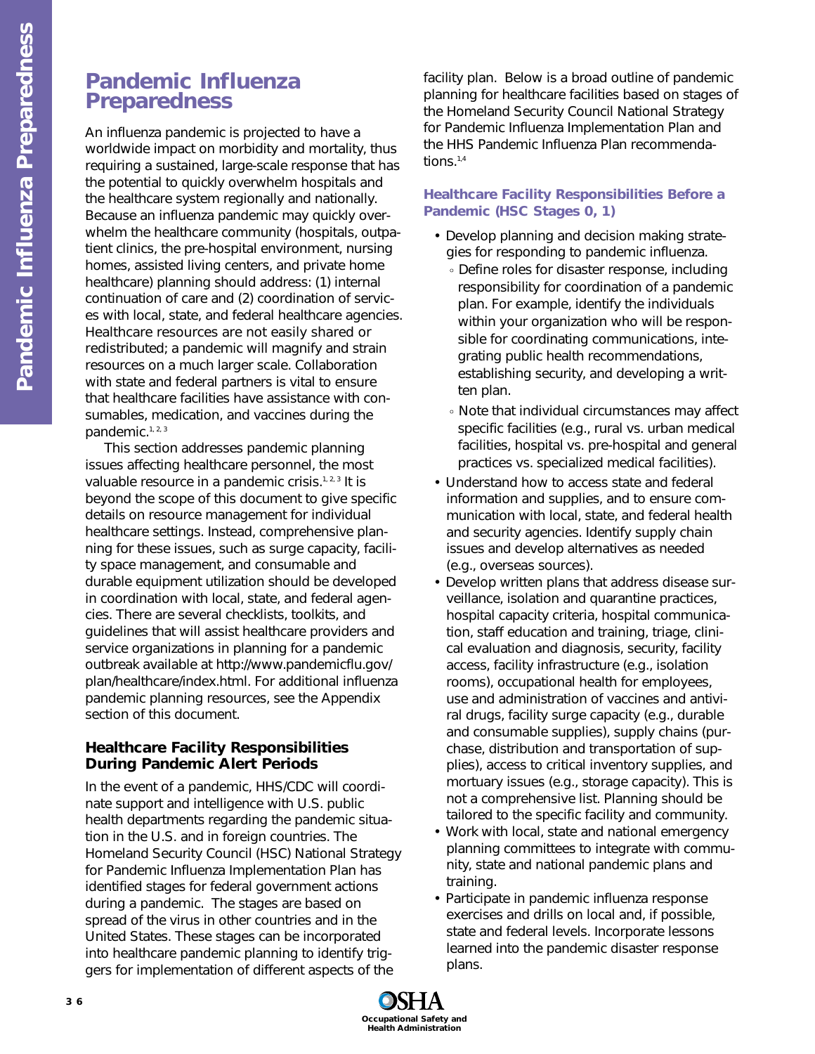## Pandemic Influenza Preparedness

An influenza pandemic is projected to have a worldwide impact on morbidity and mortality, thus requiring a sustained, large-scale response that has the potential to quickly overwhelm hospitals and the healthcare system regionally and nationally. Because an influenza pandemic may quickly overwhelm the healthcare community (hospitals, outpatient clinics, the pre-hospital environment, nursing homes, assisted living centers, and private home healthcare) planning should address: (1) internal continuation of care and (2) coordination of services with local, state, and federal healthcare agencies. Healthcare resources are not easily shared or redistributed; a pandemic will magnify and strain resources on a much larger scale. Collaboration with state and federal partners is vital to ensure that healthcare facilities have assistance with consumables, medication, and vaccines during the pandemic.[1, 2, 3]

This section addresses pandemic planning issues affecting healthcare personnel, the most valuable resource in a pandemic crisis.[1, 2, 3] It is beyond the scope of this document to give specific details on resource management for individual healthcare settings. Instead, comprehensive planning for these issues, such as surge capacity, facility space management, and consumable and durable equipment utilization should be developed in coordination with local, state, and federal agencies. There are several checklists, toolkits, and guidelines that will assist healthcare providers and service organizations in planning for a pandemic outbreak available at http://www.pandemicflu.gov/plan/healthcare/index.html. For additional influenza pandemic planning resources, see the Appendix section of this document.

### Healthcare Facility Responsibilities During Pandemic Alert Periods

In the event of a pandemic, HHS/CDC will coordinate support and intelligence with U.S. public health departments regarding the pandemic situation in the U.S. and in foreign countries. The Homeland Security Council (HSC) National Strategy for Pandemic Influenza Implementation Plan has identified stages for federal government actions during a pandemic. The stages are based on spread of the virus in other countries and in the United States. These stages can be incorporated into healthcare pandemic planning to identify triggers for implementation of different aspects of the facility plan. Below is a broad outline of pandemic planning for healthcare facilities based on stages of the Homeland Security Council National Strategy for Pandemic Influenza Implementation Plan and the HHS Pandemic Influenza Plan recommendations.[1,4]

#### Healthcare Facility Responsibilities Before a Pandemic (HSC Stages 0, 1)

- Develop planning and decision making strategies for responding to pandemic influenza.
  - Define roles for disaster response, including responsibility for coordination of a pandemic plan. For example, identify the individuals within your organization who will be responsible for coordinating communications, integrating public health recommendations, establishing security, and developing a written plan.
  - Note that individual circumstances may affect specific facilities (e.g., rural vs. urban medical facilities, hospital vs. pre-hospital and general practices vs. specialized medical facilities).
- Understand how to access state and federal information and supplies, and to ensure communication with local, state, and federal health and security agencies. Identify supply chain issues and develop alternatives as needed (e.g., overseas sources).
- Develop written plans that address disease surveillance, isolation and quarantine practices, hospital capacity criteria, hospital communication, staff education and training, triage, clinical evaluation and diagnosis, security, facility access, facility infrastructure (e.g., isolation rooms), occupational health for employees, use and administration of vaccines and antiviral drugs, facility surge capacity (e.g., durable and consumable supplies), supply chains (purchase, distribution and transportation of supplies), access to critical inventory supplies, and mortuary issues (e.g., storage capacity). This is not a comprehensive list. Planning should be tailored to the specific facility and community.
- Work with local, state and national emergency planning committees to integrate with community, state and national pandemic plans and training.
- Participate in pandemic influenza response exercises and drills on local and, if possible, state and federal levels. Incorporate lessons learned into the pandemic disaster response plans.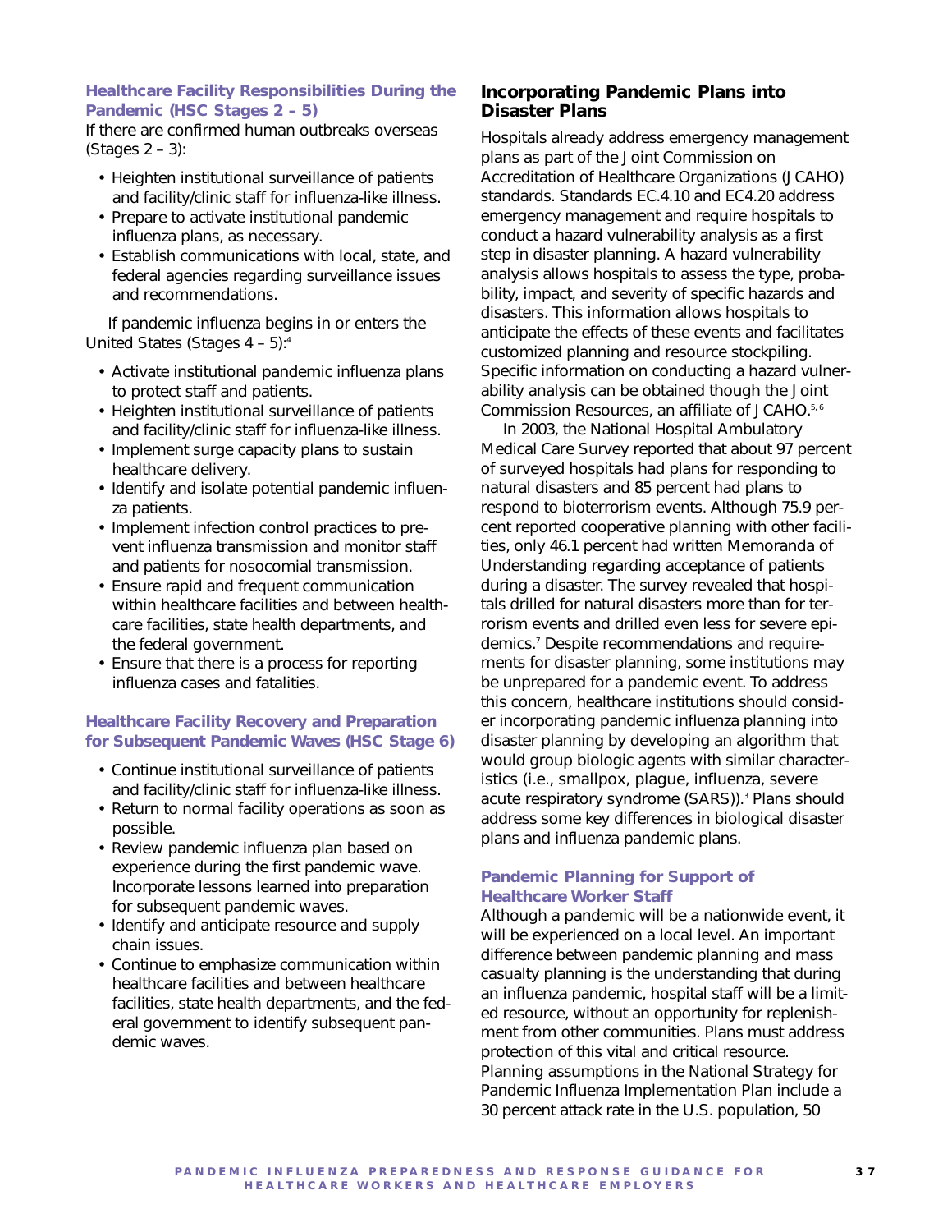### Healthcare Facility Responsibilities During the Pandemic (HSC Stages 2 – 5)

If there are confirmed human outbreaks overseas (Stages 2 – 3):

- Heighten institutional surveillance of patients and facility/clinic staff for influenza-like illness.
- Prepare to activate institutional pandemic influenza plans, as necessary.
- Establish communications with local, state, and federal agencies regarding surveillance issues and recommendations.

If pandemic influenza begins in or enters the United States (Stages 4 – 5):[4]

- Activate institutional pandemic influenza plans to protect staff and patients.
- Heighten institutional surveillance of patients and facility/clinic staff for influenza-like illness.
- Implement surge capacity plans to sustain healthcare delivery.
- Identify and isolate potential pandemic influenza patients.
- Implement infection control practices to prevent influenza transmission and monitor staff and patients for nosocomial transmission.
- Ensure rapid and frequent communication within healthcare facilities and between healthcare facilities, state health departments, and the federal government.
- Ensure that there is a process for reporting influenza cases and fatalities.

### Healthcare Facility Recovery and Preparation for Subsequent Pandemic Waves (HSC Stage 6)

- Continue institutional surveillance of patients and facility/clinic staff for influenza-like illness.
- Return to normal facility operations as soon as possible.
- Review pandemic influenza plan based on experience during the first pandemic wave. Incorporate lessons learned into preparation for subsequent pandemic waves.
- Identify and anticipate resource and supply chain issues.
- Continue to emphasize communication within healthcare facilities and between healthcare facilities, state health departments, and the federal government to identify subsequent pandemic waves.

## Incorporating Pandemic Plans into Disaster Plans

Hospitals already address emergency management plans as part of the Joint Commission on Accreditation of Healthcare Organizations (JCAHO) standards. Standards EC.4.10 and EC4.20 address emergency management and require hospitals to conduct a hazard vulnerability analysis as a first step in disaster planning. A hazard vulnerability analysis allows hospitals to assess the type, probability, impact, and severity of specific hazards and disasters. This information allows hospitals to anticipate the effects of these events and facilitates customized planning and resource stockpiling. Specific information on conducting a hazard vulnerability analysis can be obtained though the Joint Commission Resources, an affiliate of JCAHO.[5, 6]

In 2003, the National Hospital Ambulatory Medical Care Survey reported that about 97 percent of surveyed hospitals had plans for responding to natural disasters and 85 percent had plans to respond to bioterrorism events. Although 75.9 percent reported cooperative planning with other facilities, only 46.1 percent had written Memoranda of Understanding regarding acceptance of patients during a disaster. The survey revealed that hospitals drilled for natural disasters more than for terrorism events and drilled even less for severe epidemics.[7] Despite recommendations and requirements for disaster planning, some institutions may be unprepared for a pandemic event. To address this concern, healthcare institutions should consider incorporating pandemic influenza planning into disaster planning by developing an algorithm that would group biologic agents with similar characteristics (i.e., smallpox, plague, influenza, severe acute respiratory syndrome (SARS)).[3] Plans should address some key differences in biological disaster plans and influenza pandemic plans.

### Pandemic Planning for Support of Healthcare Worker Staff

Although a pandemic will be a nationwide event, it will be experienced on a local level. An important difference between pandemic planning and mass casualty planning is the understanding that during an influenza pandemic, hospital staff will be a limited resource, without an opportunity for replenishment from other communities. Plans must address protection of this vital and critical resource. Planning assumptions in the National Strategy for Pandemic Influenza Implementation Plan include a 30 percent attack rate in the U.S. population, 50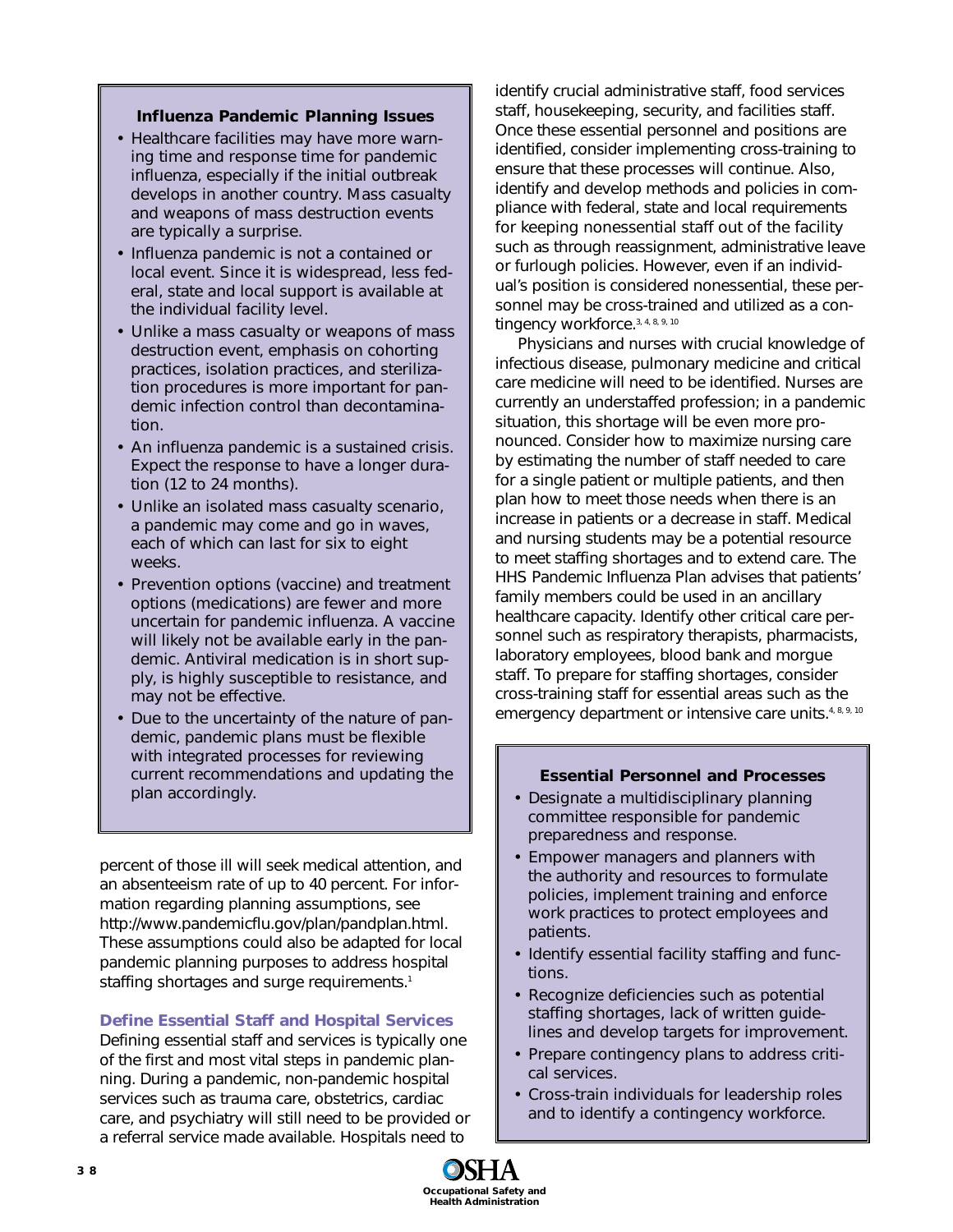### Influenza Pandemic Planning Issues

- Healthcare facilities may have more warning time and response time for pandemic influenza, especially if the initial outbreak develops in another country. Mass casualty and weapons of mass destruction events are typically a surprise.
- Influenza pandemic is not a contained or local event. Since it is widespread, less federal, state and local support is available at the individual facility level.
- Unlike a mass casualty or weapons of mass destruction event, emphasis on cohorting practices, isolation practices, and sterilization procedures is more important for pandemic infection control than decontamination.
- An influenza pandemic is a sustained crisis. Expect the response to have a longer duration (12 to 24 months).
- Unlike an isolated mass casualty scenario, a pandemic may come and go in waves, each of which can last for six to eight weeks.
- Prevention options (vaccine) and treatment options (medications) are fewer and more uncertain for pandemic influenza. A vaccine will likely not be available early in the pandemic. Antiviral medication is in short supply, is highly susceptible to resistance, and may not be effective.
- Due to the uncertainty of the nature of pandemic, pandemic plans must be flexible with integrated processes for reviewing current recommendations and updating the plan accordingly.

percent of those ill will seek medical attention, and an absenteeism rate of up to 40 percent. For information regarding planning assumptions, see http://www.pandemicflu.gov/plan/pandplan.html. These assumptions could also be adapted for local pandemic planning purposes to address hospital staffing shortages and surge requirements.[1]

### Define Essential Staff and Hospital Services

Defining essential staff and services is typically one of the first and most vital steps in pandemic planning. During a pandemic, non-pandemic hospital services such as trauma care, obstetrics, cardiac care, and psychiatry will still need to be provided or a referral service made available. Hospitals need to identify crucial administrative staff, food services staff, housekeeping, security, and facilities staff. Once these essential personnel and positions are identified, consider implementing cross-training to ensure that these processes will continue. Also, identify and develop methods and policies in compliance with federal, state and local requirements for keeping nonessential staff out of the facility such as through reassignment, administrative leave or furlough policies. However, even if an individual's position is considered nonessential, these personnel may be cross-trained and utilized as a contingency workforce.[3, 4, 8, 9, 10]

Physicians and nurses with crucial knowledge of infectious disease, pulmonary medicine and critical care medicine will need to be identified. Nurses are currently an understaffed profession; in a pandemic situation, this shortage will be even more pronounced. Consider how to maximize nursing care by estimating the number of staff needed to care for a single patient or multiple patients, and then plan how to meet those needs when there is an increase in patients or a decrease in staff. Medical and nursing students may be a potential resource to meet staffing shortages and to extend care. The HHS Pandemic Influenza Plan advises that patients' family members could be used in an ancillary healthcare capacity. Identify other critical care personnel such as respiratory therapists, pharmacists, laboratory employees, blood bank and morgue staff. To prepare for staffing shortages, consider cross-training staff for essential areas such as the emergency department or intensive care units.[4, 8, 9, 10]

### Essential Personnel and Processes

- Designate a multidisciplinary planning committee responsible for pandemic preparedness and response.
- Empower managers and planners with the authority and resources to formulate policies, implement training and enforce work practices to protect employees and patients.
- Identify essential facility staffing and functions.
- Recognize deficiencies such as potential staffing shortages, lack of written guidelines and develop targets for improvement.
- Prepare contingency plans to address critical services.
- Cross-train individuals for leadership roles and to identify a contingency workforce.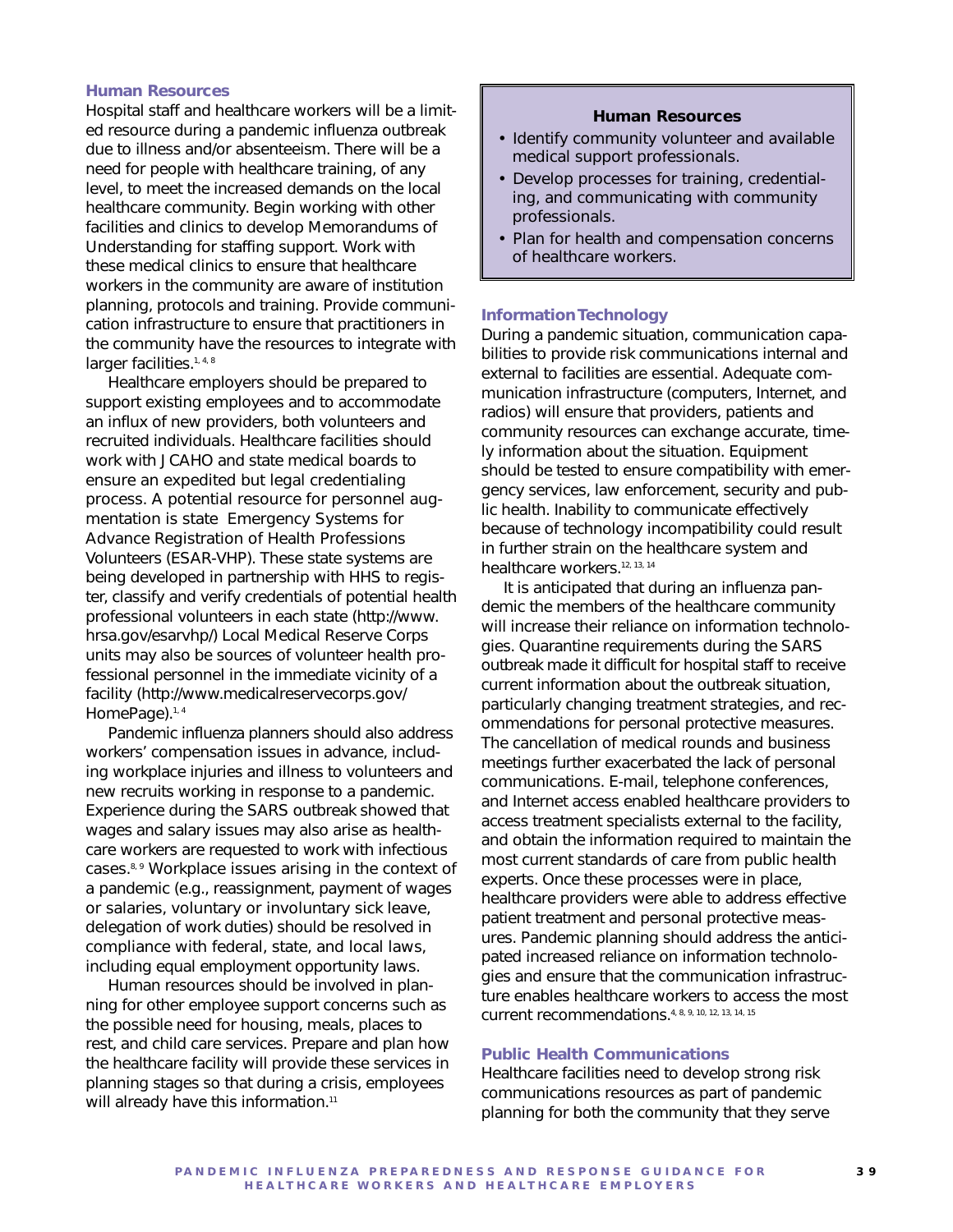### Human Resources

Hospital staff and healthcare workers will be a limited resource during a pandemic influenza outbreak due to illness and/or absenteeism. There will be a need for people with healthcare training, of any level, to meet the increased demands on the local healthcare community. Begin working with other facilities and clinics to develop Memorandums of Understanding for staffing support. Work with these medical clinics to ensure that healthcare workers in the community are aware of institution planning, protocols and training. Provide communication infrastructure to ensure that practitioners in the community have the resources to integrate with larger facilities.[1, 4, 8]

Healthcare employers should be prepared to support existing employees and to accommodate an influx of new providers, both volunteers and recruited individuals. Healthcare facilities should work with JCAHO and state medical boards to ensure an expedited but legal credentialing process. A potential resource for personnel augmentation is state Emergency Systems for Advance Registration of Health Professions Volunteers (ESAR-VHP). These state systems are being developed in partnership with HHS to register, classify and verify credentials of potential health professional volunteers in each state (http://www.hrsa.gov/esarvhp/) Local Medical Reserve Corps units may also be sources of volunteer health professional personnel in the immediate vicinity of a facility (http://www.medicalreservecorps.gov/HomePage).[1, 4]

Pandemic influenza planners should also address workers' compensation issues in advance, including workplace injuries and illness to volunteers and new recruits working in response to a pandemic. Experience during the SARS outbreak showed that wages and salary issues may also arise as healthcare workers are requested to work with infectious cases.[8, 9] Workplace issues arising in the context of a pandemic (e.g., reassignment, payment of wages or salaries, voluntary or involuntary sick leave, delegation of work duties) should be resolved in compliance with federal, state, and local laws, including equal employment opportunity laws.

Human resources should be involved in planning for other employee support concerns such as the possible need for housing, meals, places to rest, and child care services. Prepare and plan how the healthcare facility will provide these services in planning stages so that during a crisis, employees will already have this information.[11]

> **Human Resources**
>
> - Identify community volunteer and available medical support professionals.
> - Develop processes for training, credentialing, and communicating with community professionals.
> - Plan for health and compensation concerns of healthcare workers.

### Information Technology

During a pandemic situation, communication capabilities to provide risk communications internal and external to facilities are essential. Adequate communication infrastructure (computers, Internet, and radios) will ensure that providers, patients and community resources can exchange accurate, timely information about the situation. Equipment should be tested to ensure compatibility with emergency services, law enforcement, security and public health. Inability to communicate effectively because of technology incompatibility could result in further strain on the healthcare system and healthcare workers.[12, 13, 14]

It is anticipated that during an influenza pandemic the members of the healthcare community will increase their reliance on information technologies. Quarantine requirements during the SARS outbreak made it difficult for hospital staff to receive current information about the outbreak situation, particularly changing treatment strategies, and recommendations for personal protective measures. The cancellation of medical rounds and business meetings further exacerbated the lack of personal communications. E-mail, telephone conferences, and Internet access enabled healthcare providers to access treatment specialists external to the facility, and obtain the information required to maintain the most current standards of care from public health experts. Once these processes were in place, healthcare providers were able to address effective patient treatment and personal protective measures. Pandemic planning should address the anticipated increased reliance on information technologies and ensure that the communication infrastructure enables healthcare workers to access the most current recommendations.[4, 8, 9, 10, 12, 13, 14, 15]

### Public Health Communications

Healthcare facilities need to develop strong risk communications resources as part of pandemic planning for both the community that they serve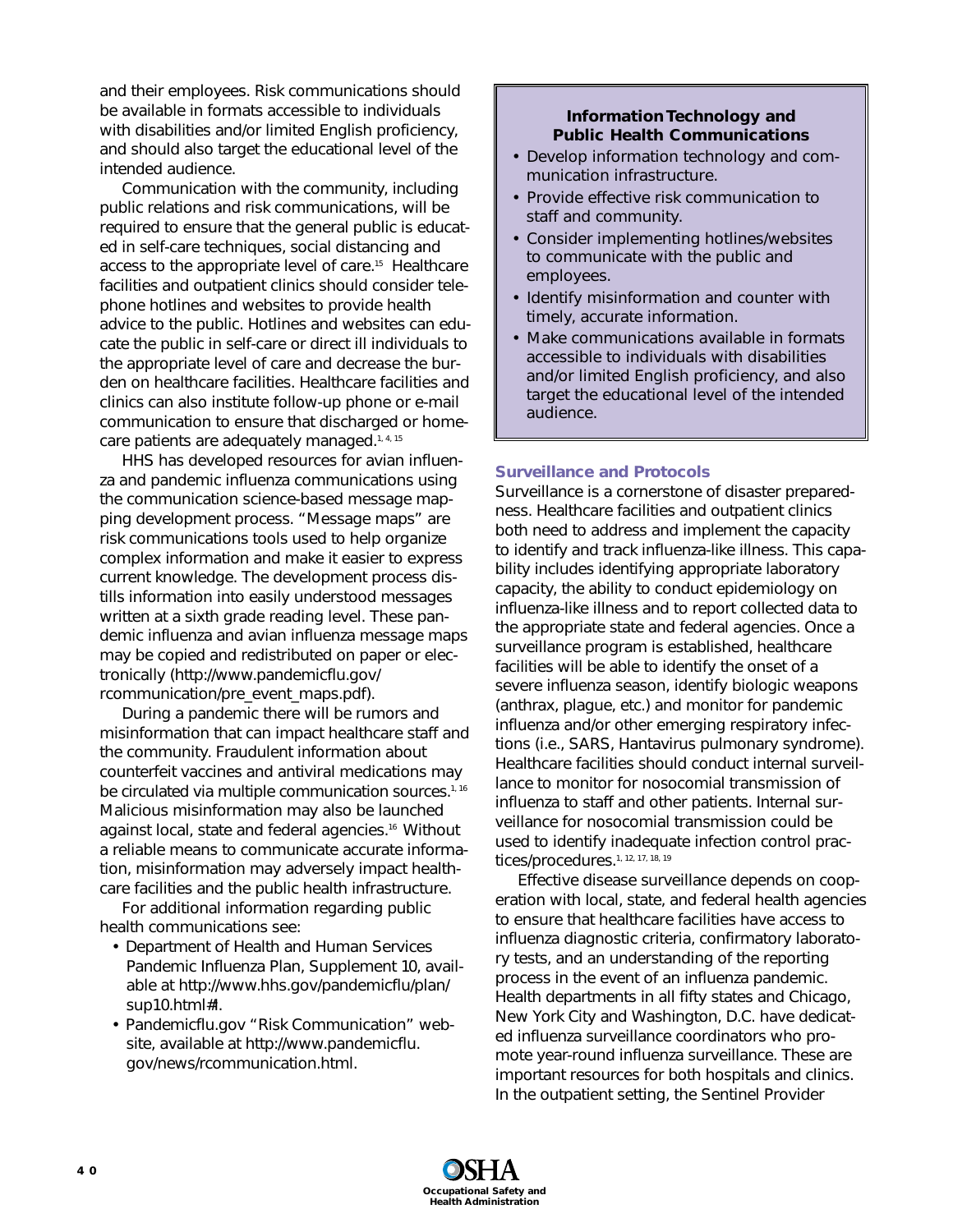and their employees. Risk communications should be available in formats accessible to individuals with disabilities and/or limited English proficiency, and should also target the educational level of the intended audience.

Communication with the community, including public relations and risk communications, will be required to ensure that the general public is educated in self-care techniques, social distancing and access to the appropriate level of care.[15] Healthcare facilities and outpatient clinics should consider telephone hotlines and websites to provide health advice to the public. Hotlines and websites can educate the public in self-care or direct ill individuals to the appropriate level of care and decrease the burden on healthcare facilities. Healthcare facilities and clinics can also institute follow-up phone or e-mail communication to ensure that discharged or home-care patients are adequately managed.[1, 4, 15]

HHS has developed resources for avian influenza and pandemic influenza communications using the communication science-based message mapping development process. "Message maps" are risk communications tools used to help organize complex information and make it easier to express current knowledge. The development process distills information into easily understood messages written at a sixth grade reading level. These pandemic influenza and avian influenza message maps may be copied and redistributed on paper or electronically (http://www.pandemicflu.gov/rcommunication/pre_event_maps.pdf).

During a pandemic there will be rumors and misinformation that can impact healthcare staff and the community. Fraudulent information about counterfeit vaccines and antiviral medications may be circulated via multiple communication sources.[1, 16] Malicious misinformation may also be launched against local, state and federal agencies.[16] Without a reliable means to communicate accurate information, misinformation may adversely impact healthcare facilities and the public health infrastructure.

For additional information regarding public health communications see:

- Department of Health and Human Services Pandemic Influenza Plan, Supplement 10, available at http://www.hhs.gov/pandemicflu/plan/sup10.html#l.
- Pandemicflu.gov "Risk Communication" website, available at http://www.pandemicflu.gov/news/rcommunication.html.

> **Information Technology and Public Health Communications**
>
> - Develop information technology and communication infrastructure.
> - Provide effective risk communication to staff and community.
> - Consider implementing hotlines/websites to communicate with the public and employees.
> - Identify misinformation and counter with timely, accurate information.
> - Make communications available in formats accessible to individuals with disabilities and/or limited English proficiency, and also target the educational level of the intended audience.

### Surveillance and Protocols

Surveillance is a cornerstone of disaster preparedness. Healthcare facilities and outpatient clinics both need to address and implement the capacity to identify and track influenza-like illness. This capability includes identifying appropriate laboratory capacity, the ability to conduct epidemiology on influenza-like illness and to report collected data to the appropriate state and federal agencies. Once a surveillance program is established, healthcare facilities will be able to identify the onset of a severe influenza season, identify biologic weapons (anthrax, plague, etc.) and monitor for pandemic influenza and/or other emerging respiratory infections (i.e., SARS, Hantavirus pulmonary syndrome). Healthcare facilities should conduct internal surveillance to monitor for nosocomial transmission of influenza to staff and other patients. Internal surveillance for nosocomial transmission could be used to identify inadequate infection control practices/procedures.[1, 12, 17, 18, 19]

Effective disease surveillance depends on cooperation with local, state, and federal health agencies to ensure that healthcare facilities have access to influenza diagnostic criteria, confirmatory laboratory tests, and an understanding of the reporting process in the event of an influenza pandemic. Health departments in all fifty states and Chicago, New York City and Washington, D.C. have dedicated influenza surveillance coordinators who promote year-round influenza surveillance. These are important resources for both hospitals and clinics. In the outpatient setting, the Sentinel Provider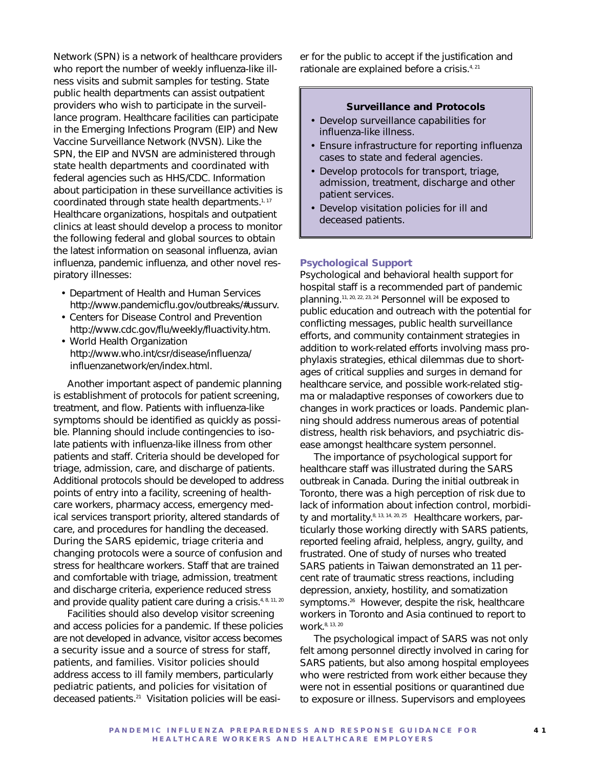Network (SPN) is a network of healthcare providers who report the number of weekly influenza-like illness visits and submit samples for testing. State public health departments can assist outpatient providers who wish to participate in the surveillance program. Healthcare facilities can participate in the Emerging Infections Program (EIP) and New Vaccine Surveillance Network (NVSN). Like the SPN, the EIP and NVSN are administered through state health departments and coordinated with federal agencies such as HHS/CDC. Information about participation in these surveillance activities is coordinated through state health departments.[1, 17] Healthcare organizations, hospitals and outpatient clinics at least should develop a process to monitor the following federal and global sources to obtain the latest information on seasonal influenza, avian influenza, pandemic influenza, and other novel respiratory illnesses:

- Department of Health and Human Services http://www.pandemicflu.gov/outbreaks/#ussurv.
- Centers for Disease Control and Prevention http://www.cdc.gov/flu/weekly/fluactivity.htm.
- World Health Organization http://www.who.int/csr/disease/influenza/influenzanetwork/en/index.html.

Another important aspect of pandemic planning is establishment of protocols for patient screening, treatment, and flow. Patients with influenza-like symptoms should be identified as quickly as possible. Planning should include contingencies to isolate patients with influenza-like illness from other patients and staff. Criteria should be developed for triage, admission, care, and discharge of patients. Additional protocols should be developed to address points of entry into a facility, screening of healthcare workers, pharmacy access, emergency medical services transport priority, altered standards of care, and procedures for handling the deceased. During the SARS epidemic, triage criteria and changing protocols were a source of confusion and stress for healthcare workers. Staff that are trained and comfortable with triage, admission, treatment and discharge criteria, experience reduced stress and provide quality patient care during a crisis.[4, 8, 11, 20]

Facilities should also develop visitor screening and access policies for a pandemic. If these policies are not developed in advance, visitor access becomes a security issue and a source of stress for staff, patients, and families. Visitor policies should address access to ill family members, particularly pediatric patients, and policies for visitation of deceased patients.[21] Visitation policies will be easier for the public to accept if the justification and rationale are explained before a crisis.[4, 21]

**Surveillance and Protocols**

- Develop surveillance capabilities for influenza-like illness.
- Ensure infrastructure for reporting influenza cases to state and federal agencies.
- Develop protocols for transport, triage, admission, treatment, discharge and other patient services.
- Develop visitation policies for ill and deceased patients.

### Psychological Support

Psychological and behavioral health support for hospital staff is a recommended part of pandemic planning.[11, 20, 22, 23, 24] Personnel will be exposed to public education and outreach with the potential for conflicting messages, public health surveillance efforts, and community containment strategies in addition to work-related efforts involving mass prophylaxis strategies, ethical dilemmas due to shortages of critical supplies and surges in demand for healthcare service, and possible work-related stigma or maladaptive responses of coworkers due to changes in work practices or loads. Pandemic planning should address numerous areas of potential distress, health risk behaviors, and psychiatric disease amongst healthcare system personnel.

The importance of psychological support for healthcare staff was illustrated during the SARS outbreak in Canada. During the initial outbreak in Toronto, there was a high perception of risk due to lack of information about infection control, morbidity and mortality.[8, 13, 14, 20, 25] Healthcare workers, particularly those working directly with SARS patients, reported feeling afraid, helpless, angry, guilty, and frustrated. One of study of nurses who treated SARS patients in Taiwan demonstrated an 11 percent rate of traumatic stress reactions, including depression, anxiety, hostility, and somatization symptoms.[26] However, despite the risk, healthcare workers in Toronto and Asia continued to report to work.[8, 13, 20]

The psychological impact of SARS was not only felt among personnel directly involved in caring for SARS patients, but also among hospital employees who were restricted from work either because they were not in essential positions or quarantined due to exposure or illness. Supervisors and employees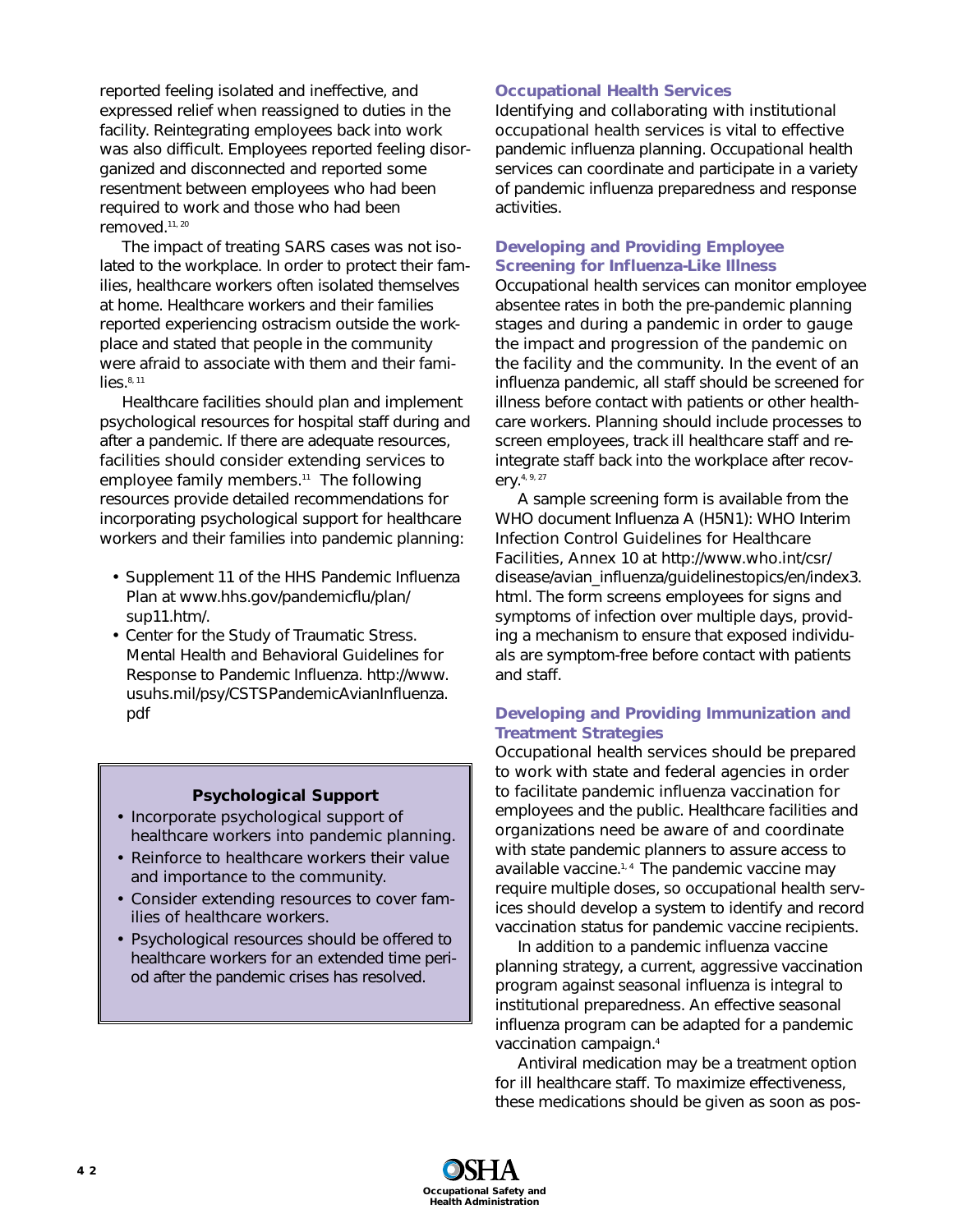reported feeling isolated and ineffective, and expressed relief when reassigned to duties in the facility. Reintegrating employees back into work was also difficult. Employees reported feeling disorganized and disconnected and reported some resentment between employees who had been required to work and those who had been removed.[11, 20]

The impact of treating SARS cases was not isolated to the workplace. In order to protect their families, healthcare workers often isolated themselves at home. Healthcare workers and their families reported experiencing ostracism outside the workplace and stated that people in the community were afraid to associate with them and their families.[8, 11]

Healthcare facilities should plan and implement psychological resources for hospital staff during and after a pandemic. If there are adequate resources, facilities should consider extending services to employee family members.[11] The following resources provide detailed recommendations for incorporating psychological support for healthcare workers and their families into pandemic planning:

- Supplement 11 of the HHS Pandemic Influenza Plan at www.hhs.gov/pandemicflu/plan/sup11.htm/.
- Center for the Study of Traumatic Stress. Mental Health and Behavioral Guidelines for Response to Pandemic Influenza. http://www.usuhs.mil/psy/CSTSPandemicAvianInfluenza.pdf

**Psychological Support**

- Incorporate psychological support of healthcare workers into pandemic planning.
- Reinforce to healthcare workers their value and importance to the community.
- Consider extending resources to cover families of healthcare workers.
- Psychological resources should be offered to healthcare workers for an extended time period after the pandemic crises has resolved.

## Occupational Health Services

Identifying and collaborating with institutional occupational health services is vital to effective pandemic influenza planning. Occupational health services can coordinate and participate in a variety of pandemic influenza preparedness and response activities.

### Developing and Providing Employee Screening for Influenza-Like Illness

Occupational health services can monitor employee absentee rates in both the pre-pandemic planning stages and during a pandemic in order to gauge the impact and progression of the pandemic on the facility and the community. In the event of an influenza pandemic, all staff should be screened for illness before contact with patients or other healthcare workers. Planning should include processes to screen employees, track ill healthcare staff and reintegrate staff back into the workplace after recovery.[4, 9, 27]

A sample screening form is available from the WHO document Influenza A (H5N1): WHO Interim Infection Control Guidelines for Healthcare Facilities, Annex 10 at http://www.who.int/csr/disease/avian_influenza/guidelinestopics/en/index3.html. The form screens employees for signs and symptoms of infection over multiple days, providing a mechanism to ensure that exposed individuals are symptom-free before contact with patients and staff.

### Developing and Providing Immunization and Treatment Strategies

Occupational health services should be prepared to work with state and federal agencies in order to facilitate pandemic influenza vaccination for employees and the public. Healthcare facilities and organizations need be aware of and coordinate with state pandemic planners to assure access to available vaccine.[1, 4] The pandemic vaccine may require multiple doses, so occupational health services should develop a system to identify and record vaccination status for pandemic vaccine recipients.

In addition to a pandemic influenza vaccine planning strategy, a current, aggressive vaccination program against seasonal influenza is integral to institutional preparedness. An effective seasonal influenza program can be adapted for a pandemic vaccination campaign.[4]

Antiviral medication may be a treatment option for ill healthcare staff. To maximize effectiveness, these medications should be given as soon as pos-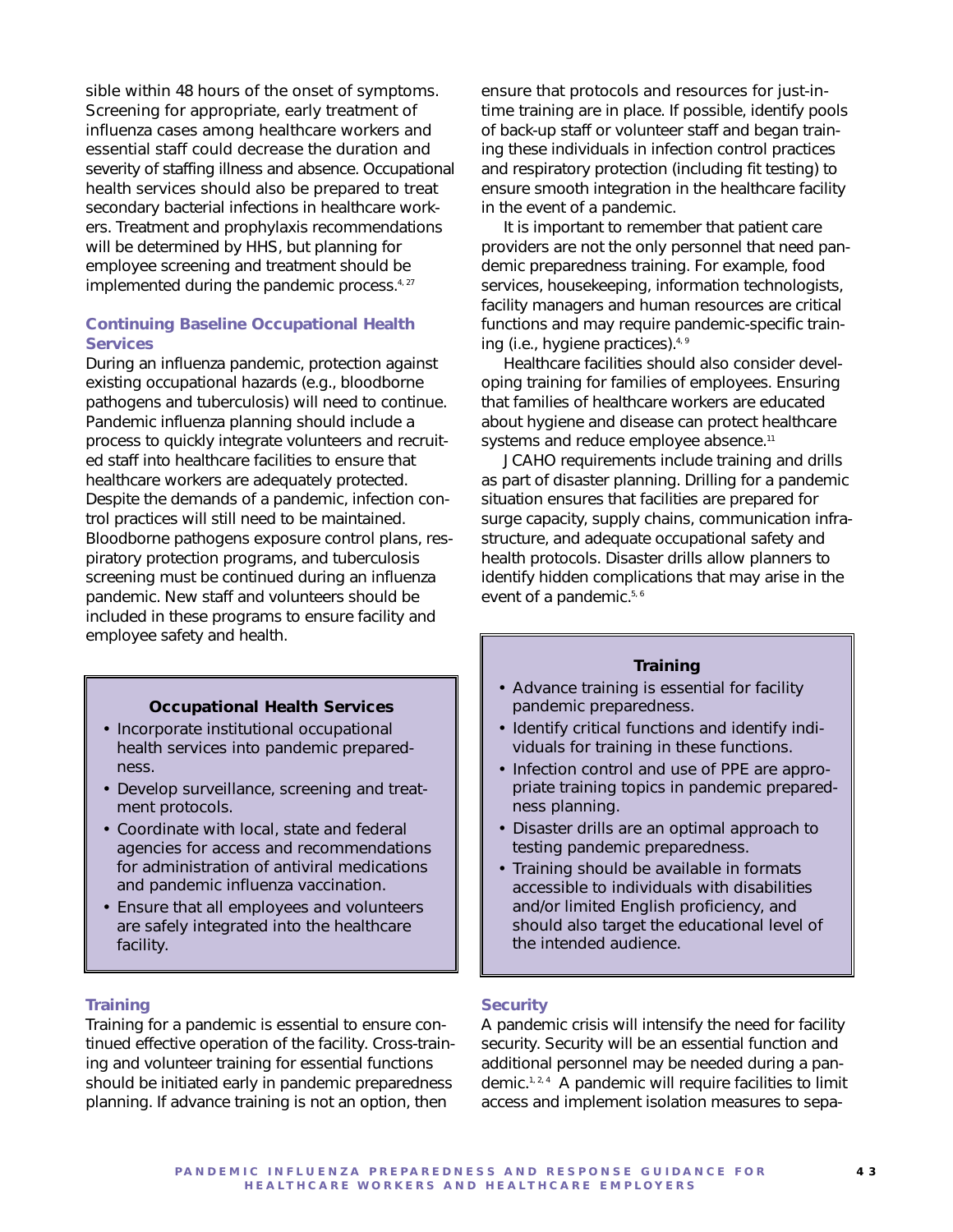sible within 48 hours of the onset of symptoms. Screening for appropriate, early treatment of influenza cases among healthcare workers and essential staff could decrease the duration and severity of staffing illness and absence. Occupational health services should also be prepared to treat secondary bacterial infections in healthcare workers. Treatment and prophylaxis recommendations will be determined by HHS, but planning for employee screening and treatment should be implemented during the pandemic process.[4, 27]

### Continuing Baseline Occupational Health Services

During an influenza pandemic, protection against existing occupational hazards (e.g., bloodborne pathogens and tuberculosis) will need to continue. Pandemic influenza planning should include a process to quickly integrate volunteers and recruited staff into healthcare facilities to ensure that healthcare workers are adequately protected. Despite the demands of a pandemic, infection control practices will still need to be maintained. Bloodborne pathogens exposure control plans, respiratory protection programs, and tuberculosis screening must be continued during an influenza pandemic. New staff and volunteers should be included in these programs to ensure facility and employee safety and health.

> **Occupational Health Services**
>
> - Incorporate institutional occupational health services into pandemic preparedness.
> - Develop surveillance, screening and treatment protocols.
> - Coordinate with local, state and federal agencies for access and recommendations for administration of antiviral medications and pandemic influenza vaccination.
> - Ensure that all employees and volunteers are safely integrated into the healthcare facility.

### Training

Training for a pandemic is essential to ensure continued effective operation of the facility. Cross-training and volunteer training for essential functions should be initiated early in pandemic preparedness planning. If advance training is not an option, then ensure that protocols and resources for just-in-time training are in place. If possible, identify pools of back-up staff or volunteer staff and began training these individuals in infection control practices and respiratory protection (including fit testing) to ensure smooth integration in the healthcare facility in the event of a pandemic.

It is important to remember that patient care providers are not the only personnel that need pandemic preparedness training. For example, food services, housekeeping, information technologists, facility managers and human resources are critical functions and may require pandemic-specific training (i.e., hygiene practices).[4, 9]

Healthcare facilities should also consider developing training for families of employees. Ensuring that families of healthcare workers are educated about hygiene and disease can protect healthcare systems and reduce employee absence.[11]

JCAHO requirements include training and drills as part of disaster planning. Drilling for a pandemic situation ensures that facilities are prepared for surge capacity, supply chains, communication infrastructure, and adequate occupational safety and health protocols. Disaster drills allow planners to identify hidden complications that may arise in the event of a pandemic.[5, 6]

> **Training**
>
> - Advance training is essential for facility pandemic preparedness.
> - Identify critical functions and identify individuals for training in these functions.
> - Infection control and use of PPE are appropriate training topics in pandemic preparedness planning.
> - Disaster drills are an optimal approach to testing pandemic preparedness.
> - Training should be available in formats accessible to individuals with disabilities and/or limited English proficiency, and should also target the educational level of the intended audience.

### Security

A pandemic crisis will intensify the need for facility security. Security will be an essential function and additional personnel may be needed during a pandemic.[1, 2, 4] A pandemic will require facilities to limit access and implement isolation measures to sepa-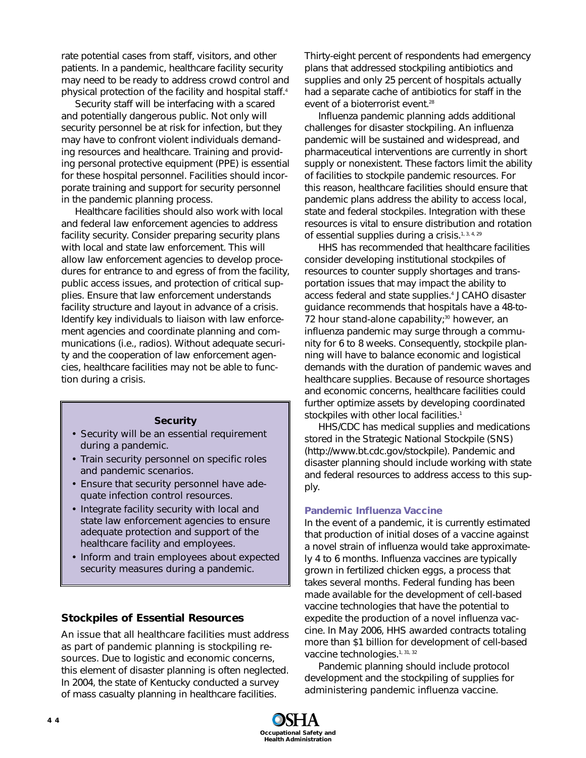rate potential cases from staff, visitors, and other patients. In a pandemic, healthcare facility security may need to be ready to address crowd control and physical protection of the facility and hospital staff.[4]

Security staff will be interfacing with a scared and potentially dangerous public. Not only will security personnel be at risk for infection, but they may have to confront violent individuals demanding resources and healthcare. Training and providing personal protective equipment (PPE) is essential for these hospital personnel. Facilities should incorporate training and support for security personnel in the pandemic planning process.

Healthcare facilities should also work with local and federal law enforcement agencies to address facility security. Consider preparing security plans with local and state law enforcement. This will allow law enforcement agencies to develop procedures for entrance to and egress of from the facility, public access issues, and protection of critical supplies. Ensure that law enforcement understands facility structure and layout in advance of a crisis. Identify key individuals to liaison with law enforcement agencies and coordinate planning and communications (i.e., radios). Without adequate security and the cooperation of law enforcement agencies, healthcare facilities may not be able to function during a crisis.

**Security**

- Security will be an essential requirement during a pandemic.
- Train security personnel on specific roles and pandemic scenarios.
- Ensure that security personnel have adequate infection control resources.
- Integrate facility security with local and state law enforcement agencies to ensure adequate protection and support of the healthcare facility and employees.
- Inform and train employees about expected security measures during a pandemic.

## Stockpiles of Essential Resources

An issue that all healthcare facilities must address as part of pandemic planning is stockpiling resources. Due to logistic and economic concerns, this element of disaster planning is often neglected. In 2004, the state of Kentucky conducted a survey of mass casualty planning in healthcare facilities. Thirty-eight percent of respondents had emergency plans that addressed stockpiling antibiotics and supplies and only 25 percent of hospitals actually had a separate cache of antibiotics for staff in the event of a bioterrorist event.[28]

Influenza pandemic planning adds additional challenges for disaster stockpiling. An influenza pandemic will be sustained and widespread, and pharmaceutical interventions are currently in short supply or nonexistent. These factors limit the ability of facilities to stockpile pandemic resources. For this reason, healthcare facilities should ensure that pandemic plans address the ability to access local, state and federal stockpiles. Integration with these resources is vital to ensure distribution and rotation of essential supplies during a crisis.[1, 3, 4, 29]

HHS has recommended that healthcare facilities consider developing institutional stockpiles of resources to counter supply shortages and transportation issues that may impact the ability to access federal and state supplies.[4] JCAHO disaster guidance recommends that hospitals have a 48-to-72 hour stand-alone capability;[30] however, an influenza pandemic may surge through a community for 6 to 8 weeks. Consequently, stockpile planning will have to balance economic and logistical demands with the duration of pandemic waves and healthcare supplies. Because of resource shortages and economic concerns, healthcare facilities could further optimize assets by developing coordinated stockpiles with other local facilities.[1]

HHS/CDC has medical supplies and medications stored in the Strategic National Stockpile (SNS) (http://www.bt.cdc.gov/stockpile). Pandemic and disaster planning should include working with state and federal resources to address access to this supply.

### Pandemic Influenza Vaccine

In the event of a pandemic, it is currently estimated that production of initial doses of a vaccine against a novel strain of influenza would take approximately 4 to 6 months. Influenza vaccines are typically grown in fertilized chicken eggs, a process that takes several months. Federal funding has been made available for the development of cell-based vaccine technologies that have the potential to expedite the production of a novel influenza vaccine. In May 2006, HHS awarded contracts totaling more than $1 billion for development of cell-based vaccine technologies.[1, 31, 32]

Pandemic planning should include protocol development and the stockpiling of supplies for administering pandemic influenza vaccine.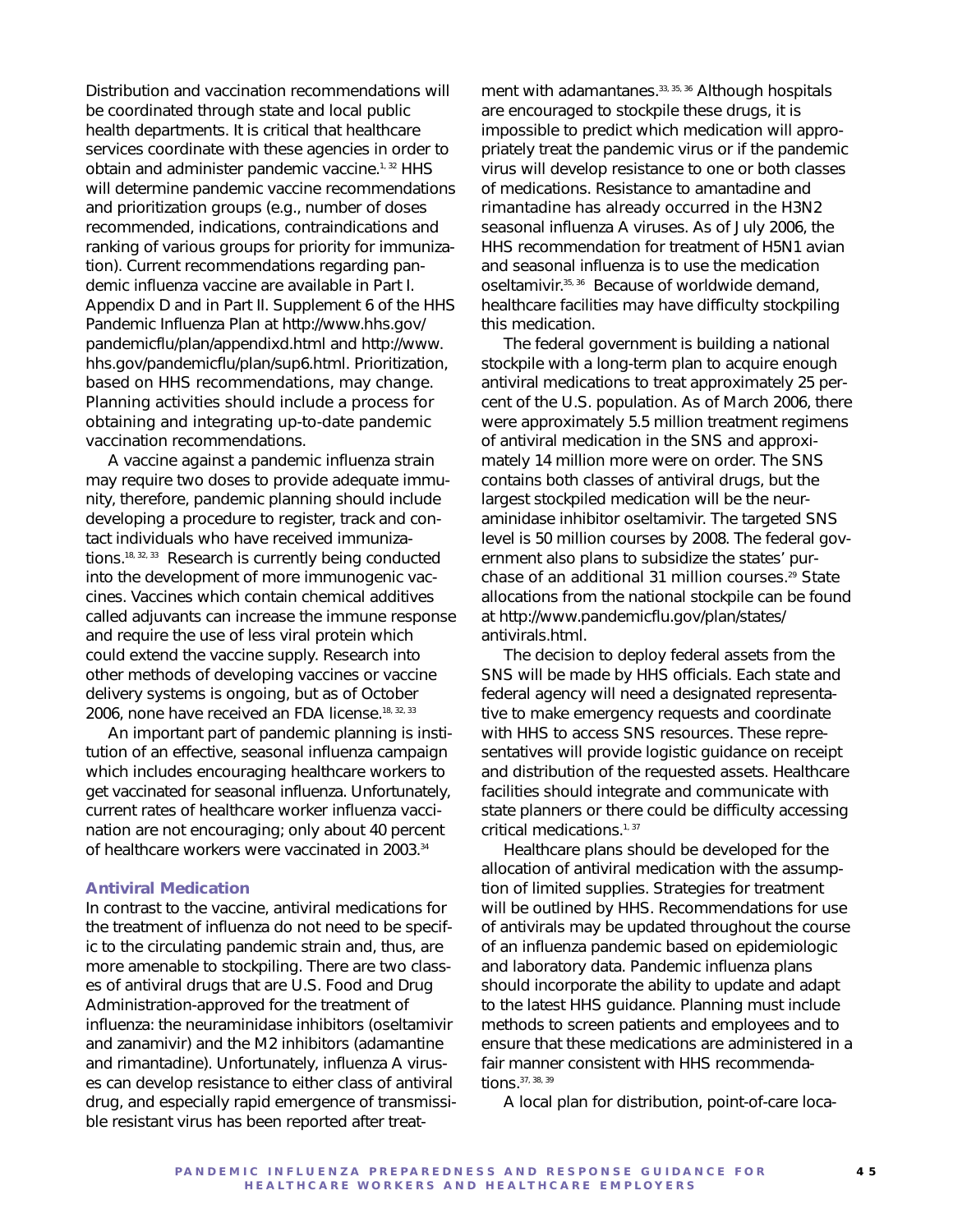Distribution and vaccination recommendations will be coordinated through state and local public health departments. It is critical that healthcare services coordinate with these agencies in order to obtain and administer pandemic vaccine.[1, 32] HHS will determine pandemic vaccine recommendations and prioritization groups (e.g., number of doses recommended, indications, contraindications and ranking of various groups for priority for immunization). Current recommendations regarding pandemic influenza vaccine are available in Part I. Appendix D and in Part II. Supplement 6 of the HHS Pandemic Influenza Plan at http://www.hhs.gov/pandemicflu/plan/appendixd.html and http://www.hhs.gov/pandemicflu/plan/sup6.html. Prioritization, based on HHS recommendations, may change. Planning activities should include a process for obtaining and integrating up-to-date pandemic vaccination recommendations.

A vaccine against a pandemic influenza strain may require two doses to provide adequate immunity, therefore, pandemic planning should include developing a procedure to register, track and contact individuals who have received immunizations.[18, 32, 33] Research is currently being conducted into the development of more immunogenic vaccines. Vaccines which contain chemical additives called adjuvants can increase the immune response and require the use of less viral protein which could extend the vaccine supply. Research into other methods of developing vaccines or vaccine delivery systems is ongoing, but as of October 2006, none have received an FDA license.[18, 32, 33]

An important part of pandemic planning is institution of an effective, seasonal influenza campaign which includes encouraging healthcare workers to get vaccinated for seasonal influenza. Unfortunately, current rates of healthcare worker influenza vaccination are not encouraging; only about 40 percent of healthcare workers were vaccinated in 2003.[34]

### Antiviral Medication

In contrast to the vaccine, antiviral medications for the treatment of influenza do not need to be specific to the circulating pandemic strain and, thus, are more amenable to stockpiling. There are two classes of antiviral drugs that are U.S. Food and Drug Administration-approved for the treatment of influenza: the neuraminidase inhibitors (oseltamivir and zanamivir) and the M2 inhibitors (adamantine and rimantadine). Unfortunately, influenza A viruses can develop resistance to either class of antiviral drug, and especially rapid emergence of transmissible resistant virus has been reported after treatment with adamantanes.[33, 35, 36] Although hospitals are encouraged to stockpile these drugs, it is impossible to predict which medication will appropriately treat the pandemic virus or if the pandemic virus will develop resistance to one or both classes of medications. Resistance to amantadine and rimantadine has already occurred in the H3N2 seasonal influenza A viruses. As of July 2006, the HHS recommendation for treatment of H5N1 avian and seasonal influenza is to use the medication oseltamivir.[35, 36] Because of worldwide demand, healthcare facilities may have difficulty stockpiling this medication.

The federal government is building a national stockpile with a long-term plan to acquire enough antiviral medications to treat approximately 25 percent of the U.S. population. As of March 2006, there were approximately 5.5 million treatment regimens of antiviral medication in the SNS and approximately 14 million more were on order. The SNS contains both classes of antiviral drugs, but the largest stockpiled medication will be the neuraminidase inhibitor oseltamivir. The targeted SNS level is 50 million courses by 2008. The federal government also plans to subsidize the states' purchase of an additional 31 million courses.[29] State allocations from the national stockpile can be found at http://www.pandemicflu.gov/plan/states/antivirals.html.

The decision to deploy federal assets from the SNS will be made by HHS officials. Each state and federal agency will need a designated representative to make emergency requests and coordinate with HHS to access SNS resources. These representatives will provide logistic guidance on receipt and distribution of the requested assets. Healthcare facilities should integrate and communicate with state planners or there could be difficulty accessing critical medications.[1, 37]

Healthcare plans should be developed for the allocation of antiviral medication with the assumption of limited supplies. Strategies for treatment will be outlined by HHS. Recommendations for use of antivirals may be updated throughout the course of an influenza pandemic based on epidemiologic and laboratory data. Pandemic influenza plans should incorporate the ability to update and adapt to the latest HHS guidance. Planning must include methods to screen patients and employees and to ensure that these medications are administered in a fair manner consistent with HHS recommendations.[37, 38, 39]

A local plan for distribution, point-of-care loca-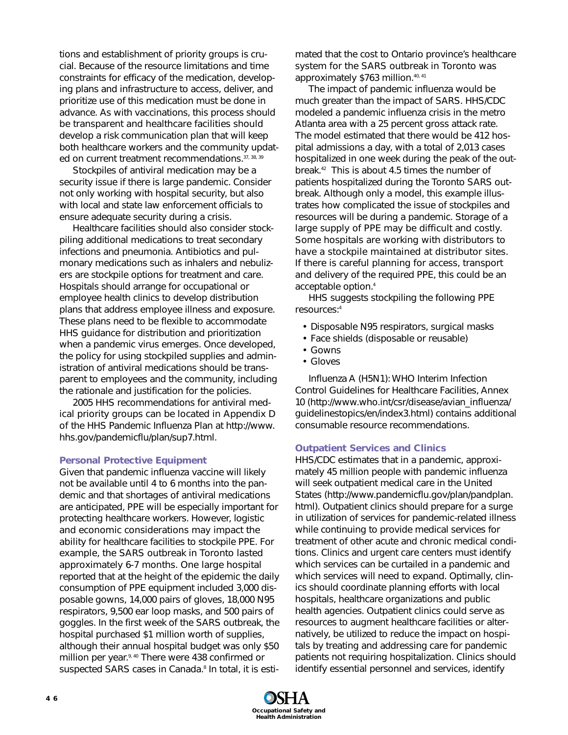tions and establishment of priority groups is crucial. Because of the resource limitations and time constraints for efficacy of the medication, developing plans and infrastructure to access, deliver, and prioritize use of this medication must be done in advance. As with vaccinations, this process should be transparent and healthcare facilities should develop a risk communication plan that will keep both healthcare workers and the community updated on current treatment recommendations.[37, 38, 39]

Stockpiles of antiviral medication may be a security issue if there is large pandemic. Consider not only working with hospital security, but also with local and state law enforcement officials to ensure adequate security during a crisis.

Healthcare facilities should also consider stockpiling additional medications to treat secondary infections and pneumonia. Antibiotics and pulmonary medications such as inhalers and nebulizers are stockpile options for treatment and care. Hospitals should arrange for occupational or employee health clinics to develop distribution plans that address employee illness and exposure. These plans need to be flexible to accommodate HHS guidance for distribution and prioritization when a pandemic virus emerges. Once developed, the policy for using stockpiled supplies and administration of antiviral medications should be transparent to employees and the community, including the rationale and justification for the policies.

2005 HHS recommendations for antiviral medical priority groups can be located in Appendix D of the HHS Pandemic Influenza Plan at http://www.hhs.gov/pandemicflu/plan/sup7.html.

### Personal Protective Equipment

Given that pandemic influenza vaccine will likely not be available until 4 to 6 months into the pandemic and that shortages of antiviral medications are anticipated, PPE will be especially important for protecting healthcare workers. However, logistic and economic considerations may impact the ability for healthcare facilities to stockpile PPE. For example, the SARS outbreak in Toronto lasted approximately 6-7 months. One large hospital reported that at the height of the epidemic the daily consumption of PPE equipment included 3,000 disposable gowns, 14,000 pairs of gloves, 18,000 N95 respirators, 9,500 ear loop masks, and 500 pairs of goggles. In the first week of the SARS outbreak, the hospital purchased $1 million worth of supplies, although their annual hospital budget was only $50 million per year.[9, 40] There were 438 confirmed or suspected SARS cases in Canada.[8] In total, it is estimated that the cost to Ontario province's healthcare system for the SARS outbreak in Toronto was approximately $763 million.[40, 41]

The impact of pandemic influenza would be much greater than the impact of SARS. HHS/CDC modeled a pandemic influenza crisis in the metro Atlanta area with a 25 percent gross attack rate. The model estimated that there would be 412 hospital admissions a day, with a total of 2,013 cases hospitalized in one week during the peak of the outbreak.[42] This is about 4.5 times the number of patients hospitalized during the Toronto SARS outbreak. Although only a model, this example illustrates how complicated the issue of stockpiles and resources will be during a pandemic. Storage of a large supply of PPE may be difficult and costly. Some hospitals are working with distributors to have a stockpile maintained at distributor sites. If there is careful planning for access, transport and delivery of the required PPE, this could be an acceptable option.[4]

HHS suggests stockpiling the following PPE resources:[4]

- Disposable N95 respirators, surgical masks
- Face shields (disposable or reusable)
- Gowns
- Gloves

Influenza A (H5N1): WHO Interim Infection Control Guidelines for Healthcare Facilities, Annex 10 (http://www.who.int/csr/disease/avian_influenza/guidelinestopics/en/index3.html) contains additional consumable resource recommendations.

### Outpatient Services and Clinics

HHS/CDC estimates that in a pandemic, approximately 45 million people with pandemic influenza will seek outpatient medical care in the United States (http://www.pandemicflu.gov/plan/pandplan.html). Outpatient clinics should prepare for a surge in utilization of services for pandemic-related illness while continuing to provide medical services for treatment of other acute and chronic medical conditions. Clinics and urgent care centers must identify which services can be curtailed in a pandemic and which services will need to expand. Optimally, clinics should coordinate planning efforts with local hospitals, healthcare organizations and public health agencies. Outpatient clinics could serve as resources to augment healthcare facilities or alternatively, be utilized to reduce the impact on hospitals by treating and addressing care for pandemic patients not requiring hospitalization. Clinics should identify essential personnel and services, identify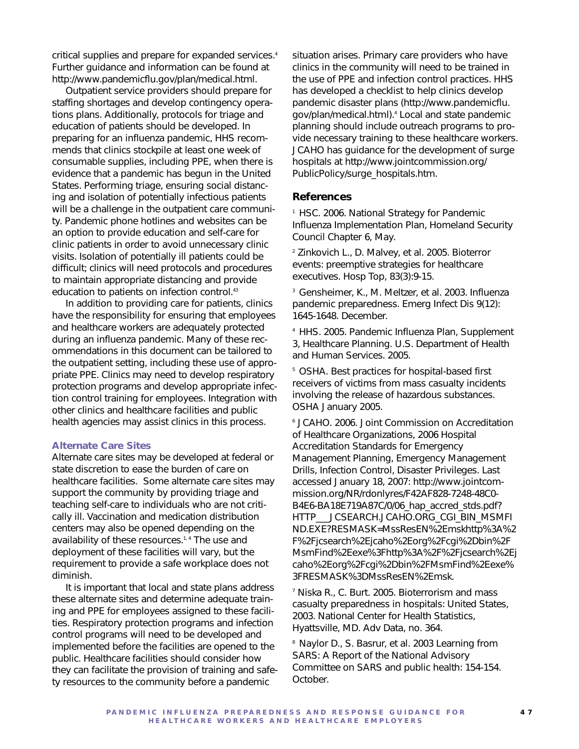critical supplies and prepare for expanded services.[4] Further guidance and information can be found at http://www.pandemicflu.gov/plan/medical.html.

Outpatient service providers should prepare for staffing shortages and develop contingency operations plans. Additionally, protocols for triage and education of patients should be developed. In preparing for an influenza pandemic, HHS recommends that clinics stockpile at least one week of consumable supplies, including PPE, when there is evidence that a pandemic has begun in the United States. Performing triage, ensuring social distancing and isolation of potentially infectious patients will be a challenge in the outpatient care community. Pandemic phone hotlines and websites can be an option to provide education and self-care for clinic patients in order to avoid unnecessary clinic visits. Isolation of potentially ill patients could be difficult; clinics will need protocols and procedures to maintain appropriate distancing and provide education to patients on infection control.[43]

In addition to providing care for patients, clinics have the responsibility for ensuring that employees and healthcare workers are adequately protected during an influenza pandemic. Many of these recommendations in this document can be tailored to the outpatient setting, including these use of appropriate PPE. Clinics may need to develop respiratory protection programs and develop appropriate infection control training for employees. Integration with other clinics and healthcare facilities and public health agencies may assist clinics in this process.

### Alternate Care Sites

Alternate care sites may be developed at federal or state discretion to ease the burden of care on healthcare facilities. Some alternate care sites may support the community by providing triage and teaching self-care to individuals who are not critically ill. Vaccination and medication distribution centers may also be opened depending on the availability of these resources.[1, 4] The use and deployment of these facilities will vary, but the requirement to provide a safe workplace does not diminish.

It is important that local and state plans address these alternate sites and determine adequate training and PPE for employees assigned to these facilities. Respiratory protection programs and infection control programs will need to be developed and implemented before the facilities are opened to the public. Healthcare facilities should consider how they can facilitate the provision of training and safety resources to the community before a pandemic situation arises. Primary care providers who have clinics in the community will need to be trained in the use of PPE and infection control practices. HHS has developed a checklist to help clinics develop pandemic disaster plans (http://www.pandemicflu.gov/plan/medical.html).[4] Local and state pandemic planning should include outreach programs to provide necessary training to these healthcare workers. JCAHO has guidance for the development of surge hospitals at http://www.jointcommission.org/PublicPolicy/surge_hospitals.htm.

## References

[1] HSC. 2006. National Strategy for Pandemic Influenza Implementation Plan, Homeland Security Council Chapter 6, May.

[2] Zinkovich L., D. Malvey, et al. 2005. Bioterror events: preemptive strategies for healthcare executives. Hosp Top, 83(3):9-15.

[3] Gensheimer, K., M. Meltzer, et al. 2003. Influenza pandemic preparedness. Emerg Infect Dis 9(12): 1645-1648. December.

[4] HHS. 2005. Pandemic Influenza Plan, Supplement 3, Healthcare Planning. U.S. Department of Health and Human Services. 2005.

[5] OSHA. Best practices for hospital-based first receivers of victims from mass casualty incidents involving the release of hazardous substances. OSHA January 2005.

[6] JCAHO. 2006. Joint Commission on Accreditation of Healthcare Organizations, 2006 Hospital Accreditation Standards for Emergency Management Planning, Emergency Management Drills, Infection Control, Disaster Privileges. Last accessed January 18, 2007: http://www.jointcommission.org/NR/rdonlyres/F42AF828-7248-48C0-B4E6-BA18E719A87C/0/06_hap_accred_stds.pdf?HTTP___JCSEARCH.JCAHO.ORG_CGI_BIN_MSMFIND.EXE?RESMASK=MssResEN%2Emskhttp%3A%2F%2Fjcsearch%2Ejcaho%2Eorg%2Fcgi%2Dbin%2FMsmFind%2Eexe%3Fhttp%3A%2F%2Fjcsearch%2Ejcaho%2Eorg%2Fcgi%2Dbin%2FMsmFind%2Eexe%3FRESMASK%3DMssResEN%2Emsk.

[7] Niska R., C. Burt. 2005. Bioterrorism and mass casualty preparedness in hospitals: United States, 2003. National Center for Health Statistics, Hyattsville, MD. Adv Data, no. 364.

[8] Naylor D., S. Basrur, et al. 2003 Learning from SARS: A Report of the National Advisory Committee on SARS and public health: 154-154. October.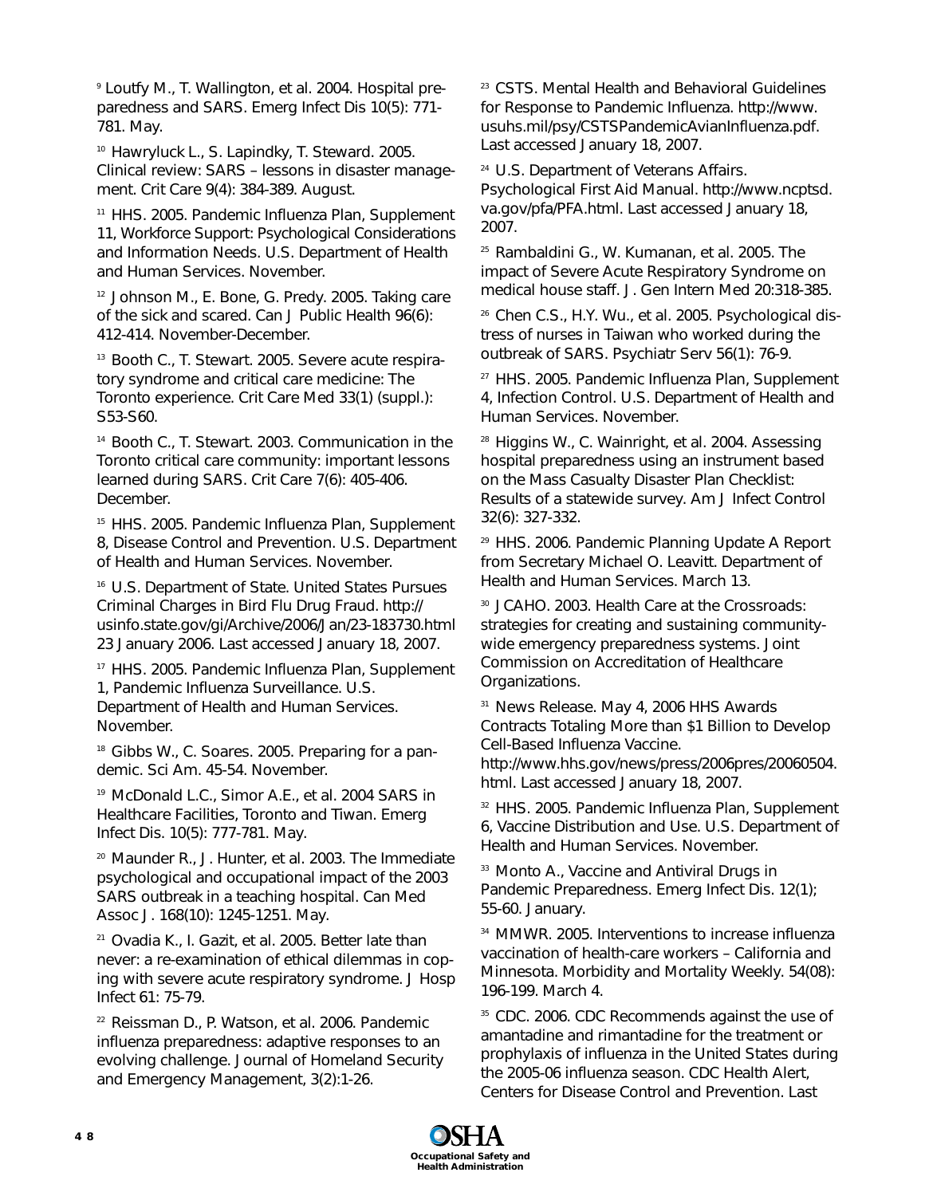[9] Loutfy M., T. Wallington, et al. 2004. Hospital preparedness and SARS. Emerg Infect Dis 10(5): 771-781. May.

[10] Hawryluck L., S. Lapindky, T. Steward. 2005. Clinical review: SARS – lessons in disaster management. Crit Care 9(4): 384-389. August.

[11] HHS. 2005. Pandemic Influenza Plan, Supplement 11, Workforce Support: Psychological Considerations and Information Needs. U.S. Department of Health and Human Services. November.

[12] Johnson M., E. Bone, G. Predy. 2005. Taking care of the sick and scared. Can J Public Health 96(6): 412-414. November-December.

[13] Booth C., T. Stewart. 2005. Severe acute respiratory syndrome and critical care medicine: The Toronto experience. Crit Care Med 33(1) (suppl.): S53-S60.

[14] Booth C., T. Stewart. 2003. Communication in the Toronto critical care community: important lessons learned during SARS. Crit Care 7(6): 405-406. December.

[15] HHS. 2005. Pandemic Influenza Plan, Supplement 8, Disease Control and Prevention. U.S. Department of Health and Human Services. November.

[16] U.S. Department of State. United States Pursues Criminal Charges in Bird Flu Drug Fraud. http://usinfo.state.gov/gi/Archive/2006/Jan/23-183730.html 23 January 2006. Last accessed January 18, 2007.

[17] HHS. 2005. Pandemic Influenza Plan, Supplement 1, Pandemic Influenza Surveillance. U.S. Department of Health and Human Services. November.

[18] Gibbs W., C. Soares. 2005. Preparing for a pandemic. Sci Am. 45-54. November.

[19] McDonald L.C., Simor A.E., et al. 2004 SARS in Healthcare Facilities, Toronto and Tiwan. Emerg Infect Dis. 10(5): 777-781. May.

[20] Maunder R., J. Hunter, et al. 2003. The Immediate psychological and occupational impact of the 2003 SARS outbreak in a teaching hospital. Can Med Assoc J. 168(10): 1245-1251. May.

[21] Ovadia K., I. Gazit, et al. 2005. Better late than never: a re-examination of ethical dilemmas in coping with severe acute respiratory syndrome. J Hosp Infect 61: 75-79.

[22] Reissman D., P. Watson, et al. 2006. Pandemic influenza preparedness: adaptive responses to an evolving challenge. Journal of Homeland Security and Emergency Management, 3(2):1-26.

[23] CSTS. Mental Health and Behavioral Guidelines for Response to Pandemic Influenza. http://www.usuhs.mil/psy/CSTSPandemicAvianInfluenza.pdf. Last accessed January 18, 2007.

[24] U.S. Department of Veterans Affairs. Psychological First Aid Manual. http://www.ncptsd.va.gov/pfa/PFA.html. Last accessed January 18, 2007.

[25] Rambaldini G., W. Kumanan, et al. 2005. The impact of Severe Acute Respiratory Syndrome on medical house staff. J. Gen Intern Med 20:318-385.

[26] Chen C.S., H.Y. Wu., et al. 2005. Psychological distress of nurses in Taiwan who worked during the outbreak of SARS. Psychiatr Serv 56(1): 76-9.

[27] HHS. 2005. Pandemic Influenza Plan, Supplement 4, Infection Control. U.S. Department of Health and Human Services. November.

[28] Higgins W., C. Wainright, et al. 2004. Assessing hospital preparedness using an instrument based on the Mass Casualty Disaster Plan Checklist: Results of a statewide survey. Am J Infect Control 32(6): 327-332.

[29] HHS. 2006. Pandemic Planning Update A Report from Secretary Michael O. Leavitt. Department of Health and Human Services. March 13.

[30] JCAHO. 2003. Health Care at the Crossroads: strategies for creating and sustaining community-wide emergency preparedness systems. Joint Commission on Accreditation of Healthcare Organizations.

[31] News Release. May 4, 2006 HHS Awards Contracts Totaling More than $1 Billion to Develop Cell-Based Influenza Vaccine. http://www.hhs.gov/news/press/2006pres/20060504.html. Last accessed January 18, 2007.

[32] HHS. 2005. Pandemic Influenza Plan, Supplement 6, Vaccine Distribution and Use. U.S. Department of Health and Human Services. November.

[33] Monto A., Vaccine and Antiviral Drugs in Pandemic Preparedness. Emerg Infect Dis. 12(1); 55-60. January.

[34] MMWR. 2005. Interventions to increase influenza vaccination of health-care workers – California and Minnesota. Morbidity and Mortality Weekly. 54(08): 196-199. March 4.

[35] CDC. 2006. CDC Recommends against the use of amantadine and rimantadine for the treatment or prophylaxis of influenza in the United States during the 2005-06 influenza season. CDC Health Alert, Centers for Disease Control and Prevention. Last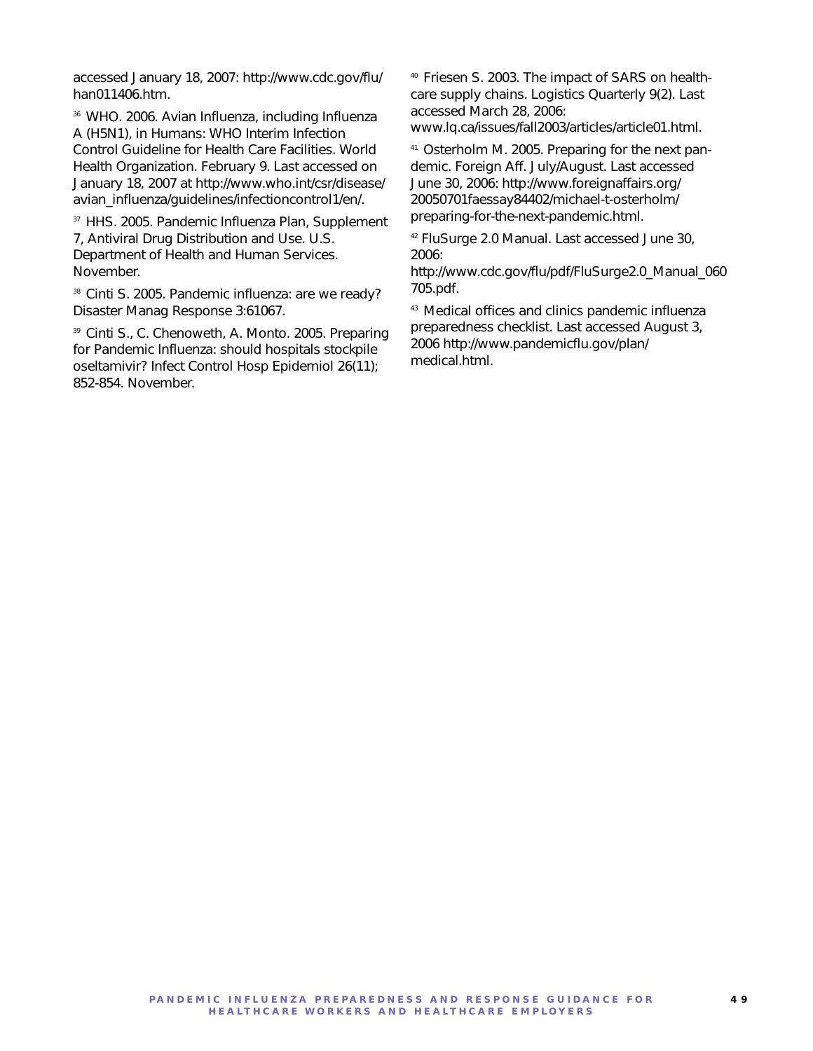accessed January 18, 2007: http://www.cdc.gov/flu/han011406.htm.

[36] WHO. 2006. Avian Influenza, including Influenza A (H5N1), in Humans: WHO Interim Infection Control Guideline for Health Care Facilities. World Health Organization. February 9. Last accessed on January 18, 2007 at http://www.who.int/csr/disease/avian_influenza/guidelines/infectioncontrol1/en/.

[37] HHS. 2005. Pandemic Influenza Plan, Supplement 7, Antiviral Drug Distribution and Use. U.S. Department of Health and Human Services. November.

[38] Cinti S. 2005. Pandemic influenza: are we ready? Disaster Manag Response 3:61067.

[39] Cinti S., C. Chenoweth, A. Monto. 2005. Preparing for Pandemic Influenza: should hospitals stockpile oseltamivir? Infect Control Hosp Epidemiol 26(11); 852-854. November.

[40] Friesen S. 2003. The impact of SARS on health-care supply chains. Logistics Quarterly 9(2). Last accessed March 28, 2006: www.lq.ca/issues/fall2003/articles/article01.html.

[41] Osterholm M. 2005. Preparing for the next pandemic. Foreign Aff. July/August. Last accessed June 30, 2006: http://www.foreignaffairs.org/20050701faessay84402/michael-t-osterholm/preparing-for-the-next-pandemic.html.

[42] FluSurge 2.0 Manual. Last accessed June 30, 2006: http://www.cdc.gov/flu/pdf/FluSurge2.0_Manual_060705.pdf.

[43] Medical offices and clinics pandemic influenza preparedness checklist. Last accessed August 3, 2006 http://www.pandemicflu.gov/plan/medical.html.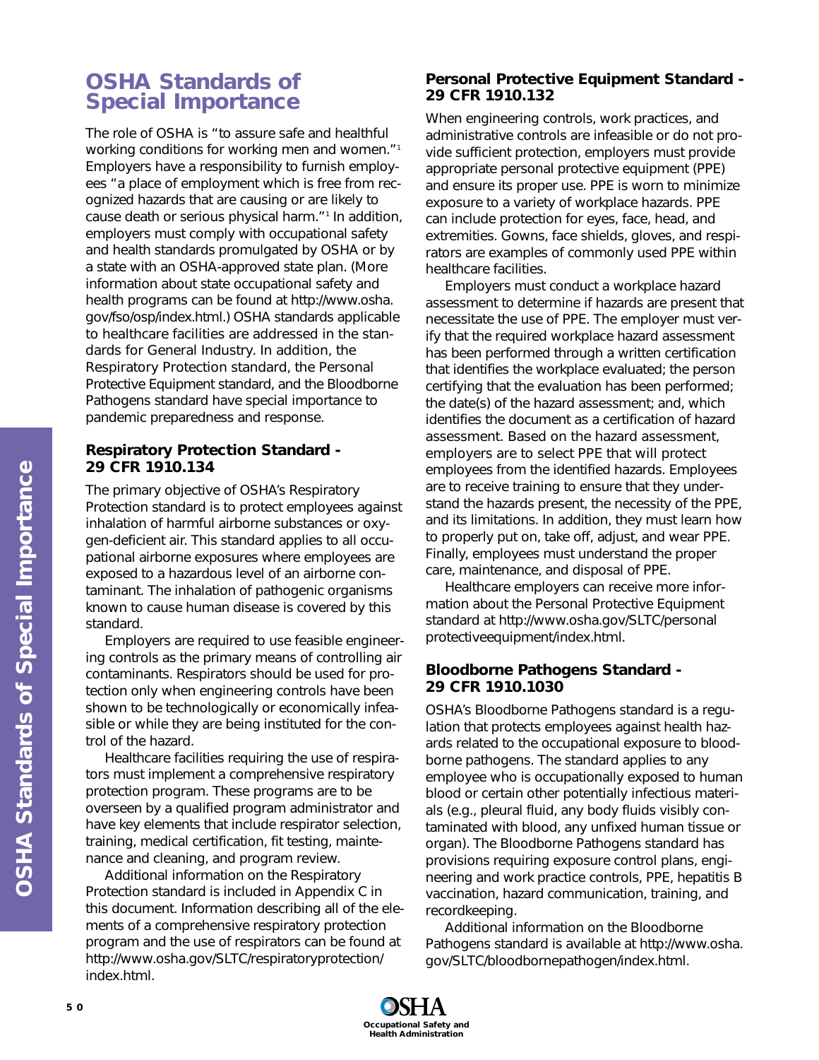# OSHA Standards of Special Importance

The role of OSHA is "to assure safe and healthful working conditions for working men and women."[1] Employers have a responsibility to furnish employees "a place of employment which is free from recognized hazards that are causing or are likely to cause death or serious physical harm."[1] In addition, employers must comply with occupational safety and health standards promulgated by OSHA or by a state with an OSHA-approved state plan. (More information about state occupational safety and health programs can be found at http://www.osha.gov/fso/osp/index.html.) OSHA standards applicable to healthcare facilities are addressed in the standards for General Industry. In addition, the Respiratory Protection standard, the Personal Protective Equipment standard, and the Bloodborne Pathogens standard have special importance to pandemic preparedness and response.

## Respiratory Protection Standard - 29 CFR 1910.134

The primary objective of OSHA's Respiratory Protection standard is to protect employees against inhalation of harmful airborne substances or oxygen-deficient air. This standard applies to all occupational airborne exposures where employees are exposed to a hazardous level of an airborne contaminant. The inhalation of pathogenic organisms known to cause human disease is covered by this standard.

Employers are required to use feasible engineering controls as the primary means of controlling air contaminants. Respirators should be used for protection only when engineering controls have been shown to be technologically or economically infeasible or while they are being instituted for the control of the hazard.

Healthcare facilities requiring the use of respirators must implement a comprehensive respiratory protection program. These programs are to be overseen by a qualified program administrator and have key elements that include respirator selection, training, medical certification, fit testing, maintenance and cleaning, and program review.

Additional information on the Respiratory Protection standard is included in Appendix C in this document. Information describing all of the elements of a comprehensive respiratory protection program and the use of respirators can be found at http://www.osha.gov/SLTC/respiratoryprotection/index.html.

## Personal Protective Equipment Standard - 29 CFR 1910.132

When engineering controls, work practices, and administrative controls are infeasible or do not provide sufficient protection, employers must provide appropriate personal protective equipment (PPE) and ensure its proper use. PPE is worn to minimize exposure to a variety of workplace hazards. PPE can include protection for eyes, face, head, and extremities. Gowns, face shields, gloves, and respirators are examples of commonly used PPE within healthcare facilities.

Employers must conduct a workplace hazard assessment to determine if hazards are present that necessitate the use of PPE. The employer must verify that the required workplace hazard assessment has been performed through a written certification that identifies the workplace evaluated; the person certifying that the evaluation has been performed; the date(s) of the hazard assessment; and, which identifies the document as a certification of hazard assessment. Based on the hazard assessment, employers are to select PPE that will protect employees from the identified hazards. Employees are to receive training to ensure that they understand the hazards present, the necessity of the PPE, and its limitations. In addition, they must learn how to properly put on, take off, adjust, and wear PPE. Finally, employees must understand the proper care, maintenance, and disposal of PPE.

Healthcare employers can receive more information about the Personal Protective Equipment standard at http://www.osha.gov/SLTC/personalprotectiveequipment/index.html.

## Bloodborne Pathogens Standard - 29 CFR 1910.1030

OSHA's Bloodborne Pathogens standard is a regulation that protects employees against health hazards related to the occupational exposure to bloodborne pathogens. The standard applies to any employee who is occupationally exposed to human blood or certain other potentially infectious materials (e.g., pleural fluid, any body fluids visibly contaminated with blood, any unfixed human tissue or organ). The Bloodborne Pathogens standard has provisions requiring exposure control plans, engineering and work practice controls, PPE, hepatitis B vaccination, hazard communication, training, and recordkeeping.

Additional information on the Bloodborne Pathogens standard is available at http://www.osha.gov/SLTC/bloodbornepathogen/index.html.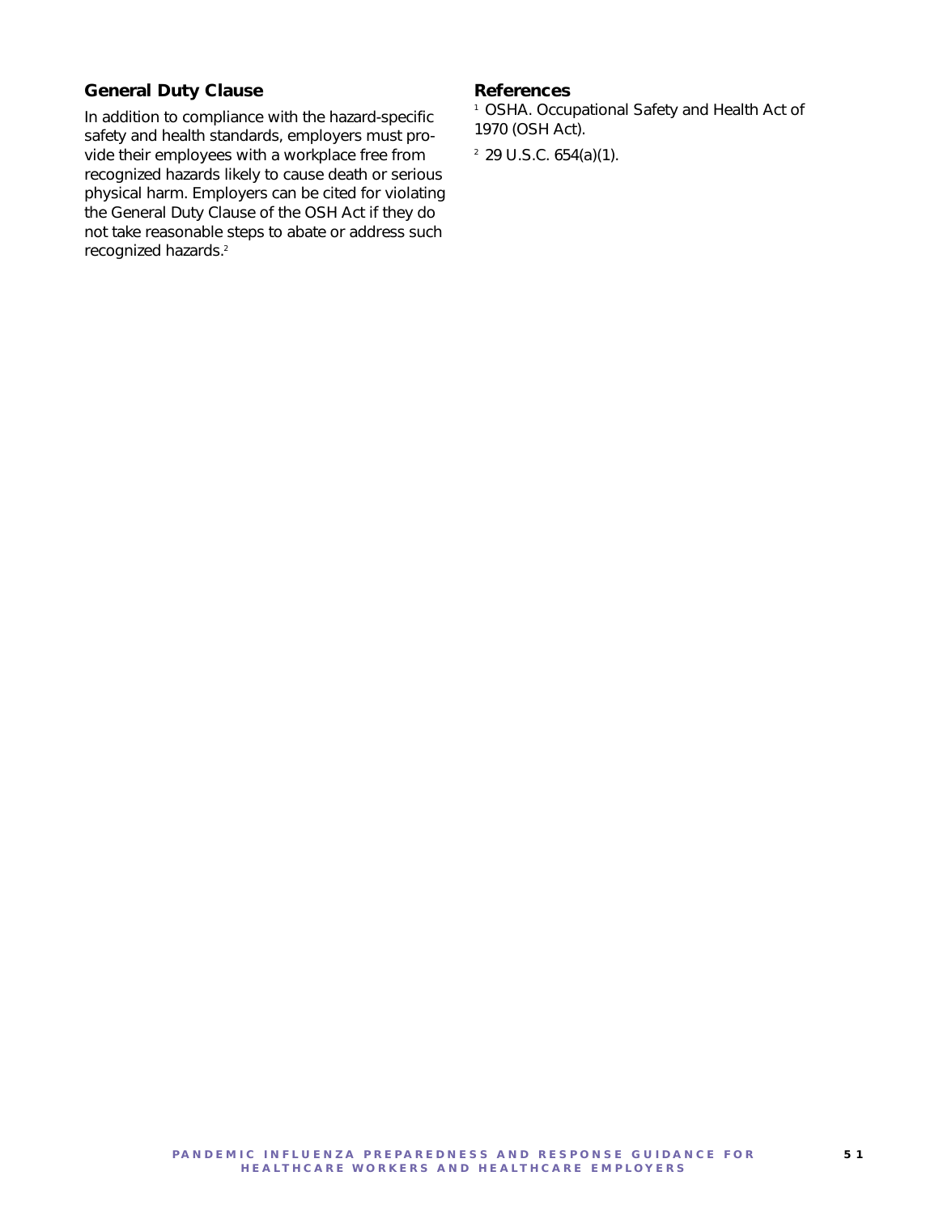### General Duty Clause

In addition to compliance with the hazard-specific safety and health standards, employers must provide their employees with a workplace free from recognized hazards likely to cause death or serious physical harm. Employers can be cited for violating the General Duty Clause of the OSH Act if they do not take reasonable steps to abate or address such recognized hazards.[2]

### References

[1] OSHA. Occupational Safety and Health Act of 1970 (OSH Act).

[2] 29 U.S.C. 654(a)(1).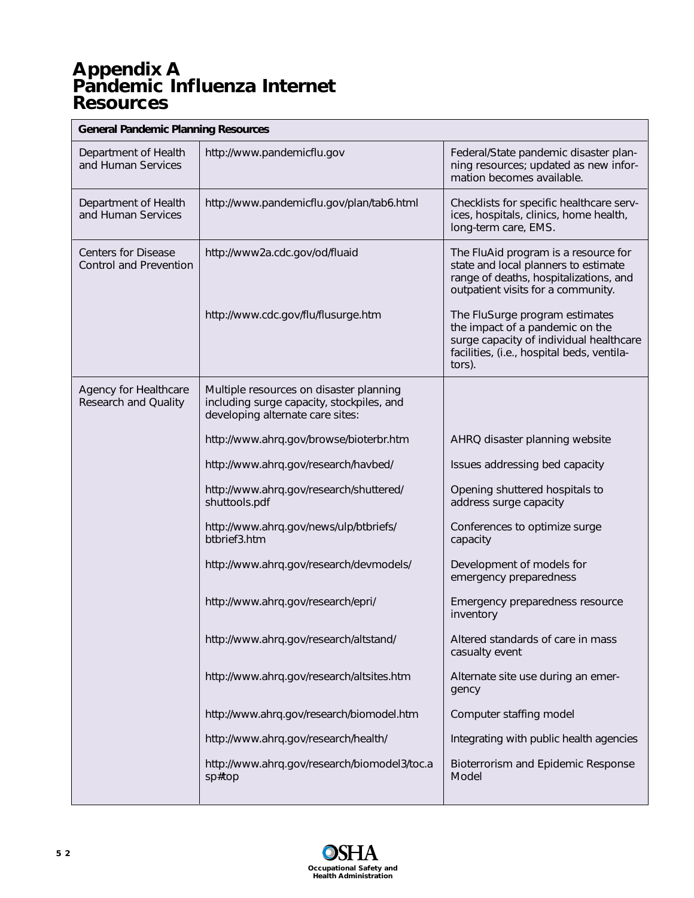# Appendix A Pandemic Influenza Internet Resources

| General Pandemic Planning Resources | | |
|---|---|---|
| Department of Health and Human Services | http://www.pandemicflu.gov | Federal/State pandemic disaster planning resources; updated as new information becomes available. |
| Department of Health and Human Services | http://www.pandemicflu.gov/plan/tab6.html | Checklists for specific healthcare services, hospitals, clinics, home health, long-term care, EMS. |
| Centers for Disease Control and Prevention | http://www2a.cdc.gov/od/fluaid | The FluAid program is a resource for state and local planners to estimate range of deaths, hospitalizations, and outpatient visits for a community. |
| | http://www.cdc.gov/flu/flusurge.htm | The FluSurge program estimates the impact of a pandemic on the surge capacity of individual healthcare facilities, (i.e., hospital beds, ventilators). |
| Agency for Healthcare Research and Quality | Multiple resources on disaster planning including surge capacity, stockpiles, and developing alternate care sites: | |
| | http://www.ahrq.gov/browse/bioterbr.htm | AHRQ disaster planning website |
| | http://www.ahrq.gov/research/havbed/ | Issues addressing bed capacity |
| | http://www.ahrq.gov/research/shuttered/shuttools.pdf | Opening shuttered hospitals to address surge capacity |
| | http://www.ahrq.gov/news/ulp/btbriefs/btbrief3.htm | Conferences to optimize surge capacity |
| | http://www.ahrq.gov/research/devmodels/ | Development of models for emergency preparedness |
| | http://www.ahrq.gov/research/epri/ | Emergency preparedness resource inventory |
| | http://www.ahrq.gov/research/altstand/ | Altered standards of care in mass casualty event |
| | http://www.ahrq.gov/research/altsites.htm | Alternate site use during an emergency |
| | http://www.ahrq.gov/research/biomodel.htm | Computer staffing model |
| | http://www.ahrq.gov/research/health/ | Integrating with public health agencies |
| | http://www.ahrq.gov/research/biomodel3/toc.asp#top | Bioterrorism and Epidemic Response Model |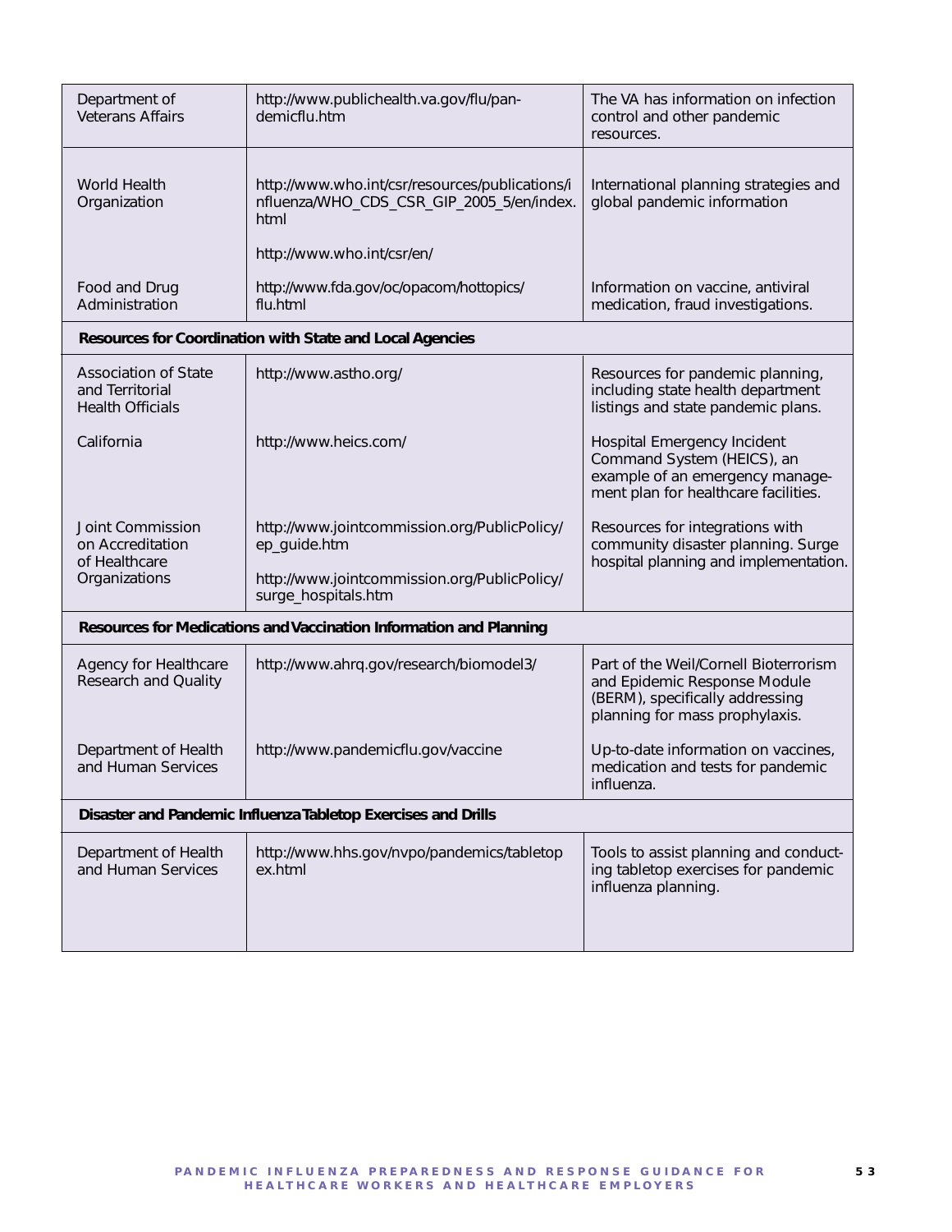| | | |
|---|---|---|
| Department of Veterans Affairs | http://www.publichealth.va.gov/flu/pandemicflu.htm | The VA has information on infection control and other pandemic resources. |
| World Health Organization | http://www.who.int/csr/resources/publications/influenza/WHO_CDS_CSR_GIP_2005_5/en/index.html<br><br>http://www.who.int/csr/en/ | International planning strategies and global pandemic information |
| Food and Drug Administration | http://www.fda.gov/oc/opacom/hottopics/flu.html | Information on vaccine, antiviral medication, fraud investigations. |
| **Resources for Coordination with State and Local Agencies** | | |
| Association of State and Territorial Health Officials | http://www.astho.org/ | Resources for pandemic planning, including state health department listings and state pandemic plans. |
| California | http://www.heics.com/ | Hospital Emergency Incident Command System (HEICS), an example of an emergency management plan for healthcare facilities. |
| Joint Commission on Accreditation of Healthcare Organizations | http://www.jointcommission.org/PublicPolicy/ep_guide.htm<br><br>http://www.jointcommission.org/PublicPolicy/surge_hospitals.htm | Resources for integrations with community disaster planning. Surge hospital planning and implementation. |
| **Resources for Medications and Vaccination Information and Planning** | | |
| Agency for Healthcare Research and Quality | http://www.ahrq.gov/research/biomodel3/ | Part of the Weil/Cornell Bioterrorism and Epidemic Response Module (BERM), specifically addressing planning for mass prophylaxis. |
| Department of Health and Human Services | http://www.pandemicflu.gov/vaccine | Up-to-date information on vaccines, medication and tests for pandemic influenza. |
| **Disaster and Pandemic Influenza Tabletop Exercises and Drills** | | |
| Department of Health and Human Services | http://www.hhs.gov/nvpo/pandemics/tabletopex.html | Tools to assist planning and conducting tabletop exercises for pandemic influenza planning. |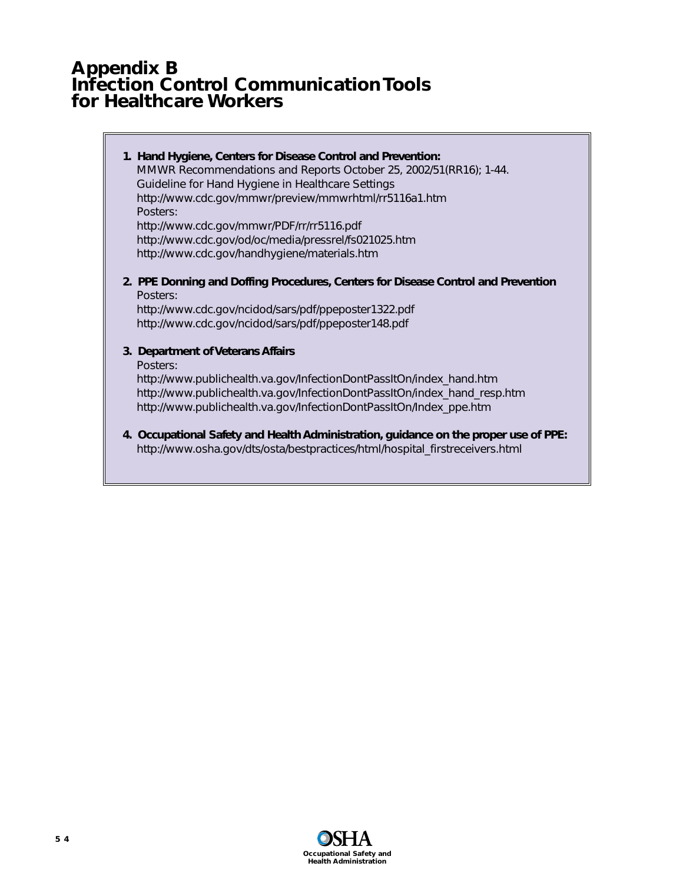# Appendix B
# Infection Control Communication Tools for Healthcare Workers

1. **Hand Hygiene, Centers for Disease Control and Prevention:**
   MMWR Recommendations and Reports October 25, 2002/51(RR16); 1-44.
   Guideline for Hand Hygiene in Healthcare Settings
   http://www.cdc.gov/mmwr/preview/mmwrhtml/rr5116a1.htm
   Posters:
   http://www.cdc.gov/mmwr/PDF/rr/rr5116.pdf
   http://www.cdc.gov/od/oc/media/pressrel/fs021025.htm
   http://www.cdc.gov/handhygiene/materials.htm

2. **PPE Donning and Doffing Procedures, Centers for Disease Control and Prevention**
   Posters:
   http://www.cdc.gov/ncidod/sars/pdf/ppeposter1322.pdf
   http://www.cdc.gov/ncidod/sars/pdf/ppeposter148.pdf

3. **Department of Veterans Affairs**
   Posters:
   http://www.publichealth.va.gov/InfectionDontPassItOn/index_hand.htm
   http://www.publichealth.va.gov/InfectionDontPassItOn/index_hand_resp.htm
   http://www.publichealth.va.gov/InfectionDontPassItOn/Index_ppe.htm

4. **Occupational Safety and Health Administration, guidance on the proper use of PPE:**
   http://www.osha.gov/dts/osta/bestpractices/html/hospital_firstreceivers.html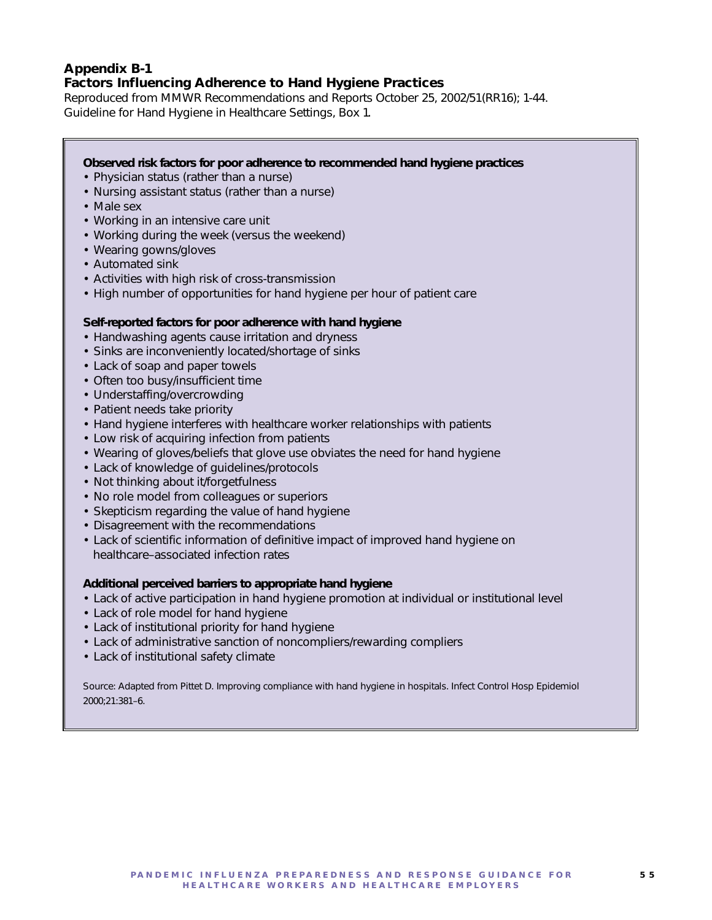## Appendix B-1
## Factors Influencing Adherence to Hand Hygiene Practices

Reproduced from MMWR Recommendations and Reports October 25, 2002/51(RR16); 1-44. Guideline for Hand Hygiene in Healthcare Settings, Box 1.

**Observed risk factors for poor adherence to recommended hand hygiene practices**

- Physician status (rather than a nurse)
- Nursing assistant status (rather than a nurse)
- Male sex
- Working in an intensive care unit
- Working during the week (versus the weekend)
- Wearing gowns/gloves
- Automated sink
- Activities with high risk of cross-transmission
- High number of opportunities for hand hygiene per hour of patient care

**Self-reported factors for poor adherence with hand hygiene**

- Handwashing agents cause irritation and dryness
- Sinks are inconveniently located/shortage of sinks
- Lack of soap and paper towels
- Often too busy/insufficient time
- Understaffing/overcrowding
- Patient needs take priority
- Hand hygiene interferes with healthcare worker relationships with patients
- Low risk of acquiring infection from patients
- Wearing of gloves/beliefs that glove use obviates the need for hand hygiene
- Lack of knowledge of guidelines/protocols
- Not thinking about it/forgetfulness
- No role model from colleagues or superiors
- Skepticism regarding the value of hand hygiene
- Disagreement with the recommendations
- Lack of scientific information of definitive impact of improved hand hygiene on healthcare–associated infection rates

**Additional perceived barriers to appropriate hand hygiene**

- Lack of active participation in hand hygiene promotion at individual or institutional level
- Lack of role model for hand hygiene
- Lack of institutional priority for hand hygiene
- Lack of administrative sanction of noncompliers/rewarding compliers
- Lack of institutional safety climate

Source: Adapted from Pittet D. Improving compliance with hand hygiene in hospitals. Infect Control Hosp Epidemiol 2000;21:381–6.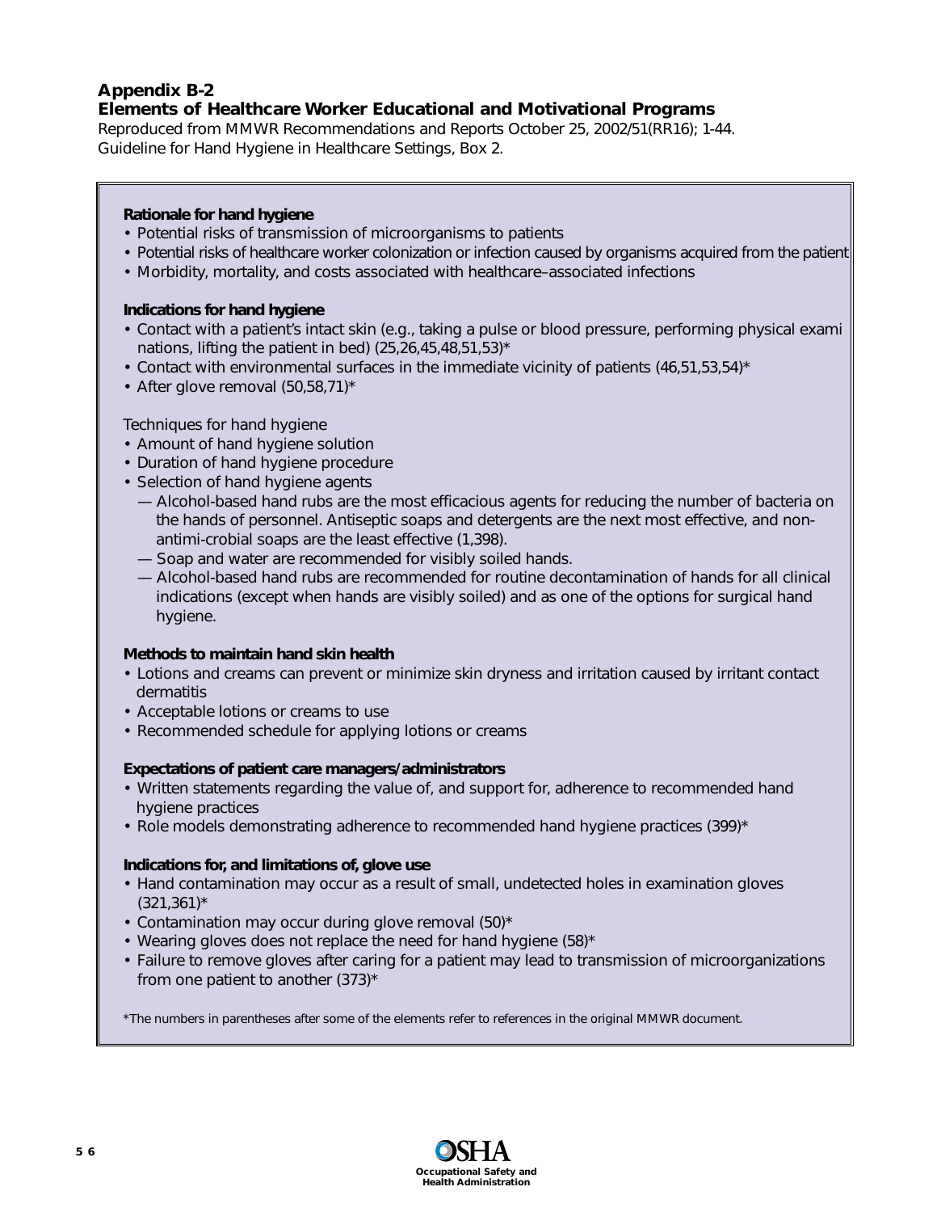## Appendix B-2

## Elements of Healthcare Worker Educational and Motivational Programs

Reproduced from MMWR Recommendations and Reports October 25, 2002/51(RR16); 1-44. Guideline for Hand Hygiene in Healthcare Settings, Box 2.

**Rationale for hand hygiene**

- Potential risks of transmission of microorganisms to patients
- Potential risks of healthcare worker colonization or infection caused by organisms acquired from the patient
- Morbidity, mortality, and costs associated with healthcare–associated infections

**Indications for hand hygiene**

- Contact with a patient's intact skin (e.g., taking a pulse or blood pressure, performing physical exami nations, lifting the patient in bed) (25,26,45,48,51,53)*
- Contact with environmental surfaces in the immediate vicinity of patients (46,51,53,54)*
- After glove removal (50,58,71)*

Techniques for hand hygiene

- Amount of hand hygiene solution
- Duration of hand hygiene procedure
- Selection of hand hygiene agents
  - — Alcohol-based hand rubs are the most efficacious agents for reducing the number of bacteria on the hands of personnel. Antiseptic soaps and detergents are the next most effective, and non-antimi-crobial soaps are the least effective (1,398).
  - — Soap and water are recommended for visibly soiled hands.
  - — Alcohol-based hand rubs are recommended for routine decontamination of hands for all clinical indications (except when hands are visibly soiled) and as one of the options for surgical hand hygiene.

**Methods to maintain hand skin health**

- Lotions and creams can prevent or minimize skin dryness and irritation caused by irritant contact dermatitis
- Acceptable lotions or creams to use
- Recommended schedule for applying lotions or creams

**Expectations of patient care managers/administrators**

- Written statements regarding the value of, and support for, adherence to recommended hand hygiene practices
- Role models demonstrating adherence to recommended hand hygiene practices (399)*

**Indications for, and limitations of, glove use**

- Hand contamination may occur as a result of small, undetected holes in examination gloves (321,361)*
- Contamination may occur during glove removal (50)*
- Wearing gloves does not replace the need for hand hygiene (58)*
- Failure to remove gloves after caring for a patient may lead to transmission of microorganizations from one patient to another (373)*

*The numbers in parentheses after some of the elements refer to references in the original MMWR document.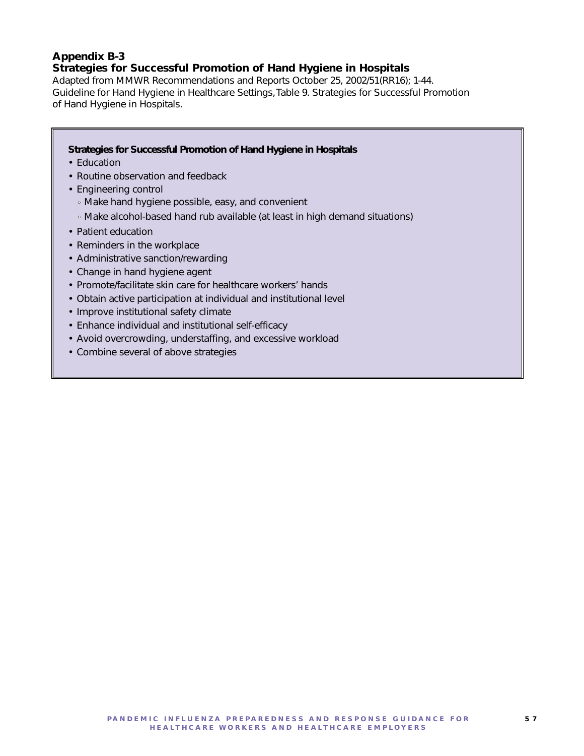## Appendix B-3
## Strategies for Successful Promotion of Hand Hygiene in Hospitals

Adapted from MMWR Recommendations and Reports October 25, 2002/51(RR16); 1-44. Guideline for Hand Hygiene in Healthcare Settings, Table 9. Strategies for Successful Promotion of Hand Hygiene in Hospitals.

**Strategies for Successful Promotion of Hand Hygiene in Hospitals**

- Education
- Routine observation and feedback
- Engineering control
  - Make hand hygiene possible, easy, and convenient
  - Make alcohol-based hand rub available (at least in high demand situations)
- Patient education
- Reminders in the workplace
- Administrative sanction/rewarding
- Change in hand hygiene agent
- Promote/facilitate skin care for healthcare workers' hands
- Obtain active participation at individual and institutional level
- Improve institutional safety climate
- Enhance individual and institutional self-efficacy
- Avoid overcrowding, understaffing, and excessive workload
- Combine several of above strategies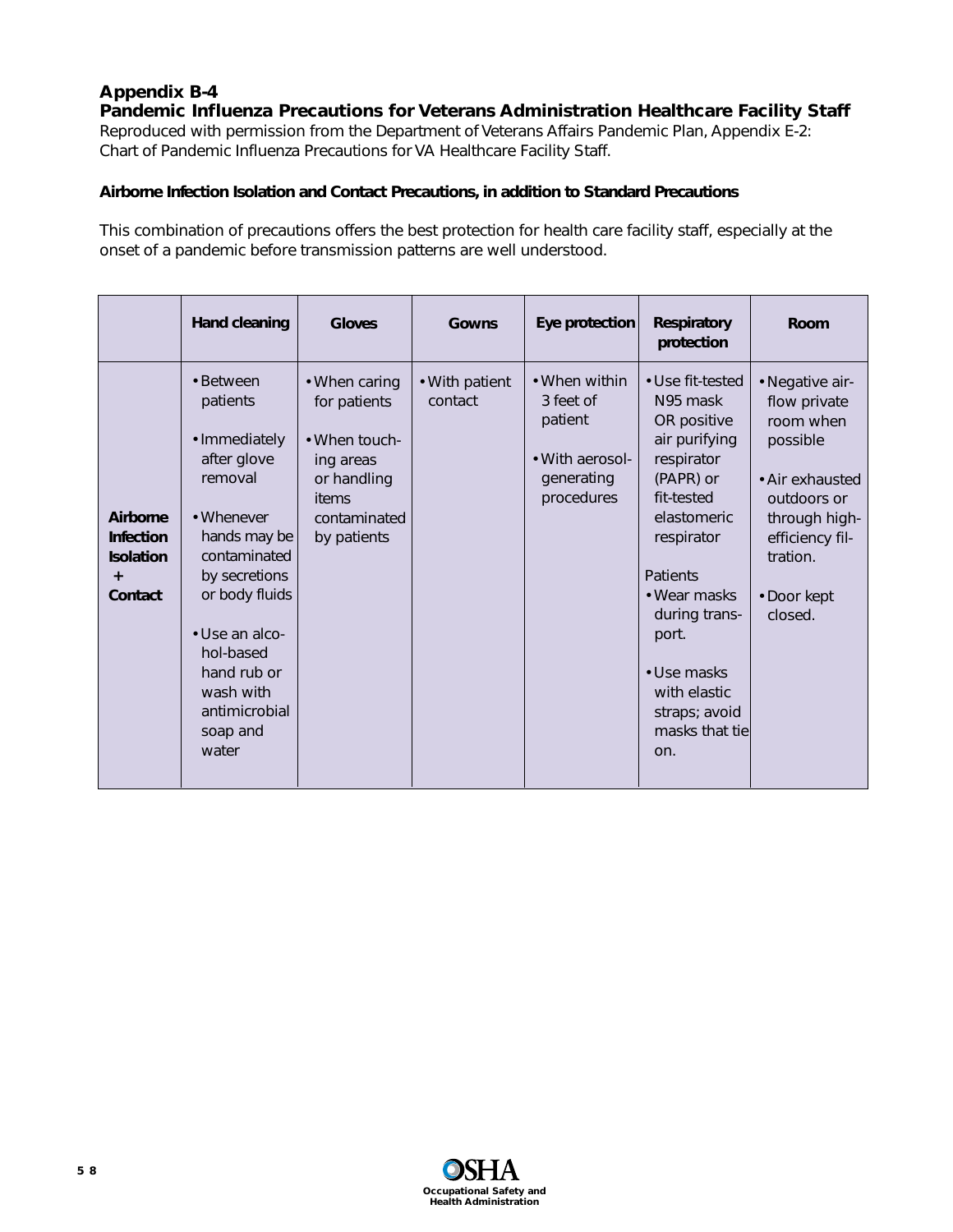## Appendix B-4

### Pandemic Influenza Precautions for Veterans Administration Healthcare Facility Staff

Reproduced with permission from the Department of Veterans Affairs Pandemic Plan, Appendix E-2: Chart of Pandemic Influenza Precautions for VA Healthcare Facility Staff.

**Airborne Infection Isolation and Contact Precautions, in addition to Standard Precautions**

This combination of precautions offers the best protection for health care facility staff, especially at the onset of a pandemic before transmission patterns are well understood.

| | Hand cleaning | Gloves | Gowns | Eye protection | Respiratory protection | Room |
|---|---|---|---|---|---|---|
| **Airborne Infection Isolation + Contact** | • Between patients<br>• Immediately after glove removal<br>• Whenever hands may be contaminated by secretions or body fluids<br>• Use an alcohol-based hand rub or wash with antimicrobial soap and water | • When caring for patients<br>• When touching areas or handling items contaminated by patients | • With patient contact | • When within 3 feet of patient<br>• With aerosol-generating procedures | • Use fit-tested N95 mask OR positive air purifying respirator (PAPR) or fit-tested elastomeric respirator<br>Patients<br>• Wear masks during transport.<br>• Use masks with elastic straps; avoid masks that tie on. | • Negative air-flow private room when possible<br>• Air exhausted outdoors or through high-efficiency filtration.<br>• Door kept closed. |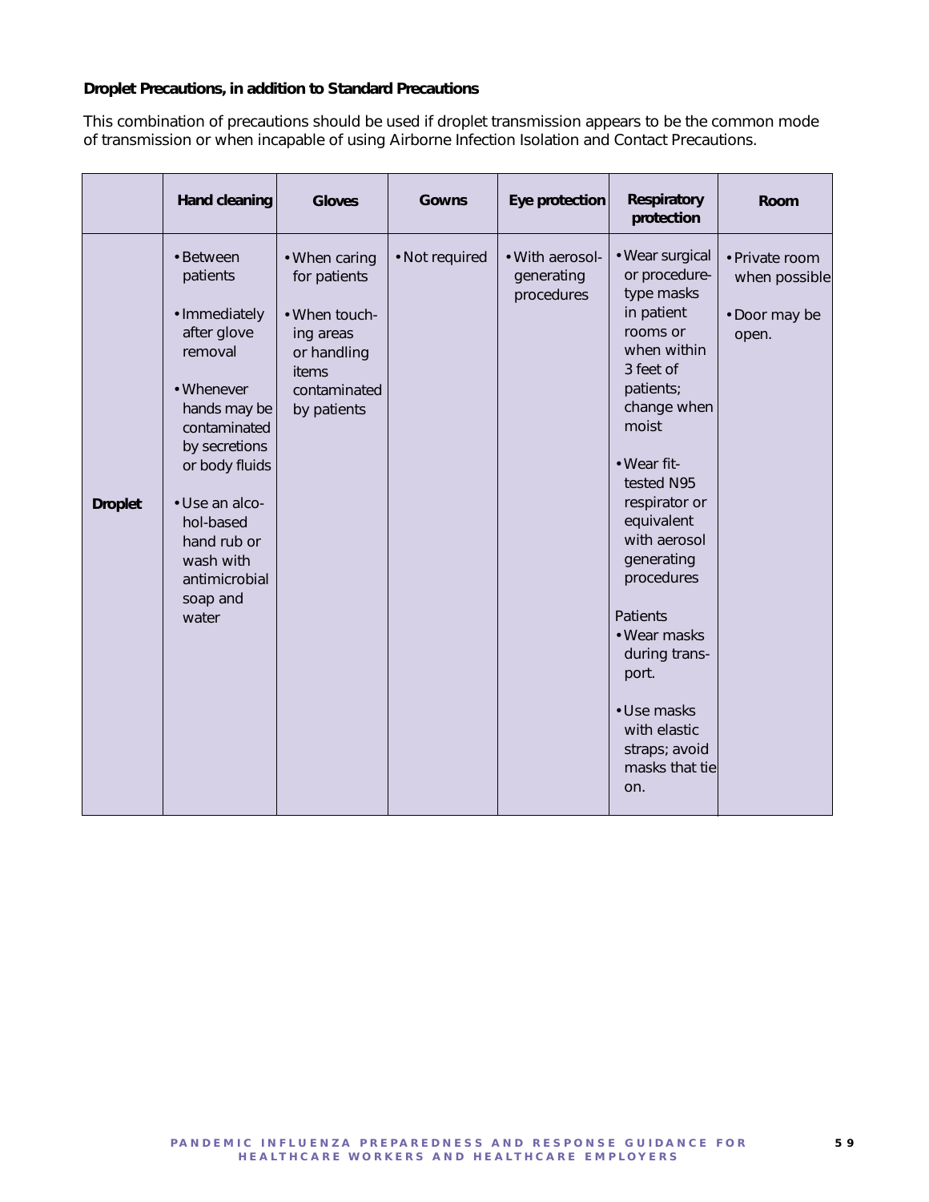**Droplet Precautions, in addition to Standard Precautions**

This combination of precautions should be used if droplet transmission appears to be the common mode of transmission or when incapable of using Airborne Infection Isolation and Contact Precautions.

| | Hand cleaning | Gloves | Gowns | Eye protection | Respiratory protection | Room |
|---|---|---|---|---|---|---|
| **Droplet** | • Between patients<br><br>• Immediately after glove removal<br><br>• Whenever hands may be contaminated by secretions or body fluids<br><br>• Use an alcohol-based hand rub or wash with antimicrobial soap and water | • When caring for patients<br><br>• When touching areas or handling items contaminated by patients | • Not required | • With aerosol-generating procedures | • Wear surgical or procedure-type masks in patient rooms or when within 3 feet of patients; change when moist<br><br>• Wear fit-tested N95 respirator or equivalent with aerosol generating procedures<br><br>Patients<br>• Wear masks during transport.<br><br>• Use masks with elastic straps; avoid masks that tie on. | • Private room when possible<br><br>• Door may be open. |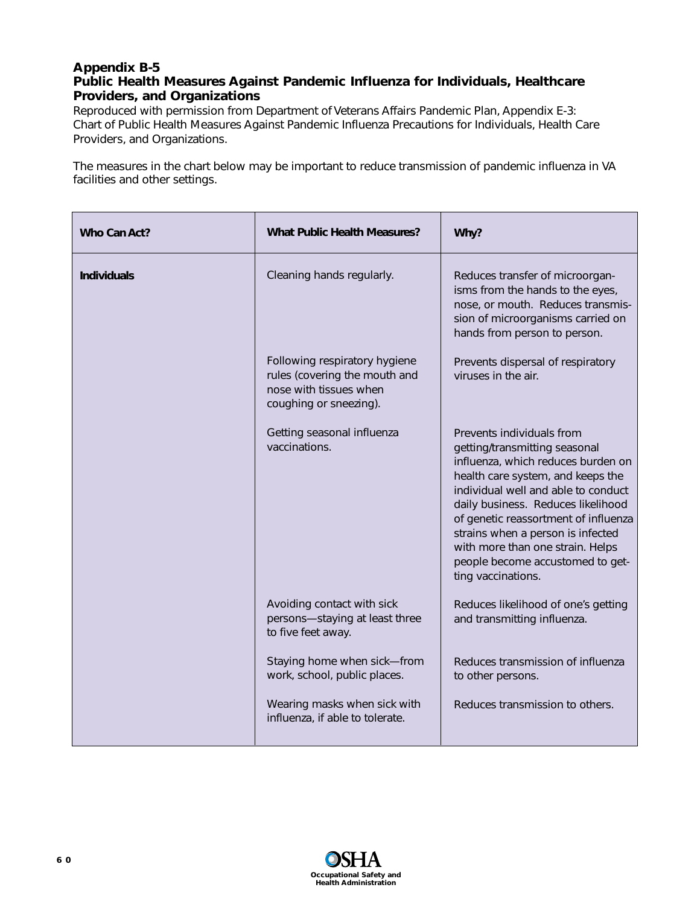## Appendix B-5
## Public Health Measures Against Pandemic Influenza for Individuals, Healthcare Providers, and Organizations

Reproduced with permission from Department of Veterans Affairs Pandemic Plan, Appendix E-3: Chart of Public Health Measures Against Pandemic Influenza Precautions for Individuals, Health Care Providers, and Organizations.

The measures in the chart below may be important to reduce transmission of pandemic influenza in VA facilities and other settings.

| Who Can Act? | What Public Health Measures? | Why? |
|---|---|---|
| **Individuals** | Cleaning hands regularly. | Reduces transfer of microorganisms from the hands to the eyes, nose, or mouth. Reduces transmission of microorganisms carried on hands from person to person. |
| | Following respiratory hygiene rules (covering the mouth and nose with tissues when coughing or sneezing). | Prevents dispersal of respiratory viruses in the air. |
| | Getting seasonal influenza vaccinations. | Prevents individuals from getting/transmitting seasonal influenza, which reduces burden on health care system, and keeps the individual well and able to conduct daily business. Reduces likelihood of genetic reassortment of influenza strains when a person is infected with more than one strain. Helps people become accustomed to getting vaccinations. |
| | Avoiding contact with sick persons—staying at least three to five feet away. | Reduces likelihood of one's getting and transmitting influenza. |
| | Staying home when sick—from work, school, public places. | Reduces transmission of influenza to other persons. |
| | Wearing masks when sick with influenza, if able to tolerate. | Reduces transmission to others. |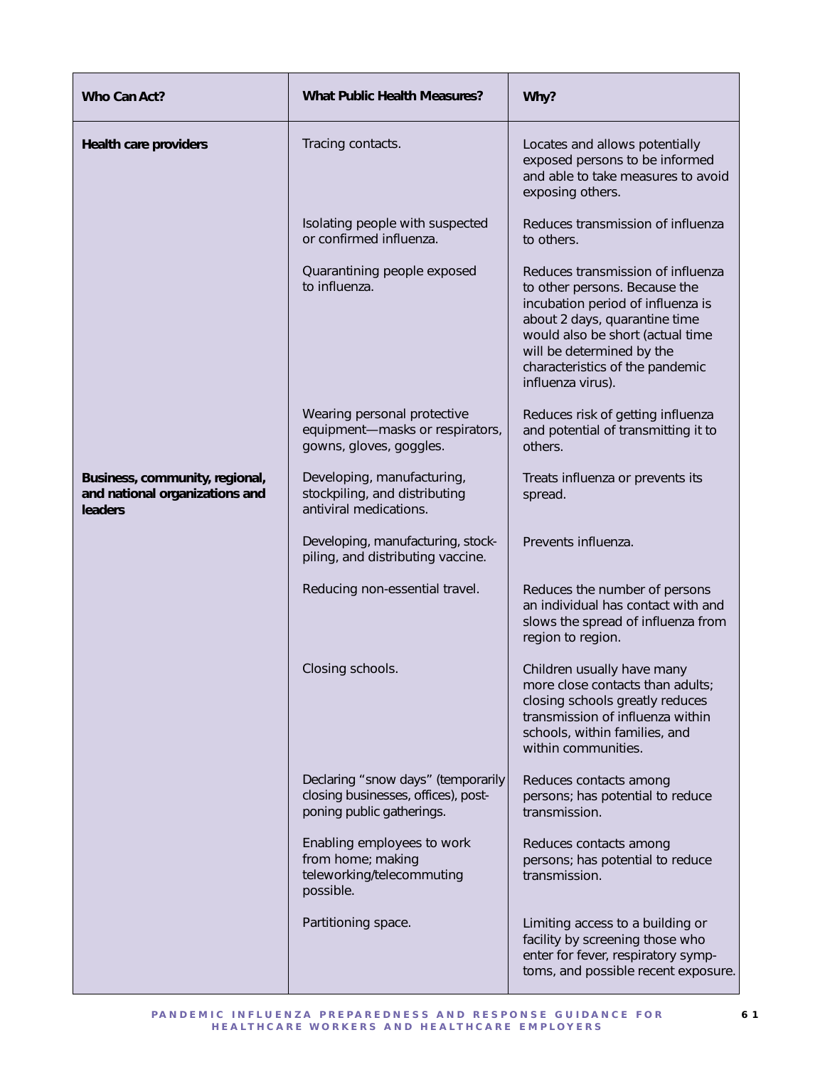| Who Can Act? | What Public Health Measures? | Why? |
|---|---|---|
| **Health care providers** | Tracing contacts. | Locates and allows potentially exposed persons to be informed and able to take measures to avoid exposing others. |
| | Isolating people with suspected or confirmed influenza. | Reduces transmission of influenza to others. |
| | Quarantining people exposed to influenza. | Reduces transmission of influenza to other persons. Because the incubation period of influenza is about 2 days, quarantine time would also be short (actual time will be determined by the characteristics of the pandemic influenza virus). |
| | Wearing personal protective equipment—masks or respirators, gowns, gloves, goggles. | Reduces risk of getting influenza and potential of transmitting it to others. |
| **Business, community, regional, and national organizations and leaders** | Developing, manufacturing, stockpiling, and distributing antiviral medications. | Treats influenza or prevents its spread. |
| | Developing, manufacturing, stockpiling, and distributing vaccine. | Prevents influenza. |
| | Reducing non-essential travel. | Reduces the number of persons an individual has contact with and slows the spread of influenza from region to region. |
| | Closing schools. | Children usually have many more close contacts than adults; closing schools greatly reduces transmission of influenza within schools, within families, and within communities. |
| | Declaring "snow days" (temporarily closing businesses, offices), postponing public gatherings. | Reduces contacts among persons; has potential to reduce transmission. |
| | Enabling employees to work from home; making teleworking/telecommuting possible. | Reduces contacts among persons; has potential to reduce transmission. |
| | Partitioning space. | Limiting access to a building or facility by screening those who enter for fever, respiratory symptoms, and possible recent exposure. |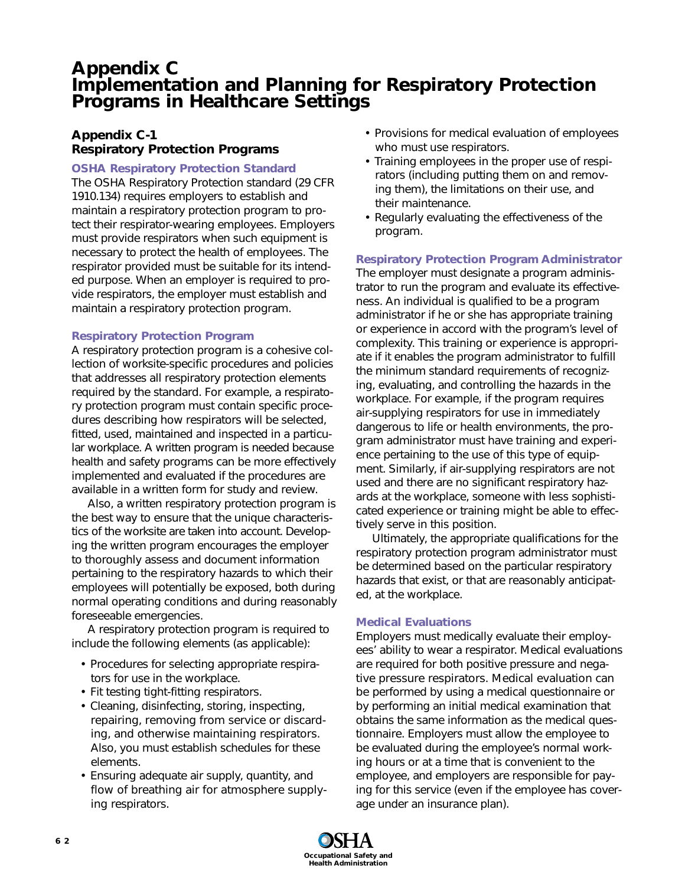# Appendix C
# Implementation and Planning for Respiratory Protection Programs in Healthcare Settings

## Appendix C-1
## Respiratory Protection Programs

### OSHA Respiratory Protection Standard

The OSHA Respiratory Protection standard (29 CFR 1910.134) requires employers to establish and maintain a respiratory protection program to protect their respirator-wearing employees. Employers must provide respirators when such equipment is necessary to protect the health of employees. The respirator provided must be suitable for its intended purpose. When an employer is required to provide respirators, the employer must establish and maintain a respiratory protection program.

### Respiratory Protection Program

A respiratory protection program is a cohesive collection of worksite-specific procedures and policies that addresses all respiratory protection elements required by the standard. For example, a respiratory protection program must contain specific procedures describing how respirators will be selected, fitted, used, maintained and inspected in a particular workplace. A written program is needed because health and safety programs can be more effectively implemented and evaluated if the procedures are available in a written form for study and review.

Also, a written respiratory protection program is the best way to ensure that the unique characteristics of the worksite are taken into account. Developing the written program encourages the employer to thoroughly assess and document information pertaining to the respiratory hazards to which their employees will potentially be exposed, both during normal operating conditions and during reasonably foreseeable emergencies.

A respiratory protection program is required to include the following elements (as applicable):

- Procedures for selecting appropriate respirators for use in the workplace.
- Fit testing tight-fitting respirators.
- Cleaning, disinfecting, storing, inspecting, repairing, removing from service or discarding, and otherwise maintaining respirators. Also, you must establish schedules for these elements.
- Ensuring adequate air supply, quantity, and flow of breathing air for atmosphere supplying respirators.
- Provisions for medical evaluation of employees who must use respirators.
- Training employees in the proper use of respirators (including putting them on and removing them), the limitations on their use, and their maintenance.
- Regularly evaluating the effectiveness of the program.

### Respiratory Protection Program Administrator

The employer must designate a program administrator to run the program and evaluate its effectiveness. An individual is qualified to be a program administrator if he or she has appropriate training or experience in accord with the program's level of complexity. This training or experience is appropriate if it enables the program administrator to fulfill the minimum standard requirements of recognizing, evaluating, and controlling the hazards in the workplace. For example, if the program requires air-supplying respirators for use in immediately dangerous to life or health environments, the program administrator must have training and experience pertaining to the use of this type of equipment. Similarly, if air-supplying respirators are not used and there are no significant respiratory hazards at the workplace, someone with less sophisticated experience or training might be able to effectively serve in this position.

Ultimately, the appropriate qualifications for the respiratory protection program administrator must be determined based on the particular respiratory hazards that exist, or that are reasonably anticipated, at the workplace.

### Medical Evaluations

Employers must medically evaluate their employees' ability to wear a respirator. Medical evaluations are required for both positive pressure and negative pressure respirators. Medical evaluation can be performed by using a medical questionnaire or by performing an initial medical examination that obtains the same information as the medical questionnaire. Employers must allow the employee to be evaluated during the employee's normal working hours or at a time that is convenient to the employee, and employers are responsible for paying for this service (even if the employee has coverage under an insurance plan).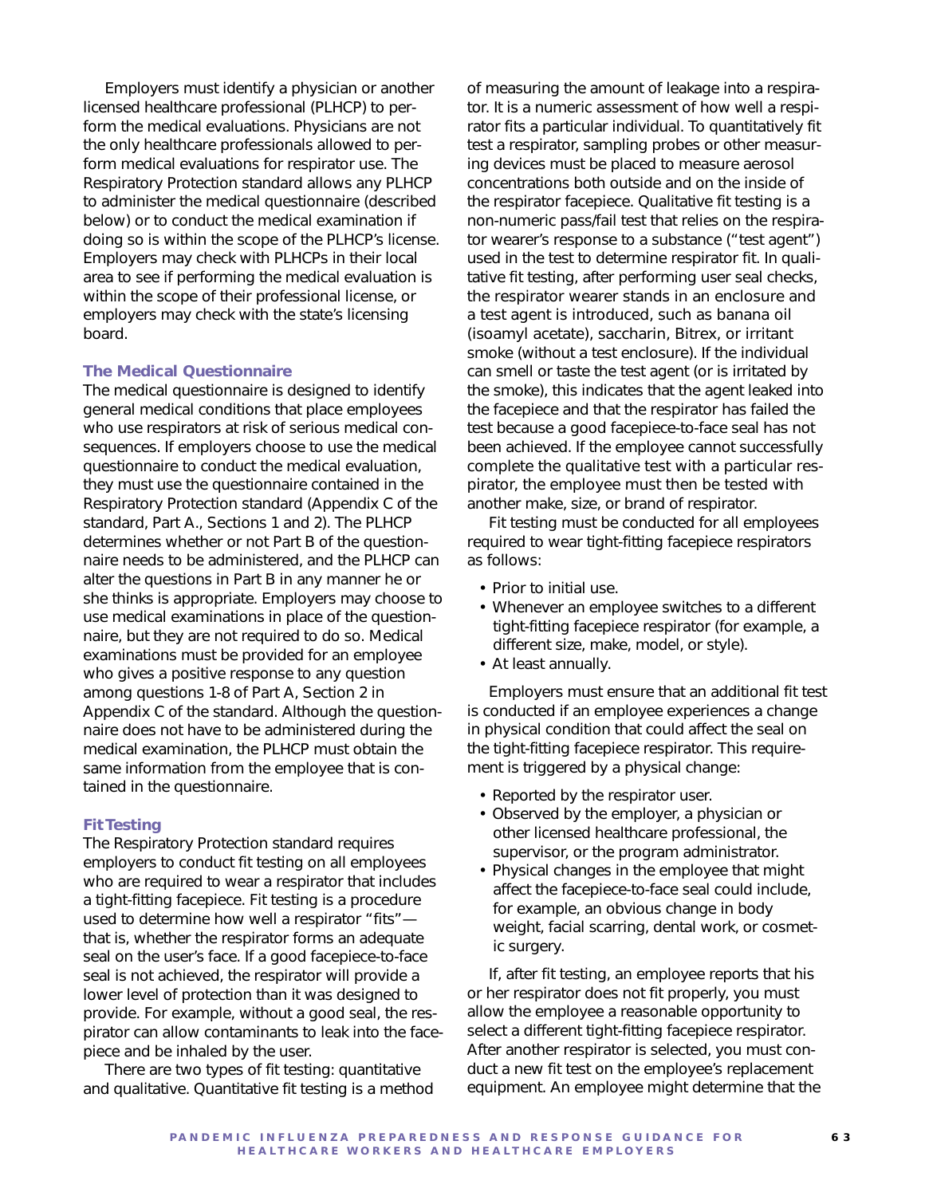Employers must identify a physician or another licensed healthcare professional (PLHCP) to perform the medical evaluations. Physicians are not the only healthcare professionals allowed to perform medical evaluations for respirator use. The Respiratory Protection standard allows any PLHCP to administer the medical questionnaire (described below) or to conduct the medical examination if doing so is within the scope of the PLHCP's license. Employers may check with PLHCPs in their local area to see if performing the medical evaluation is within the scope of their professional license, or employers may check with the state's licensing board.

### The Medical Questionnaire

The medical questionnaire is designed to identify general medical conditions that place employees who use respirators at risk of serious medical consequences. If employers choose to use the medical questionnaire to conduct the medical evaluation, they must use the questionnaire contained in the Respiratory Protection standard (Appendix C of the standard, Part A., Sections 1 and 2). The PLHCP determines whether or not Part B of the questionnaire needs to be administered, and the PLHCP can alter the questions in Part B in any manner he or she thinks is appropriate. Employers may choose to use medical examinations in place of the questionnaire, but they are not required to do so. Medical examinations must be provided for an employee who gives a positive response to any question among questions 1-8 of Part A, Section 2 in Appendix C of the standard. Although the questionnaire does not have to be administered during the medical examination, the PLHCP must obtain the same information from the employee that is contained in the questionnaire.

### Fit Testing

The Respiratory Protection standard requires employers to conduct fit testing on all employees who are required to wear a respirator that includes a tight-fitting facepiece. Fit testing is a procedure used to determine how well a respirator "fits"—that is, whether the respirator forms an adequate seal on the user's face. If a good facepiece-to-face seal is not achieved, the respirator will provide a lower level of protection than it was designed to provide. For example, without a good seal, the respirator can allow contaminants to leak into the facepiece and be inhaled by the user.

There are two types of fit testing: quantitative and qualitative. Quantitative fit testing is a method of measuring the amount of leakage into a respirator. It is a numeric assessment of how well a respirator fits a particular individual. To quantitatively fit test a respirator, sampling probes or other measuring devices must be placed to measure aerosol concentrations both outside and on the inside of the respirator facepiece. Qualitative fit testing is a non-numeric pass/fail test that relies on the respirator wearer's response to a substance ("test agent") used in the test to determine respirator fit. In qualitative fit testing, after performing user seal checks, the respirator wearer stands in an enclosure and a test agent is introduced, such as banana oil (isoamyl acetate), saccharin, Bitrex, or irritant smoke (without a test enclosure). If the individual can smell or taste the test agent (or is irritated by the smoke), this indicates that the agent leaked into the facepiece and that the respirator has failed the test because a good facepiece-to-face seal has not been achieved. If the employee cannot successfully complete the qualitative test with a particular respirator, the employee must then be tested with another make, size, or brand of respirator.

Fit testing must be conducted for all employees required to wear tight-fitting facepiece respirators as follows:

- Prior to initial use.
- Whenever an employee switches to a different tight-fitting facepiece respirator (for example, a different size, make, model, or style).
- At least annually.

Employers must ensure that an additional fit test is conducted if an employee experiences a change in physical condition that could affect the seal on the tight-fitting facepiece respirator. This requirement is triggered by a physical change:

- Reported by the respirator user.
- Observed by the employer, a physician or other licensed healthcare professional, the supervisor, or the program administrator.
- Physical changes in the employee that might affect the facepiece-to-face seal could include, for example, an obvious change in body weight, facial scarring, dental work, or cosmetic surgery.

If, after fit testing, an employee reports that his or her respirator does not fit properly, you must allow the employee a reasonable opportunity to select a different tight-fitting facepiece respirator. After another respirator is selected, you must conduct a new fit test on the employee's replacement equipment. An employee might determine that the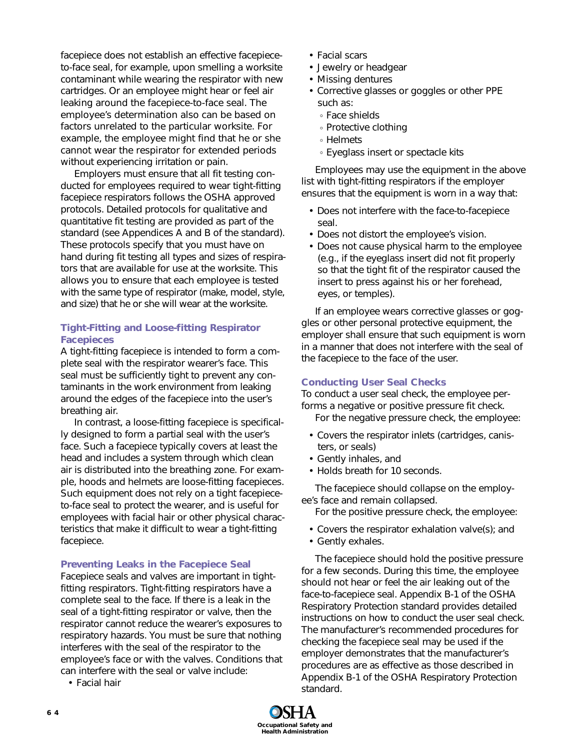facepiece does not establish an effective facepiece-to-face seal, for example, upon smelling a worksite contaminant while wearing the respirator with new cartridges. Or an employee might hear or feel air leaking around the facepiece-to-face seal. The employee's determination also can be based on factors unrelated to the particular worksite. For example, the employee might find that he or she cannot wear the respirator for extended periods without experiencing irritation or pain.

Employers must ensure that all fit testing conducted for employees required to wear tight-fitting facepiece respirators follows the OSHA approved protocols. Detailed protocols for qualitative and quantitative fit testing are provided as part of the standard (see Appendices A and B of the standard). These protocols specify that you must have on hand during fit testing all types and sizes of respirators that are available for use at the worksite. This allows you to ensure that each employee is tested with the same type of respirator (make, model, style, and size) that he or she will wear at the worksite.

### Tight-Fitting and Loose-fitting Respirator Facepieces

A tight-fitting facepiece is intended to form a complete seal with the respirator wearer's face. This seal must be sufficiently tight to prevent any contaminants in the work environment from leaking around the edges of the facepiece into the user's breathing air.

In contrast, a loose-fitting facepiece is specifically designed to form a partial seal with the user's face. Such a facepiece typically covers at least the head and includes a system through which clean air is distributed into the breathing zone. For example, hoods and helmets are loose-fitting facepieces. Such equipment does not rely on a tight facepiece-to-face seal to protect the wearer, and is useful for employees with facial hair or other physical characteristics that make it difficult to wear a tight-fitting facepiece.

### Preventing Leaks in the Facepiece Seal

Facepiece seals and valves are important in tight-fitting respirators. Tight-fitting respirators have a complete seal to the face. If there is a leak in the seal of a tight-fitting respirator or valve, then the respirator cannot reduce the wearer's exposures to respiratory hazards. You must be sure that nothing interferes with the seal of the respirator to the employee's face or with the valves. Conditions that can interfere with the seal or valve include:

- Facial hair
- Facial scars
- Jewelry or headgear
- Missing dentures
- Corrective glasses or goggles or other PPE such as:
  - Face shields
  - Protective clothing
  - Helmets
  - Eyeglass insert or spectacle kits

Employees may use the equipment in the above list with tight-fitting respirators if the employer ensures that the equipment is worn in a way that:

- Does not interfere with the face-to-facepiece seal.
- Does not distort the employee's vision.
- Does not cause physical harm to the employee (e.g., if the eyeglass insert did not fit properly so that the tight fit of the respirator caused the insert to press against his or her forehead, eyes, or temples).

If an employee wears corrective glasses or goggles or other personal protective equipment, the employer shall ensure that such equipment is worn in a manner that does not interfere with the seal of the facepiece to the face of the user.

### Conducting User Seal Checks

To conduct a user seal check, the employee performs a negative or positive pressure fit check.

For the negative pressure check, the employee:

- Covers the respirator inlets (cartridges, canisters, or seals)
- Gently inhales, and
- Holds breath for 10 seconds.

The facepiece should collapse on the employee's face and remain collapsed.

For the positive pressure check, the employee:

- Covers the respirator exhalation valve(s); and
- Gently exhales.

The facepiece should hold the positive pressure for a few seconds. During this time, the employee should not hear or feel the air leaking out of the face-to-facepiece seal. Appendix B-1 of the OSHA Respiratory Protection standard provides detailed instructions on how to conduct the user seal check. The manufacturer's recommended procedures for checking the facepiece seal may be used if the employer demonstrates that the manufacturer's procedures are as effective as those described in Appendix B-1 of the OSHA Respiratory Protection standard.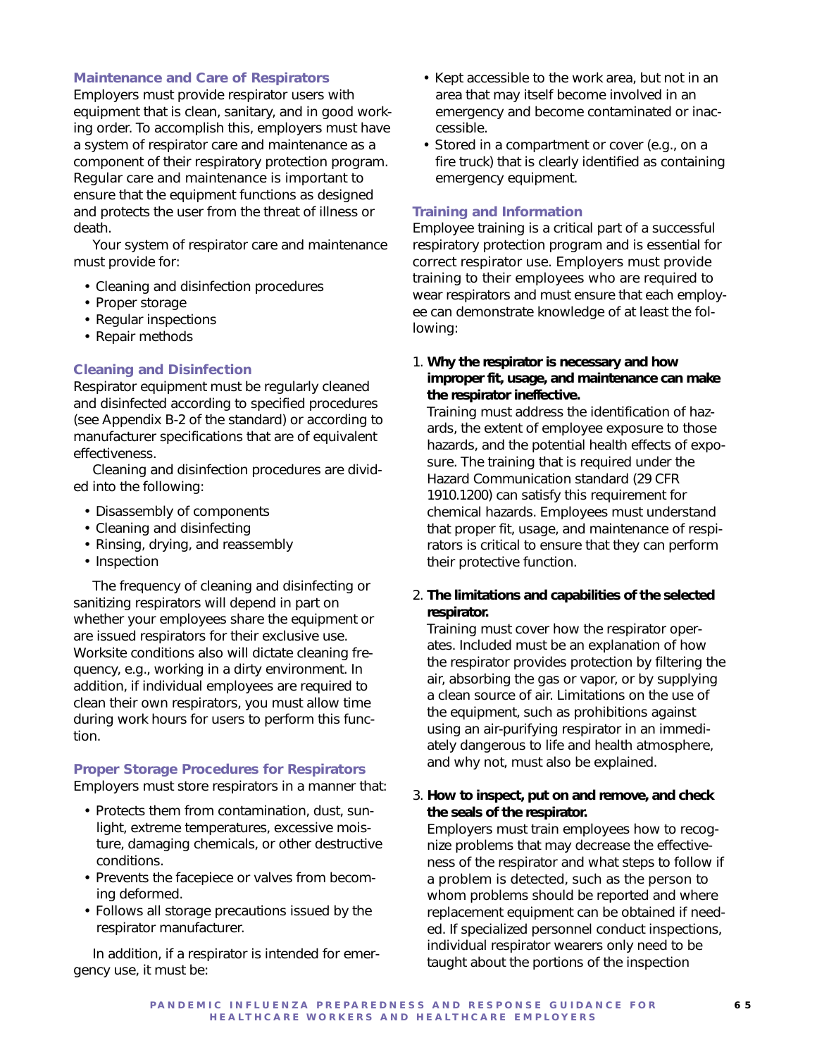### Maintenance and Care of Respirators

Employers must provide respirator users with equipment that is clean, sanitary, and in good working order. To accomplish this, employers must have a system of respirator care and maintenance as a component of their respiratory protection program. Regular care and maintenance is important to ensure that the equipment functions as designed and protects the user from the threat of illness or death.

Your system of respirator care and maintenance must provide for:

- Cleaning and disinfection procedures
- Proper storage
- Regular inspections
- Repair methods

### Cleaning and Disinfection

Respirator equipment must be regularly cleaned and disinfected according to specified procedures (see Appendix B-2 of the standard) or according to manufacturer specifications that are of equivalent effectiveness.

Cleaning and disinfection procedures are divided into the following:

- Disassembly of components
- Cleaning and disinfecting
- Rinsing, drying, and reassembly
- Inspection

The frequency of cleaning and disinfecting or sanitizing respirators will depend in part on whether your employees share the equipment or are issued respirators for their exclusive use. Worksite conditions also will dictate cleaning frequency, e.g., working in a dirty environment. In addition, if individual employees are required to clean their own respirators, you must allow time during work hours for users to perform this function.

### Proper Storage Procedures for Respirators

Employers must store respirators in a manner that:

- Protects them from contamination, dust, sunlight, extreme temperatures, excessive moisture, damaging chemicals, or other destructive conditions.
- Prevents the facepiece or valves from becoming deformed.
- Follows all storage precautions issued by the respirator manufacturer.

In addition, if a respirator is intended for emergency use, it must be:

- Kept accessible to the work area, but not in an area that may itself become involved in an emergency and become contaminated or inaccessible.
- Stored in a compartment or cover (e.g., on a fire truck) that is clearly identified as containing emergency equipment.

### Training and Information

Employee training is a critical part of a successful respiratory protection program and is essential for correct respirator use. Employers must provide training to their employees who are required to wear respirators and must ensure that each employee can demonstrate knowledge of at least the following:

1. **Why the respirator is necessary and how improper fit, usage, and maintenance can make the respirator ineffective.**
   Training must address the identification of hazards, the extent of employee exposure to those hazards, and the potential health effects of exposure. The training that is required under the Hazard Communication standard (29 CFR 1910.1200) can satisfy this requirement for chemical hazards. Employees must understand that proper fit, usage, and maintenance of respirators is critical to ensure that they can perform their protective function.

2. **The limitations and capabilities of the selected respirator.**
   Training must cover how the respirator operates. Included must be an explanation of how the respirator provides protection by filtering the air, absorbing the gas or vapor, or by supplying a clean source of air. Limitations on the use of the equipment, such as prohibitions against using an air-purifying respirator in an immediately dangerous to life and health atmosphere, and why not, must also be explained.

3. **How to inspect, put on and remove, and check the seals of the respirator.**
   Employers must train employees how to recognize problems that may decrease the effectiveness of the respirator and what steps to follow if a problem is detected, such as the person to whom problems should be reported and where replacement equipment can be obtained if needed. If specialized personnel conduct inspections, individual respirator wearers only need to be taught about the portions of the inspection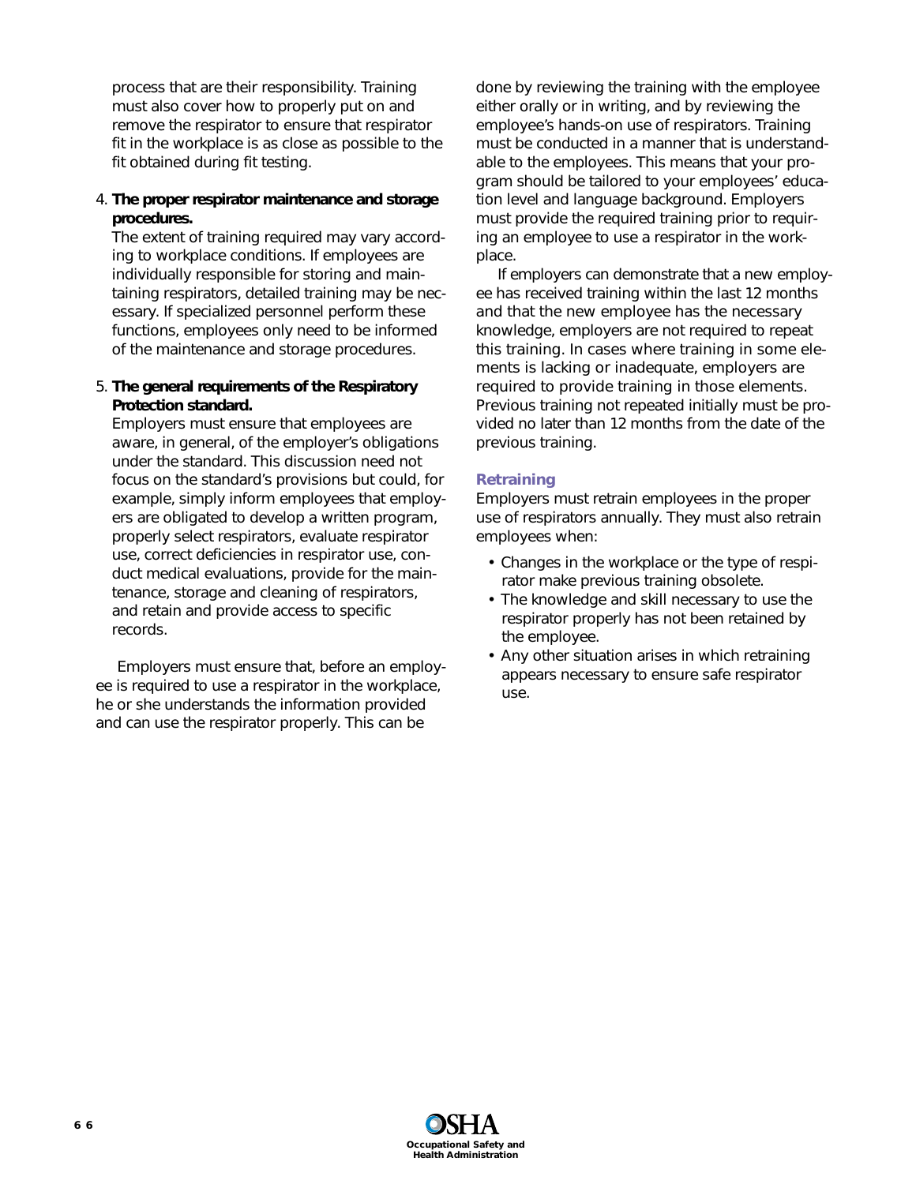process that are their responsibility. Training must also cover how to properly put on and remove the respirator to ensure that respirator fit in the workplace is as close as possible to the fit obtained during fit testing.

4. **The proper respirator maintenance and storage procedures.**
   The extent of training required may vary according to workplace conditions. If employees are individually responsible for storing and maintaining respirators, detailed training may be necessary. If specialized personnel perform these functions, employees only need to be informed of the maintenance and storage procedures.

5. **The general requirements of the Respiratory Protection standard.**
   Employers must ensure that employees are aware, in general, of the employer's obligations under the standard. This discussion need not focus on the standard's provisions but could, for example, simply inform employees that employers are obligated to develop a written program, properly select respirators, evaluate respirator use, correct deficiencies in respirator use, conduct medical evaluations, provide for the maintenance, storage and cleaning of respirators, and retain and provide access to specific records.

Employers must ensure that, before an employee is required to use a respirator in the workplace, he or she understands the information provided and can use the respirator properly. This can be done by reviewing the training with the employee either orally or in writing, and by reviewing the employee's hands-on use of respirators. Training must be conducted in a manner that is understandable to the employees. This means that your program should be tailored to your employees' education level and language background. Employers must provide the required training prior to requiring an employee to use a respirator in the workplace.

If employers can demonstrate that a new employee has received training within the last 12 months and that the new employee has the necessary knowledge, employers are not required to repeat this training. In cases where training in some elements is lacking or inadequate, employers are required to provide training in those elements. Previous training not repeated initially must be provided no later than 12 months from the date of the previous training.

### Retraining

Employers must retrain employees in the proper use of respirators annually. They must also retrain employees when:

- Changes in the workplace or the type of respirator make previous training obsolete.
- The knowledge and skill necessary to use the respirator properly has not been retained by the employee.
- Any other situation arises in which retraining appears necessary to ensure safe respirator use.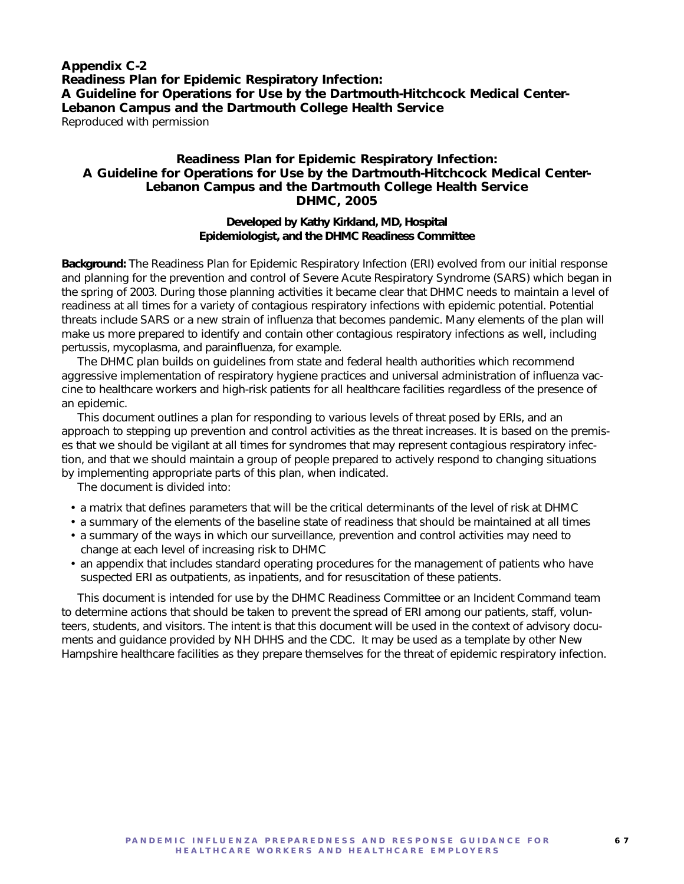**Appendix C-2**
**Readiness Plan for Epidemic Respiratory Infection:**
**A Guideline for Operations for Use by the Dartmouth-Hitchcock Medical Center-Lebanon Campus and the Dartmouth College Health Service**
Reproduced with permission

## Readiness Plan for Epidemic Respiratory Infection: A Guideline for Operations for Use by the Dartmouth-Hitchcock Medical Center-Lebanon Campus and the Dartmouth College Health Service DHMC, 2005

**Developed by Kathy Kirkland, MD, Hospital Epidemiologist, and the DHMC Readiness Committee**

**Background:** The Readiness Plan for Epidemic Respiratory Infection (ERI) evolved from our initial response and planning for the prevention and control of Severe Acute Respiratory Syndrome (SARS) which began in the spring of 2003. During those planning activities it became clear that DHMC needs to maintain a level of readiness at all times for a variety of contagious respiratory infections with epidemic potential. Potential threats include SARS or a new strain of influenza that becomes pandemic. Many elements of the plan will make us more prepared to identify and contain other contagious respiratory infections as well, including pertussis, mycoplasma, and parainfluenza, for example.

The DHMC plan builds on guidelines from state and federal health authorities which recommend aggressive implementation of respiratory hygiene practices and universal administration of influenza vaccine to healthcare workers and high-risk patients for all healthcare facilities regardless of the presence of an epidemic.

This document outlines a plan for responding to various levels of threat posed by ERIs, and an approach to stepping up prevention and control activities as the threat increases. It is based on the premises that we should be vigilant at all times for syndromes that may represent contagious respiratory infection, and that we should maintain a group of people prepared to actively respond to changing situations by implementing appropriate parts of this plan, when indicated.

The document is divided into:

- a matrix that defines parameters that will be the critical determinants of the level of risk at DHMC
- a summary of the elements of the baseline state of readiness that should be maintained at all times
- a summary of the ways in which our surveillance, prevention and control activities may need to change at each level of increasing risk to DHMC
- an appendix that includes standard operating procedures for the management of patients who have suspected ERI as outpatients, as inpatients, and for resuscitation of these patients.

This document is intended for use by the DHMC Readiness Committee or an Incident Command team to determine actions that should be taken to prevent the spread of ERI among our patients, staff, volunteers, students, and visitors. The intent is that this document will be used in the context of advisory documents and guidance provided by NH DHHS and the CDC. It may be used as a template by other New Hampshire healthcare facilities as they prepare themselves for the threat of epidemic respiratory infection.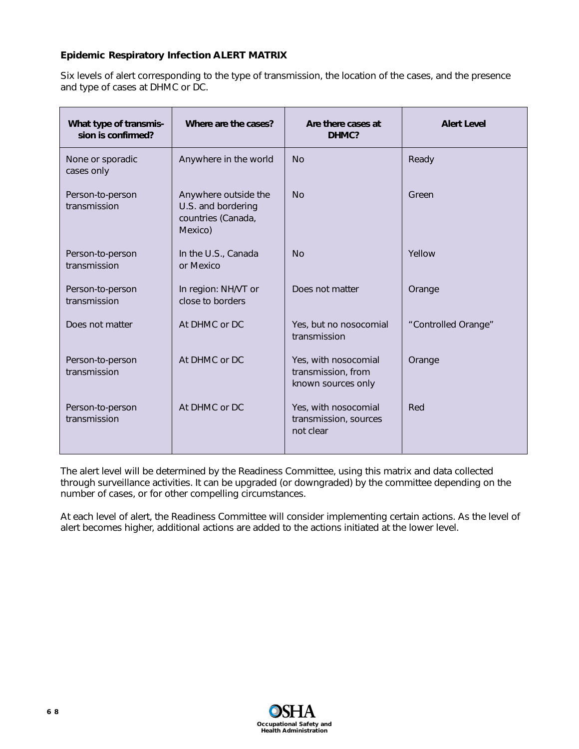**Epidemic Respiratory Infection ALERT MATRIX**

Six levels of alert corresponding to the type of transmission, the location of the cases, and the presence and type of cases at DHMC or DC.

| What type of transmission is confirmed? | Where are the cases? | Are there cases at DHMC? | Alert Level |
|---|---|---|---|
| None or sporadic cases only | Anywhere in the world | No | Ready |
| Person-to-person transmission | Anywhere outside the U.S. and bordering countries (Canada, Mexico) | No | Green |
| Person-to-person transmission | In the U.S., Canada or Mexico | No | Yellow |
| Person-to-person transmission | In region: NH/VT or close to borders | Does not matter | Orange |
| Does not matter | At DHMC or DC | Yes, but no nosocomial transmission | "Controlled Orange" |
| Person-to-person transmission | At DHMC or DC | Yes, with nosocomial transmission, from known sources only | Orange |
| Person-to-person transmission | At DHMC or DC | Yes, with nosocomial transmission, sources not clear | Red |

The alert level will be determined by the Readiness Committee, using this matrix and data collected through surveillance activities. It can be upgraded (or downgraded) by the committee depending on the number of cases, or for other compelling circumstances.

At each level of alert, the Readiness Committee will consider implementing certain actions. As the level of alert becomes higher, additional actions are added to the actions initiated at the lower level.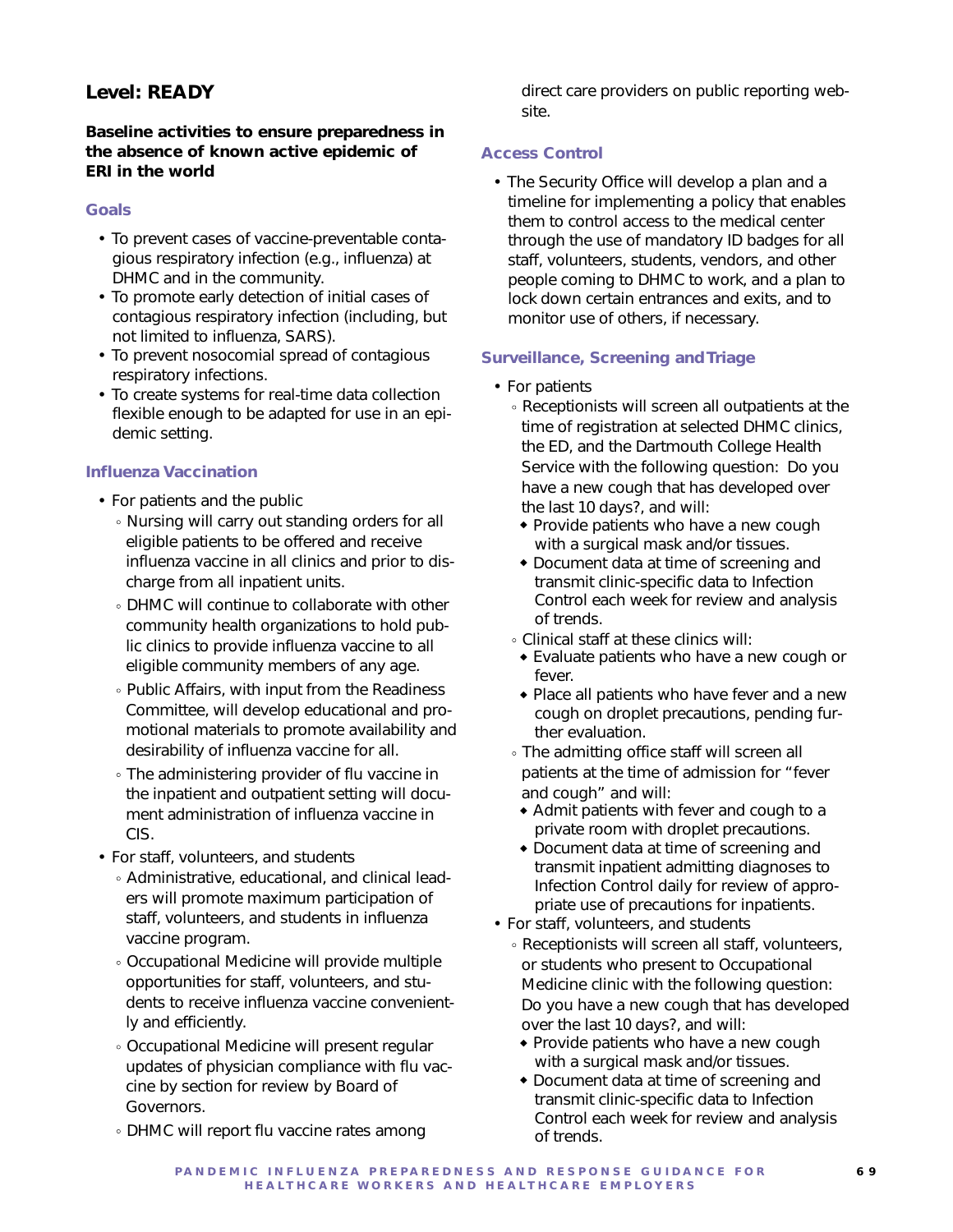## Level: READY

**Baseline activities to ensure preparedness in the absence of known active epidemic of ERI in the world**

### Goals

- To prevent cases of vaccine-preventable contagious respiratory infection (e.g., influenza) at DHMC and in the community.
- To promote early detection of initial cases of contagious respiratory infection (including, but not limited to influenza, SARS).
- To prevent nosocomial spread of contagious respiratory infections.
- To create systems for real-time data collection flexible enough to be adapted for use in an epidemic setting.

### Influenza Vaccination

- For patients and the public
  - Nursing will carry out standing orders for all eligible patients to be offered and receive influenza vaccine in all clinics and prior to discharge from all inpatient units.
  - DHMC will continue to collaborate with other community health organizations to hold public clinics to provide influenza vaccine to all eligible community members of any age.
  - Public Affairs, with input from the Readiness Committee, will develop educational and promotional materials to promote availability and desirability of influenza vaccine for all.
  - The administering provider of flu vaccine in the inpatient and outpatient setting will document administration of influenza vaccine in CIS.
- For staff, volunteers, and students
  - Administrative, educational, and clinical leaders will promote maximum participation of staff, volunteers, and students in influenza vaccine program.
  - Occupational Medicine will provide multiple opportunities for staff, volunteers, and students to receive influenza vaccine conveniently and efficiently.
  - Occupational Medicine will present regular updates of physician compliance with flu vaccine by section for review by Board of Governors.
  - DHMC will report flu vaccine rates among direct care providers on public reporting website.

### Access Control

- The Security Office will develop a plan and a timeline for implementing a policy that enables them to control access to the medical center through the use of mandatory ID badges for all staff, volunteers, students, vendors, and other people coming to DHMC to work, and a plan to lock down certain entrances and exits, and to monitor use of others, if necessary.

### Surveillance, Screening and Triage

- For patients
  - Receptionists will screen all outpatients at the time of registration at selected DHMC clinics, the ED, and the Dartmouth College Health Service with the following question: Do you have a new cough that has developed over the last 10 days?, and will:
    - Provide patients who have a new cough with a surgical mask and/or tissues.
    - Document data at time of screening and transmit clinic-specific data to Infection Control each week for review and analysis of trends.
  - Clinical staff at these clinics will:
    - Evaluate patients who have a new cough or fever.
    - Place all patients who have fever and a new cough on droplet precautions, pending further evaluation.
  - The admitting office staff will screen all patients at the time of admission for "fever and cough" and will:
    - Admit patients with fever and cough to a private room with droplet precautions.
    - Document data at time of screening and transmit inpatient admitting diagnoses to Infection Control daily for review of appropriate use of precautions for inpatients.
- For staff, volunteers, and students
  - Receptionists will screen all staff, volunteers, or students who present to Occupational Medicine clinic with the following question: Do you have a new cough that has developed over the last 10 days?, and will:
    - Provide patients who have a new cough with a surgical mask and/or tissues.
    - Document data at time of screening and transmit clinic-specific data to Infection Control each week for review and analysis of trends.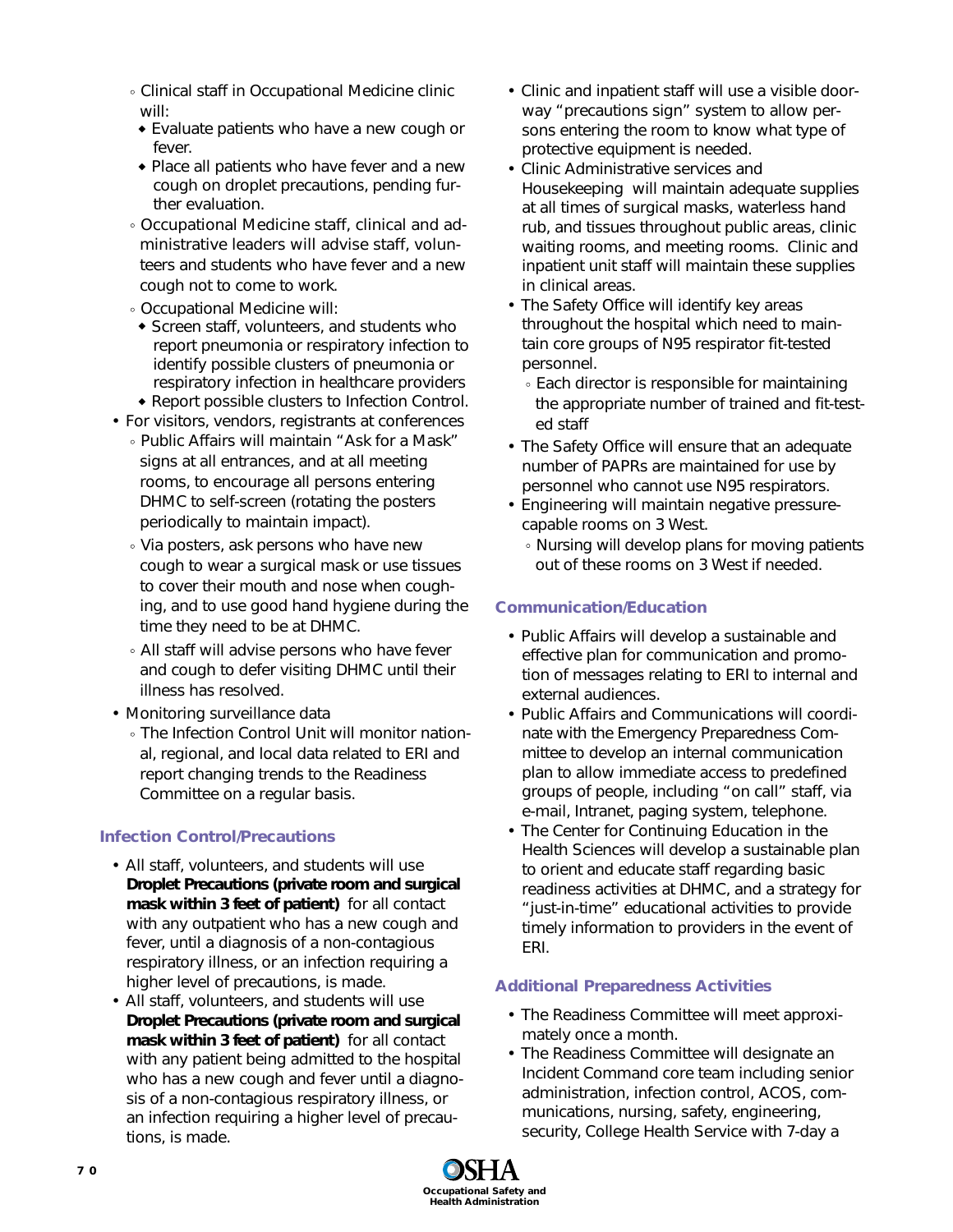- Clinical staff in Occupational Medicine clinic will:
  - Evaluate patients who have a new cough or fever.
  - Place all patients who have fever and a new cough on droplet precautions, pending further evaluation.
- Occupational Medicine staff, clinical and administrative leaders will advise staff, volunteers and students who have fever and a new cough not to come to work.
- Occupational Medicine will:
  - Screen staff, volunteers, and students who report pneumonia or respiratory infection to identify possible clusters of pneumonia or respiratory infection in healthcare providers
  - Report possible clusters to Infection Control.

- For visitors, vendors, registrants at conferences
  - Public Affairs will maintain "Ask for a Mask" signs at all entrances, and at all meeting rooms, to encourage all persons entering DHMC to self-screen (rotating the posters periodically to maintain impact).
  - Via posters, ask persons who have new cough to wear a surgical mask or use tissues to cover their mouth and nose when coughing, and to use good hand hygiene during the time they need to be at DHMC.
  - All staff will advise persons who have fever and cough to defer visiting DHMC until their illness has resolved.
- Monitoring surveillance data
  - The Infection Control Unit will monitor national, regional, and local data related to ERI and report changing trends to the Readiness Committee on a regular basis.

### Infection Control/Precautions

- All staff, volunteers, and students will use **Droplet Precautions (private room and surgical mask within 3 feet of patient)** for all contact with any outpatient who has a new cough and fever, until a diagnosis of a non-contagious respiratory illness, or an infection requiring a higher level of precautions, is made.
- All staff, volunteers, and students will use **Droplet Precautions (private room and surgical mask within 3 feet of patient)** for all contact with any patient being admitted to the hospital who has a new cough and fever until a diagnosis of a non-contagious respiratory illness, or an infection requiring a higher level of precautions, is made.
- Clinic and inpatient staff will use a visible doorway "precautions sign" system to allow persons entering the room to know what type of protective equipment is needed.
- Clinic Administrative services and Housekeeping will maintain adequate supplies at all times of surgical masks, waterless hand rub, and tissues throughout public areas, clinic waiting rooms, and meeting rooms. Clinic and inpatient unit staff will maintain these supplies in clinical areas.
- The Safety Office will identify key areas throughout the hospital which need to maintain core groups of N95 respirator fit-tested personnel.
  - Each director is responsible for maintaining the appropriate number of trained and fit-tested staff
- The Safety Office will ensure that an adequate number of PAPRs are maintained for use by personnel who cannot use N95 respirators.
- Engineering will maintain negative pressure-capable rooms on 3 West.
  - Nursing will develop plans for moving patients out of these rooms on 3 West if needed.

### Communication/Education

- Public Affairs will develop a sustainable and effective plan for communication and promotion of messages relating to ERI to internal and external audiences.
- Public Affairs and Communications will coordinate with the Emergency Preparedness Committee to develop an internal communication plan to allow immediate access to predefined groups of people, including "on call" staff, via e-mail, Intranet, paging system, telephone.
- The Center for Continuing Education in the Health Sciences will develop a sustainable plan to orient and educate staff regarding basic readiness activities at DHMC, and a strategy for "just-in-time" educational activities to provide timely information to providers in the event of ERI.

### Additional Preparedness Activities

- The Readiness Committee will meet approximately once a month.
- The Readiness Committee will designate an Incident Command core team including senior administration, infection control, ACOS, communications, nursing, safety, engineering, security, College Health Service with 7-day a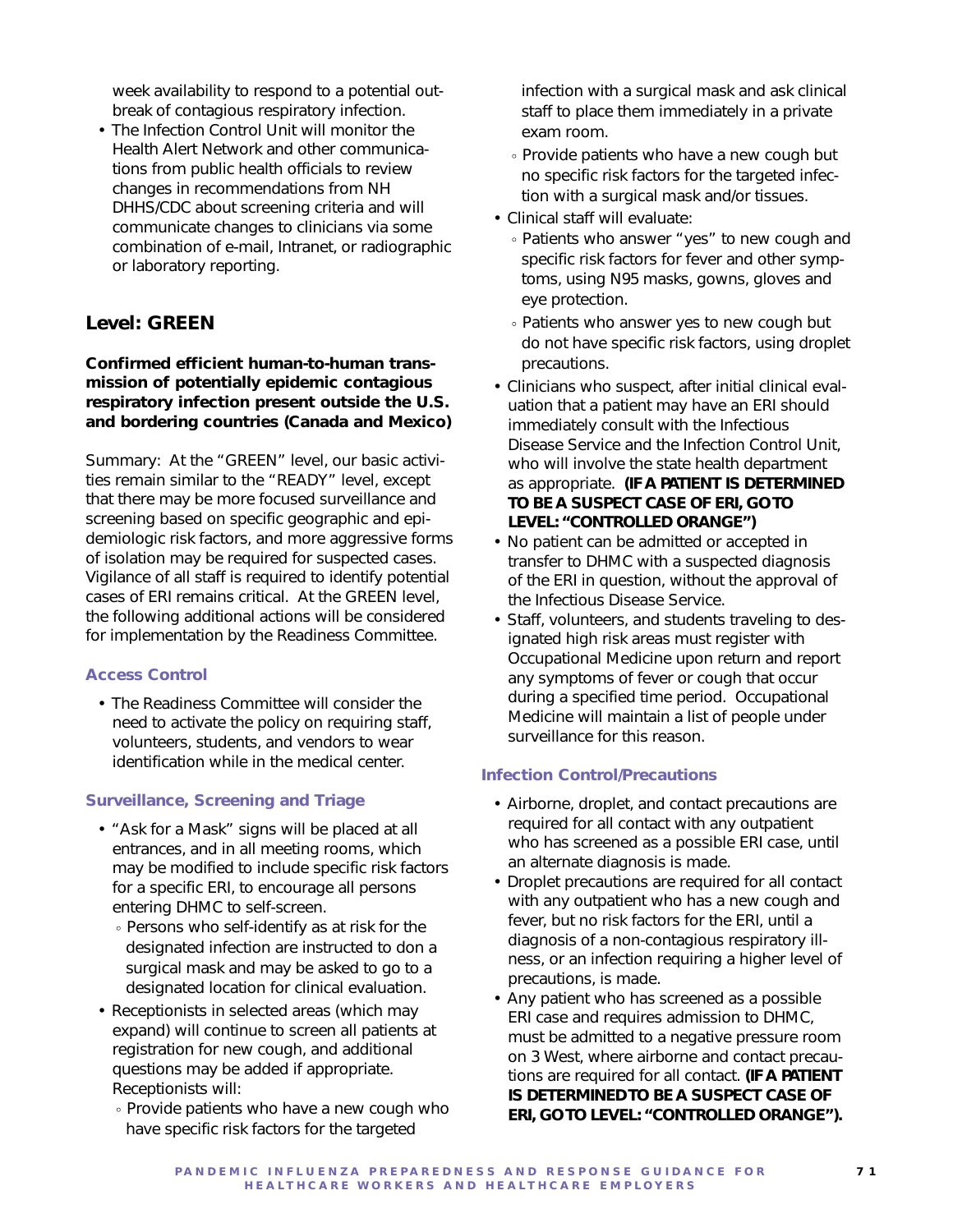week availability to respond to a potential outbreak of contagious respiratory infection.

- The Infection Control Unit will monitor the Health Alert Network and other communications from public health officials to review changes in recommendations from NH DHHS/CDC about screening criteria and will communicate changes to clinicians via some combination of e-mail, Intranet, or radiographic or laboratory reporting.

## Level: GREEN

**Confirmed efficient human-to-human transmission of potentially epidemic contagious respiratory infection present outside the U.S. and bordering countries (Canada and Mexico)**

Summary: At the "GREEN" level, our basic activities remain similar to the "READY" level, except that there may be more focused surveillance and screening based on specific geographic and epidemiologic risk factors, and more aggressive forms of isolation may be required for suspected cases. Vigilance of all staff is required to identify potential cases of ERI remains critical. At the GREEN level, the following additional actions will be considered for implementation by the Readiness Committee.

### Access Control

- The Readiness Committee will consider the need to activate the policy on requiring staff, volunteers, students, and vendors to wear identification while in the medical center.

### Surveillance, Screening and Triage

- "Ask for a Mask" signs will be placed at all entrances, and in all meeting rooms, which may be modified to include specific risk factors for a specific ERI, to encourage all persons entering DHMC to self-screen.
  - Persons who self-identify as at risk for the designated infection are instructed to don a surgical mask and may be asked to go to a designated location for clinical evaluation.
- Receptionists in selected areas (which may expand) will continue to screen all patients at registration for new cough, and additional questions may be added if appropriate. Receptionists will:
  - Provide patients who have a new cough who have specific risk factors for the targeted infection with a surgical mask and ask clinical staff to place them immediately in a private exam room.
  - Provide patients who have a new cough but no specific risk factors for the targeted infection with a surgical mask and/or tissues.
- Clinical staff will evaluate:
  - Patients who answer "yes" to new cough and specific risk factors for fever and other symptoms, using N95 masks, gowns, gloves and eye protection.
  - Patients who answer yes to new cough but do not have specific risk factors, using droplet precautions.
- Clinicians who suspect, after initial clinical evaluation that a patient may have an ERI should immediately consult with the Infectious Disease Service and the Infection Control Unit, who will involve the state health department as appropriate. **(IF A PATIENT IS DETERMINED TO BE A SUSPECT CASE OF ERI, GO TO LEVEL: "CONTROLLED ORANGE")**
- No patient can be admitted or accepted in transfer to DHMC with a suspected diagnosis of the ERI in question, without the approval of the Infectious Disease Service.
- Staff, volunteers, and students traveling to designated high risk areas must register with Occupational Medicine upon return and report any symptoms of fever or cough that occur during a specified time period. Occupational Medicine will maintain a list of people under surveillance for this reason.

### Infection Control/Precautions

- Airborne, droplet, and contact precautions are required for all contact with any outpatient who has screened as a possible ERI case, until an alternate diagnosis is made.
- Droplet precautions are required for all contact with any outpatient who has a new cough and fever, but no risk factors for the ERI, until a diagnosis of a non-contagious respiratory illness, or an infection requiring a higher level of precautions, is made.
- Any patient who has screened as a possible ERI case and requires admission to DHMC, must be admitted to a negative pressure room on 3 West, where airborne and contact precautions are required for all contact. **(IF A PATIENT IS DETERMINED TO BE A SUSPECT CASE OF ERI, GO TO LEVEL: "CONTROLLED ORANGE").**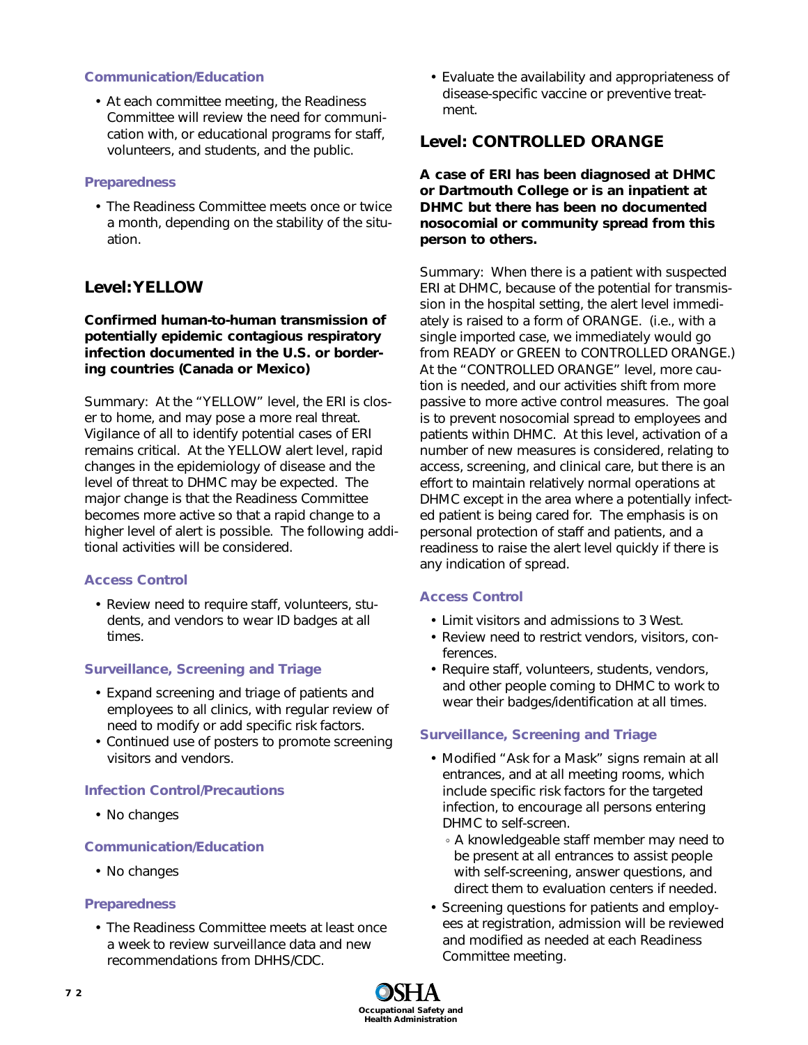#### Communication/Education

- At each committee meeting, the Readiness Committee will review the need for communication with, or educational programs for staff, volunteers, and students, and the public.

#### Preparedness

- The Readiness Committee meets once or twice a month, depending on the stability of the situation.

### Level: YELLOW

**Confirmed human-to-human transmission of potentially epidemic contagious respiratory infection documented in the U.S. or bordering countries (Canada or Mexico)**

Summary: At the "YELLOW" level, the ERI is closer to home, and may pose a more real threat. Vigilance of all to identify potential cases of ERI remains critical. At the YELLOW alert level, rapid changes in the epidemiology of disease and the level of threat to DHMC may be expected. The major change is that the Readiness Committee becomes more active so that a rapid change to a higher level of alert is possible. The following additional activities will be considered.

#### Access Control

- Review need to require staff, volunteers, students, and vendors to wear ID badges at all times.

#### Surveillance, Screening and Triage

- Expand screening and triage of patients and employees to all clinics, with regular review of need to modify or add specific risk factors.
- Continued use of posters to promote screening visitors and vendors.

#### Infection Control/Precautions

- No changes

#### Communication/Education

- No changes

#### Preparedness

- The Readiness Committee meets at least once a week to review surveillance data and new recommendations from DHHS/CDC.
- Evaluate the availability and appropriateness of disease-specific vaccine or preventive treatment.

### Level: CONTROLLED ORANGE

**A case of ERI has been diagnosed at DHMC or Dartmouth College or is an inpatient at DHMC but there has been no documented nosocomial or community spread from this person to others.**

Summary: When there is a patient with suspected ERI at DHMC, because of the potential for transmission in the hospital setting, the alert level immediately is raised to a form of ORANGE. (i.e., with a single imported case, we immediately would go from READY or GREEN to CONTROLLED ORANGE.) At the "CONTROLLED ORANGE" level, more caution is needed, and our activities shift from more passive to more active control measures. The goal is to prevent nosocomial spread to employees and patients within DHMC. At this level, activation of a number of new measures is considered, relating to access, screening, and clinical care, but there is an effort to maintain relatively normal operations at DHMC except in the area where a potentially infected patient is being cared for. The emphasis is on personal protection of staff and patients, and a readiness to raise the alert level quickly if there is any indication of spread.

#### Access Control

- Limit visitors and admissions to 3 West.
- Review need to restrict vendors, visitors, conferences.
- Require staff, volunteers, students, vendors, and other people coming to DHMC to work to wear their badges/identification at all times.

#### Surveillance, Screening and Triage

- Modified "Ask for a Mask" signs remain at all entrances, and at all meeting rooms, which include specific risk factors for the targeted infection, to encourage all persons entering DHMC to self-screen.
  - A knowledgeable staff member may need to be present at all entrances to assist people with self-screening, answer questions, and direct them to evaluation centers if needed.
- Screening questions for patients and employees at registration, admission will be reviewed and modified as needed at each Readiness Committee meeting.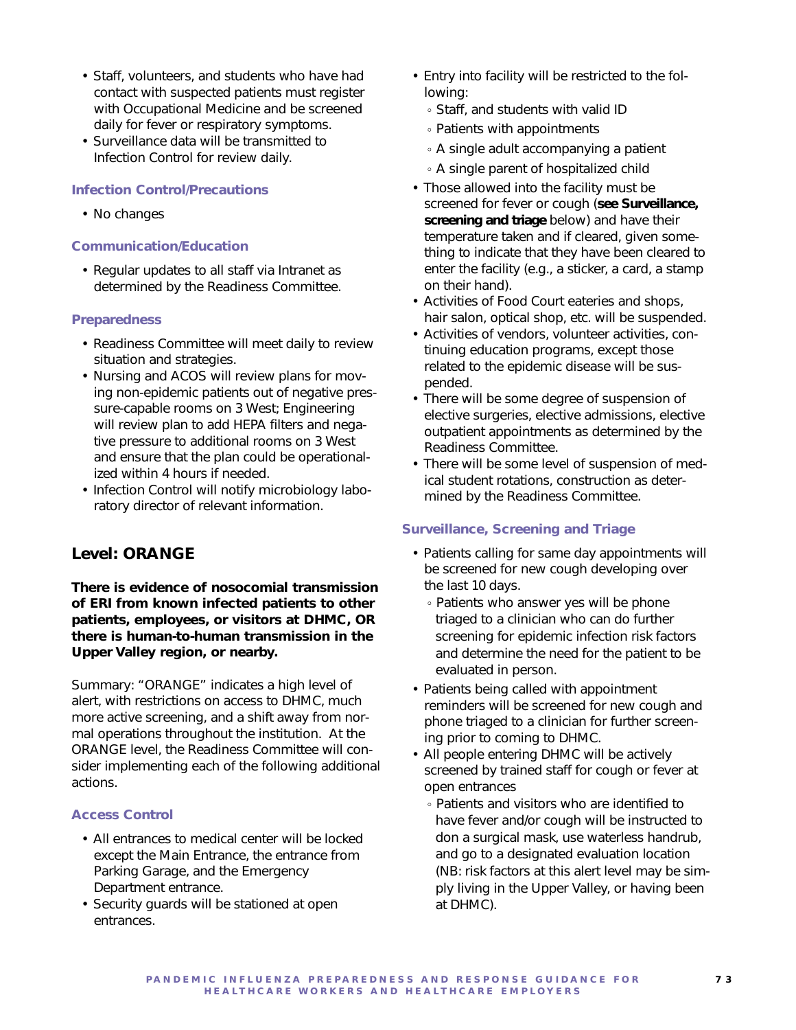- Staff, volunteers, and students who have had contact with suspected patients must register with Occupational Medicine and be screened daily for fever or respiratory symptoms.
- Surveillance data will be transmitted to Infection Control for review daily.

### Infection Control/Precautions

- No changes

### Communication/Education

- Regular updates to all staff via Intranet as determined by the Readiness Committee.

### Preparedness

- Readiness Committee will meet daily to review situation and strategies.
- Nursing and ACOS will review plans for moving non-epidemic patients out of negative pressure-capable rooms on 3 West; Engineering will review plan to add HEPA filters and negative pressure to additional rooms on 3 West and ensure that the plan could be operationalized within 4 hours if needed.
- Infection Control will notify microbiology laboratory director of relevant information.

## Level: ORANGE

**There is evidence of nosocomial transmission of ERI from known infected patients to other patients, employees, or visitors at DHMC, OR there is human-to-human transmission in the Upper Valley region, or nearby.**

Summary: "ORANGE" indicates a high level of alert, with restrictions on access to DHMC, much more active screening, and a shift away from normal operations throughout the institution. At the ORANGE level, the Readiness Committee will consider implementing each of the following additional actions.

### Access Control

- All entrances to medical center will be locked except the Main Entrance, the entrance from Parking Garage, and the Emergency Department entrance.
- Security guards will be stationed at open entrances.
- Entry into facility will be restricted to the following:
  - Staff, and students with valid ID
  - Patients with appointments
  - A single adult accompanying a patient
  - A single parent of hospitalized child
- Those allowed into the facility must be screened for fever or cough (**see Surveillance, screening and triage** below) and have their temperature taken and if cleared, given something to indicate that they have been cleared to enter the facility (e.g., a sticker, a card, a stamp on their hand).
- Activities of Food Court eateries and shops, hair salon, optical shop, etc. will be suspended.
- Activities of vendors, volunteer activities, continuing education programs, except those related to the epidemic disease will be suspended.
- There will be some degree of suspension of elective surgeries, elective admissions, elective outpatient appointments as determined by the Readiness Committee.
- There will be some level of suspension of medical student rotations, construction as determined by the Readiness Committee.

### Surveillance, Screening and Triage

- Patients calling for same day appointments will be screened for new cough developing over the last 10 days.
  - Patients who answer yes will be phone triaged to a clinician who can do further screening for epidemic infection risk factors and determine the need for the patient to be evaluated in person.
- Patients being called with appointment reminders will be screened for new cough and phone triaged to a clinician for further screening prior to coming to DHMC.
- All people entering DHMC will be actively screened by trained staff for cough or fever at open entrances
  - Patients and visitors who are identified to have fever and/or cough will be instructed to don a surgical mask, use waterless handrub, and go to a designated evaluation location (NB: risk factors at this alert level may be simply living in the Upper Valley, or having been at DHMC).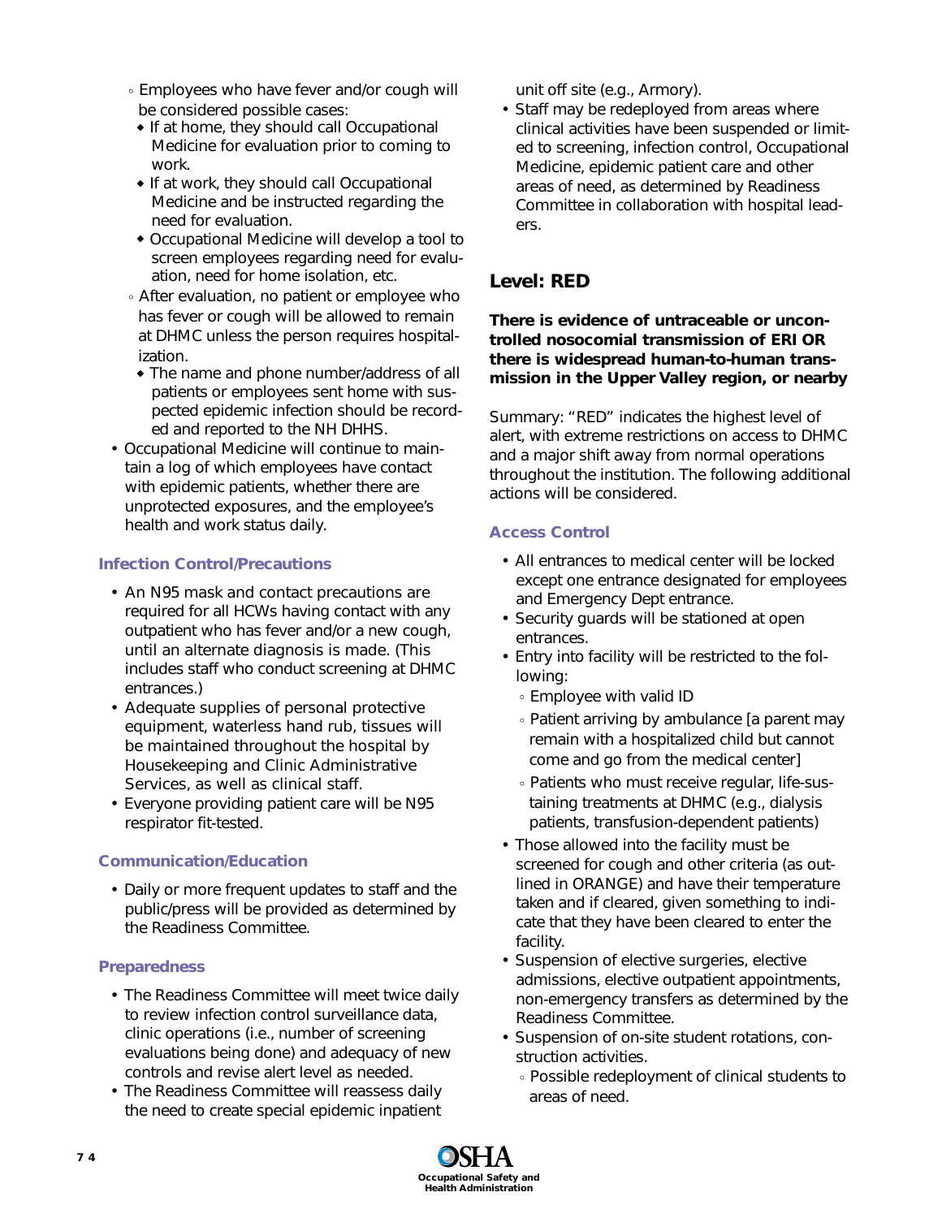- Employees who have fever and/or cough will be considered possible cases:
  - If at home, they should call Occupational Medicine for evaluation prior to coming to work.
  - If at work, they should call Occupational Medicine and be instructed regarding the need for evaluation.
  - Occupational Medicine will develop a tool to screen employees regarding need for evaluation, need for home isolation, etc.
- After evaluation, no patient or employee who has fever or cough will be allowed to remain at DHMC unless the person requires hospitalization.
  - The name and phone number/address of all patients or employees sent home with suspected epidemic infection should be recorded and reported to the NH DHHS.

- Occupational Medicine will continue to maintain a log of which employees have contact with epidemic patients, whether there are unprotected exposures, and the employee's health and work status daily.

### Infection Control/Precautions

- An N95 mask and contact precautions are required for all HCWs having contact with any outpatient who has fever and/or a new cough, until an alternate diagnosis is made. (This includes staff who conduct screening at DHMC entrances.)
- Adequate supplies of personal protective equipment, waterless hand rub, tissues will be maintained throughout the hospital by Housekeeping and Clinic Administrative Services, as well as clinical staff.
- Everyone providing patient care will be N95 respirator fit-tested.

### Communication/Education

- Daily or more frequent updates to staff and the public/press will be provided as determined by the Readiness Committee.

### Preparedness

- The Readiness Committee will meet twice daily to review infection control surveillance data, clinic operations (i.e., number of screening evaluations being done) and adequacy of new controls and revise alert level as needed.
- The Readiness Committee will reassess daily the need to create special epidemic inpatient unit off site (e.g., Armory).
- Staff may be redeployed from areas where clinical activities have been suspended or limited to screening, infection control, Occupational Medicine, epidemic patient care and other areas of need, as determined by Readiness Committee in collaboration with hospital leaders.

## Level: RED

**There is evidence of untraceable or uncontrolled nosocomial transmission of ERI OR there is widespread human-to-human transmission in the Upper Valley region, or nearby**

Summary: "RED" indicates the highest level of alert, with extreme restrictions on access to DHMC and a major shift away from normal operations throughout the institution. The following additional actions will be considered.

### Access Control

- All entrances to medical center will be locked except one entrance designated for employees and Emergency Dept entrance.
- Security guards will be stationed at open entrances.
- Entry into facility will be restricted to the following:
  - Employee with valid ID
  - Patient arriving by ambulance [a parent may remain with a hospitalized child but cannot come and go from the medical center]
  - Patients who must receive regular, life-sustaining treatments at DHMC (e.g., dialysis patients, transfusion-dependent patients)
- Those allowed into the facility must be screened for cough and other criteria (as outlined in ORANGE) and have their temperature taken and if cleared, given something to indicate that they have been cleared to enter the facility.
- Suspension of elective surgeries, elective admissions, elective outpatient appointments, non-emergency transfers as determined by the Readiness Committee.
- Suspension of on-site student rotations, construction activities.
  - Possible redeployment of clinical students to areas of need.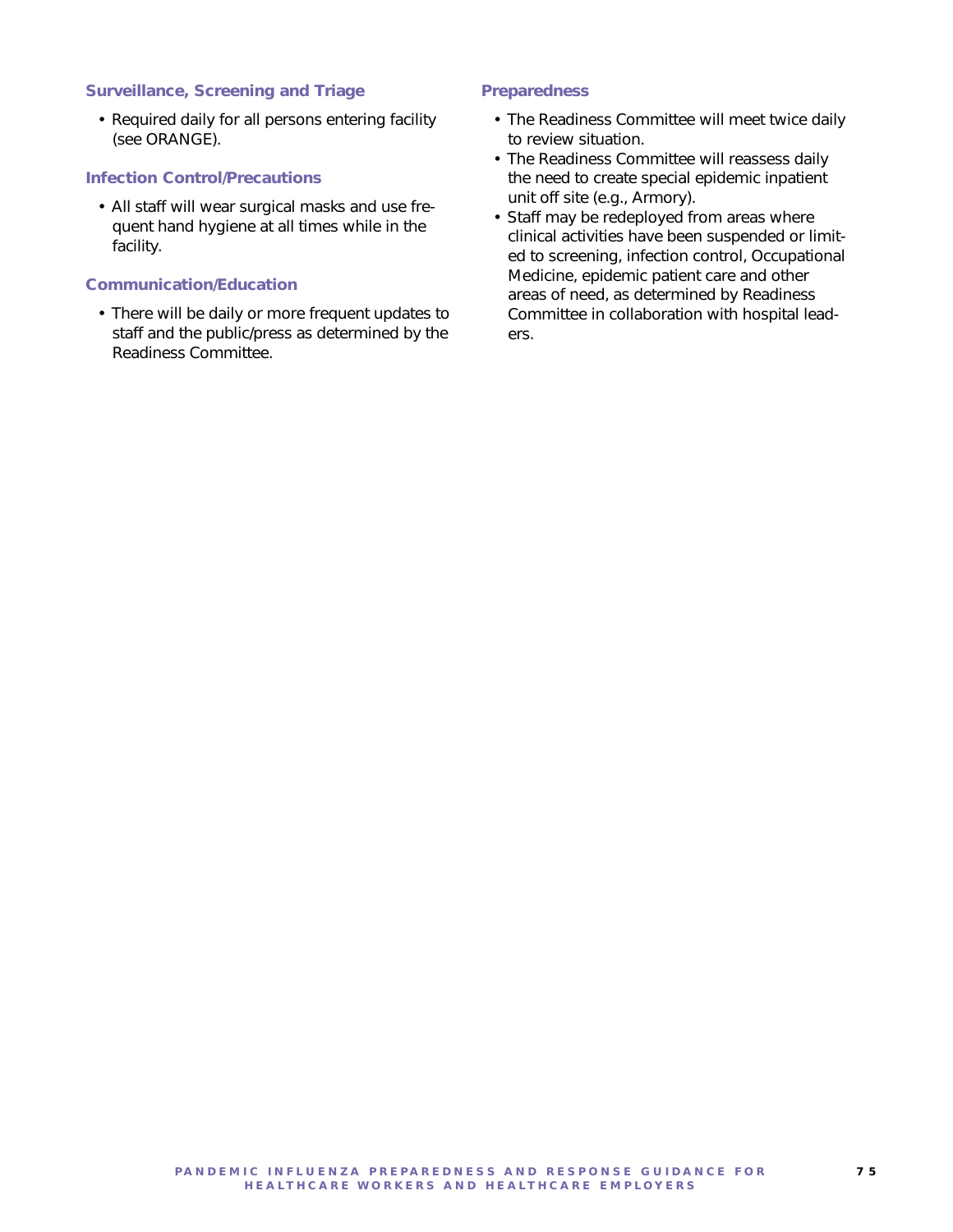### Surveillance, Screening and Triage

- Required daily for all persons entering facility (see ORANGE).

### Infection Control/Precautions

- All staff will wear surgical masks and use frequent hand hygiene at all times while in the facility.

### Communication/Education

- There will be daily or more frequent updates to staff and the public/press as determined by the Readiness Committee.

### Preparedness

- The Readiness Committee will meet twice daily to review situation.
- The Readiness Committee will reassess daily the need to create special epidemic inpatient unit off site (e.g., Armory).
- Staff may be redeployed from areas where clinical activities have been suspended or limited to screening, infection control, Occupational Medicine, epidemic patient care and other areas of need, as determined by Readiness Committee in collaboration with hospital leaders.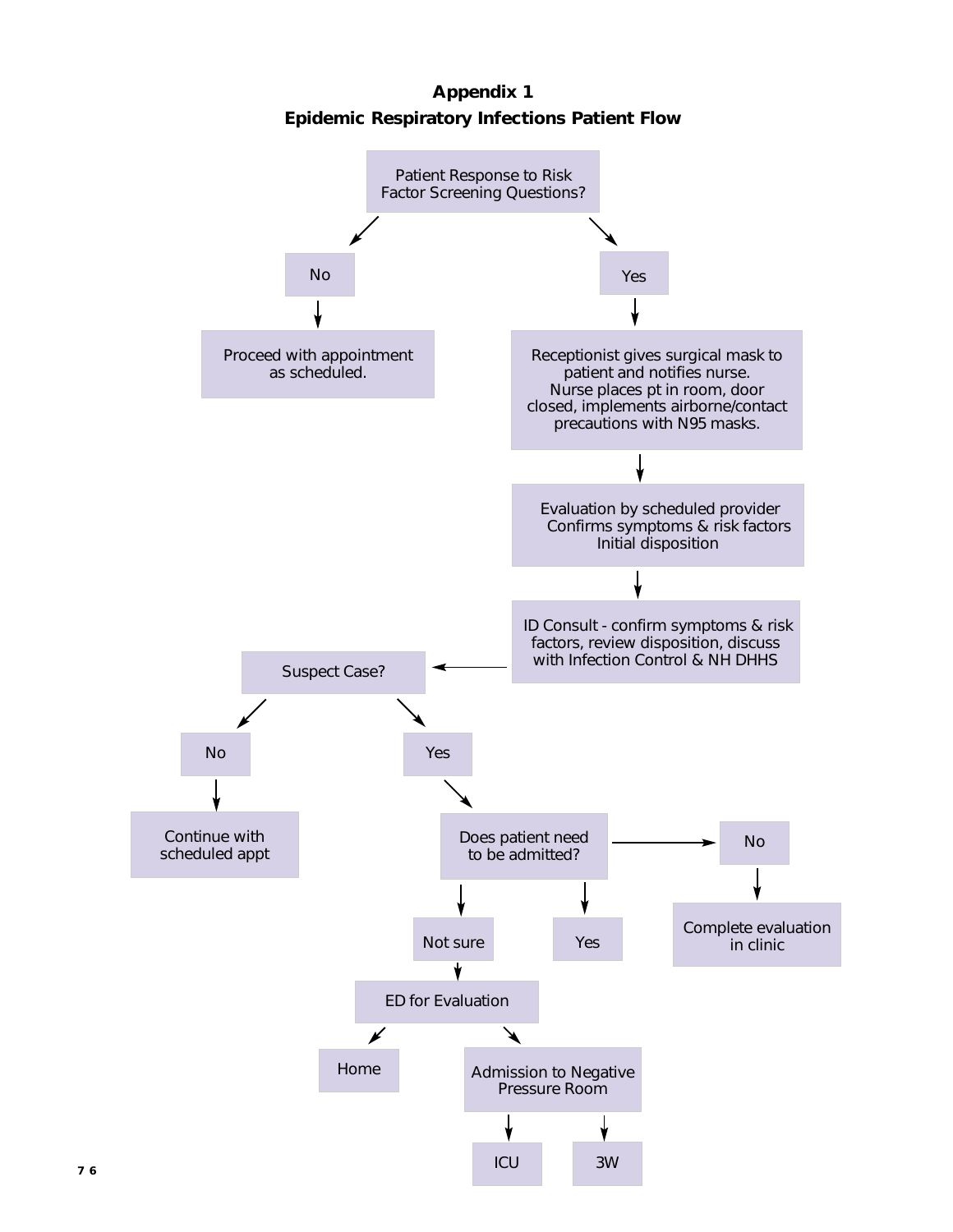# Appendix 1

## Epidemic Respiratory Infections Patient Flow

- **Patient Response to Risk Factor Screening Questions?**
  - **No** → Proceed with appointment as scheduled.
  - **Yes** → Receptionist gives surgical mask to patient and notifies nurse. Nurse places pt in room, door closed, implements airborne/contact precautions with N95 masks.
    - → Evaluation by scheduled provider Confirms symptoms & risk factors Initial disposition
    - → ID Consult - confirm symptoms & risk factors, review disposition, discuss with Infection Control & NH DHHS
    - → **Suspect Case?**
      - **No** → Continue with scheduled appt
      - **Yes** → **Does patient need to be admitted?**
        - **No** → Complete evaluation in clinic
        - **Yes**
        - **Not sure** → ED for Evaluation
          - → Home
          - → Admission to Negative Pressure Room
            - → ICU
            - → 3W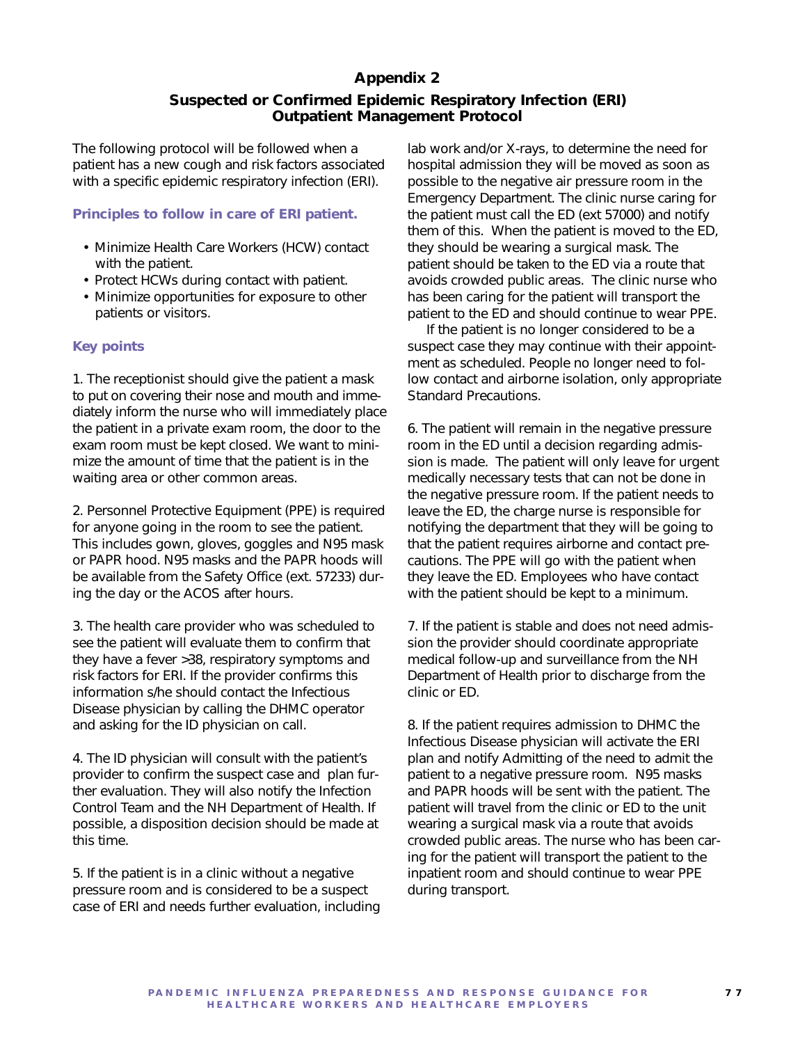## Appendix 2

### Suspected or Confirmed Epidemic Respiratory Infection (ERI) Outpatient Management Protocol

The following protocol will be followed when a patient has a new cough and risk factors associated with a specific epidemic respiratory infection (ERI).

**Principles to follow in care of ERI patient.**

- Minimize Health Care Workers (HCW) contact with the patient.
- Protect HCWs during contact with patient.
- Minimize opportunities for exposure to other patients or visitors.

**Key points**

1. The receptionist should give the patient a mask to put on covering their nose and mouth and immediately inform the nurse who will immediately place the patient in a private exam room, the door to the exam room must be kept closed. We want to minimize the amount of time that the patient is in the waiting area or other common areas.

2. Personnel Protective Equipment (PPE) is required for anyone going in the room to see the patient. This includes gown, gloves, goggles and N95 mask or PAPR hood. N95 masks and the PAPR hoods will be available from the Safety Office (ext. 57233) during the day or the ACOS after hours.

3. The health care provider who was scheduled to see the patient will evaluate them to confirm that they have a fever >38, respiratory symptoms and risk factors for ERI. If the provider confirms this information s/he should contact the Infectious Disease physician by calling the DHMC operator and asking for the ID physician on call.

4. The ID physician will consult with the patient's provider to confirm the suspect case and plan further evaluation. They will also notify the Infection Control Team and the NH Department of Health. If possible, a disposition decision should be made at this time.

5. If the patient is in a clinic without a negative pressure room and is considered to be a suspect case of ERI and needs further evaluation, including lab work and/or X-rays, to determine the need for hospital admission they will be moved as soon as possible to the negative air pressure room in the Emergency Department. The clinic nurse caring for the patient must call the ED (ext 57000) and notify them of this. When the patient is moved to the ED, they should be wearing a surgical mask. The patient should be taken to the ED via a route that avoids crowded public areas. The clinic nurse who has been caring for the patient will transport the patient to the ED and should continue to wear PPE.

If the patient is no longer considered to be a suspect case they may continue with their appointment as scheduled. People no longer need to follow contact and airborne isolation, only appropriate Standard Precautions.

6. The patient will remain in the negative pressure room in the ED until a decision regarding admission is made. The patient will only leave for urgent medically necessary tests that can not be done in the negative pressure room. If the patient needs to leave the ED, the charge nurse is responsible for notifying the department that they will be going to that the patient requires airborne and contact precautions. The PPE will go with the patient when they leave the ED. Employees who have contact with the patient should be kept to a minimum.

7. If the patient is stable and does not need admission the provider should coordinate appropriate medical follow-up and surveillance from the NH Department of Health prior to discharge from the clinic or ED.

8. If the patient requires admission to DHMC the Infectious Disease physician will activate the ERI plan and notify Admitting of the need to admit the patient to a negative pressure room. N95 masks and PAPR hoods will be sent with the patient. The patient will travel from the clinic or ED to the unit wearing a surgical mask via a route that avoids crowded public areas. The nurse who has been caring for the patient will transport the patient to the inpatient room and should continue to wear PPE during transport.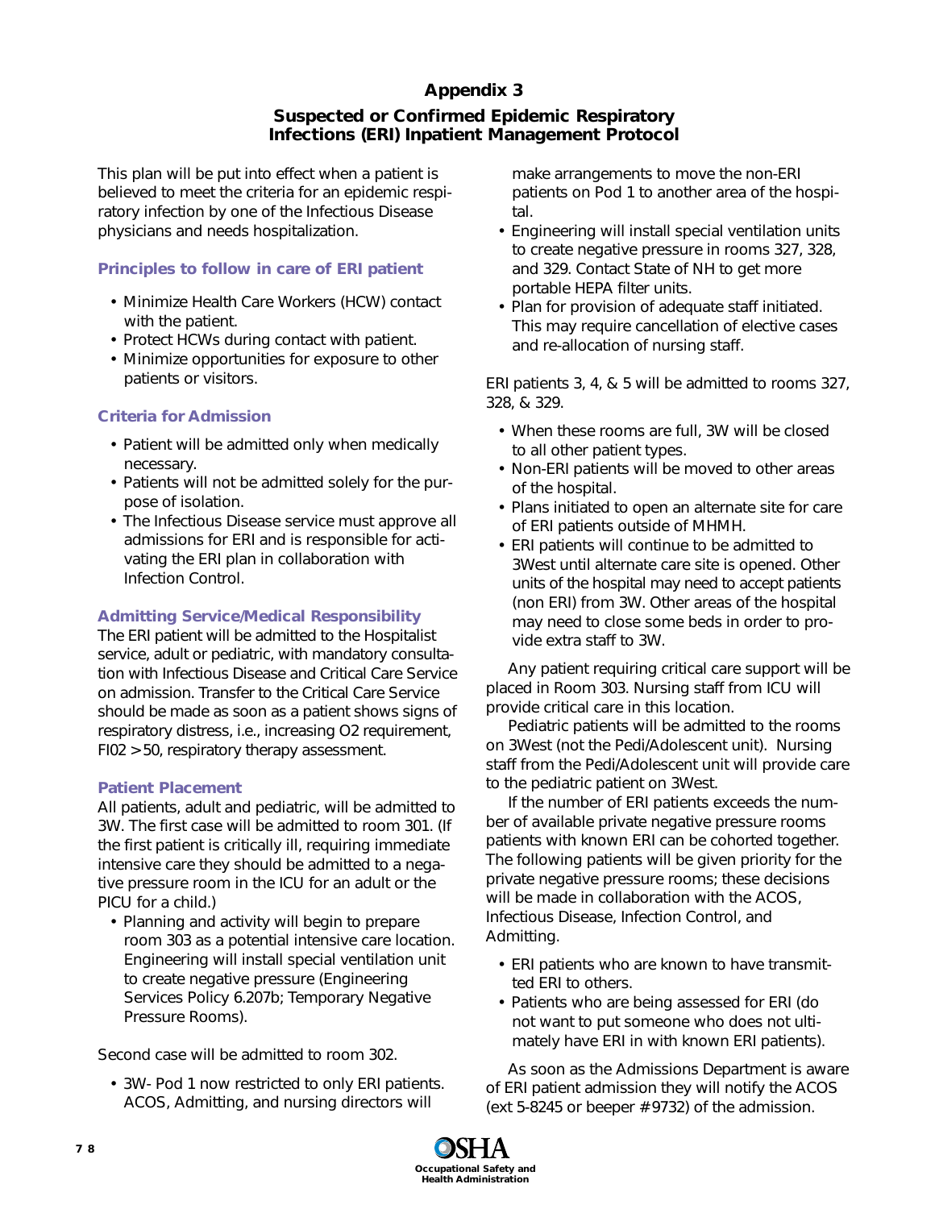# Appendix 3

## Suspected or Confirmed Epidemic Respiratory Infections (ERI) Inpatient Management Protocol

This plan will be put into effect when a patient is believed to meet the criteria for an epidemic respiratory infection by one of the Infectious Disease physicians and needs hospitalization.

### Principles to follow in care of ERI patient

- Minimize Health Care Workers (HCW) contact with the patient.
- Protect HCWs during contact with patient.
- Minimize opportunities for exposure to other patients or visitors.

### Criteria for Admission

- Patient will be admitted only when medically necessary.
- Patients will not be admitted solely for the purpose of isolation.
- The Infectious Disease service must approve all admissions for ERI and is responsible for activating the ERI plan in collaboration with Infection Control.

### Admitting Service/Medical Responsibility

The ERI patient will be admitted to the Hospitalist service, adult or pediatric, with mandatory consultation with Infectious Disease and Critical Care Service on admission. Transfer to the Critical Care Service should be made as soon as a patient shows signs of respiratory distress, i.e., increasing O2 requirement, FI02 >50, respiratory therapy assessment.

### Patient Placement

All patients, adult and pediatric, will be admitted to 3W. The first case will be admitted to room 301. (If the first patient is critically ill, requiring immediate intensive care they should be admitted to a negative pressure room in the ICU for an adult or the PICU for a child.)

- Planning and activity will begin to prepare room 303 as a potential intensive care location. Engineering will install special ventilation unit to create negative pressure (Engineering Services Policy 6.207b; Temporary Negative Pressure Rooms).

Second case will be admitted to room 302.

- 3W- Pod 1 now restricted to only ERI patients. ACOS, Admitting, and nursing directors will make arrangements to move the non-ERI patients on Pod 1 to another area of the hospital.
- Engineering will install special ventilation units to create negative pressure in rooms 327, 328, and 329. Contact State of NH to get more portable HEPA filter units.
- Plan for provision of adequate staff initiated. This may require cancellation of elective cases and re-allocation of nursing staff.

ERI patients 3, 4, & 5 will be admitted to rooms 327, 328, & 329.

- When these rooms are full, 3W will be closed to all other patient types.
- Non-ERI patients will be moved to other areas of the hospital.
- Plans initiated to open an alternate site for care of ERI patients outside of MHMH.
- ERI patients will continue to be admitted to 3West until alternate care site is opened. Other units of the hospital may need to accept patients (non ERI) from 3W. Other areas of the hospital may need to close some beds in order to provide extra staff to 3W.

Any patient requiring critical care support will be placed in Room 303. Nursing staff from ICU will provide critical care in this location.

Pediatric patients will be admitted to the rooms on 3West (not the Pedi/Adolescent unit). Nursing staff from the Pedi/Adolescent unit will provide care to the pediatric patient on 3West.

If the number of ERI patients exceeds the number of available private negative pressure rooms patients with known ERI can be cohorted together. The following patients will be given priority for the private negative pressure rooms; these decisions will be made in collaboration with the ACOS, Infectious Disease, Infection Control, and Admitting.

- ERI patients who are known to have transmitted ERI to others.
- Patients who are being assessed for ERI (do not want to put someone who does not ultimately have ERI in with known ERI patients).

As soon as the Admissions Department is aware of ERI patient admission they will notify the ACOS (ext 5-8245 or beeper #9732) of the admission.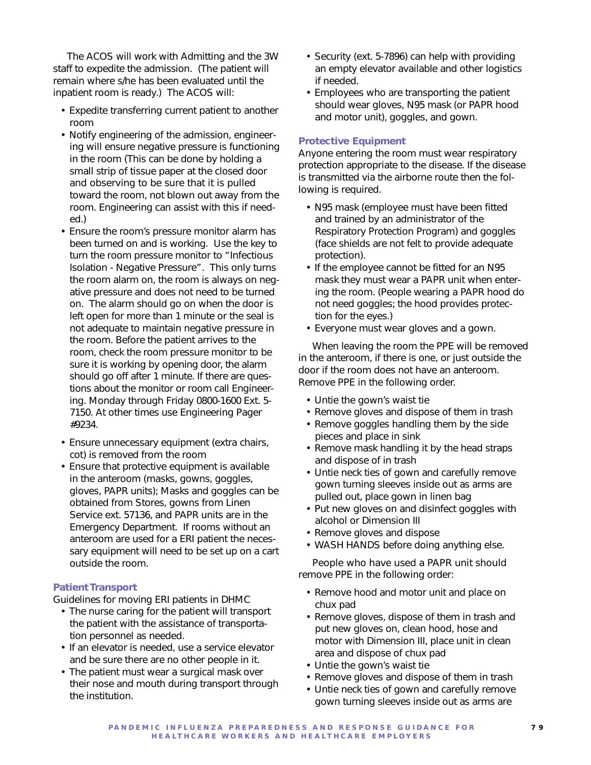The ACOS will work with Admitting and the 3W staff to expedite the admission. (The patient will remain where s/he has been evaluated until the inpatient room is ready.) The ACOS will:

- Expedite transferring current patient to another room
- Notify engineering of the admission, engineering will ensure negative pressure is functioning in the room (This can be done by holding a small strip of tissue paper at the closed door and observing to be sure that it is pulled toward the room, not blown out away from the room. Engineering can assist with this if needed.)
- Ensure the room's pressure monitor alarm has been turned on and is working. Use the key to turn the room pressure monitor to "Infectious Isolation - Negative Pressure". This only turns the room alarm on, the room is always on negative pressure and does not need to be turned on. The alarm should go on when the door is left open for more than 1 minute or the seal is not adequate to maintain negative pressure in the room. Before the patient arrives to the room, check the room pressure monitor to be sure it is working by opening door, the alarm should go off after 1 minute. If there are questions about the monitor or room call Engineering. Monday through Friday 0800-1600 Ext. 5-7150. At other times use Engineering Pager #9234.
- Ensure unnecessary equipment (extra chairs, cot) is removed from the room
- Ensure that protective equipment is available in the anteroom (masks, gowns, goggles, gloves, PAPR units); Masks and goggles can be obtained from Stores, gowns from Linen Service ext. 57136, and PAPR units are in the Emergency Department. If rooms without an anteroom are used for a ERI patient the necessary equipment will need to be set up on a cart outside the room.

### Patient Transport

Guidelines for moving ERI patients in DHMC

- The nurse caring for the patient will transport the patient with the assistance of transportation personnel as needed.
- If an elevator is needed, use a service elevator and be sure there are no other people in it.
- The patient must wear a surgical mask over their nose and mouth during transport through the institution.
- Security (ext. 5-7896) can help with providing an empty elevator available and other logistics if needed.
- Employees who are transporting the patient should wear gloves, N95 mask (or PAPR hood and motor unit), goggles, and gown.

### Protective Equipment

Anyone entering the room must wear respiratory protection appropriate to the disease. If the disease is transmitted via the airborne route then the following is required.

- N95 mask (employee must have been fitted and trained by an administrator of the Respiratory Protection Program) and goggles (face shields are not felt to provide adequate protection).
- If the employee cannot be fitted for an N95 mask they must wear a PAPR unit when entering the room. (People wearing a PAPR hood do not need goggles; the hood provides protection for the eyes.)
- Everyone must wear gloves and a gown.

When leaving the room the PPE will be removed in the anteroom, if there is one, or just outside the door if the room does not have an anteroom. Remove PPE in the following order.

- Untie the gown's waist tie
- Remove gloves and dispose of them in trash
- Remove goggles handling them by the side pieces and place in sink
- Remove mask handling it by the head straps and dispose of in trash
- Untie neck ties of gown and carefully remove gown turning sleeves inside out as arms are pulled out, place gown in linen bag
- Put new gloves on and disinfect goggles with alcohol or Dimension III
- Remove gloves and dispose
- WASH HANDS before doing anything else.

People who have used a PAPR unit should remove PPE in the following order:

- Remove hood and motor unit and place on chux pad
- Remove gloves, dispose of them in trash and put new gloves on, clean hood, hose and motor with Dimension III, place unit in clean area and dispose of chux pad
- Untie the gown's waist tie
- Remove gloves and dispose of them in trash
- Untie neck ties of gown and carefully remove gown turning sleeves inside out as arms are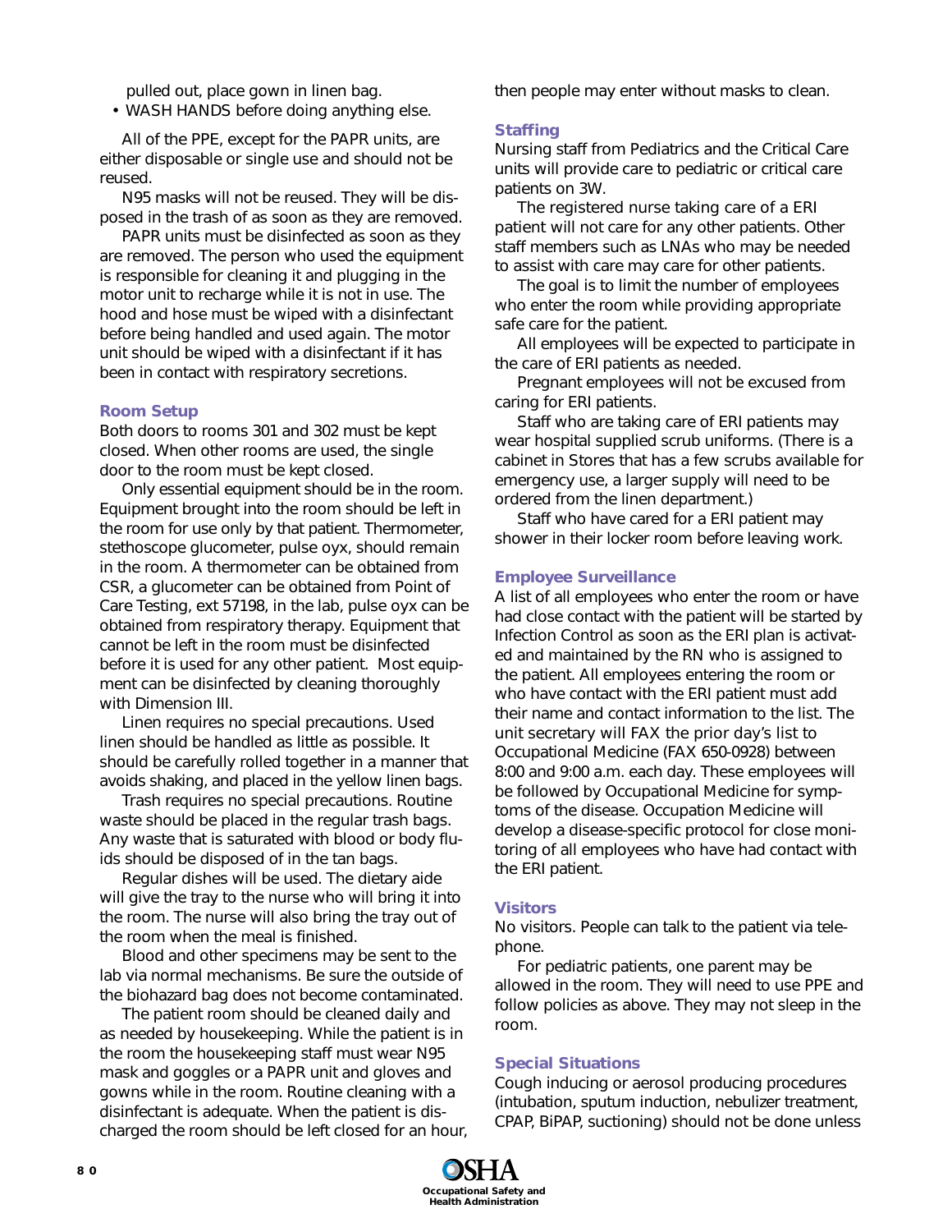pulled out, place gown in linen bag.

- WASH HANDS before doing anything else.

All of the PPE, except for the PAPR units, are either disposable or single use and should not be reused.

N95 masks will not be reused. They will be disposed in the trash of as soon as they are removed.

PAPR units must be disinfected as soon as they are removed. The person who used the equipment is responsible for cleaning it and plugging in the motor unit to recharge while it is not in use. The hood and hose must be wiped with a disinfectant before being handled and used again. The motor unit should be wiped with a disinfectant if it has been in contact with respiratory secretions.

### Room Setup

Both doors to rooms 301 and 302 must be kept closed. When other rooms are used, the single door to the room must be kept closed.

Only essential equipment should be in the room. Equipment brought into the room should be left in the room for use only by that patient. Thermometer, stethoscope glucometer, pulse oyx, should remain in the room. A thermometer can be obtained from CSR, a glucometer can be obtained from Point of Care Testing, ext 57198, in the lab, pulse oyx can be obtained from respiratory therapy. Equipment that cannot be left in the room must be disinfected before it is used for any other patient. Most equipment can be disinfected by cleaning thoroughly with Dimension III.

Linen requires no special precautions. Used linen should be handled as little as possible. It should be carefully rolled together in a manner that avoids shaking, and placed in the yellow linen bags.

Trash requires no special precautions. Routine waste should be placed in the regular trash bags. Any waste that is saturated with blood or body fluids should be disposed of in the tan bags.

Regular dishes will be used. The dietary aide will give the tray to the nurse who will bring it into the room. The nurse will also bring the tray out of the room when the meal is finished.

Blood and other specimens may be sent to the lab via normal mechanisms. Be sure the outside of the biohazard bag does not become contaminated.

The patient room should be cleaned daily and as needed by housekeeping. While the patient is in the room the housekeeping staff must wear N95 mask and goggles or a PAPR unit and gloves and gowns while in the room. Routine cleaning with a disinfectant is adequate. When the patient is discharged the room should be left closed for an hour, then people may enter without masks to clean.

### Staffing

Nursing staff from Pediatrics and the Critical Care units will provide care to pediatric or critical care patients on 3W.

The registered nurse taking care of a ERI patient will not care for any other patients. Other staff members such as LNAs who may be needed to assist with care may care for other patients.

The goal is to limit the number of employees who enter the room while providing appropriate safe care for the patient.

All employees will be expected to participate in the care of ERI patients as needed.

Pregnant employees will not be excused from caring for ERI patients.

Staff who are taking care of ERI patients may wear hospital supplied scrub uniforms. (There is a cabinet in Stores that has a few scrubs available for emergency use, a larger supply will need to be ordered from the linen department.)

Staff who have cared for a ERI patient may shower in their locker room before leaving work.

### Employee Surveillance

A list of all employees who enter the room or have had close contact with the patient will be started by Infection Control as soon as the ERI plan is activated and maintained by the RN who is assigned to the patient. All employees entering the room or who have contact with the ERI patient must add their name and contact information to the list. The unit secretary will FAX the prior day's list to Occupational Medicine (FAX 650-0928) between 8:00 and 9:00 a.m. each day. These employees will be followed by Occupational Medicine for symptoms of the disease. Occupation Medicine will develop a disease-specific protocol for close monitoring of all employees who have had contact with the ERI patient.

### Visitors

No visitors. People can talk to the patient via telephone.

For pediatric patients, one parent may be allowed in the room. They will need to use PPE and follow policies as above. They may not sleep in the room.

### Special Situations

Cough inducing or aerosol producing procedures (intubation, sputum induction, nebulizer treatment, CPAP, BiPAP, suctioning) should not be done unless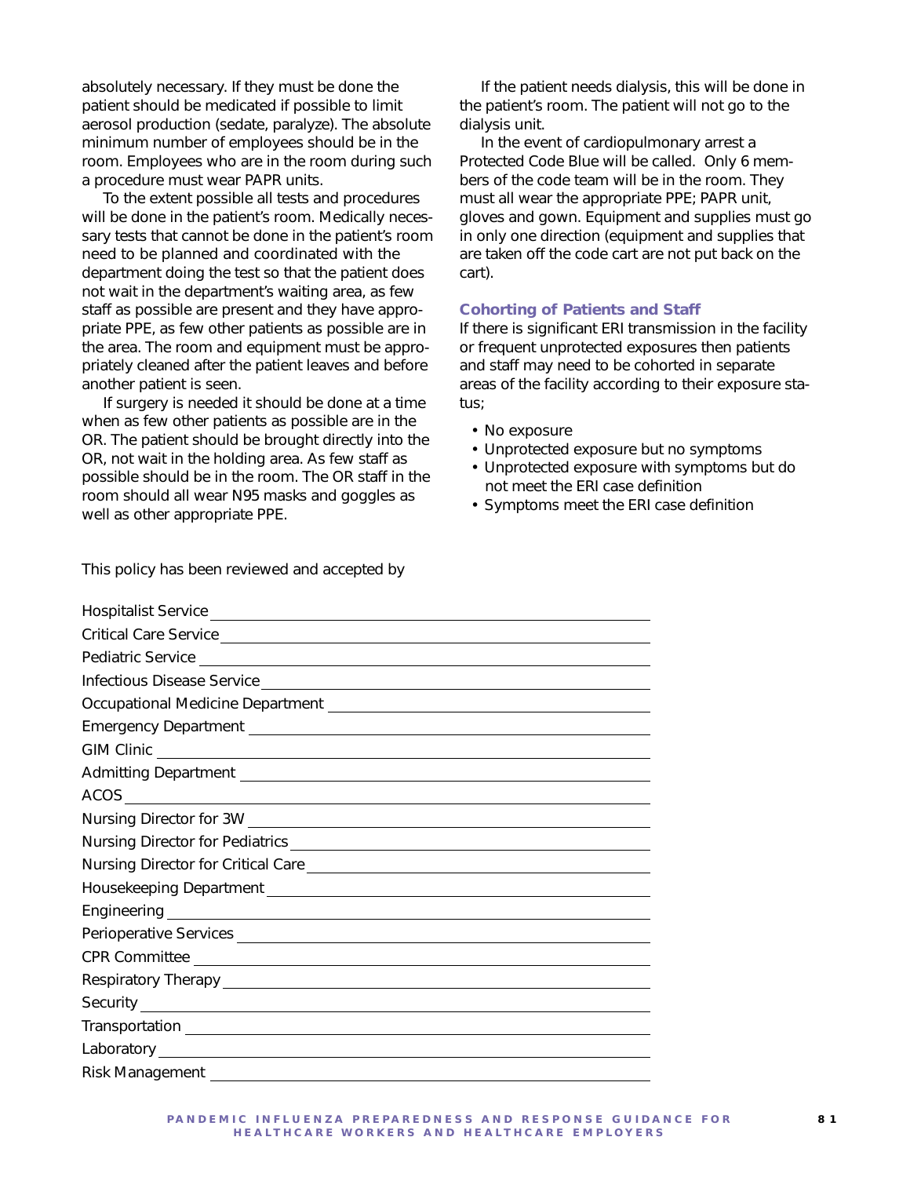absolutely necessary. If they must be done the patient should be medicated if possible to limit aerosol production (sedate, paralyze). The absolute minimum number of employees should be in the room. Employees who are in the room during such a procedure must wear PAPR units.

To the extent possible all tests and procedures will be done in the patient's room. Medically necessary tests that cannot be done in the patient's room need to be planned and coordinated with the department doing the test so that the patient does not wait in the department's waiting area, as few staff as possible are present and they have appropriate PPE, as few other patients as possible are in the area. The room and equipment must be appropriately cleaned after the patient leaves and before another patient is seen.

If surgery is needed it should be done at a time when as few other patients as possible are in the OR. The patient should be brought directly into the OR, not wait in the holding area. As few staff as possible should be in the room. The OR staff in the room should all wear N95 masks and goggles as well as other appropriate PPE.

If the patient needs dialysis, this will be done in the patient's room. The patient will not go to the dialysis unit.

In the event of cardiopulmonary arrest a Protected Code Blue will be called. Only 6 members of the code team will be in the room. They must all wear the appropriate PPE; PAPR unit, gloves and gown. Equipment and supplies must go in only one direction (equipment and supplies that are taken off the code cart are not put back on the cart).

### Cohorting of Patients and Staff

If there is significant ERI transmission in the facility or frequent unprotected exposures then patients and staff may need to be cohorted in separate areas of the facility according to their exposure status;

- No exposure
- Unprotected exposure but no symptoms
- Unprotected exposure with symptoms but do not meet the ERI case definition
- Symptoms meet the ERI case definition

This policy has been reviewed and accepted by

Hospitalist Service ____________________

Critical Care Service ____________________

Pediatric Service ____________________

Infectious Disease Service ____________________

Occupational Medicine Department ____________________

Emergency Department ____________________

GIM Clinic ____________________

Admitting Department ____________________

ACOS ____________________

Nursing Director for 3W ____________________

Nursing Director for Pediatrics ____________________

Nursing Director for Critical Care ____________________

Housekeeping Department ____________________

Engineering ____________________

Perioperative Services ____________________

CPR Committee ____________________

Respiratory Therapy ____________________

Security ____________________

Transportation ____________________

Laboratory ____________________

Risk Management ____________________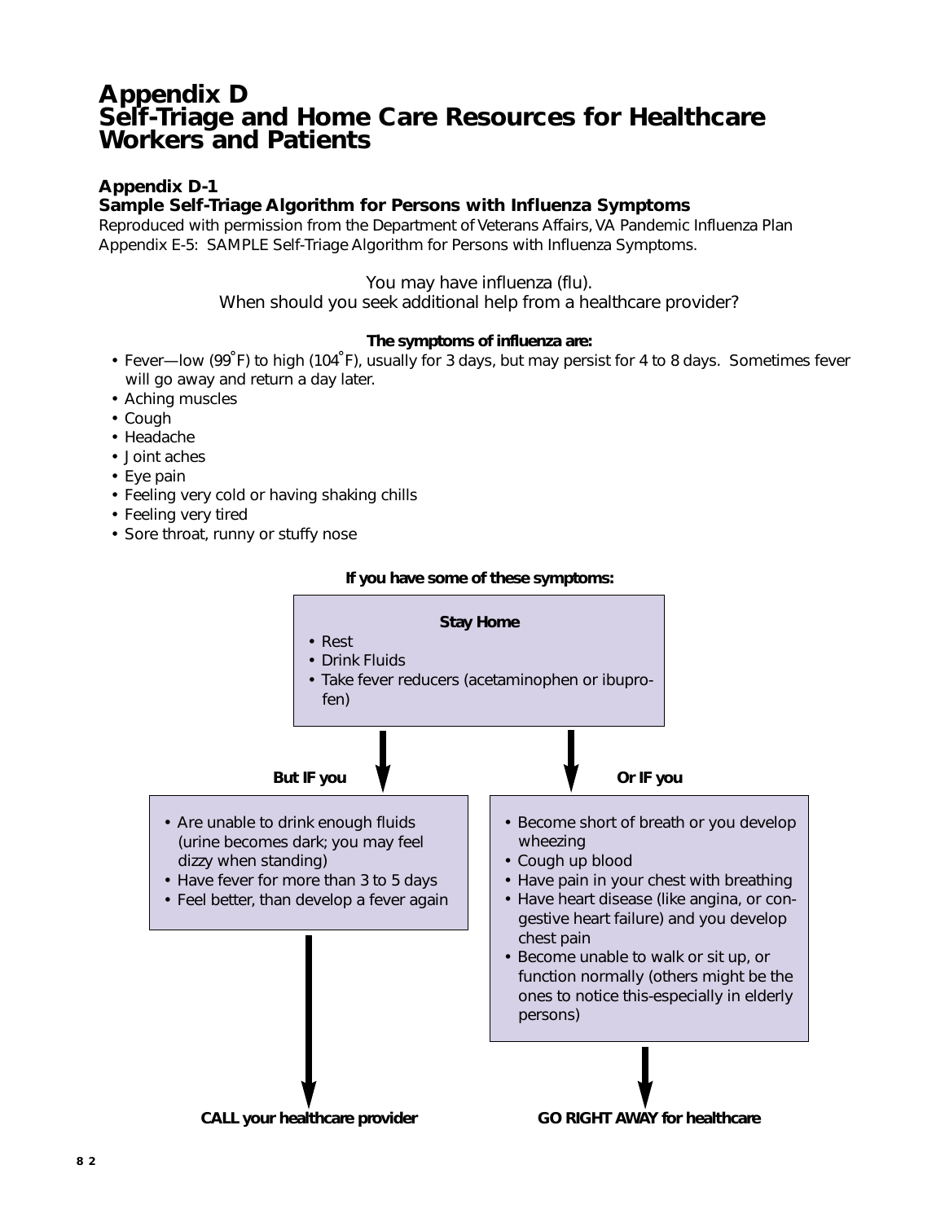# Appendix D
# Self-Triage and Home Care Resources for Healthcare Workers and Patients

### Appendix D-1
### Sample Self-Triage Algorithm for Persons with Influenza Symptoms

Reproduced with permission from the Department of Veterans Affairs, VA Pandemic Influenza Plan Appendix E-5: SAMPLE Self-Triage Algorithm for Persons with Influenza Symptoms.

You may have influenza (flu).
When should you seek additional help from a healthcare provider?

**The symptoms of influenza are:**

- Fever—low (99°F) to high (104°F), usually for 3 days, but may persist for 4 to 8 days. Sometimes fever will go away and return a day later.
- Aching muscles
- Cough
- Headache
- Joint aches
- Eye pain
- Feeling very cold or having shaking chills
- Feeling very tired
- Sore throat, runny or stuffy nose

**If you have some of these symptoms:**

**Stay Home**

- Rest
- Drink Fluids
- Take fever reducers (acetaminophen or ibuprofen)

**But IF you**

- Are unable to drink enough fluids (urine becomes dark; you may feel dizzy when standing)
- Have fever for more than 3 to 5 days
- Feel better, than develop a fever again

**CALL your healthcare provider**

**Or IF you**

- Become short of breath or you develop wheezing
- Cough up blood
- Have pain in your chest with breathing
- Have heart disease (like angina, or congestive heart failure) and you develop chest pain
- Become unable to walk or sit up, or function normally (others might be the ones to notice this-especially in elderly persons)

**GO RIGHT AWAY for healthcare**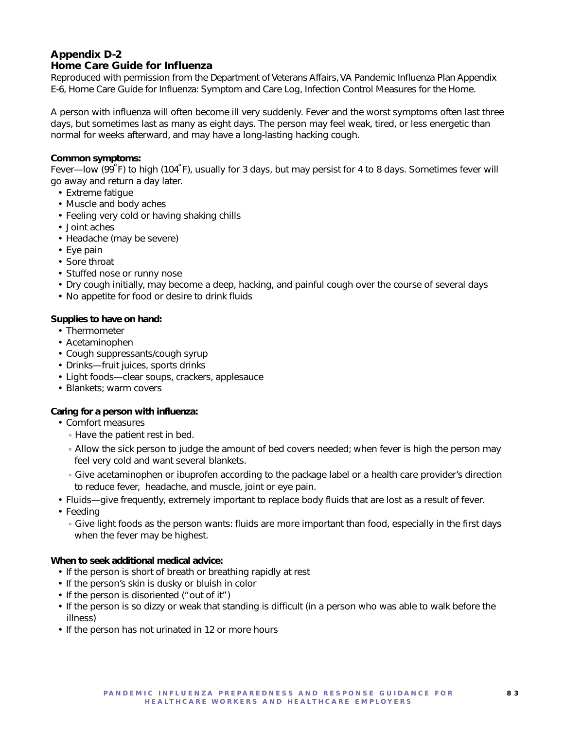## Appendix D-2
## Home Care Guide for Influenza

Reproduced with permission from the Department of Veterans Affairs, VA Pandemic Influenza Plan Appendix E-6, Home Care Guide for Influenza: Symptom and Care Log, Infection Control Measures for the Home.

A person with influenza will often become ill very suddenly. Fever and the worst symptoms often last three days, but sometimes last as many as eight days. The person may feel weak, tired, or less energetic than normal for weeks afterward, and may have a long-lasting hacking cough.

**Common symptoms:**

Fever—low (99˚F) to high (104˚F), usually for 3 days, but may persist for 4 to 8 days. Sometimes fever will go away and return a day later.

- Extreme fatigue
- Muscle and body aches
- Feeling very cold or having shaking chills
- Joint aches
- Headache (may be severe)
- Eye pain
- Sore throat
- Stuffed nose or runny nose
- Dry cough initially, may become a deep, hacking, and painful cough over the course of several days
- No appetite for food or desire to drink fluids

**Supplies to have on hand:**

- Thermometer
- Acetaminophen
- Cough suppressants/cough syrup
- Drinks—fruit juices, sports drinks
- Light foods—clear soups, crackers, applesauce
- Blankets; warm covers

**Caring for a person with influenza:**

- Comfort measures
  - Have the patient rest in bed.
  - Allow the sick person to judge the amount of bed covers needed; when fever is high the person may feel very cold and want several blankets.
  - Give acetaminophen or ibuprofen according to the package label or a health care provider's direction to reduce fever, headache, and muscle, joint or eye pain.
- Fluids—give frequently, extremely important to replace body fluids that are lost as a result of fever.
- Feeding
  - Give light foods as the person wants: fluids are more important than food, especially in the first days when the fever may be highest.

**When to seek additional medical advice:**

- If the person is short of breath or breathing rapidly at rest
- If the person's skin is dusky or bluish in color
- If the person is disoriented ("out of it")
- If the person is so dizzy or weak that standing is difficult (in a person who was able to walk before the illness)
- If the person has not urinated in 12 or more hours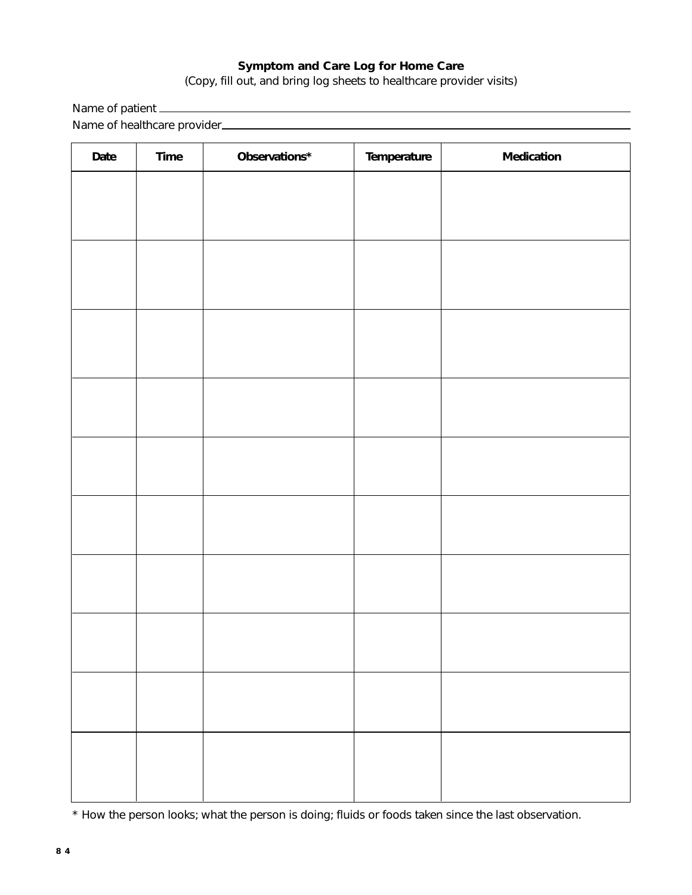**Symptom and Care Log for Home Care**

(Copy, fill out, and bring log sheets to healthcare provider visits)

Name of patient \_\_\_\_\_\_\_\_\_\_\_\_\_\_\_\_\_\_\_\_\_\_\_\_\_\_\_\_\_\_\_\_\_\_\_\_\_\_\_\_

Name of healthcare provider\_\_\_\_\_\_\_\_\_\_\_\_\_\_\_\_\_\_\_\_\_\_\_\_\_\_\_\_\_\_\_\_\_\_\_\_

| Date | Time | Observations* | Temperature | Medication |
|---|---|---|---|---|
| | | | | |
| | | | | |
| | | | | |
| | | | | |
| | | | | |
| | | | | |
| | | | | |
| | | | | |
| | | | | |
| | | | | |

* How the person looks; what the person is doing; fluids or foods taken since the last observation.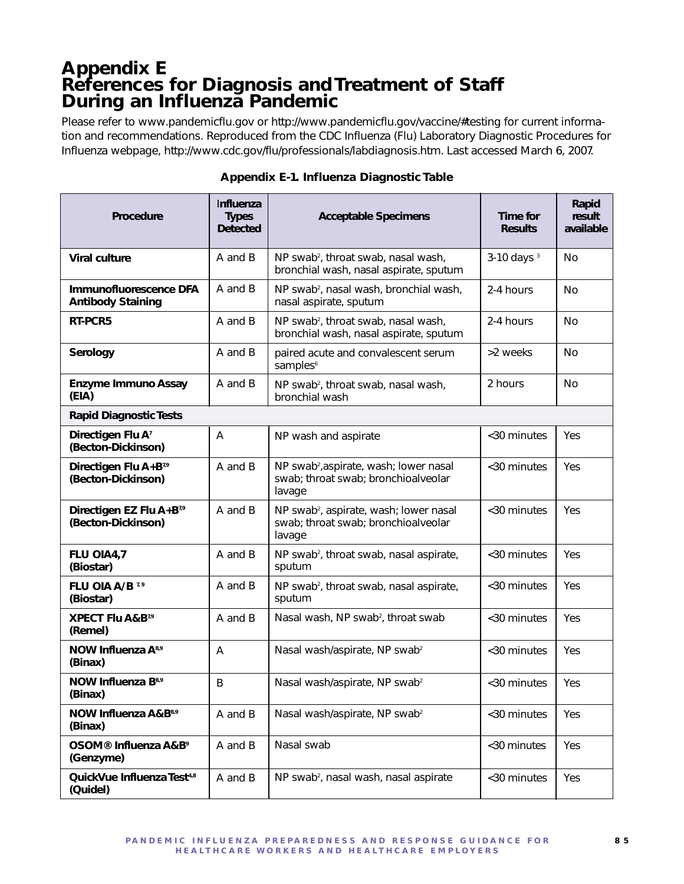# Appendix E
# References for Diagnosis and Treatment of Staff During an Influenza Pandemic

Please refer to www.pandemicflu.gov or http://www.pandemicflu.gov/vaccine/#testing for current information and recommendations. Reproduced from the CDC Influenza (Flu) Laboratory Diagnostic Procedures for Influenza webpage, http://www.cdc.gov/flu/professionals/labdiagnosis.htm. Last accessed March 6, 2007.

**Appendix E-1. Influenza Diagnostic Table**

| Procedure | Influenza Types Detected | Acceptable Specimens | Time for Results | Rapid result available |
|---|---|---|---|---|
| **Viral culture** | A and B | NP swab[2], throat swab, nasal wash, bronchial wash, nasal aspirate, sputum | 3-10 days [3] | No |
| **Immunofluorescence DFA Antibody Staining** | A and B | NP swab[2], nasal wash, bronchial wash, nasal aspirate, sputum | 2-4 hours | No |
| **RT-PCR5** | A and B | NP swab[2], throat swab, nasal wash, bronchial wash, nasal aspirate, sputum | 2-4 hours | No |
| **Serology** | A and B | paired acute and convalescent serum samples[6] | >2 weeks | No |
| **Enzyme Immuno Assay (EIA)** | A and B | NP swab[2], throat swab, nasal wash, bronchial wash | 2 hours | No |
| **Rapid Diagnostic Tests** | | | | |
| **Directigen Flu A[7] (Becton-Dickinson)** | A | NP wash and aspirate | <30 minutes | Yes |
| **Directigen Flu A+B[7,9] (Becton-Dickinson)** | A and B | NP swab[2],aspirate, wash; lower nasal swab; throat swab; bronchioalveolar lavage | <30 minutes | Yes |
| **Directigen EZ Flu A+B[7,9] (Becton-Dickinson)** | A and B | NP swab[2], aspirate, wash; lower nasal swab; throat swab; bronchioalveolar lavage | <30 minutes | Yes |
| **FLU OIA4,7 (Biostar)** | A and B | NP swab[2], throat swab, nasal aspirate, sputum | <30 minutes | Yes |
| **FLU OIA A/B [7,9] (Biostar)** | A and B | NP swab[2], throat swab, nasal aspirate, sputum | <30 minutes | Yes |
| **XPECT Flu A&B[7,9] (Remel)** | A and B | Nasal wash, NP swab[2], throat swab | <30 minutes | Yes |
| **NOW Influenza A[8,9] (Binax)** | A | Nasal wash/aspirate, NP swab[2] | <30 minutes | Yes |
| **NOW Influenza B[8,9] (Binax)** | B | Nasal wash/aspirate, NP swab[2] | <30 minutes | Yes |
| **NOW Influenza A&B[8,9] (Binax)** | A and B | Nasal wash/aspirate, NP swab[2] | <30 minutes | Yes |
| **OSOM® Influenza A&B[9] (Genzyme)** | A and B | Nasal swab | <30 minutes | Yes |
| **QuickVue Influenza Test[4,8] (Quidel)** | A and B | NP swab[2], nasal wash, nasal aspirate | <30 minutes | Yes |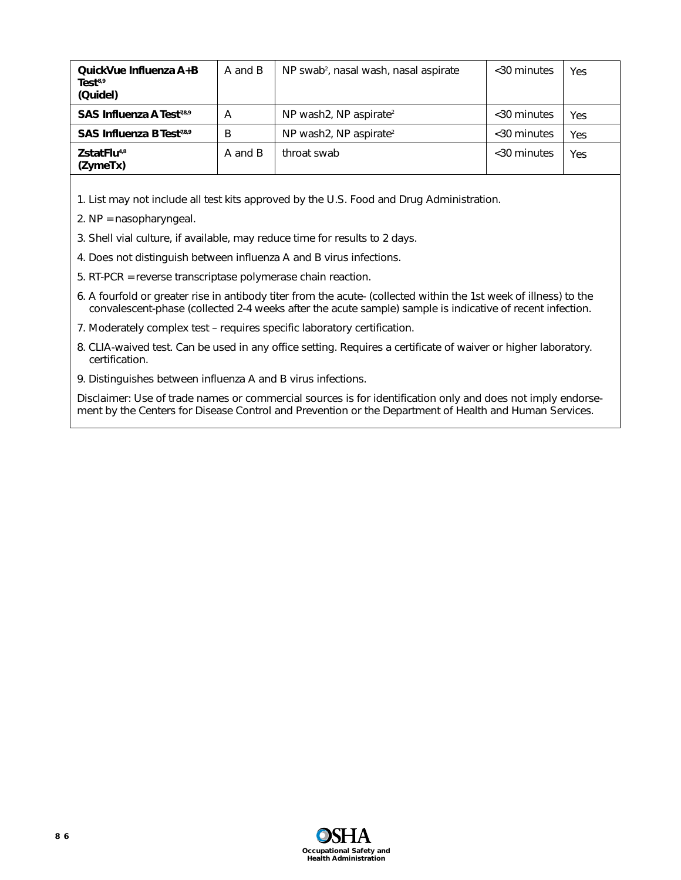| | | | | |
|---|---|---|---|---|
| **QuickVue Influenza A+B Test**[8,9] **(Quidel)** | A and B | NP swab[2], nasal wash, nasal aspirate | <30 minutes | Yes |
| **SAS Influenza A Test**[7,8,9] | A | NP wash2, NP aspirate[2] | <30 minutes | Yes |
| **SAS Influenza B Test**[7,8,9] | B | NP wash2, NP aspirate[2] | <30 minutes | Yes |
| **ZstatFlu**[4,8] **(ZymeTx)** | A and B | throat swab | <30 minutes | Yes |

1. List may not include all test kits approved by the U.S. Food and Drug Administration.
2. NP = nasopharyngeal.
3. Shell vial culture, if available, may reduce time for results to 2 days.
4. Does not distinguish between influenza A and B virus infections.
5. RT-PCR = reverse transcriptase polymerase chain reaction.
6. A fourfold or greater rise in antibody titer from the acute- (collected within the 1st week of illness) to the convalescent-phase (collected 2-4 weeks after the acute sample) sample is indicative of recent infection.
7. Moderately complex test – requires specific laboratory certification.
8. CLIA-waived test. Can be used in any office setting. Requires a certificate of waiver or higher laboratory. certification.
9. Distinguishes between influenza A and B virus infections.

Disclaimer: Use of trade names or commercial sources is for identification only and does not imply endorsement by the Centers for Disease Control and Prevention or the Department of Health and Human Services.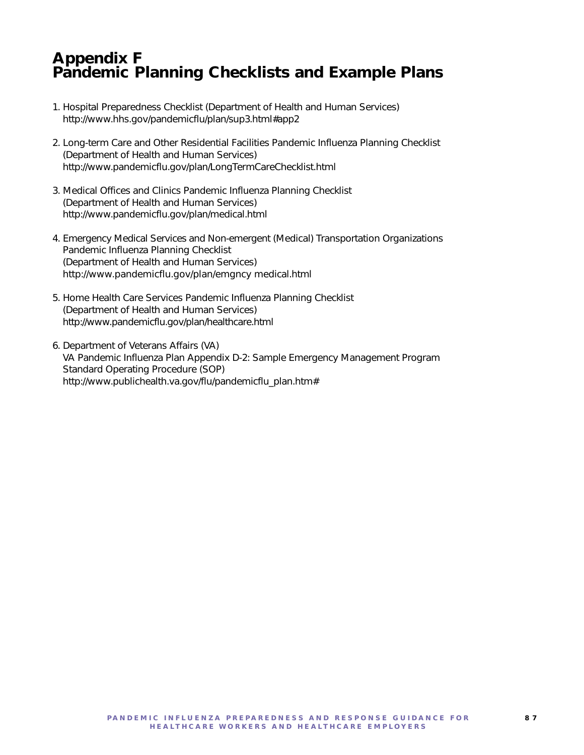# Appendix F
# Pandemic Planning Checklists and Example Plans

1. Hospital Preparedness Checklist (Department of Health and Human Services)
   http://www.hhs.gov/pandemicflu/plan/sup3.html#app2

2. Long-term Care and Other Residential Facilities Pandemic Influenza Planning Checklist
   (Department of Health and Human Services)
   http://www.pandemicflu.gov/plan/LongTermCareChecklist.html

3. Medical Offices and Clinics Pandemic Influenza Planning Checklist
   (Department of Health and Human Services)
   http://www.pandemicflu.gov/plan/medical.html

4. Emergency Medical Services and Non-emergent (Medical) Transportation Organizations
   Pandemic Influenza Planning Checklist
   (Department of Health and Human Services)
   http://www.pandemicflu.gov/plan/emgncy medical.html

5. Home Health Care Services Pandemic Influenza Planning Checklist
   (Department of Health and Human Services)
   http://www.pandemicflu.gov/plan/healthcare.html

6. Department of Veterans Affairs (VA)
   VA Pandemic Influenza Plan Appendix D-2: Sample Emergency Management Program
   Standard Operating Procedure (SOP)
   http://www.publichealth.va.gov/flu/pandemicflu_plan.htm#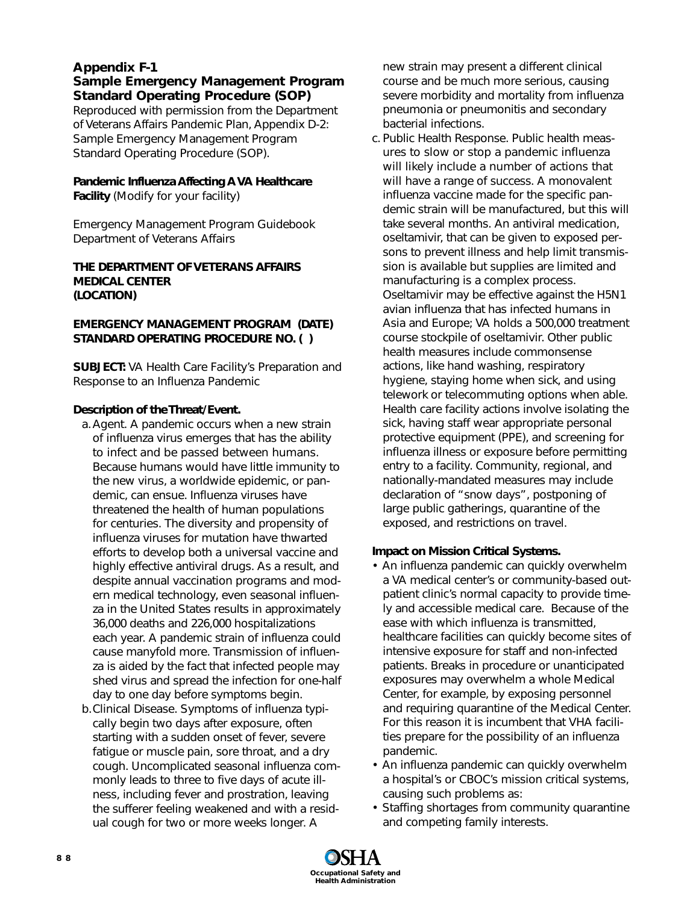## Appendix F-1

## Sample Emergency Management Program Standard Operating Procedure (SOP)

Reproduced with permission from the Department of Veterans Affairs Pandemic Plan, Appendix D-2: Sample Emergency Management Program Standard Operating Procedure (SOP).

**Pandemic Influenza Affecting A VA Healthcare Facility** (Modify for your facility)

Emergency Management Program Guidebook
Department of Veterans Affairs

**THE DEPARTMENT OF VETERANS AFFAIRS MEDICAL CENTER (LOCATION)**

**EMERGENCY MANAGEMENT PROGRAM (DATE) STANDARD OPERATING PROCEDURE NO. ( )**

**SUBJECT:** VA Health Care Facility's Preparation and Response to an Influenza Pandemic

**Description of the Threat/Event.**

a. Agent. A pandemic occurs when a new strain of influenza virus emerges that has the ability to infect and be passed between humans. Because humans would have little immunity to the new virus, a worldwide epidemic, or pandemic, can ensue. Influenza viruses have threatened the health of human populations for centuries. The diversity and propensity of influenza viruses for mutation have thwarted efforts to develop both a universal vaccine and highly effective antiviral drugs. As a result, and despite annual vaccination programs and modern medical technology, even seasonal influenza in the United States results in approximately 36,000 deaths and 226,000 hospitalizations each year. A pandemic strain of influenza could cause manyfold more. Transmission of influenza is aided by the fact that infected people may shed virus and spread the infection for one-half day to one day before symptoms begin.

b. Clinical Disease. Symptoms of influenza typically begin two days after exposure, often starting with a sudden onset of fever, severe fatigue or muscle pain, sore throat, and a dry cough. Uncomplicated seasonal influenza commonly leads to three to five days of acute illness, including fever and prostration, leaving the sufferer feeling weakened and with a residual cough for two or more weeks longer. A new strain may present a different clinical course and be much more serious, causing severe morbidity and mortality from influenza pneumonia or pneumonitis and secondary bacterial infections.

c. Public Health Response. Public health measures to slow or stop a pandemic influenza will likely include a number of actions that will have a range of success. A monovalent influenza vaccine made for the specific pandemic strain will be manufactured, but this will take several months. An antiviral medication, oseltamivir, that can be given to exposed persons to prevent illness and help limit transmission is available but supplies are limited and manufacturing is a complex process. Oseltamivir may be effective against the H5N1 avian influenza that has infected humans in Asia and Europe; VA holds a 500,000 treatment course stockpile of oseltamivir. Other public health measures include commonsense actions, like hand washing, respiratory hygiene, staying home when sick, and using telework or telecommuting options when able. Health care facility actions involve isolating the sick, having staff wear appropriate personal protective equipment (PPE), and screening for influenza illness or exposure before permitting entry to a facility. Community, regional, and nationally-mandated measures may include declaration of "snow days", postponing of large public gatherings, quarantine of the exposed, and restrictions on travel.

**Impact on Mission Critical Systems.**

- An influenza pandemic can quickly overwhelm a VA medical center's or community-based outpatient clinic's normal capacity to provide timely and accessible medical care. Because of the ease with which influenza is transmitted, healthcare facilities can quickly become sites of intensive exposure for staff and non-infected patients. Breaks in procedure or unanticipated exposures may overwhelm a whole Medical Center, for example, by exposing personnel and requiring quarantine of the Medical Center. For this reason it is incumbent that VHA facilities prepare for the possibility of an influenza pandemic.
- An influenza pandemic can quickly overwhelm a hospital's or CBOC's mission critical systems, causing such problems as:
- Staffing shortages from community quarantine and competing family interests.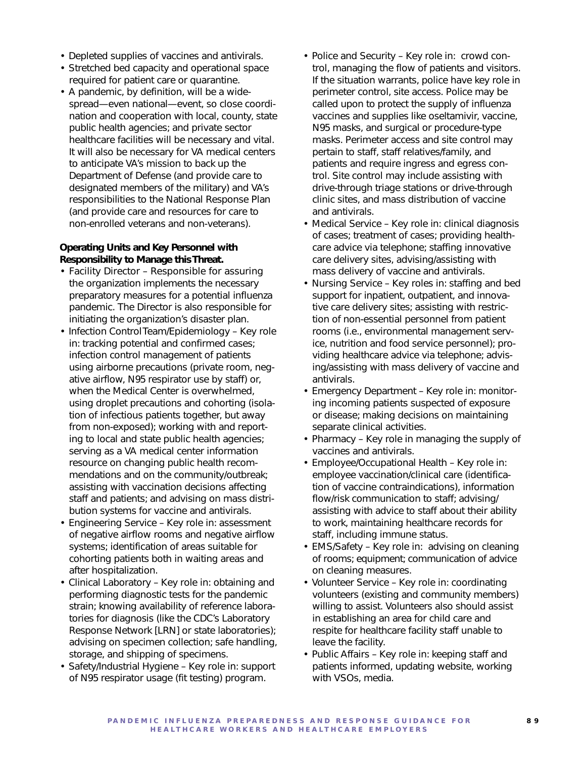- Depleted supplies of vaccines and antivirals.
- Stretched bed capacity and operational space required for patient care or quarantine.
- A pandemic, by definition, will be a widespread—even national—event, so close coordination and cooperation with local, county, state public health agencies; and private sector healthcare facilities will be necessary and vital. It will also be necessary for VA medical centers to anticipate VA's mission to back up the Department of Defense (and provide care to designated members of the military) and VA's responsibilities to the National Response Plan (and provide care and resources for care to non-enrolled veterans and non-veterans).

**Operating Units and Key Personnel with Responsibility to Manage this Threat.**

- Facility Director – Responsible for assuring the organization implements the necessary preparatory measures for a potential influenza pandemic. The Director is also responsible for initiating the organization's disaster plan.
- Infection Control Team/Epidemiology – Key role in: tracking potential and confirmed cases; infection control management of patients using airborne precautions (private room, negative airflow, N95 respirator use by staff) or, when the Medical Center is overwhelmed, using droplet precautions and cohorting (isolation of infectious patients together, but away from non-exposed); working with and reporting to local and state public health agencies; serving as a VA medical center information resource on changing public health recommendations and on the community/outbreak; assisting with vaccination decisions affecting staff and patients; and advising on mass distribution systems for vaccine and antivirals.
- Engineering Service – Key role in: assessment of negative airflow rooms and negative airflow systems; identification of areas suitable for cohorting patients both in waiting areas and after hospitalization.
- Clinical Laboratory – Key role in: obtaining and performing diagnostic tests for the pandemic strain; knowing availability of reference laboratories for diagnosis (like the CDC's Laboratory Response Network [LRN] or state laboratories); advising on specimen collection; safe handling, storage, and shipping of specimens.
- Safety/Industrial Hygiene – Key role in: support of N95 respirator usage (fit testing) program.
- Police and Security – Key role in: crowd control, managing the flow of patients and visitors. If the situation warrants, police have key role in perimeter control, site access. Police may be called upon to protect the supply of influenza vaccines and supplies like oseltamivir, vaccine, N95 masks, and surgical or procedure-type masks. Perimeter access and site control may pertain to staff, staff relatives/family, and patients and require ingress and egress control. Site control may include assisting with drive-through triage stations or drive-through clinic sites, and mass distribution of vaccine and antivirals.
- Medical Service – Key role in: clinical diagnosis of cases; treatment of cases; providing healthcare advice via telephone; staffing innovative care delivery sites, advising/assisting with mass delivery of vaccine and antivirals.
- Nursing Service – Key roles in: staffing and bed support for inpatient, outpatient, and innovative care delivery sites; assisting with restriction of non-essential personnel from patient rooms (i.e., environmental management service, nutrition and food service personnel); providing healthcare advice via telephone; advising/assisting with mass delivery of vaccine and antivirals.
- Emergency Department – Key role in: monitoring incoming patients suspected of exposure or disease; making decisions on maintaining separate clinical activities.
- Pharmacy – Key role in managing the supply of vaccines and antivirals.
- Employee/Occupational Health – Key role in: employee vaccination/clinical care (identification of vaccine contraindications), information flow/risk communication to staff; advising/assisting with advice to staff about their ability to work, maintaining healthcare records for staff, including immune status.
- EMS/Safety – Key role in: advising on cleaning of rooms; equipment; communication of advice on cleaning measures.
- Volunteer Service – Key role in: coordinating volunteers (existing and community members) willing to assist. Volunteers also should assist in establishing an area for child care and respite for healthcare facility staff unable to leave the facility.
- Public Affairs – Key role in: keeping staff and patients informed, updating website, working with VSOs, media.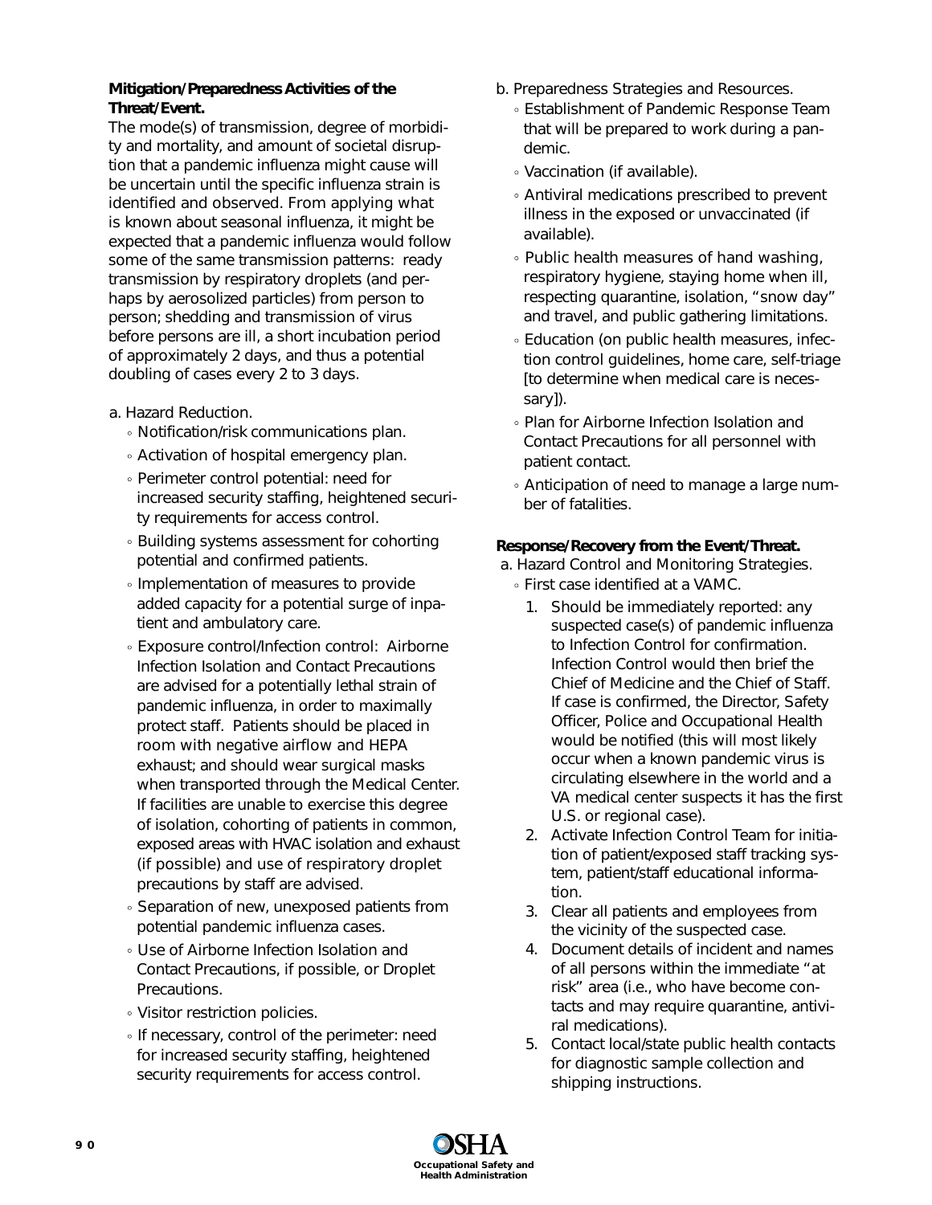**Mitigation/Preparedness Activities of the Threat/Event.**

The mode(s) of transmission, degree of morbidity and mortality, and amount of societal disruption that a pandemic influenza might cause will be uncertain until the specific influenza strain is identified and observed. From applying what is known about seasonal influenza, it might be expected that a pandemic influenza would follow some of the same transmission patterns: ready transmission by respiratory droplets (and perhaps by aerosolized particles) from person to person; shedding and transmission of virus before persons are ill, a short incubation period of approximately 2 days, and thus a potential doubling of cases every 2 to 3 days.

a. Hazard Reduction.

- Notification/risk communications plan.
- Activation of hospital emergency plan.
- Perimeter control potential: need for increased security staffing, heightened security requirements for access control.
- Building systems assessment for cohorting potential and confirmed patients.
- Implementation of measures to provide added capacity for a potential surge of inpatient and ambulatory care.
- Exposure control/Infection control: Airborne Infection Isolation and Contact Precautions are advised for a potentially lethal strain of pandemic influenza, in order to maximally protect staff. Patients should be placed in room with negative airflow and HEPA exhaust; and should wear surgical masks when transported through the Medical Center. If facilities are unable to exercise this degree of isolation, cohorting of patients in common, exposed areas with HVAC isolation and exhaust (if possible) and use of respiratory droplet precautions by staff are advised.
- Separation of new, unexposed patients from potential pandemic influenza cases.
- Use of Airborne Infection Isolation and Contact Precautions, if possible, or Droplet Precautions.
- Visitor restriction policies.
- If necessary, control of the perimeter: need for increased security staffing, heightened security requirements for access control.

b. Preparedness Strategies and Resources.

- Establishment of Pandemic Response Team that will be prepared to work during a pandemic.
- Vaccination (if available).
- Antiviral medications prescribed to prevent illness in the exposed or unvaccinated (if available).
- Public health measures of hand washing, respiratory hygiene, staying home when ill, respecting quarantine, isolation, "snow day" and travel, and public gathering limitations.
- Education (on public health measures, infection control guidelines, home care, self-triage [to determine when medical care is necessary]).
- Plan for Airborne Infection Isolation and Contact Precautions for all personnel with patient contact.
- Anticipation of need to manage a large number of fatalities.

**Response/Recovery from the Event/Threat.**

a. Hazard Control and Monitoring Strategies.

- First case identified at a VAMC.
  1. Should be immediately reported: any suspected case(s) of pandemic influenza to Infection Control for confirmation. Infection Control would then brief the Chief of Medicine and the Chief of Staff. If case is confirmed, the Director, Safety Officer, Police and Occupational Health would be notified (this will most likely occur when a known pandemic virus is circulating elsewhere in the world and a VA medical center suspects it has the first U.S. or regional case).
  2. Activate Infection Control Team for initiation of patient/exposed staff tracking system, patient/staff educational information.
  3. Clear all patients and employees from the vicinity of the suspected case.
  4. Document details of incident and names of all persons within the immediate "at risk" area (i.e., who have become contacts and may require quarantine, antiviral medications).
  5. Contact local/state public health contacts for diagnostic sample collection and shipping instructions.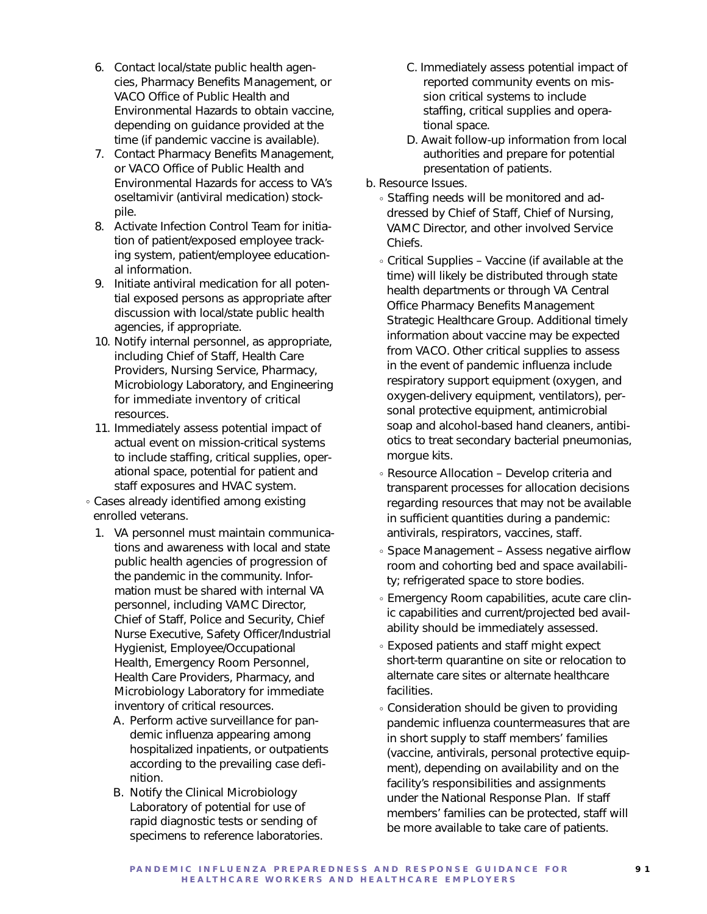6. Contact local/state public health agencies, Pharmacy Benefits Management, or VACO Office of Public Health and Environmental Hazards to obtain vaccine, depending on guidance provided at the time (if pandemic vaccine is available).
7. Contact Pharmacy Benefits Management, or VACO Office of Public Health and Environmental Hazards for access to VA's oseltamivir (antiviral medication) stockpile.
8. Activate Infection Control Team for initiation of patient/exposed employee tracking system, patient/employee educational information.
9. Initiate antiviral medication for all potential exposed persons as appropriate after discussion with local/state public health agencies, if appropriate.
10. Notify internal personnel, as appropriate, including Chief of Staff, Health Care Providers, Nursing Service, Pharmacy, Microbiology Laboratory, and Engineering for immediate inventory of critical resources.
11. Immediately assess potential impact of actual event on mission-critical systems to include staffing, critical supplies, operational space, potential for patient and staff exposures and HVAC system.

- Cases already identified among existing enrolled veterans.
  1. VA personnel must maintain communications and awareness with local and state public health agencies of progression of the pandemic in the community. Information must be shared with internal VA personnel, including VAMC Director, Chief of Staff, Police and Security, Chief Nurse Executive, Safety Officer/Industrial Hygienist, Employee/Occupational Health, Emergency Room Personnel, Health Care Providers, Pharmacy, and Microbiology Laboratory for immediate inventory of critical resources.
     A. Perform active surveillance for pandemic influenza appearing among hospitalized inpatients, or outpatients according to the prevailing case definition.
     B. Notify the Clinical Microbiology Laboratory of potential for use of rapid diagnostic tests or sending of specimens to reference laboratories.
     C. Immediately assess potential impact of reported community events on mission critical systems to include staffing, critical supplies and operational space.
     D. Await follow-up information from local authorities and prepare for potential presentation of patients.

b. Resource Issues.

- Staffing needs will be monitored and addressed by Chief of Staff, Chief of Nursing, VAMC Director, and other involved Service Chiefs.
- Critical Supplies – Vaccine (if available at the time) will likely be distributed through state health departments or through VA Central Office Pharmacy Benefits Management Strategic Healthcare Group. Additional timely information about vaccine may be expected from VACO. Other critical supplies to assess in the event of pandemic influenza include respiratory support equipment (oxygen, and oxygen-delivery equipment, ventilators), personal protective equipment, antimicrobial soap and alcohol-based hand cleaners, antibiotics to treat secondary bacterial pneumonias, morgue kits.
- Resource Allocation – Develop criteria and transparent processes for allocation decisions regarding resources that may not be available in sufficient quantities during a pandemic: antivirals, respirators, vaccines, staff.
- Space Management – Assess negative airflow room and cohorting bed and space availability; refrigerated space to store bodies.
- Emergency Room capabilities, acute care clinic capabilities and current/projected bed availability should be immediately assessed.
- Exposed patients and staff might expect short-term quarantine on site or relocation to alternate care sites or alternate healthcare facilities.
- Consideration should be given to providing pandemic influenza countermeasures that are in short supply to staff members' families (vaccine, antivirals, personal protective equipment), depending on availability and on the facility's responsibilities and assignments under the National Response Plan. If staff members' families can be protected, staff will be more available to take care of patients.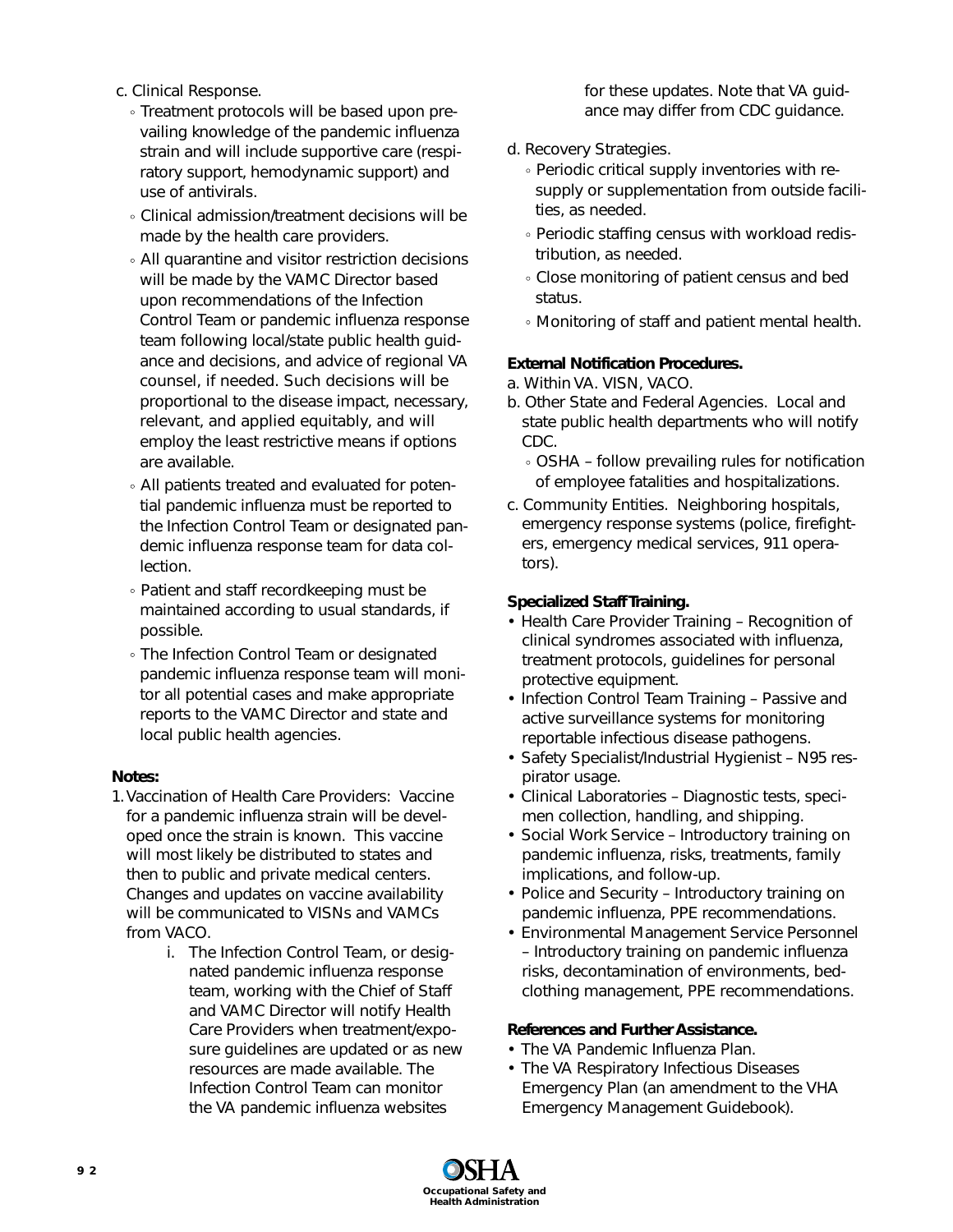c. Clinical Response.

- Treatment protocols will be based upon prevailing knowledge of the pandemic influenza strain and will include supportive care (respiratory support, hemodynamic support) and use of antivirals.
- Clinical admission/treatment decisions will be made by the health care providers.
- All quarantine and visitor restriction decisions will be made by the VAMC Director based upon recommendations of the Infection Control Team or pandemic influenza response team following local/state public health guidance and decisions, and advice of regional VA counsel, if needed. Such decisions will be proportional to the disease impact, necessary, relevant, and applied equitably, and will employ the least restrictive means if options are available.
- All patients treated and evaluated for potential pandemic influenza must be reported to the Infection Control Team or designated pandemic influenza response team for data collection.
- Patient and staff recordkeeping must be maintained according to usual standards, if possible.
- The Infection Control Team or designated pandemic influenza response team will monitor all potential cases and make appropriate reports to the VAMC Director and state and local public health agencies.

**Notes:**

1. Vaccination of Health Care Providers: Vaccine for a pandemic influenza strain will be developed once the strain is known. This vaccine will most likely be distributed to states and then to public and private medical centers. Changes and updates on vaccine availability will be communicated to VISNs and VAMCs from VACO.
    i. The Infection Control Team, or designated pandemic influenza response team, working with the Chief of Staff and VAMC Director will notify Health Care Providers when treatment/exposure guidelines are updated or as new resources are made available. The Infection Control Team can monitor the VA pandemic influenza websites for these updates. Note that VA guidance may differ from CDC guidance.

d. Recovery Strategies.

- Periodic critical supply inventories with resupply or supplementation from outside facilities, as needed.
- Periodic staffing census with workload redistribution, as needed.
- Close monitoring of patient census and bed status.
- Monitoring of staff and patient mental health.

**External Notification Procedures.**

a. Within VA. VISN, VACO.

b. Other State and Federal Agencies. Local and state public health departments who will notify CDC.

- OSHA – follow prevailing rules for notification of employee fatalities and hospitalizations.

c. Community Entities. Neighboring hospitals, emergency response systems (police, firefighters, emergency medical services, 911 operators).

**Specialized Staff Training.**

- Health Care Provider Training – Recognition of clinical syndromes associated with influenza, treatment protocols, guidelines for personal protective equipment.
- Infection Control Team Training – Passive and active surveillance systems for monitoring reportable infectious disease pathogens.
- Safety Specialist/Industrial Hygienist – N95 respirator usage.
- Clinical Laboratories – Diagnostic tests, specimen collection, handling, and shipping.
- Social Work Service – Introductory training on pandemic influenza, risks, treatments, family implications, and follow-up.
- Police and Security – Introductory training on pandemic influenza, PPE recommendations.
- Environmental Management Service Personnel – Introductory training on pandemic influenza risks, decontamination of environments, bedclothing management, PPE recommendations.

**References and Further Assistance.**

- The VA Pandemic Influenza Plan.
- The VA Respiratory Infectious Diseases Emergency Plan (an amendment to the VHA Emergency Management Guidebook).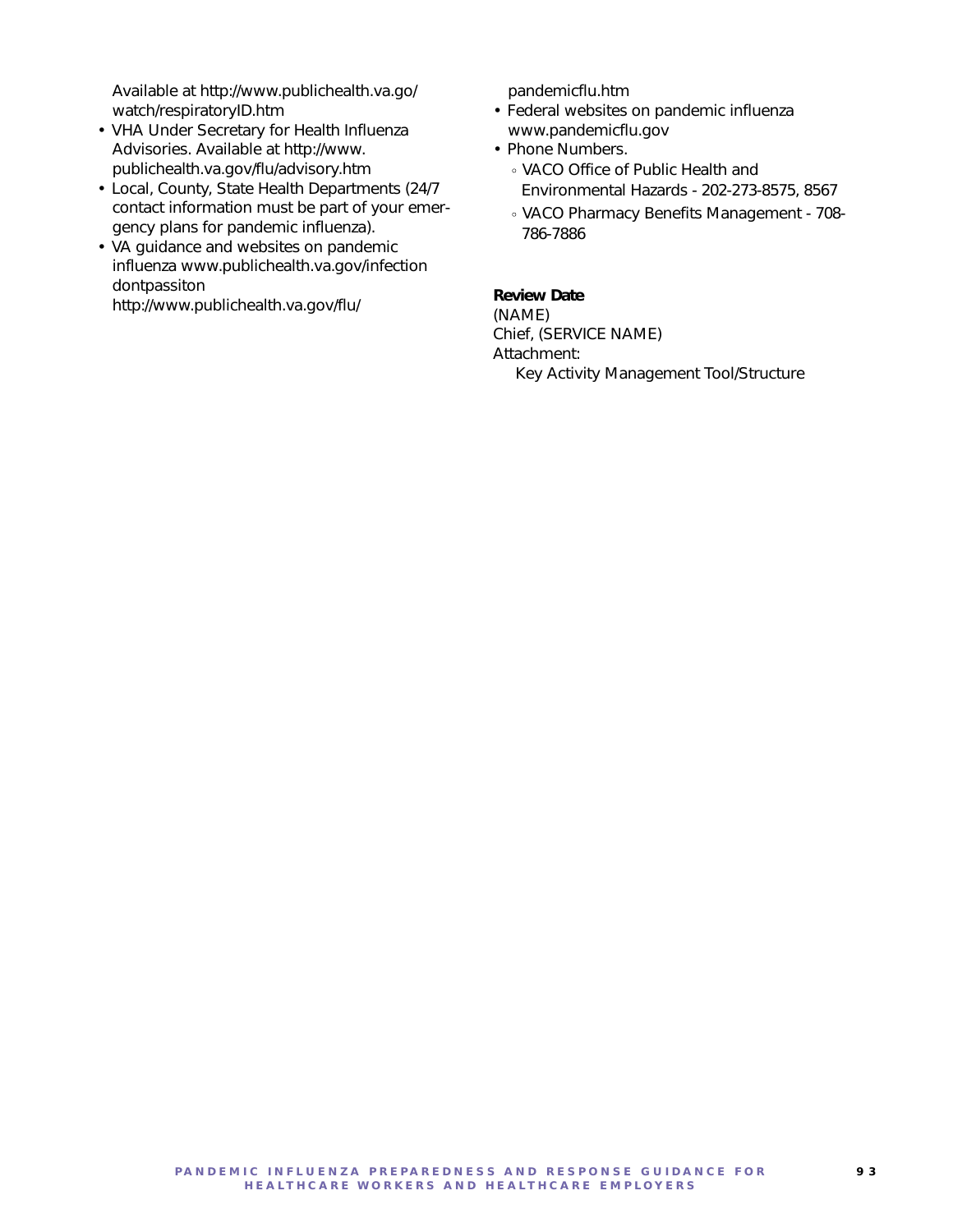Available at http://www.publichealth.va.go/watch/respiratoryID.htm

- VHA Under Secretary for Health Influenza Advisories. Available at http://www.publichealth.va.gov/flu/advisory.htm
- Local, County, State Health Departments (24/7 contact information must be part of your emergency plans for pandemic influenza).
- VA guidance and websites on pandemic influenza www.publichealth.va.gov/infectiondontpassiton http://www.publichealth.va.gov/flu/pandemicflu.htm
- Federal websites on pandemic influenza www.pandemicflu.gov
- Phone Numbers.
  - VACO Office of Public Health and Environmental Hazards - 202-273-8575, 8567
  - VACO Pharmacy Benefits Management - 708-786-7886

**Review Date**

(NAME)

Chief, (SERVICE NAME)

Attachment:

Key Activity Management Tool/Structure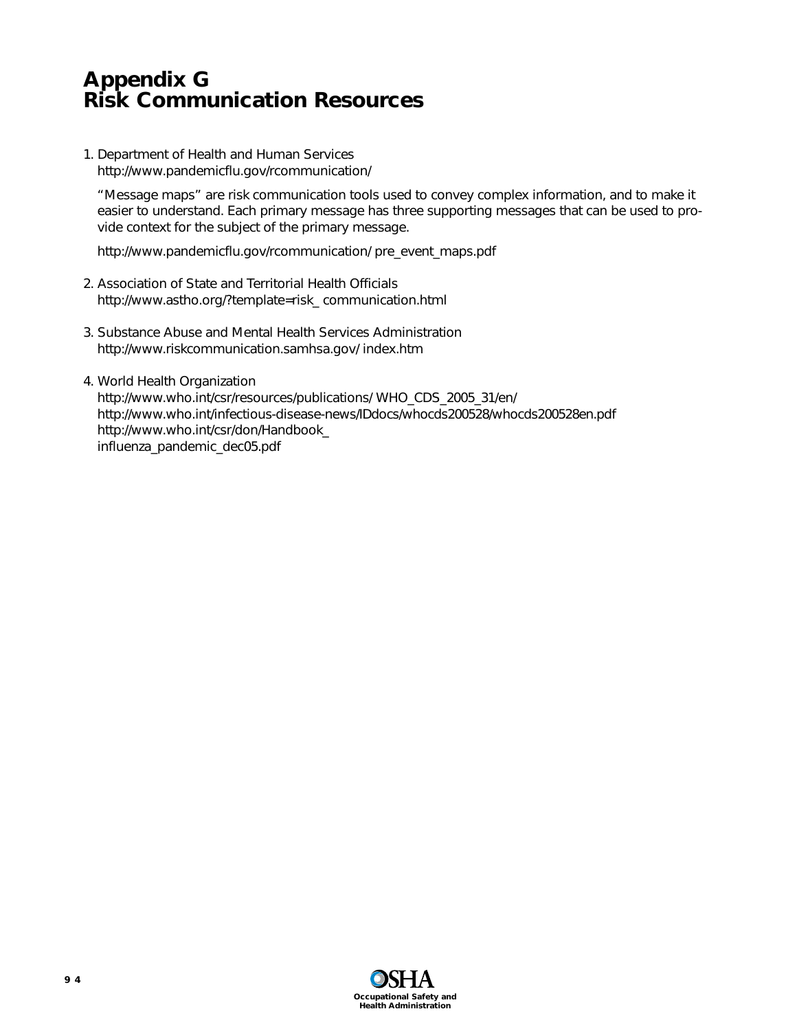# Appendix G
# Risk Communication Resources

1. Department of Health and Human Services
   http://www.pandemicflu.gov/rcommunication/

   "Message maps" are risk communication tools used to convey complex information, and to make it easier to understand. Each primary message has three supporting messages that can be used to provide context for the subject of the primary message.

   http://www.pandemicflu.gov/rcommunication/ pre_event_maps.pdf

2. Association of State and Territorial Health Officials
   http://www.astho.org/?template=risk_ communication.html

3. Substance Abuse and Mental Health Services Administration
   http://www.riskcommunication.samhsa.gov/ index.htm

4. World Health Organization
   http://www.who.int/csr/resources/publications/ WHO_CDS_2005_31/en/
   http://www.who.int/infectious-disease-news/IDdocs/whocds200528/whocds200528en.pdf
   http://www.who.int/csr/don/Handbook_
   influenza_pandemic_dec05.pdf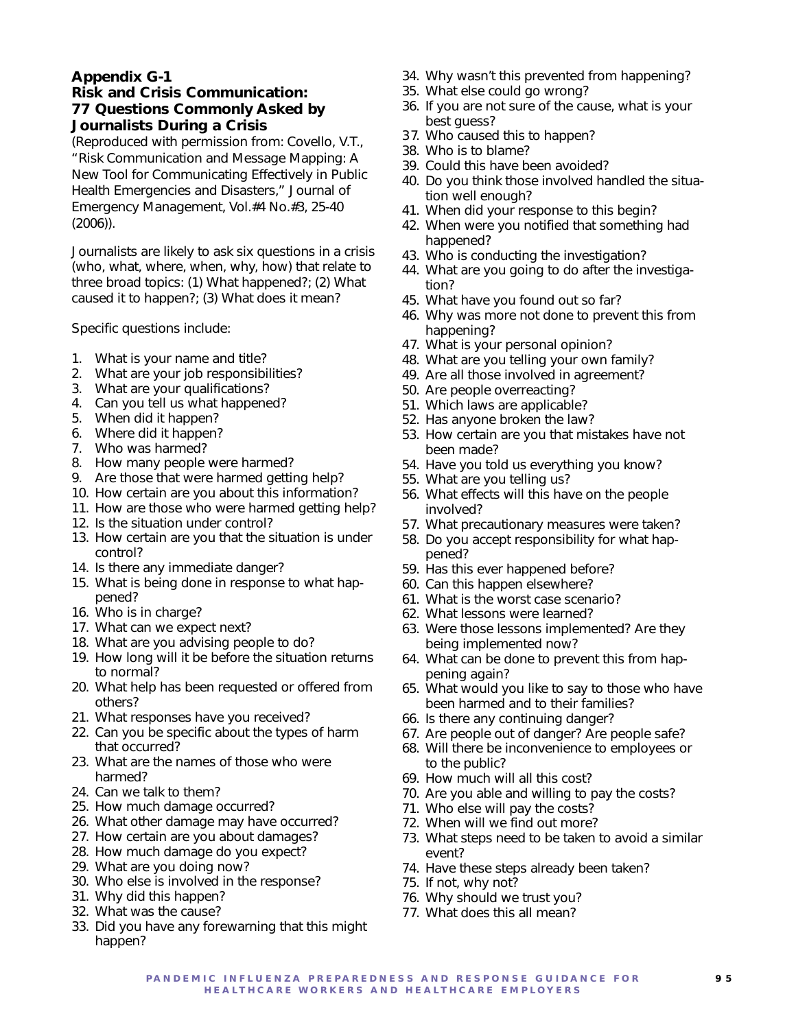## Appendix G-1

## Risk and Crisis Communication: 77 Questions Commonly Asked by Journalists During a Crisis

(Reproduced with permission from: Covello, V.T., "Risk Communication and Message Mapping: A New Tool for Communicating Effectively in Public Health Emergencies and Disasters," Journal of Emergency Management, Vol.#4 No.#3, 25-40 (2006)).

Journalists are likely to ask six questions in a crisis (who, what, where, when, why, how) that relate to three broad topics: (1) What happened?; (2) What caused it to happen?; (3) What does it mean?

Specific questions include:

1. What is your name and title?
2. What are your job responsibilities?
3. What are your qualifications?
4. Can you tell us what happened?
5. When did it happen?
6. Where did it happen?
7. Who was harmed?
8. How many people were harmed?
9. Are those that were harmed getting help?
10. How certain are you about this information?
11. How are those who were harmed getting help?
12. Is the situation under control?
13. How certain are you that the situation is under control?
14. Is there any immediate danger?
15. What is being done in response to what happened?
16. Who is in charge?
17. What can we expect next?
18. What are you advising people to do?
19. How long will it be before the situation returns to normal?
20. What help has been requested or offered from others?
21. What responses have you received?
22. Can you be specific about the types of harm that occurred?
23. What are the names of those who were harmed?
24. Can we talk to them?
25. How much damage occurred?
26. What other damage may have occurred?
27. How certain are you about damages?
28. How much damage do you expect?
29. What are you doing now?
30. Who else is involved in the response?
31. Why did this happen?
32. What was the cause?
33. Did you have any forewarning that this might happen?
34. Why wasn't this prevented from happening?
35. What else could go wrong?
36. If you are not sure of the cause, what is your best guess?
37. Who caused this to happen?
38. Who is to blame?
39. Could this have been avoided?
40. Do you think those involved handled the situation well enough?
41. When did your response to this begin?
42. When were you notified that something had happened?
43. Who is conducting the investigation?
44. What are you going to do after the investigation?
45. What have you found out so far?
46. Why was more not done to prevent this from happening?
47. What is your personal opinion?
48. What are you telling your own family?
49. Are all those involved in agreement?
50. Are people overreacting?
51. Which laws are applicable?
52. Has anyone broken the law?
53. How certain are you that mistakes have not been made?
54. Have you told us everything you know?
55. What are you telling us?
56. What effects will this have on the people involved?
57. What precautionary measures were taken?
58. Do you accept responsibility for what happened?
59. Has this ever happened before?
60. Can this happen elsewhere?
61. What is the worst case scenario?
62. What lessons were learned?
63. Were those lessons implemented? Are they being implemented now?
64. What can be done to prevent this from happening again?
65. What would you like to say to those who have been harmed and to their families?
66. Is there any continuing danger?
67. Are people out of danger? Are people safe?
68. Will there be inconvenience to employees or to the public?
69. How much will all this cost?
70. Are you able and willing to pay the costs?
71. Who else will pay the costs?
72. When will we find out more?
73. What steps need to be taken to avoid a similar event?
74. Have these steps already been taken?
75. If not, why not?
76. Why should we trust you?
77. What does this all mean?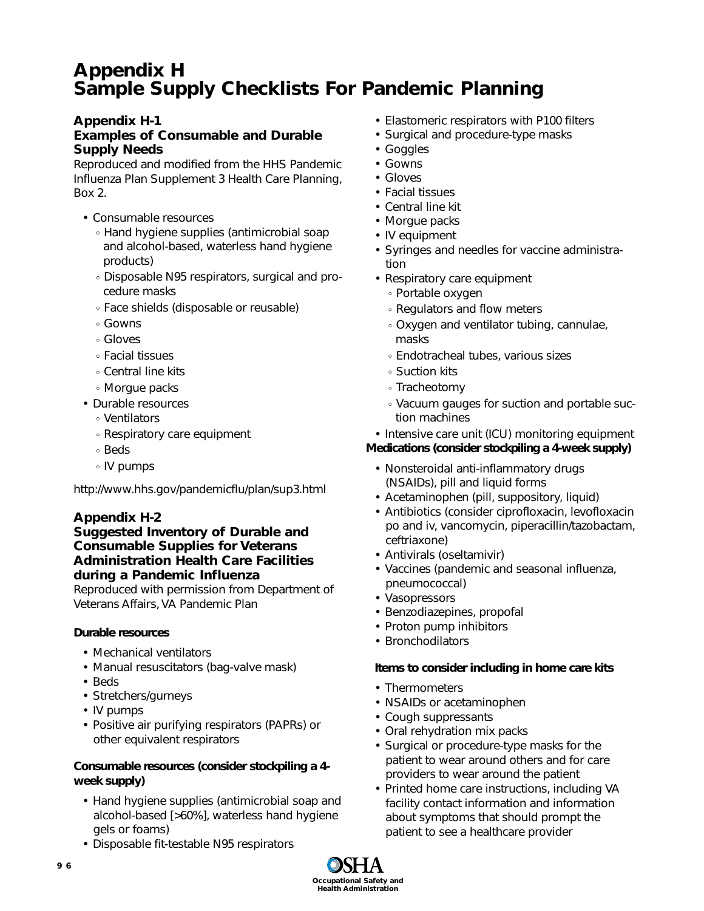# Appendix H
# Sample Supply Checklists For Pandemic Planning

## Appendix H-1
## Examples of Consumable and Durable Supply Needs

Reproduced and modified from the HHS Pandemic Influenza Plan Supplement 3 Health Care Planning, Box 2.

- Consumable resources
  - Hand hygiene supplies (antimicrobial soap and alcohol-based, waterless hand hygiene products)
  - Disposable N95 respirators, surgical and procedure masks
  - Face shields (disposable or reusable)
  - Gowns
  - Gloves
  - Facial tissues
  - Central line kits
  - Morgue packs
- Durable resources
  - Ventilators
  - Respiratory care equipment
  - Beds
  - IV pumps

http://www.hhs.gov/pandemicflu/plan/sup3.html

## Appendix H-2
## Suggested Inventory of Durable and Consumable Supplies for Veterans Administration Health Care Facilities during a Pandemic Influenza

Reproduced with permission from Department of Veterans Affairs, VA Pandemic Plan

**Durable resources**

- Mechanical ventilators
- Manual resuscitators (bag-valve mask)
- Beds
- Stretchers/gurneys
- IV pumps
- Positive air purifying respirators (PAPRs) or other equivalent respirators

**Consumable resources (consider stockpiling a 4-week supply)**

- Hand hygiene supplies (antimicrobial soap and alcohol-based [>60%], waterless hand hygiene gels or foams)
- Disposable fit-testable N95 respirators
- Elastomeric respirators with P100 filters
- Surgical and procedure-type masks
- Goggles
- Gowns
- Gloves
- Facial tissues
- Central line kit
- Morgue packs
- IV equipment
- Syringes and needles for vaccine administration
- Respiratory care equipment
  - Portable oxygen
  - Regulators and flow meters
  - Oxygen and ventilator tubing, cannulae, masks
  - Endotracheal tubes, various sizes
  - Suction kits
  - Tracheotomy
  - Vacuum gauges for suction and portable suction machines
- Intensive care unit (ICU) monitoring equipment

**Medications (consider stockpiling a 4-week supply)**

- Nonsteroidal anti-inflammatory drugs (NSAIDs), pill and liquid forms
- Acetaminophen (pill, suppository, liquid)
- Antibiotics (consider ciprofloxacin, levofloxacin po and iv, vancomycin, piperacillin/tazobactam, ceftriaxone)
- Antivirals (oseltamivir)
- Vaccines (pandemic and seasonal influenza, pneumococcal)
- Vasopressors
- Benzodiazepines, propofal
- Proton pump inhibitors
- Bronchodilators

**Items to consider including in home care kits**

- Thermometers
- NSAIDs or acetaminophen
- Cough suppressants
- Oral rehydration mix packs
- Surgical or procedure-type masks for the patient to wear around others and for care providers to wear around the patient
- Printed home care instructions, including VA facility contact information and information about symptoms that should prompt the patient to see a healthcare provider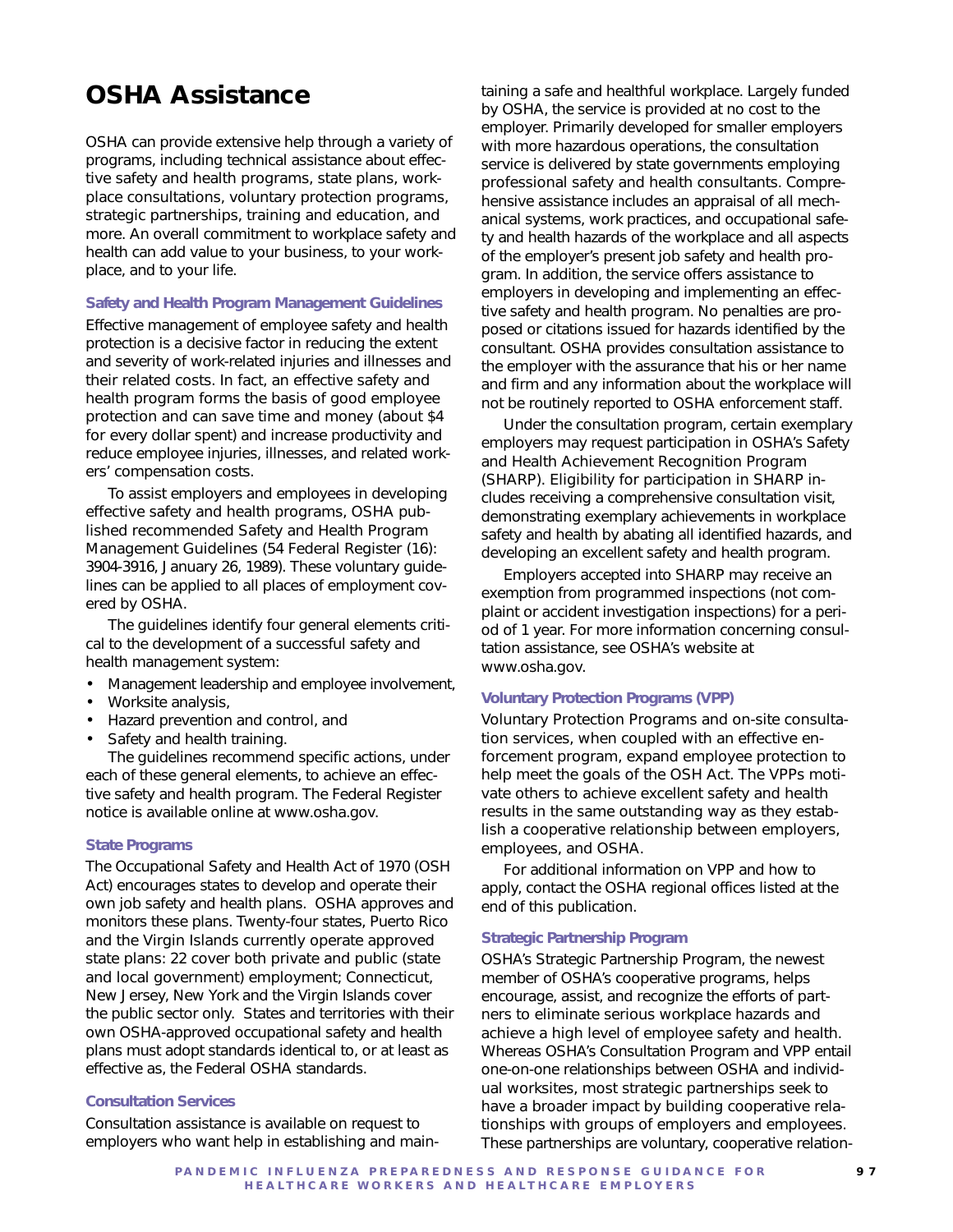# OSHA Assistance

OSHA can provide extensive help through a variety of programs, including technical assistance about effective safety and health programs, state plans, workplace consultations, voluntary protection programs, strategic partnerships, training and education, and more. An overall commitment to workplace safety and health can add value to your business, to your workplace, and to your life.

### Safety and Health Program Management Guidelines

Effective management of employee safety and health protection is a decisive factor in reducing the extent and severity of work-related injuries and illnesses and their related costs. In fact, an effective safety and health program forms the basis of good employee protection and can save time and money (about $4 for every dollar spent) and increase productivity and reduce employee injuries, illnesses, and related workers' compensation costs.

To assist employers and employees in developing effective safety and health programs, OSHA published recommended Safety and Health Program Management Guidelines (54 Federal Register (16): 3904-3916, January 26, 1989). These voluntary guidelines can be applied to all places of employment covered by OSHA.

The guidelines identify four general elements critical to the development of a successful safety and health management system:

- Management leadership and employee involvement,
- Worksite analysis,
- Hazard prevention and control, and
- Safety and health training.

The guidelines recommend specific actions, under each of these general elements, to achieve an effective safety and health program. The Federal Register notice is available online at www.osha.gov.

### State Programs

The Occupational Safety and Health Act of 1970 (OSH Act) encourages states to develop and operate their own job safety and health plans. OSHA approves and monitors these plans. Twenty-four states, Puerto Rico and the Virgin Islands currently operate approved state plans: 22 cover both private and public (state and local government) employment; Connecticut, New Jersey, New York and the Virgin Islands cover the public sector only. States and territories with their own OSHA-approved occupational safety and health plans must adopt standards identical to, or at least as effective as, the Federal OSHA standards.

### Consultation Services

Consultation assistance is available on request to employers who want help in establishing and maintaining a safe and healthful workplace. Largely funded by OSHA, the service is provided at no cost to the employer. Primarily developed for smaller employers with more hazardous operations, the consultation service is delivered by state governments employing professional safety and health consultants. Comprehensive assistance includes an appraisal of all mechanical systems, work practices, and occupational safety and health hazards of the workplace and all aspects of the employer's present job safety and health program. In addition, the service offers assistance to employers in developing and implementing an effective safety and health program. No penalties are proposed or citations issued for hazards identified by the consultant. OSHA provides consultation assistance to the employer with the assurance that his or her name and firm and any information about the workplace will not be routinely reported to OSHA enforcement staff.

Under the consultation program, certain exemplary employers may request participation in OSHA's Safety and Health Achievement Recognition Program (SHARP). Eligibility for participation in SHARP includes receiving a comprehensive consultation visit, demonstrating exemplary achievements in workplace safety and health by abating all identified hazards, and developing an excellent safety and health program.

Employers accepted into SHARP may receive an exemption from programmed inspections (not complaint or accident investigation inspections) for a period of 1 year. For more information concerning consultation assistance, see OSHA's website at www.osha.gov.

### Voluntary Protection Programs (VPP)

Voluntary Protection Programs and on-site consultation services, when coupled with an effective enforcement program, expand employee protection to help meet the goals of the OSH Act. The VPPs motivate others to achieve excellent safety and health results in the same outstanding way as they establish a cooperative relationship between employers, employees, and OSHA.

For additional information on VPP and how to apply, contact the OSHA regional offices listed at the end of this publication.

### Strategic Partnership Program

OSHA's Strategic Partnership Program, the newest member of OSHA's cooperative programs, helps encourage, assist, and recognize the efforts of partners to eliminate serious workplace hazards and achieve a high level of employee safety and health. Whereas OSHA's Consultation Program and VPP entail one-on-one relationships between OSHA and individual worksites, most strategic partnerships seek to have a broader impact by building cooperative relationships with groups of employers and employees. These partnerships are voluntary, cooperative relation-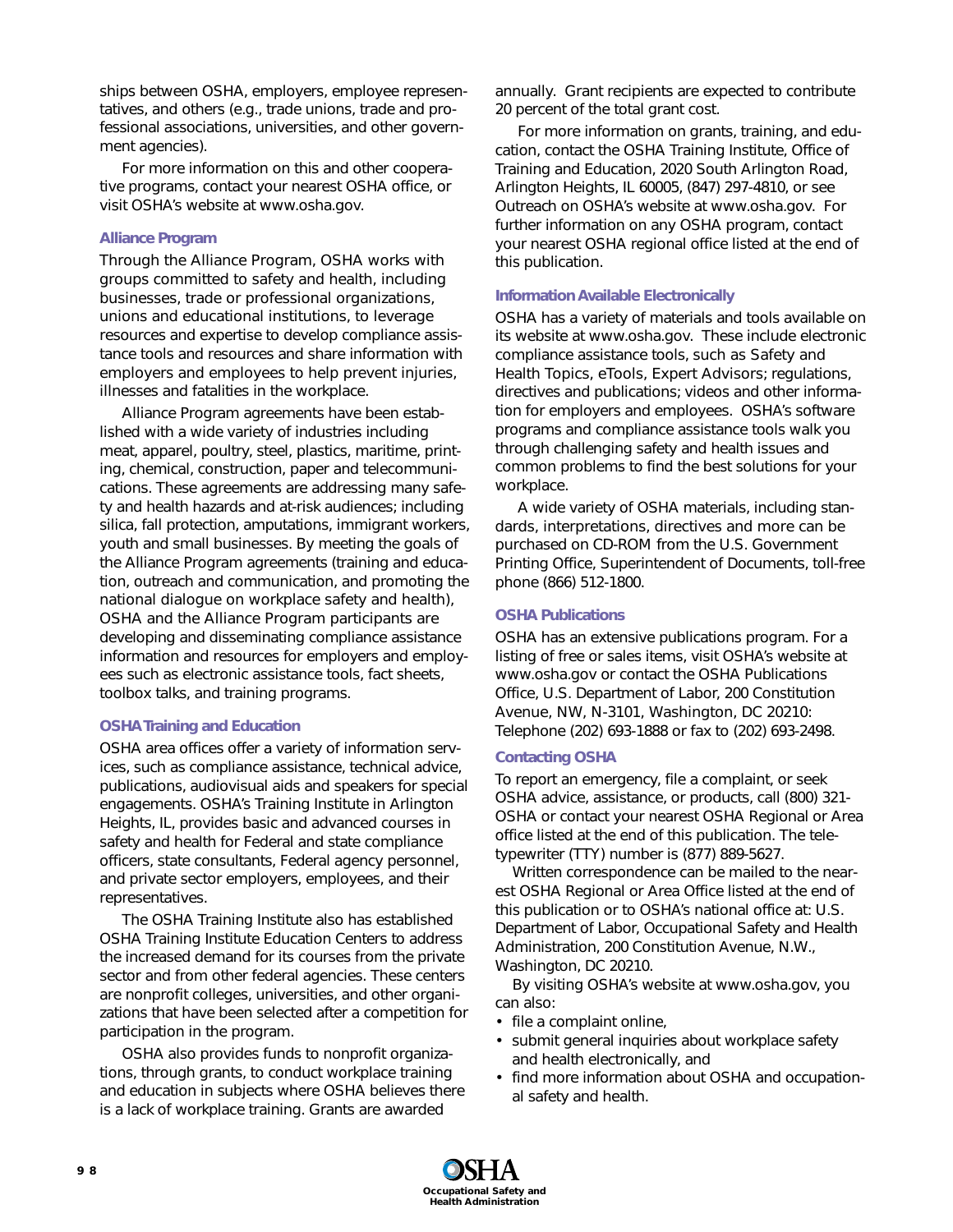ships between OSHA, employers, employee representatives, and others (e.g., trade unions, trade and professional associations, universities, and other government agencies).

For more information on this and other cooperative programs, contact your nearest OSHA office, or visit OSHA's website at www.osha.gov.

### Alliance Program

Through the Alliance Program, OSHA works with groups committed to safety and health, including businesses, trade or professional organizations, unions and educational institutions, to leverage resources and expertise to develop compliance assistance tools and resources and share information with employers and employees to help prevent injuries, illnesses and fatalities in the workplace.

Alliance Program agreements have been established with a wide variety of industries including meat, apparel, poultry, steel, plastics, maritime, printing, chemical, construction, paper and telecommunications. These agreements are addressing many safety and health hazards and at-risk audiences; including silica, fall protection, amputations, immigrant workers, youth and small businesses. By meeting the goals of the Alliance Program agreements (training and education, outreach and communication, and promoting the national dialogue on workplace safety and health), OSHA and the Alliance Program participants are developing and disseminating compliance assistance information and resources for employers and employees such as electronic assistance tools, fact sheets, toolbox talks, and training programs.

### OSHA Training and Education

OSHA area offices offer a variety of information services, such as compliance assistance, technical advice, publications, audiovisual aids and speakers for special engagements. OSHA's Training Institute in Arlington Heights, IL, provides basic and advanced courses in safety and health for Federal and state compliance officers, state consultants, Federal agency personnel, and private sector employers, employees, and their representatives.

The OSHA Training Institute also has established OSHA Training Institute Education Centers to address the increased demand for its courses from the private sector and from other federal agencies. These centers are nonprofit colleges, universities, and other organizations that have been selected after a competition for participation in the program.

OSHA also provides funds to nonprofit organizations, through grants, to conduct workplace training and education in subjects where OSHA believes there is a lack of workplace training. Grants are awarded annually. Grant recipients are expected to contribute 20 percent of the total grant cost.

For more information on grants, training, and education, contact the OSHA Training Institute, Office of Training and Education, 2020 South Arlington Road, Arlington Heights, IL 60005, (847) 297-4810, or see Outreach on OSHA's website at www.osha.gov. For further information on any OSHA program, contact your nearest OSHA regional office listed at the end of this publication.

### Information Available Electronically

OSHA has a variety of materials and tools available on its website at www.osha.gov. These include electronic compliance assistance tools, such as Safety and Health Topics, eTools, Expert Advisors; regulations, directives and publications; videos and other information for employers and employees. OSHA's software programs and compliance assistance tools walk you through challenging safety and health issues and common problems to find the best solutions for your workplace.

A wide variety of OSHA materials, including standards, interpretations, directives and more can be purchased on CD-ROM from the U.S. Government Printing Office, Superintendent of Documents, toll-free phone (866) 512-1800.

### OSHA Publications

OSHA has an extensive publications program. For a listing of free or sales items, visit OSHA's website at www.osha.gov or contact the OSHA Publications Office, U.S. Department of Labor, 200 Constitution Avenue, NW, N-3101, Washington, DC 20210: Telephone (202) 693-1888 or fax to (202) 693-2498.

### Contacting OSHA

To report an emergency, file a complaint, or seek OSHA advice, assistance, or products, call (800) 321-OSHA or contact your nearest OSHA Regional or Area office listed at the end of this publication. The teletypewriter (TTY) number is (877) 889-5627.

Written correspondence can be mailed to the nearest OSHA Regional or Area Office listed at the end of this publication or to OSHA's national office at: U.S. Department of Labor, Occupational Safety and Health Administration, 200 Constitution Avenue, N.W., Washington, DC 20210.

By visiting OSHA's website at www.osha.gov, you can also:

- file a complaint online,
- submit general inquiries about workplace safety and health electronically, and
- find more information about OSHA and occupational safety and health.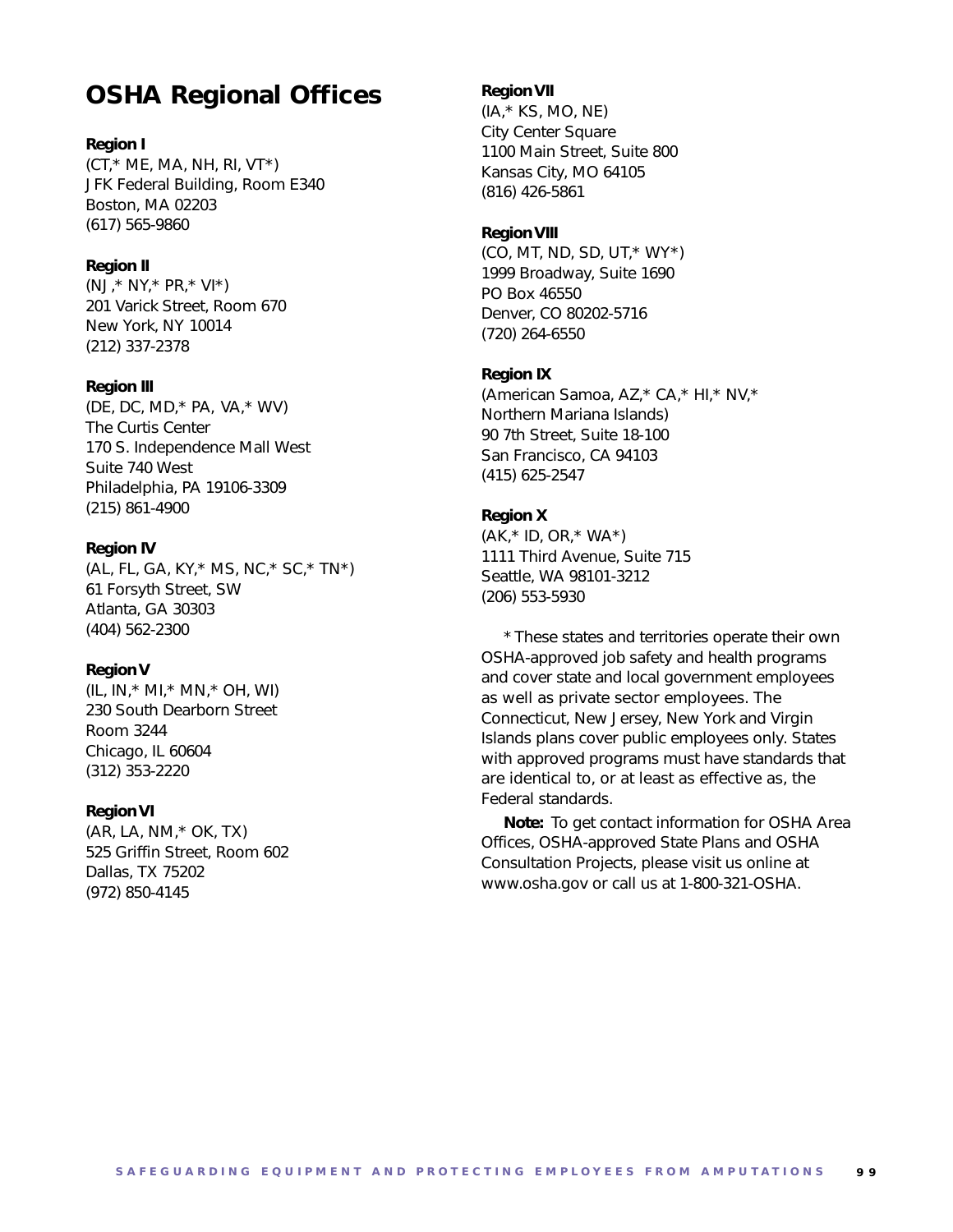# OSHA Regional Offices

**Region I**
(CT,* ME, MA, NH, RI, VT*)
JFK Federal Building, Room E340
Boston, MA 02203
(617) 565-9860

**Region II**
(NJ,* NY,* PR,* VI*)
201 Varick Street, Room 670
New York, NY 10014
(212) 337-2378

**Region III**
(DE, DC, MD,* PA, VA,* WV)
The Curtis Center
170 S. Independence Mall West
Suite 740 West
Philadelphia, PA 19106-3309
(215) 861-4900

**Region IV**
(AL, FL, GA, KY,* MS, NC,* SC,* TN*)
61 Forsyth Street, SW
Atlanta, GA 30303
(404) 562-2300

**Region V**
(IL, IN,* MI,* MN,* OH, WI)
230 South Dearborn Street
Room 3244
Chicago, IL 60604
(312) 353-2220

**Region VI**
(AR, LA, NM,* OK, TX)
525 Griffin Street, Room 602
Dallas, TX 75202
(972) 850-4145

**Region VII**
(IA,* KS, MO, NE)
City Center Square
1100 Main Street, Suite 800
Kansas City, MO 64105
(816) 426-5861

**Region VIII**
(CO, MT, ND, SD, UT,* WY*)
1999 Broadway, Suite 1690
PO Box 46550
Denver, CO 80202-5716
(720) 264-6550

**Region IX**
(American Samoa, AZ,* CA,* HI,* NV,*
Northern Mariana Islands)
90 7th Street, Suite 18-100
San Francisco, CA 94103
(415) 625-2547

**Region X**
(AK,* ID, OR,* WA*)
1111 Third Avenue, Suite 715
Seattle, WA 98101-3212
(206) 553-5930

* These states and territories operate their own OSHA-approved job safety and health programs and cover state and local government employees as well as private sector employees. The Connecticut, New Jersey, New York and Virgin Islands plans cover public employees only. States with approved programs must have standards that are identical to, or at least as effective as, the Federal standards.

**Note:** To get contact information for OSHA Area Offices, OSHA-approved State Plans and OSHA Consultation Projects, please visit us online at www.osha.gov or call us at 1-800-321-OSHA.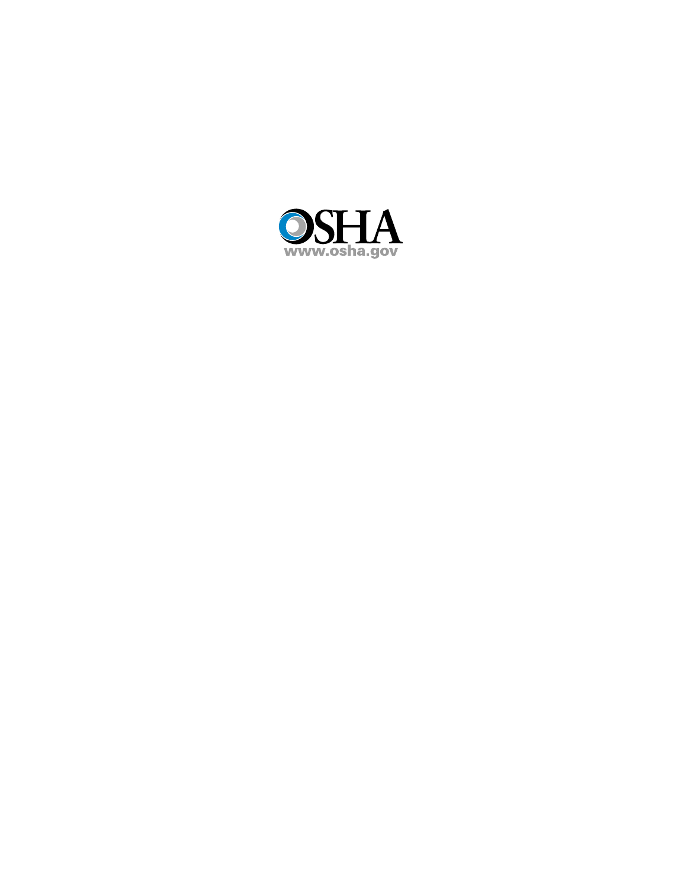OSHA

www.osha.gov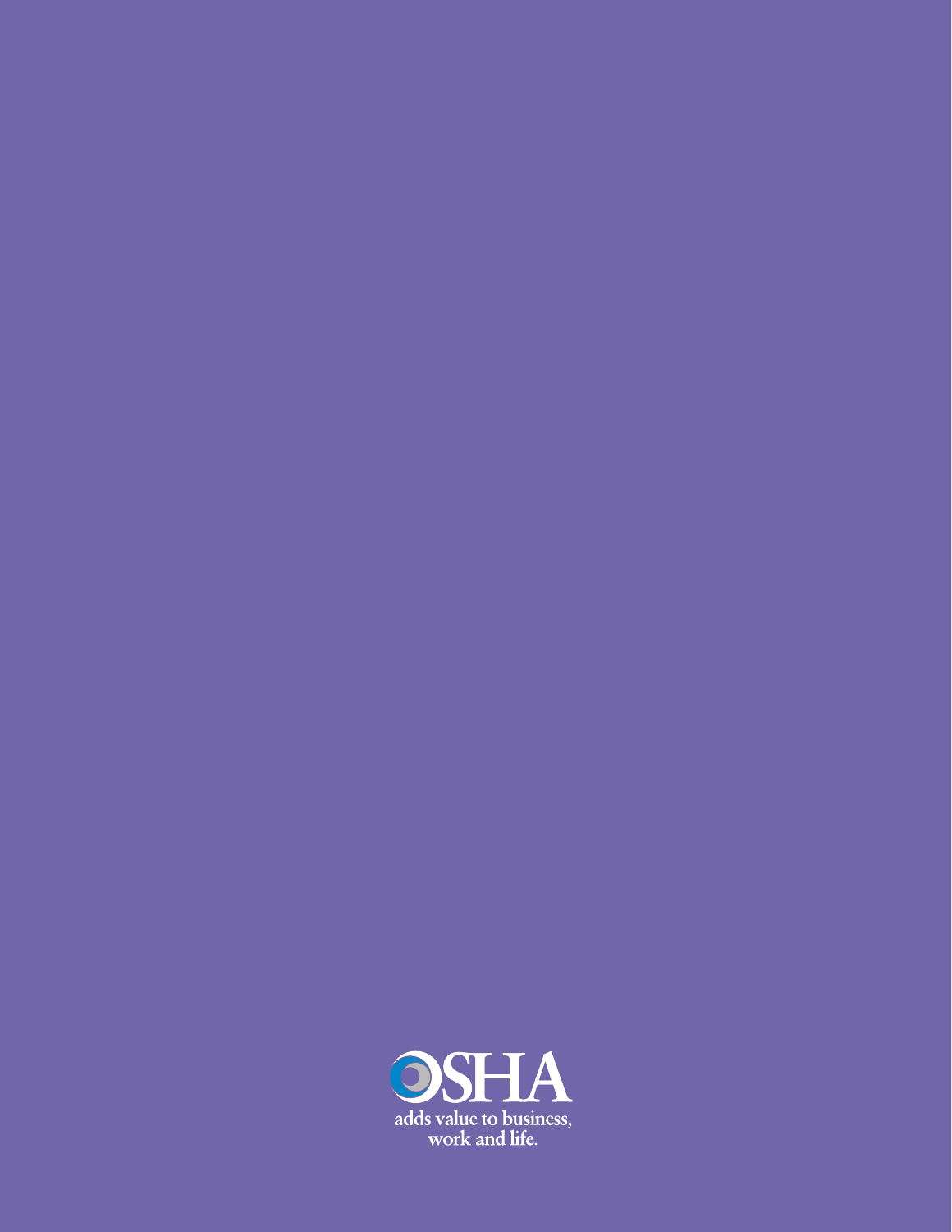OSHA

adds value to business, work and life.